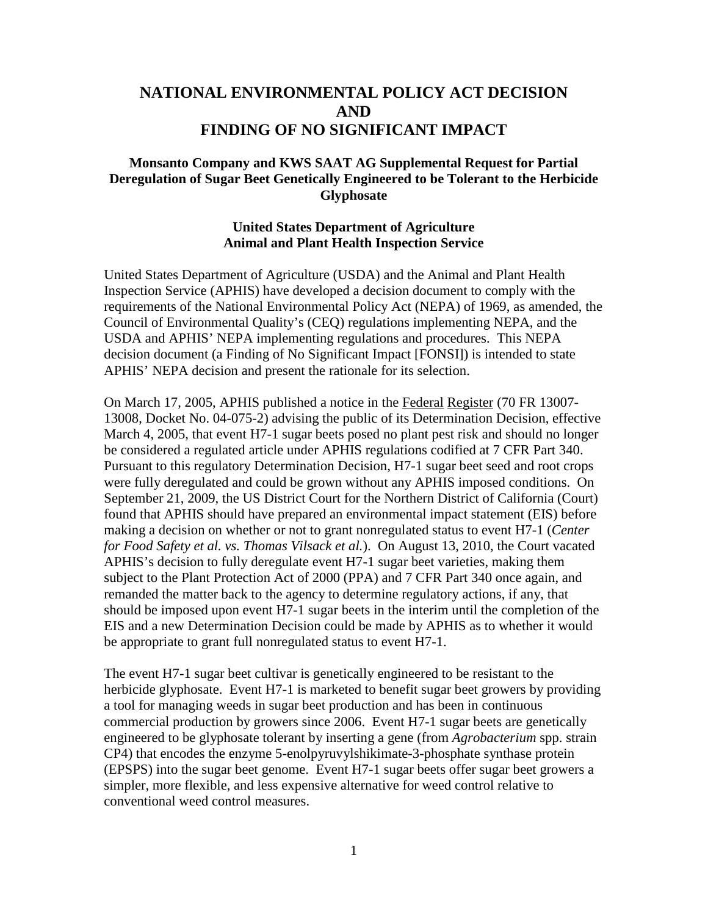# NATIONAL ENVIRONMENTAL POLICY ACT DECISION AND FINDING OF NO SIGNIFICANT IMPACT

## Monsanto Company and KWS SAAT AG Supplemental Request for Partial Deregulation of Sugar Beet Genetically Engineered to be Tolerant to the Herbicide Glyphosate

### United States Department of Agriculture Animal and Plant Health Inspection Service

United States Department of Agriculture (USDA) and the Animal and Plant Health Inspection Service (APHIS) have developed a decision document to comply with the requirements of the National Environmental Policy Act (NEPA) of 1969, as amended, the Council of Environmental Quality's (CEQ) regulations implementing NEPA, and the USDA and APHIS' NEPA implementing regulations and procedures. This NEPA decision document (a Finding of No Significant Impact [FONSI]) is intended to state APHIS' NEPA decision and present the rationale for its selection.

On March 17, 2005, APHIS published a notice in the Federal Register (70 FR 13007-13008, Docket No. 04-075-2) advising the public of its Determination Decision, effective March 4, 2005, that event H7-1 sugar beets posed no plant pest risk and should no longer be considered a regulated article under APHIS regulations codified at 7 CFR Part 340. Pursuant to this regulatory Determination Decision, H7-1 sugar beet seed and root crops were fully deregulated and could be grown without any APHIS imposed conditions. On September 21, 2009, the US District Court for the Northern District of California (Court) found that APHIS should have prepared an environmental impact statement (EIS) before making a decision on whether or not to grant nonregulated status to event H7-1 (*Center for Food Safety et al. vs. Thomas Vilsack et al.*). On August 13, 2010, the Court vacated APHIS's decision to fully deregulate event H7-1 sugar beet varieties, making them subject to the Plant Protection Act of 2000 (PPA) and 7 CFR Part 340 once again, and remanded the matter back to the agency to determine regulatory actions, if any, that should be imposed upon event H7-1 sugar beets in the interim until the completion of the EIS and a new Determination Decision could be made by APHIS as to whether it would be appropriate to grant full nonregulated status to event H7-1.

The event H7-1 sugar beet cultivar is genetically engineered to be resistant to the herbicide glyphosate. Event H7-1 is marketed to benefit sugar beet growers by providing a tool for managing weeds in sugar beet production and has been in continuous commercial production by growers since 2006. Event H7-1 sugar beets are genetically engineered to be glyphosate tolerant by inserting a gene (from *Agrobacterium* spp. strain CP4) that encodes the enzyme 5-enolpyruvylshikimate-3-phosphate synthase protein (EPSPS) into the sugar beet genome. Event H7-1 sugar beets offer sugar beet growers a simpler, more flexible, and less expensive alternative for weed control relative to conventional weed control measures.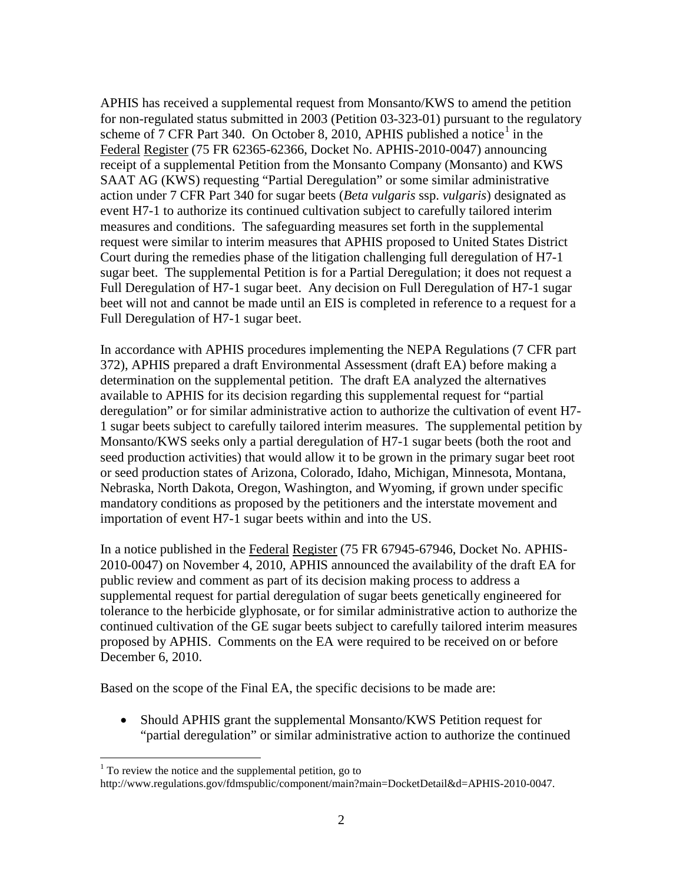APHIS has received a supplemental request from Monsanto/KWS to amend the petition for non-regulated status submitted in 2003 (Petition 03-323-01) pursuant to the regulatory scheme of 7 CFR Part 340. On October 8, 2010, APHIS published a notice[1] in the Federal Register (75 FR 62365-62366, Docket No. APHIS-2010-0047) announcing receipt of a supplemental Petition from the Monsanto Company (Monsanto) and KWS SAAT AG (KWS) requesting "Partial Deregulation" or some similar administrative action under 7 CFR Part 340 for sugar beets (*Beta vulgaris* ssp. *vulgaris*) designated as event H7-1 to authorize its continued cultivation subject to carefully tailored interim measures and conditions. The safeguarding measures set forth in the supplemental request were similar to interim measures that APHIS proposed to United States District Court during the remedies phase of the litigation challenging full deregulation of H7-1 sugar beet. The supplemental Petition is for a Partial Deregulation; it does not request a Full Deregulation of H7-1 sugar beet. Any decision on Full Deregulation of H7-1 sugar beet will not and cannot be made until an EIS is completed in reference to a request for a Full Deregulation of H7-1 sugar beet.

In accordance with APHIS procedures implementing the NEPA Regulations (7 CFR part 372), APHIS prepared a draft Environmental Assessment (draft EA) before making a determination on the supplemental petition. The draft EA analyzed the alternatives available to APHIS for its decision regarding this supplemental request for "partial deregulation" or for similar administrative action to authorize the cultivation of event H7-1 sugar beets subject to carefully tailored interim measures. The supplemental petition by Monsanto/KWS seeks only a partial deregulation of H7-1 sugar beets (both the root and seed production activities) that would allow it to be grown in the primary sugar beet root or seed production states of Arizona, Colorado, Idaho, Michigan, Minnesota, Montana, Nebraska, North Dakota, Oregon, Washington, and Wyoming, if grown under specific mandatory conditions as proposed by the petitioners and the interstate movement and importation of event H7-1 sugar beets within and into the US.

In a notice published in the Federal Register (75 FR 67945-67946, Docket No. APHIS-2010-0047) on November 4, 2010, APHIS announced the availability of the draft EA for public review and comment as part of its decision making process to address a supplemental request for partial deregulation of sugar beets genetically engineered for tolerance to the herbicide glyphosate, or for similar administrative action to authorize the continued cultivation of the GE sugar beets subject to carefully tailored interim measures proposed by APHIS. Comments on the EA were required to be received on or before December 6, 2010.

Based on the scope of the Final EA, the specific decisions to be made are:

- Should APHIS grant the supplemental Monsanto/KWS Petition request for "partial deregulation" or similar administrative action to authorize the continued

[1] To review the notice and the supplemental petition, go to http://www.regulations.gov/fdmspublic/component/main?main=DocketDetail&d=APHIS-2010-0047.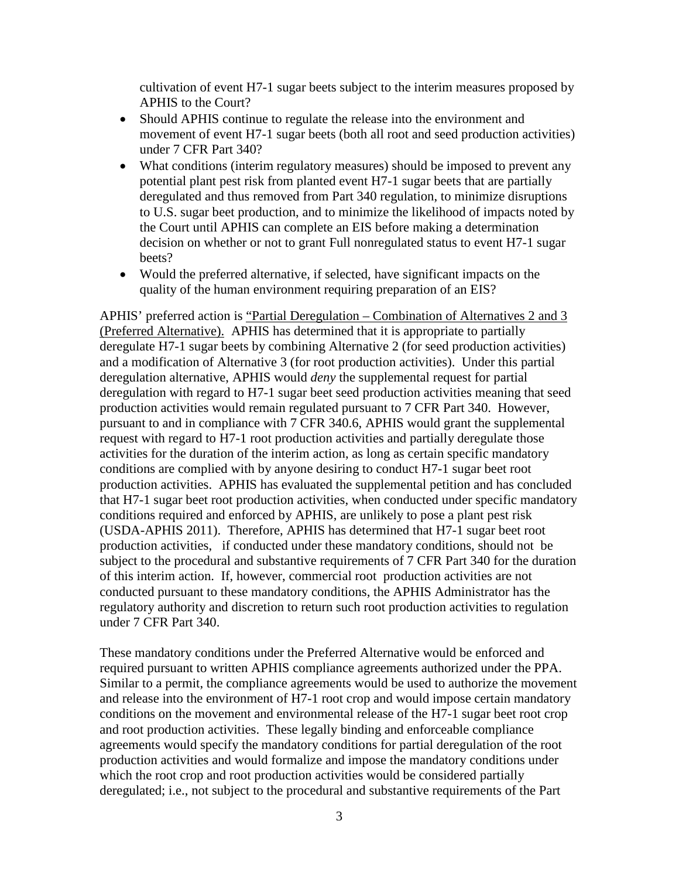cultivation of event H7-1 sugar beets subject to the interim measures proposed by APHIS to the Court?

- Should APHIS continue to regulate the release into the environment and movement of event H7-1 sugar beets (both all root and seed production activities) under 7 CFR Part 340?
- What conditions (interim regulatory measures) should be imposed to prevent any potential plant pest risk from planted event H7-1 sugar beets that are partially deregulated and thus removed from Part 340 regulation, to minimize disruptions to U.S. sugar beet production, and to minimize the likelihood of impacts noted by the Court until APHIS can complete an EIS before making a determination decision on whether or not to grant Full nonregulated status to event H7-1 sugar beets?
- Would the preferred alternative, if selected, have significant impacts on the quality of the human environment requiring preparation of an EIS?

APHIS' preferred action is "Partial Deregulation – Combination of Alternatives 2 and 3 (Preferred Alternative). APHIS has determined that it is appropriate to partially deregulate H7-1 sugar beets by combining Alternative 2 (for seed production activities) and a modification of Alternative 3 (for root production activities). Under this partial deregulation alternative, APHIS would *deny* the supplemental request for partial deregulation with regard to H7-1 sugar beet seed production activities meaning that seed production activities would remain regulated pursuant to 7 CFR Part 340. However, pursuant to and in compliance with 7 CFR 340.6, APHIS would grant the supplemental request with regard to H7-1 root production activities and partially deregulate those activities for the duration of the interim action, as long as certain specific mandatory conditions are complied with by anyone desiring to conduct H7-1 sugar beet root production activities. APHIS has evaluated the supplemental petition and has concluded that H7-1 sugar beet root production activities, when conducted under specific mandatory conditions required and enforced by APHIS, are unlikely to pose a plant pest risk (USDA-APHIS 2011). Therefore, APHIS has determined that H7-1 sugar beet root production activities, if conducted under these mandatory conditions, should not be subject to the procedural and substantive requirements of 7 CFR Part 340 for the duration of this interim action. If, however, commercial root production activities are not conducted pursuant to these mandatory conditions, the APHIS Administrator has the regulatory authority and discretion to return such root production activities to regulation under 7 CFR Part 340.

These mandatory conditions under the Preferred Alternative would be enforced and required pursuant to written APHIS compliance agreements authorized under the PPA. Similar to a permit, the compliance agreements would be used to authorize the movement and release into the environment of H7-1 root crop and would impose certain mandatory conditions on the movement and environmental release of the H7-1 sugar beet root crop and root production activities. These legally binding and enforceable compliance agreements would specify the mandatory conditions for partial deregulation of the root production activities and would formalize and impose the mandatory conditions under which the root crop and root production activities would be considered partially deregulated; i.e., not subject to the procedural and substantive requirements of the Part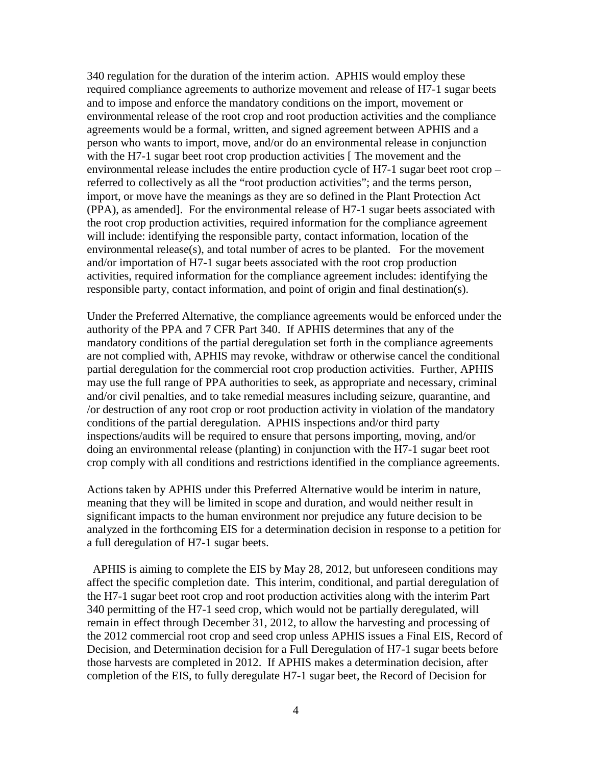340 regulation for the duration of the interim action. APHIS would employ these required compliance agreements to authorize movement and release of H7-1 sugar beets and to impose and enforce the mandatory conditions on the import, movement or environmental release of the root crop and root production activities and the compliance agreements would be a formal, written, and signed agreement between APHIS and a person who wants to import, move, and/or do an environmental release in conjunction with the H7-1 sugar beet root crop production activities [ The movement and the environmental release includes the entire production cycle of H7-1 sugar beet root crop – referred to collectively as all the "root production activities"; and the terms person, import, or move have the meanings as they are so defined in the Plant Protection Act (PPA), as amended]. For the environmental release of H7-1 sugar beets associated with the root crop production activities, required information for the compliance agreement will include: identifying the responsible party, contact information, location of the environmental release(s), and total number of acres to be planted. For the movement and/or importation of H7-1 sugar beets associated with the root crop production activities, required information for the compliance agreement includes: identifying the responsible party, contact information, and point of origin and final destination(s).

Under the Preferred Alternative, the compliance agreements would be enforced under the authority of the PPA and 7 CFR Part 340. If APHIS determines that any of the mandatory conditions of the partial deregulation set forth in the compliance agreements are not complied with, APHIS may revoke, withdraw or otherwise cancel the conditional partial deregulation for the commercial root crop production activities. Further, APHIS may use the full range of PPA authorities to seek, as appropriate and necessary, criminal and/or civil penalties, and to take remedial measures including seizure, quarantine, and /or destruction of any root crop or root production activity in violation of the mandatory conditions of the partial deregulation. APHIS inspections and/or third party inspections/audits will be required to ensure that persons importing, moving, and/or doing an environmental release (planting) in conjunction with the H7-1 sugar beet root crop comply with all conditions and restrictions identified in the compliance agreements.

Actions taken by APHIS under this Preferred Alternative would be interim in nature, meaning that they will be limited in scope and duration, and would neither result in significant impacts to the human environment nor prejudice any future decision to be analyzed in the forthcoming EIS for a determination decision in response to a petition for a full deregulation of H7-1 sugar beets.

APHIS is aiming to complete the EIS by May 28, 2012, but unforeseen conditions may affect the specific completion date. This interim, conditional, and partial deregulation of the H7-1 sugar beet root crop and root production activities along with the interim Part 340 permitting of the H7-1 seed crop, which would not be partially deregulated, will remain in effect through December 31, 2012, to allow the harvesting and processing of the 2012 commercial root crop and seed crop unless APHIS issues a Final EIS, Record of Decision, and Determination decision for a Full Deregulation of H7-1 sugar beets before those harvests are completed in 2012. If APHIS makes a determination decision, after completion of the EIS, to fully deregulate H7-1 sugar beet, the Record of Decision for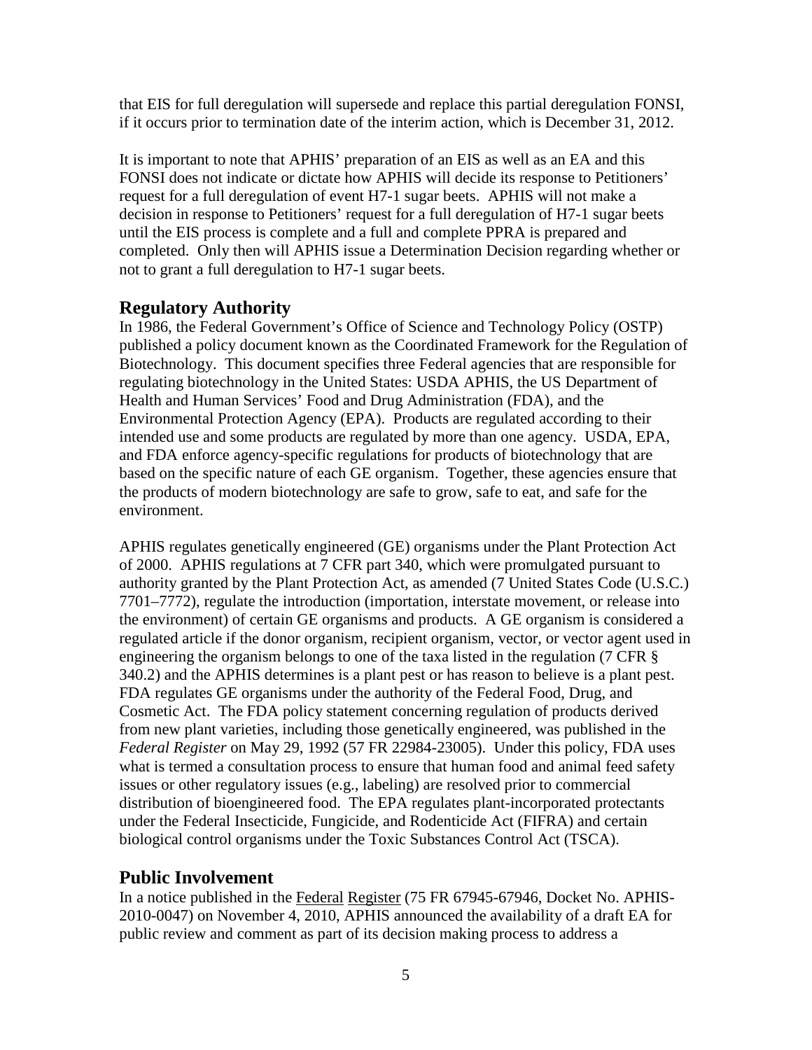that EIS for full deregulation will supersede and replace this partial deregulation FONSI, if it occurs prior to termination date of the interim action, which is December 31, 2012.

It is important to note that APHIS' preparation of an EIS as well as an EA and this FONSI does not indicate or dictate how APHIS will decide its response to Petitioners' request for a full deregulation of event H7-1 sugar beets. APHIS will not make a decision in response to Petitioners' request for a full deregulation of H7-1 sugar beets until the EIS process is complete and a full and complete PPRA is prepared and completed. Only then will APHIS issue a Determination Decision regarding whether or not to grant a full deregulation to H7-1 sugar beets.

## Regulatory Authority

In 1986, the Federal Government's Office of Science and Technology Policy (OSTP) published a policy document known as the Coordinated Framework for the Regulation of Biotechnology. This document specifies three Federal agencies that are responsible for regulating biotechnology in the United States: USDA APHIS, the US Department of Health and Human Services' Food and Drug Administration (FDA), and the Environmental Protection Agency (EPA). Products are regulated according to their intended use and some products are regulated by more than one agency. USDA, EPA, and FDA enforce agency-specific regulations for products of biotechnology that are based on the specific nature of each GE organism. Together, these agencies ensure that the products of modern biotechnology are safe to grow, safe to eat, and safe for the environment.

APHIS regulates genetically engineered (GE) organisms under the Plant Protection Act of 2000. APHIS regulations at 7 CFR part 340, which were promulgated pursuant to authority granted by the Plant Protection Act, as amended (7 United States Code (U.S.C.) 7701–7772), regulate the introduction (importation, interstate movement, or release into the environment) of certain GE organisms and products. A GE organism is considered a regulated article if the donor organism, recipient organism, vector, or vector agent used in engineering the organism belongs to one of the taxa listed in the regulation (7 CFR § 340.2) and the APHIS determines is a plant pest or has reason to believe is a plant pest. FDA regulates GE organisms under the authority of the Federal Food, Drug, and Cosmetic Act. The FDA policy statement concerning regulation of products derived from new plant varieties, including those genetically engineered, was published in the *Federal Register* on May 29, 1992 (57 FR 22984-23005). Under this policy, FDA uses what is termed a consultation process to ensure that human food and animal feed safety issues or other regulatory issues (e.g., labeling) are resolved prior to commercial distribution of bioengineered food. The EPA regulates plant-incorporated protectants under the Federal Insecticide, Fungicide, and Rodenticide Act (FIFRA) and certain biological control organisms under the Toxic Substances Control Act (TSCA).

## Public Involvement

In a notice published in the Federal Register (75 FR 67945-67946, Docket No. APHIS-2010-0047) on November 4, 2010, APHIS announced the availability of a draft EA for public review and comment as part of its decision making process to address a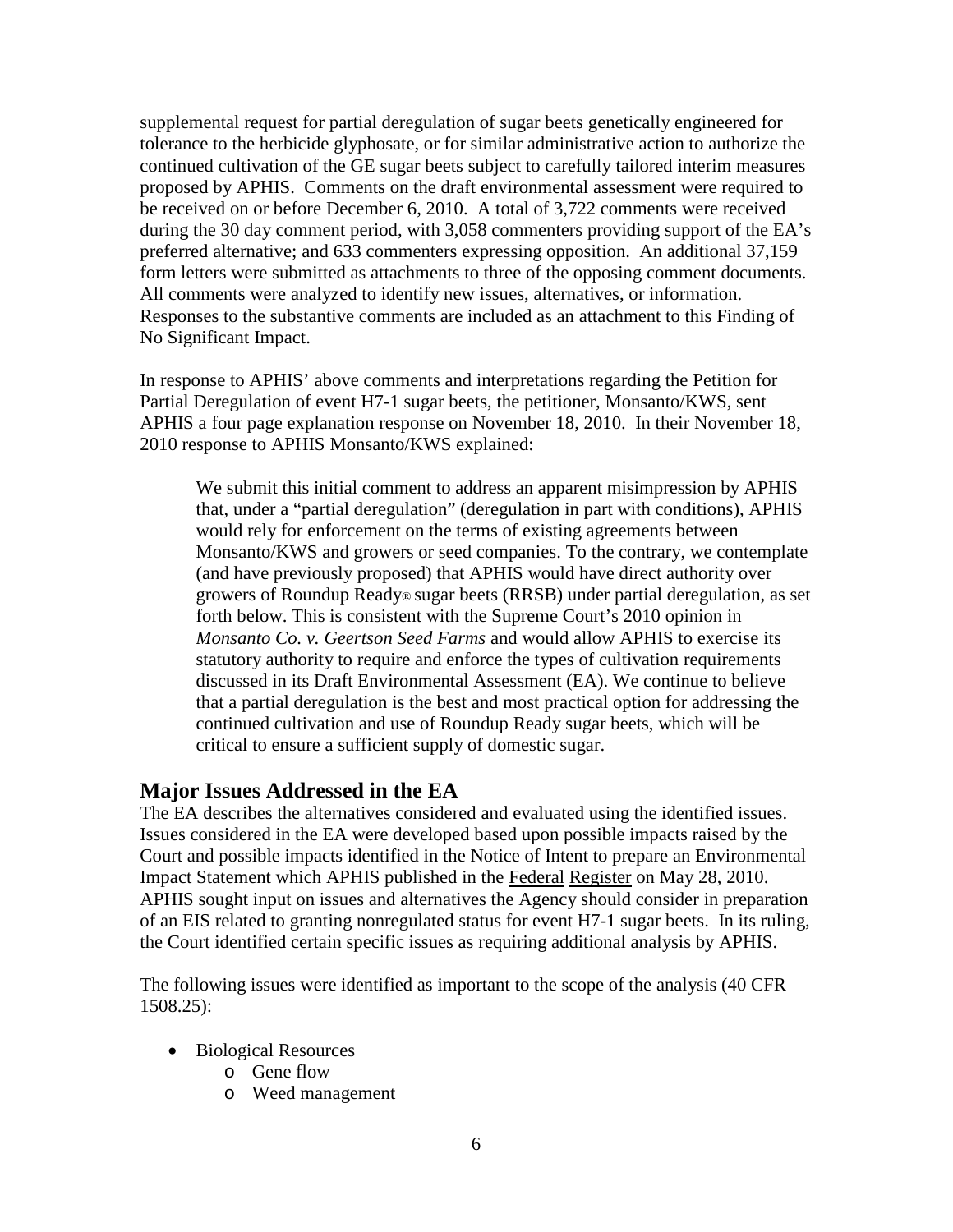supplemental request for partial deregulation of sugar beets genetically engineered for tolerance to the herbicide glyphosate, or for similar administrative action to authorize the continued cultivation of the GE sugar beets subject to carefully tailored interim measures proposed by APHIS. Comments on the draft environmental assessment were required to be received on or before December 6, 2010. A total of 3,722 comments were received during the 30 day comment period, with 3,058 commenters providing support of the EA's preferred alternative; and 633 commenters expressing opposition. An additional 37,159 form letters were submitted as attachments to three of the opposing comment documents. All comments were analyzed to identify new issues, alternatives, or information. Responses to the substantive comments are included as an attachment to this Finding of No Significant Impact.

In response to APHIS' above comments and interpretations regarding the Petition for Partial Deregulation of event H7-1 sugar beets, the petitioner, Monsanto/KWS, sent APHIS a four page explanation response on November 18, 2010. In their November 18, 2010 response to APHIS Monsanto/KWS explained:

> We submit this initial comment to address an apparent misimpression by APHIS that, under a "partial deregulation" (deregulation in part with conditions), APHIS would rely for enforcement on the terms of existing agreements between Monsanto/KWS and growers or seed companies. To the contrary, we contemplate (and have previously proposed) that APHIS would have direct authority over growers of Roundup Ready® sugar beets (RRSB) under partial deregulation, as set forth below. This is consistent with the Supreme Court's 2010 opinion in *Monsanto Co. v. Geertson Seed Farms* and would allow APHIS to exercise its statutory authority to require and enforce the types of cultivation requirements discussed in its Draft Environmental Assessment (EA). We continue to believe that a partial deregulation is the best and most practical option for addressing the continued cultivation and use of Roundup Ready sugar beets, which will be critical to ensure a sufficient supply of domestic sugar.

## Major Issues Addressed in the EA

The EA describes the alternatives considered and evaluated using the identified issues. Issues considered in the EA were developed based upon possible impacts raised by the Court and possible impacts identified in the Notice of Intent to prepare an Environmental Impact Statement which APHIS published in the Federal Register on May 28, 2010. APHIS sought input on issues and alternatives the Agency should consider in preparation of an EIS related to granting nonregulated status for event H7-1 sugar beets. In its ruling, the Court identified certain specific issues as requiring additional analysis by APHIS.

The following issues were identified as important to the scope of the analysis (40 CFR 1508.25):

- Biological Resources
  - Gene flow
  - Weed management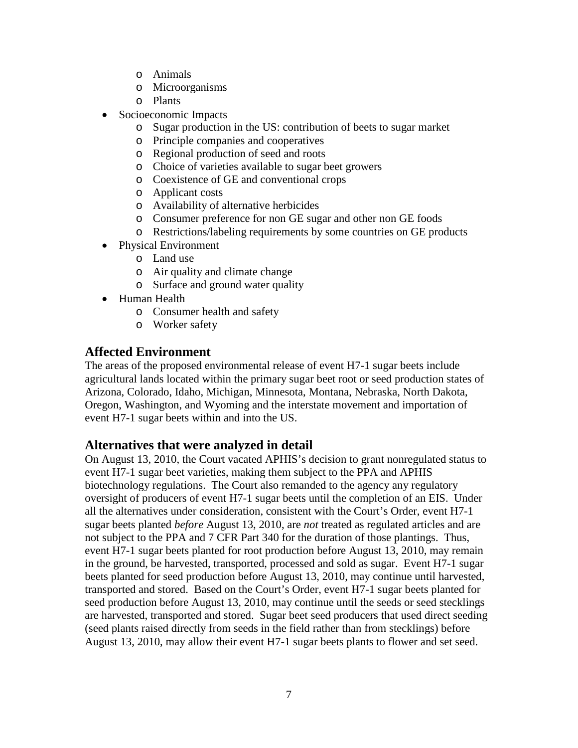- Animals
  - Microorganisms
  - Plants
- Socioeconomic Impacts
  - Sugar production in the US: contribution of beets to sugar market
  - Principle companies and cooperatives
  - Regional production of seed and roots
  - Choice of varieties available to sugar beet growers
  - Coexistence of GE and conventional crops
  - Applicant costs
  - Availability of alternative herbicides
  - Consumer preference for non GE sugar and other non GE foods
  - Restrictions/labeling requirements by some countries on GE products
- Physical Environment
  - Land use
  - Air quality and climate change
  - Surface and ground water quality
- Human Health
  - Consumer health and safety
  - Worker safety

## Affected Environment

The areas of the proposed environmental release of event H7-1 sugar beets include agricultural lands located within the primary sugar beet root or seed production states of Arizona, Colorado, Idaho, Michigan, Minnesota, Montana, Nebraska, North Dakota, Oregon, Washington, and Wyoming and the interstate movement and importation of event H7-1 sugar beets within and into the US.

## Alternatives that were analyzed in detail

On August 13, 2010, the Court vacated APHIS's decision to grant nonregulated status to event H7-1 sugar beet varieties, making them subject to the PPA and APHIS biotechnology regulations. The Court also remanded to the agency any regulatory oversight of producers of event H7-1 sugar beets until the completion of an EIS. Under all the alternatives under consideration, consistent with the Court's Order, event H7-1 sugar beets planted *before* August 13, 2010, are *not* treated as regulated articles and are not subject to the PPA and 7 CFR Part 340 for the duration of those plantings. Thus, event H7-1 sugar beets planted for root production before August 13, 2010, may remain in the ground, be harvested, transported, processed and sold as sugar. Event H7-1 sugar beets planted for seed production before August 13, 2010, may continue until harvested, transported and stored. Based on the Court's Order, event H7-1 sugar beets planted for seed production before August 13, 2010, may continue until the seeds or seed stecklings are harvested, transported and stored. Sugar beet seed producers that used direct seeding (seed plants raised directly from seeds in the field rather than from stecklings) before August 13, 2010, may allow their event H7-1 sugar beets plants to flower and set seed.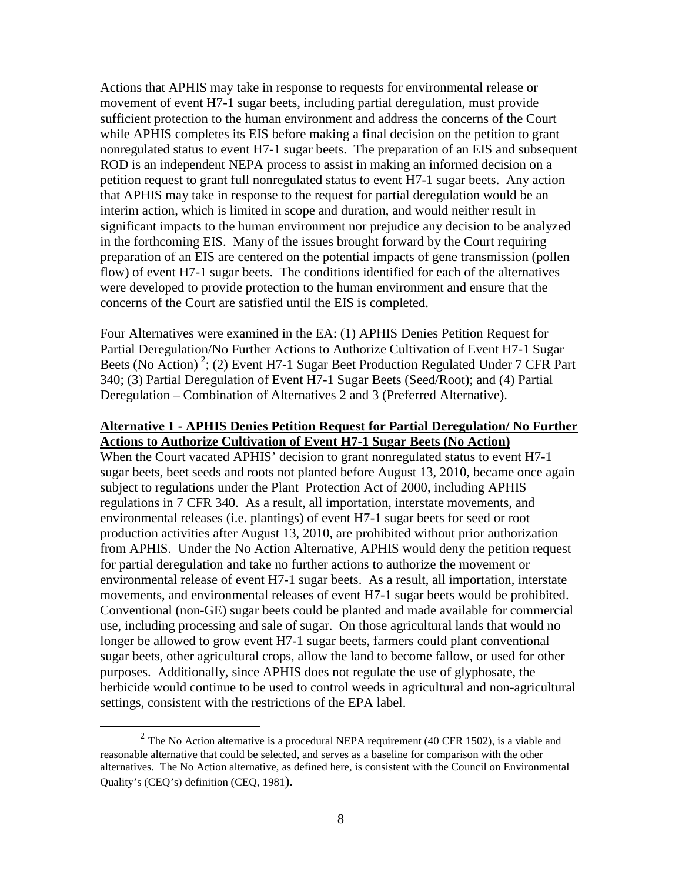Actions that APHIS may take in response to requests for environmental release or movement of event H7-1 sugar beets, including partial deregulation, must provide sufficient protection to the human environment and address the concerns of the Court while APHIS completes its EIS before making a final decision on the petition to grant nonregulated status to event H7-1 sugar beets. The preparation of an EIS and subsequent ROD is an independent NEPA process to assist in making an informed decision on a petition request to grant full nonregulated status to event H7-1 sugar beets. Any action that APHIS may take in response to the request for partial deregulation would be an interim action, which is limited in scope and duration, and would neither result in significant impacts to the human environment nor prejudice any decision to be analyzed in the forthcoming EIS. Many of the issues brought forward by the Court requiring preparation of an EIS are centered on the potential impacts of gene transmission (pollen flow) of event H7-1 sugar beets. The conditions identified for each of the alternatives were developed to provide protection to the human environment and ensure that the concerns of the Court are satisfied until the EIS is completed.

Four Alternatives were examined in the EA: (1) APHIS Denies Petition Request for Partial Deregulation/No Further Actions to Authorize Cultivation of Event H7-1 Sugar Beets (No Action) [2]; (2) Event H7-1 Sugar Beet Production Regulated Under 7 CFR Part 340; (3) Partial Deregulation of Event H7-1 Sugar Beets (Seed/Root); and (4) Partial Deregulation – Combination of Alternatives 2 and 3 (Preferred Alternative).

**Alternative 1 - APHIS Denies Petition Request for Partial Deregulation/ No Further Actions to Authorize Cultivation of Event H7-1 Sugar Beets (No Action)**

When the Court vacated APHIS' decision to grant nonregulated status to event H7-1 sugar beets, beet seeds and roots not planted before August 13, 2010, became once again subject to regulations under the Plant Protection Act of 2000, including APHIS regulations in 7 CFR 340. As a result, all importation, interstate movements, and environmental releases (i.e. plantings) of event H7-1 sugar beets for seed or root production activities after August 13, 2010, are prohibited without prior authorization from APHIS. Under the No Action Alternative, APHIS would deny the petition request for partial deregulation and take no further actions to authorize the movement or environmental release of event H7-1 sugar beets. As a result, all importation, interstate movements, and environmental releases of event H7-1 sugar beets would be prohibited. Conventional (non-GE) sugar beets could be planted and made available for commercial use, including processing and sale of sugar. On those agricultural lands that would no longer be allowed to grow event H7-1 sugar beets, farmers could plant conventional sugar beets, other agricultural crops, allow the land to become fallow, or used for other purposes. Additionally, since APHIS does not regulate the use of glyphosate, the herbicide would continue to be used to control weeds in agricultural and non-agricultural settings, consistent with the restrictions of the EPA label.

[2] The No Action alternative is a procedural NEPA requirement (40 CFR 1502), is a viable and reasonable alternative that could be selected, and serves as a baseline for comparison with the other alternatives. The No Action alternative, as defined here, is consistent with the Council on Environmental Quality's (CEQ's) definition (CEQ, 1981).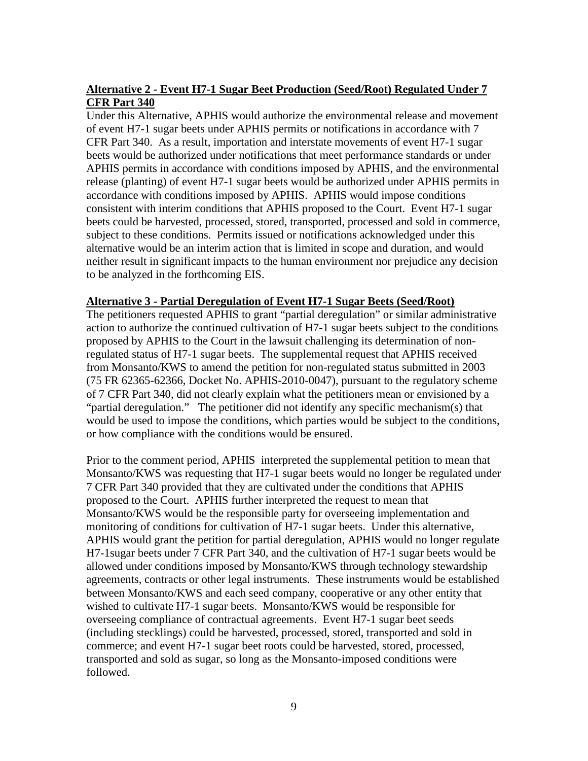**Alternative 2 - Event H7-1 Sugar Beet Production (Seed/Root) Regulated Under 7 CFR Part 340**

Under this Alternative, APHIS would authorize the environmental release and movement of event H7-1 sugar beets under APHIS permits or notifications in accordance with 7 CFR Part 340. As a result, importation and interstate movements of event H7-1 sugar beets would be authorized under notifications that meet performance standards or under APHIS permits in accordance with conditions imposed by APHIS, and the environmental release (planting) of event H7-1 sugar beets would be authorized under APHIS permits in accordance with conditions imposed by APHIS. APHIS would impose conditions consistent with interim conditions that APHIS proposed to the Court. Event H7-1 sugar beets could be harvested, processed, stored, transported, processed and sold in commerce, subject to these conditions. Permits issued or notifications acknowledged under this alternative would be an interim action that is limited in scope and duration, and would neither result in significant impacts to the human environment nor prejudice any decision to be analyzed in the forthcoming EIS.

**Alternative 3 - Partial Deregulation of Event H7-1 Sugar Beets (Seed/Root)**

The petitioners requested APHIS to grant "partial deregulation" or similar administrative action to authorize the continued cultivation of H7-1 sugar beets subject to the conditions proposed by APHIS to the Court in the lawsuit challenging its determination of non-regulated status of H7-1 sugar beets. The supplemental request that APHIS received from Monsanto/KWS to amend the petition for non-regulated status submitted in 2003 (75 FR 62365-62366, Docket No. APHIS-2010-0047), pursuant to the regulatory scheme of 7 CFR Part 340, did not clearly explain what the petitioners mean or envisioned by a "partial deregulation." The petitioner did not identify any specific mechanism(s) that would be used to impose the conditions, which parties would be subject to the conditions, or how compliance with the conditions would be ensured.

Prior to the comment period, APHIS interpreted the supplemental petition to mean that Monsanto/KWS was requesting that H7-1 sugar beets would no longer be regulated under 7 CFR Part 340 provided that they are cultivated under the conditions that APHIS proposed to the Court. APHIS further interpreted the request to mean that Monsanto/KWS would be the responsible party for overseeing implementation and monitoring of conditions for cultivation of H7-1 sugar beets. Under this alternative, APHIS would grant the petition for partial deregulation, APHIS would no longer regulate H7-1sugar beets under 7 CFR Part 340, and the cultivation of H7-1 sugar beets would be allowed under conditions imposed by Monsanto/KWS through technology stewardship agreements, contracts or other legal instruments. These instruments would be established between Monsanto/KWS and each seed company, cooperative or any other entity that wished to cultivate H7-1 sugar beets. Monsanto/KWS would be responsible for overseeing compliance of contractual agreements. Event H7-1 sugar beet seeds (including stecklings) could be harvested, processed, stored, transported and sold in commerce; and event H7-1 sugar beet roots could be harvested, stored, processed, transported and sold as sugar, so long as the Monsanto-imposed conditions were followed.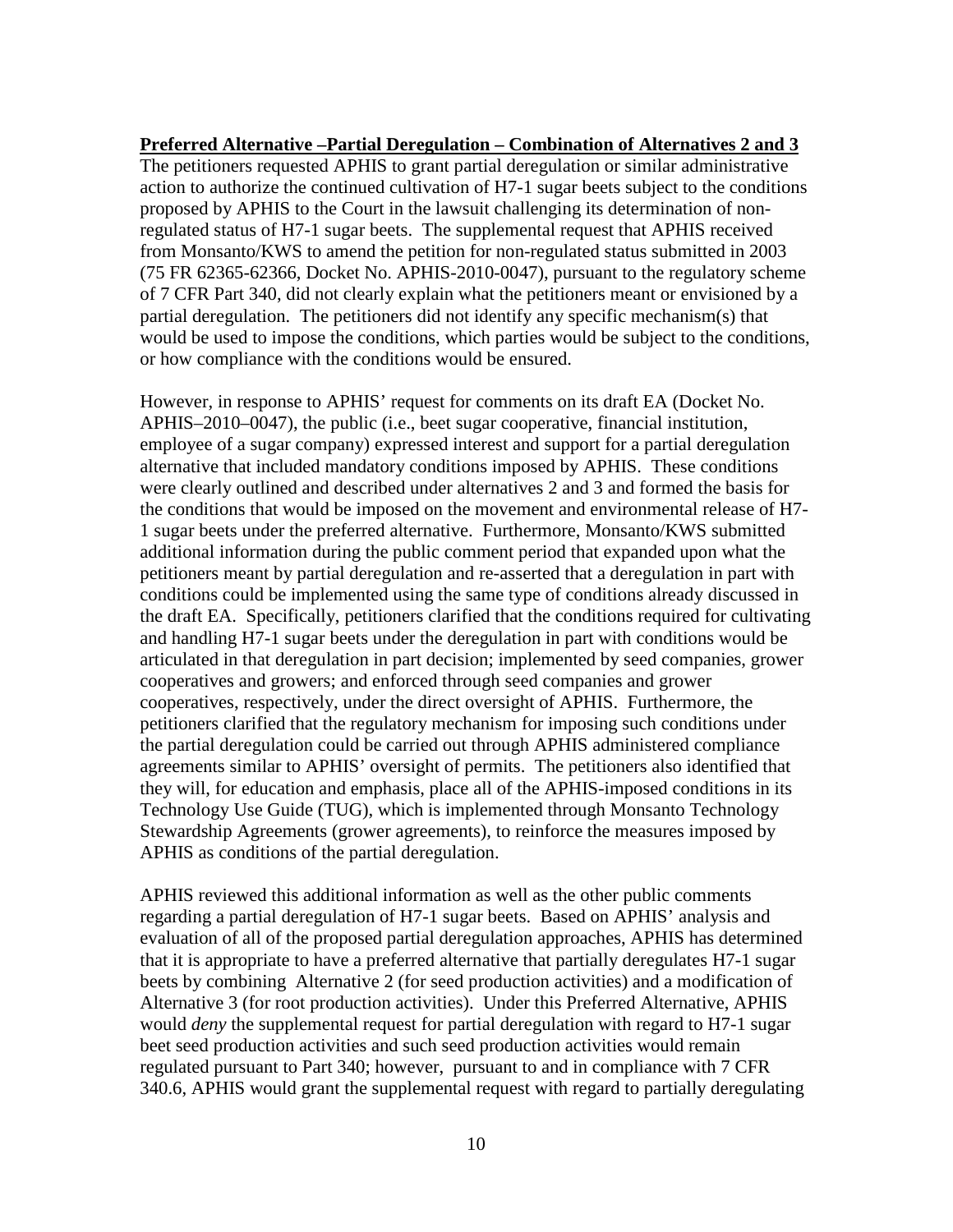**Preferred Alternative –Partial Deregulation – Combination of Alternatives 2 and 3**

The petitioners requested APHIS to grant partial deregulation or similar administrative action to authorize the continued cultivation of H7-1 sugar beets subject to the conditions proposed by APHIS to the Court in the lawsuit challenging its determination of non-regulated status of H7-1 sugar beets. The supplemental request that APHIS received from Monsanto/KWS to amend the petition for non-regulated status submitted in 2003 (75 FR 62365-62366, Docket No. APHIS-2010-0047), pursuant to the regulatory scheme of 7 CFR Part 340, did not clearly explain what the petitioners meant or envisioned by a partial deregulation. The petitioners did not identify any specific mechanism(s) that would be used to impose the conditions, which parties would be subject to the conditions, or how compliance with the conditions would be ensured.

However, in response to APHIS' request for comments on its draft EA (Docket No. APHIS–2010–0047), the public (i.e., beet sugar cooperative, financial institution, employee of a sugar company) expressed interest and support for a partial deregulation alternative that included mandatory conditions imposed by APHIS. These conditions were clearly outlined and described under alternatives 2 and 3 and formed the basis for the conditions that would be imposed on the movement and environmental release of H7-1 sugar beets under the preferred alternative. Furthermore, Monsanto/KWS submitted additional information during the public comment period that expanded upon what the petitioners meant by partial deregulation and re-asserted that a deregulation in part with conditions could be implemented using the same type of conditions already discussed in the draft EA. Specifically, petitioners clarified that the conditions required for cultivating and handling H7-1 sugar beets under the deregulation in part with conditions would be articulated in that deregulation in part decision; implemented by seed companies, grower cooperatives and growers; and enforced through seed companies and grower cooperatives, respectively, under the direct oversight of APHIS. Furthermore, the petitioners clarified that the regulatory mechanism for imposing such conditions under the partial deregulation could be carried out through APHIS administered compliance agreements similar to APHIS' oversight of permits. The petitioners also identified that they will, for education and emphasis, place all of the APHIS-imposed conditions in its Technology Use Guide (TUG), which is implemented through Monsanto Technology Stewardship Agreements (grower agreements), to reinforce the measures imposed by APHIS as conditions of the partial deregulation.

APHIS reviewed this additional information as well as the other public comments regarding a partial deregulation of H7-1 sugar beets. Based on APHIS' analysis and evaluation of all of the proposed partial deregulation approaches, APHIS has determined that it is appropriate to have a preferred alternative that partially deregulates H7-1 sugar beets by combining Alternative 2 (for seed production activities) and a modification of Alternative 3 (for root production activities). Under this Preferred Alternative, APHIS would *deny* the supplemental request for partial deregulation with regard to H7-1 sugar beet seed production activities and such seed production activities would remain regulated pursuant to Part 340; however, pursuant to and in compliance with 7 CFR 340.6, APHIS would grant the supplemental request with regard to partially deregulating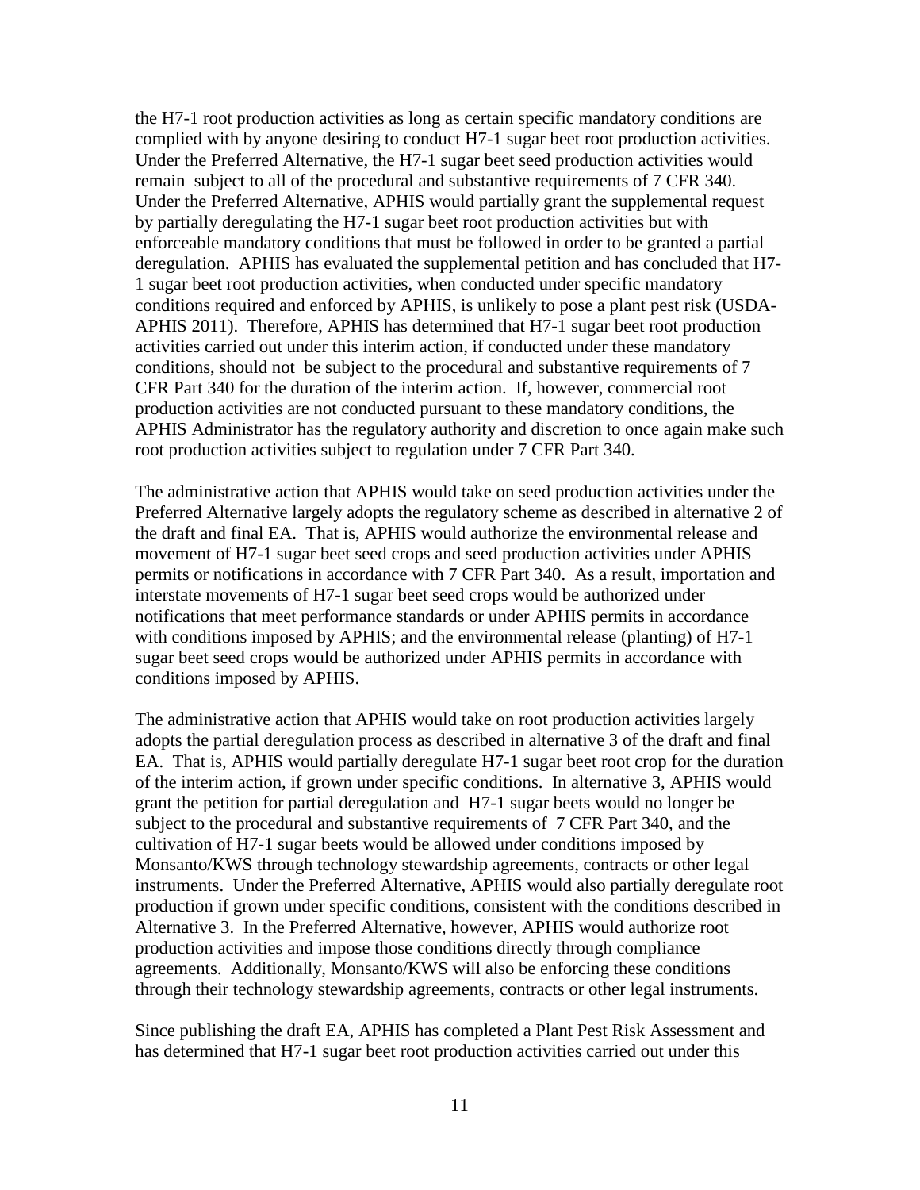the H7-1 root production activities as long as certain specific mandatory conditions are complied with by anyone desiring to conduct H7-1 sugar beet root production activities. Under the Preferred Alternative, the H7-1 sugar beet seed production activities would remain subject to all of the procedural and substantive requirements of 7 CFR 340. Under the Preferred Alternative, APHIS would partially grant the supplemental request by partially deregulating the H7-1 sugar beet root production activities but with enforceable mandatory conditions that must be followed in order to be granted a partial deregulation. APHIS has evaluated the supplemental petition and has concluded that H7-1 sugar beet root production activities, when conducted under specific mandatory conditions required and enforced by APHIS, is unlikely to pose a plant pest risk (USDA-APHIS 2011). Therefore, APHIS has determined that H7-1 sugar beet root production activities carried out under this interim action, if conducted under these mandatory conditions, should not be subject to the procedural and substantive requirements of 7 CFR Part 340 for the duration of the interim action. If, however, commercial root production activities are not conducted pursuant to these mandatory conditions, the APHIS Administrator has the regulatory authority and discretion to once again make such root production activities subject to regulation under 7 CFR Part 340.

The administrative action that APHIS would take on seed production activities under the Preferred Alternative largely adopts the regulatory scheme as described in alternative 2 of the draft and final EA. That is, APHIS would authorize the environmental release and movement of H7-1 sugar beet seed crops and seed production activities under APHIS permits or notifications in accordance with 7 CFR Part 340. As a result, importation and interstate movements of H7-1 sugar beet seed crops would be authorized under notifications that meet performance standards or under APHIS permits in accordance with conditions imposed by APHIS; and the environmental release (planting) of H7-1 sugar beet seed crops would be authorized under APHIS permits in accordance with conditions imposed by APHIS.

The administrative action that APHIS would take on root production activities largely adopts the partial deregulation process as described in alternative 3 of the draft and final EA. That is, APHIS would partially deregulate H7-1 sugar beet root crop for the duration of the interim action, if grown under specific conditions. In alternative 3, APHIS would grant the petition for partial deregulation and H7-1 sugar beets would no longer be subject to the procedural and substantive requirements of 7 CFR Part 340, and the cultivation of H7-1 sugar beets would be allowed under conditions imposed by Monsanto/KWS through technology stewardship agreements, contracts or other legal instruments. Under the Preferred Alternative, APHIS would also partially deregulate root production if grown under specific conditions, consistent with the conditions described in Alternative 3. In the Preferred Alternative, however, APHIS would authorize root production activities and impose those conditions directly through compliance agreements. Additionally, Monsanto/KWS will also be enforcing these conditions through their technology stewardship agreements, contracts or other legal instruments.

Since publishing the draft EA, APHIS has completed a Plant Pest Risk Assessment and has determined that H7-1 sugar beet root production activities carried out under this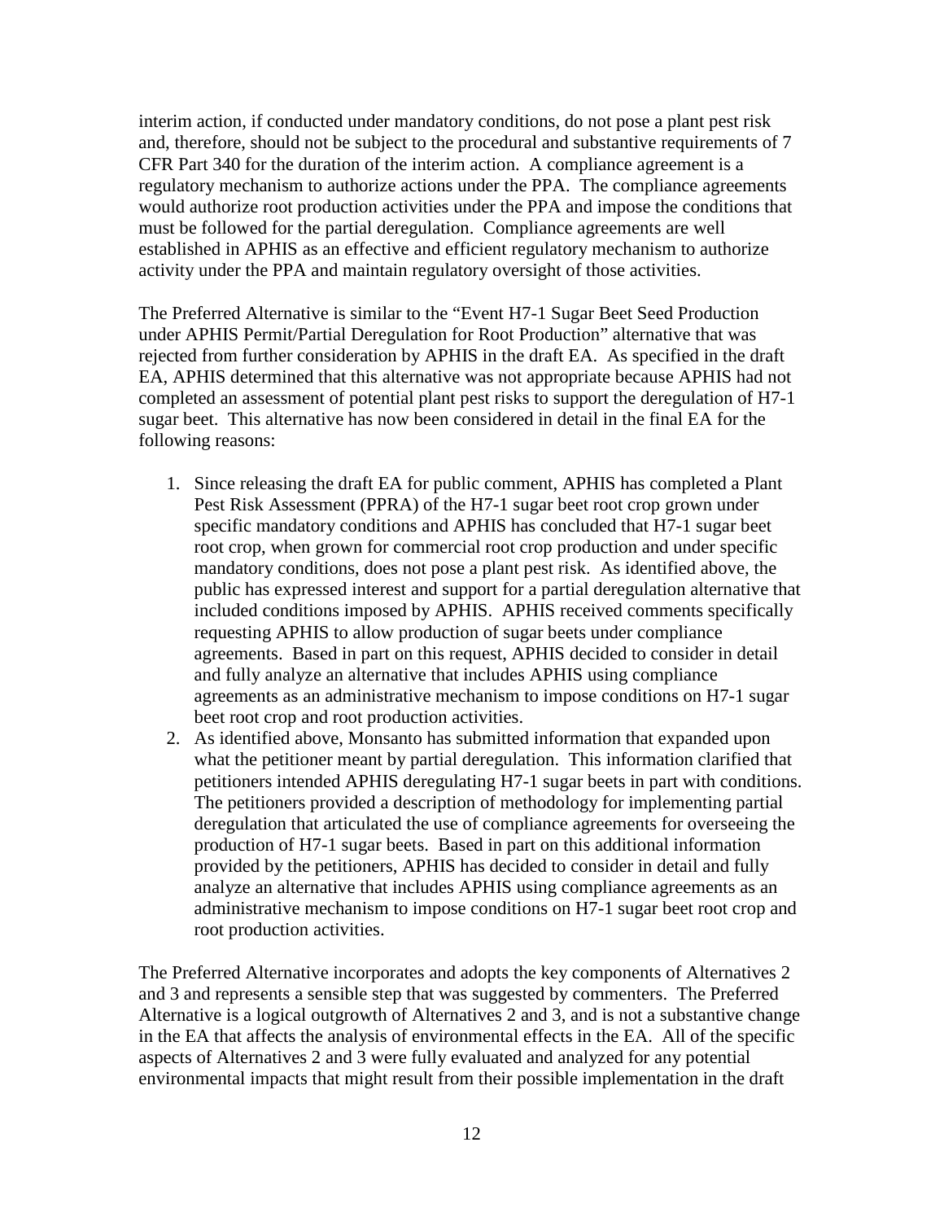interim action, if conducted under mandatory conditions, do not pose a plant pest risk and, therefore, should not be subject to the procedural and substantive requirements of 7 CFR Part 340 for the duration of the interim action. A compliance agreement is a regulatory mechanism to authorize actions under the PPA. The compliance agreements would authorize root production activities under the PPA and impose the conditions that must be followed for the partial deregulation. Compliance agreements are well established in APHIS as an effective and efficient regulatory mechanism to authorize activity under the PPA and maintain regulatory oversight of those activities.

The Preferred Alternative is similar to the "Event H7-1 Sugar Beet Seed Production under APHIS Permit/Partial Deregulation for Root Production" alternative that was rejected from further consideration by APHIS in the draft EA. As specified in the draft EA, APHIS determined that this alternative was not appropriate because APHIS had not completed an assessment of potential plant pest risks to support the deregulation of H7-1 sugar beet. This alternative has now been considered in detail in the final EA for the following reasons:

1. Since releasing the draft EA for public comment, APHIS has completed a Plant Pest Risk Assessment (PPRA) of the H7-1 sugar beet root crop grown under specific mandatory conditions and APHIS has concluded that H7-1 sugar beet root crop, when grown for commercial root crop production and under specific mandatory conditions, does not pose a plant pest risk. As identified above, the public has expressed interest and support for a partial deregulation alternative that included conditions imposed by APHIS. APHIS received comments specifically requesting APHIS to allow production of sugar beets under compliance agreements. Based in part on this request, APHIS decided to consider in detail and fully analyze an alternative that includes APHIS using compliance agreements as an administrative mechanism to impose conditions on H7-1 sugar beet root crop and root production activities.
2. As identified above, Monsanto has submitted information that expanded upon what the petitioner meant by partial deregulation. This information clarified that petitioners intended APHIS deregulating H7-1 sugar beets in part with conditions. The petitioners provided a description of methodology for implementing partial deregulation that articulated the use of compliance agreements for overseeing the production of H7-1 sugar beets. Based in part on this additional information provided by the petitioners, APHIS has decided to consider in detail and fully analyze an alternative that includes APHIS using compliance agreements as an administrative mechanism to impose conditions on H7-1 sugar beet root crop and root production activities.

The Preferred Alternative incorporates and adopts the key components of Alternatives 2 and 3 and represents a sensible step that was suggested by commenters. The Preferred Alternative is a logical outgrowth of Alternatives 2 and 3, and is not a substantive change in the EA that affects the analysis of environmental effects in the EA. All of the specific aspects of Alternatives 2 and 3 were fully evaluated and analyzed for any potential environmental impacts that might result from their possible implementation in the draft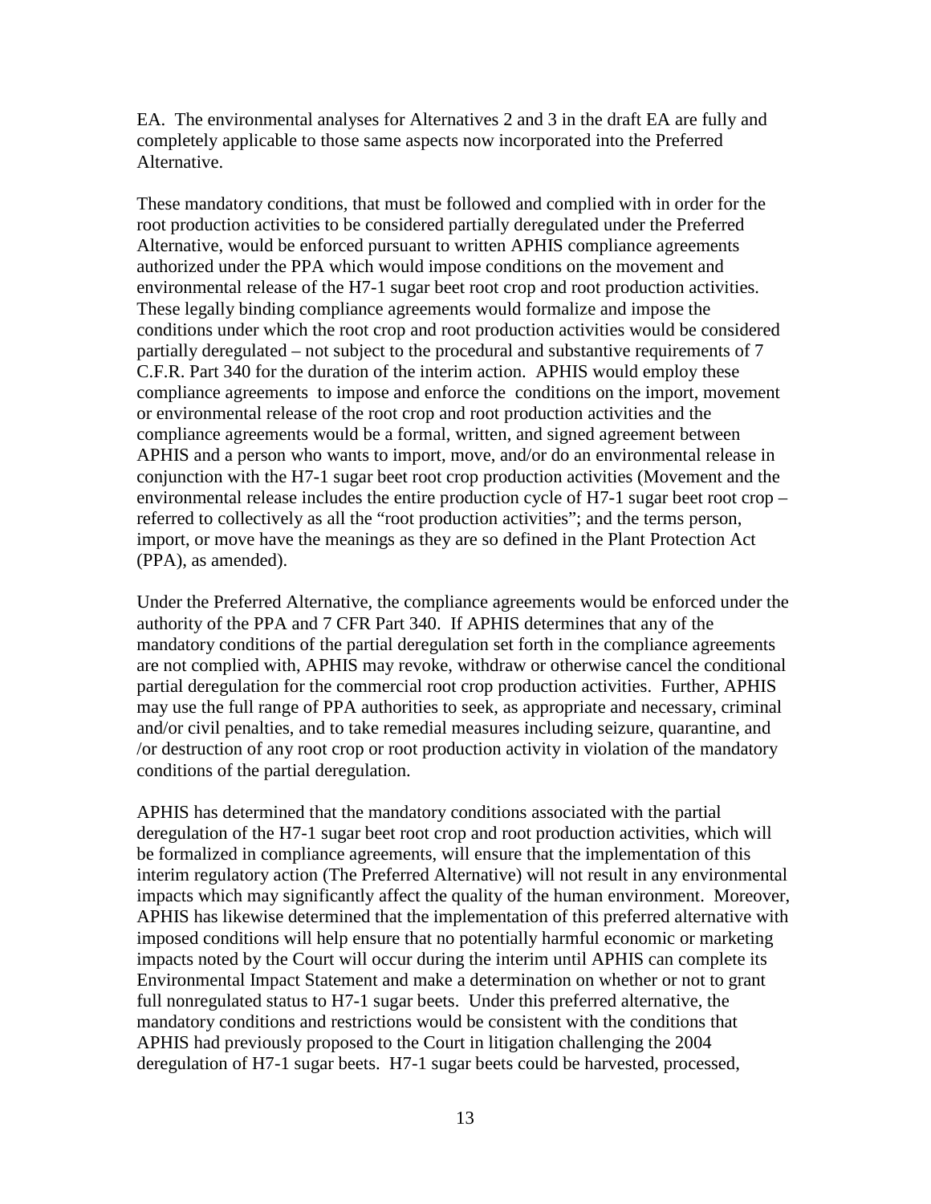EA. The environmental analyses for Alternatives 2 and 3 in the draft EA are fully and completely applicable to those same aspects now incorporated into the Preferred Alternative.

These mandatory conditions, that must be followed and complied with in order for the root production activities to be considered partially deregulated under the Preferred Alternative, would be enforced pursuant to written APHIS compliance agreements authorized under the PPA which would impose conditions on the movement and environmental release of the H7-1 sugar beet root crop and root production activities. These legally binding compliance agreements would formalize and impose the conditions under which the root crop and root production activities would be considered partially deregulated – not subject to the procedural and substantive requirements of 7 C.F.R. Part 340 for the duration of the interim action. APHIS would employ these compliance agreements to impose and enforce the conditions on the import, movement or environmental release of the root crop and root production activities and the compliance agreements would be a formal, written, and signed agreement between APHIS and a person who wants to import, move, and/or do an environmental release in conjunction with the H7-1 sugar beet root crop production activities (Movement and the environmental release includes the entire production cycle of H7-1 sugar beet root crop – referred to collectively as all the "root production activities"; and the terms person, import, or move have the meanings as they are so defined in the Plant Protection Act (PPA), as amended).

Under the Preferred Alternative, the compliance agreements would be enforced under the authority of the PPA and 7 CFR Part 340. If APHIS determines that any of the mandatory conditions of the partial deregulation set forth in the compliance agreements are not complied with, APHIS may revoke, withdraw or otherwise cancel the conditional partial deregulation for the commercial root crop production activities. Further, APHIS may use the full range of PPA authorities to seek, as appropriate and necessary, criminal and/or civil penalties, and to take remedial measures including seizure, quarantine, and /or destruction of any root crop or root production activity in violation of the mandatory conditions of the partial deregulation.

APHIS has determined that the mandatory conditions associated with the partial deregulation of the H7-1 sugar beet root crop and root production activities, which will be formalized in compliance agreements, will ensure that the implementation of this interim regulatory action (The Preferred Alternative) will not result in any environmental impacts which may significantly affect the quality of the human environment. Moreover, APHIS has likewise determined that the implementation of this preferred alternative with imposed conditions will help ensure that no potentially harmful economic or marketing impacts noted by the Court will occur during the interim until APHIS can complete its Environmental Impact Statement and make a determination on whether or not to grant full nonregulated status to H7-1 sugar beets. Under this preferred alternative, the mandatory conditions and restrictions would be consistent with the conditions that APHIS had previously proposed to the Court in litigation challenging the 2004 deregulation of H7-1 sugar beets. H7-1 sugar beets could be harvested, processed,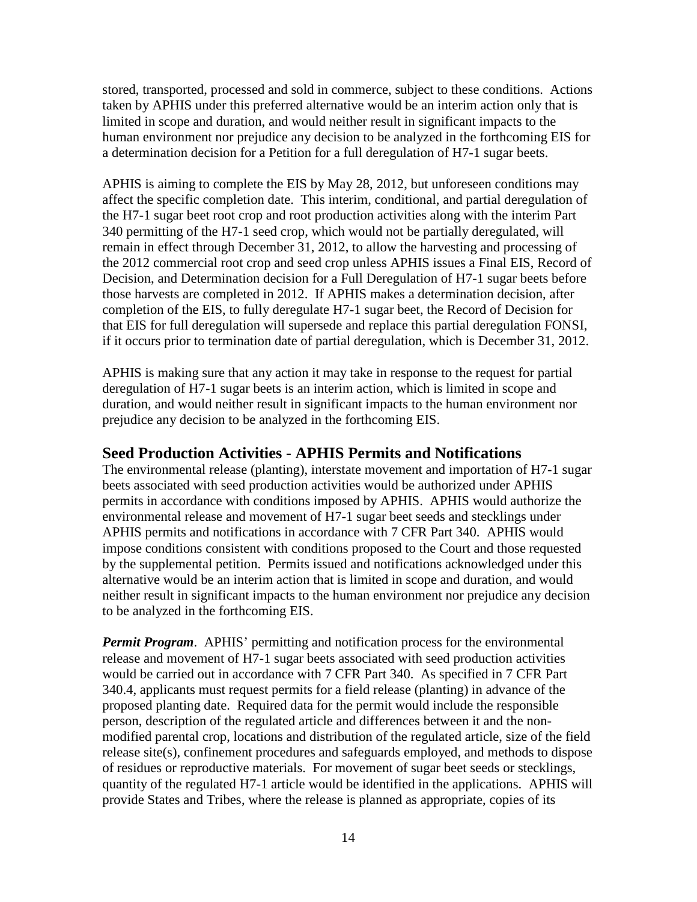stored, transported, processed and sold in commerce, subject to these conditions. Actions taken by APHIS under this preferred alternative would be an interim action only that is limited in scope and duration, and would neither result in significant impacts to the human environment nor prejudice any decision to be analyzed in the forthcoming EIS for a determination decision for a Petition for a full deregulation of H7-1 sugar beets.

APHIS is aiming to complete the EIS by May 28, 2012, but unforeseen conditions may affect the specific completion date. This interim, conditional, and partial deregulation of the H7-1 sugar beet root crop and root production activities along with the interim Part 340 permitting of the H7-1 seed crop, which would not be partially deregulated, will remain in effect through December 31, 2012, to allow the harvesting and processing of the 2012 commercial root crop and seed crop unless APHIS issues a Final EIS, Record of Decision, and Determination decision for a Full Deregulation of H7-1 sugar beets before those harvests are completed in 2012. If APHIS makes a determination decision, after completion of the EIS, to fully deregulate H7-1 sugar beet, the Record of Decision for that EIS for full deregulation will supersede and replace this partial deregulation FONSI, if it occurs prior to termination date of partial deregulation, which is December 31, 2012.

APHIS is making sure that any action it may take in response to the request for partial deregulation of H7-1 sugar beets is an interim action, which is limited in scope and duration, and would neither result in significant impacts to the human environment nor prejudice any decision to be analyzed in the forthcoming EIS.

## Seed Production Activities - APHIS Permits and Notifications

The environmental release (planting), interstate movement and importation of H7-1 sugar beets associated with seed production activities would be authorized under APHIS permits in accordance with conditions imposed by APHIS. APHIS would authorize the environmental release and movement of H7-1 sugar beet seeds and stecklings under APHIS permits and notifications in accordance with 7 CFR Part 340. APHIS would impose conditions consistent with conditions proposed to the Court and those requested by the supplemental petition. Permits issued and notifications acknowledged under this alternative would be an interim action that is limited in scope and duration, and would neither result in significant impacts to the human environment nor prejudice any decision to be analyzed in the forthcoming EIS.

***Permit Program***. APHIS' permitting and notification process for the environmental release and movement of H7-1 sugar beets associated with seed production activities would be carried out in accordance with 7 CFR Part 340. As specified in 7 CFR Part 340.4, applicants must request permits for a field release (planting) in advance of the proposed planting date. Required data for the permit would include the responsible person, description of the regulated article and differences between it and the non-modified parental crop, locations and distribution of the regulated article, size of the field release site(s), confinement procedures and safeguards employed, and methods to dispose of residues or reproductive materials. For movement of sugar beet seeds or stecklings, quantity of the regulated H7-1 article would be identified in the applications. APHIS will provide States and Tribes, where the release is planned as appropriate, copies of its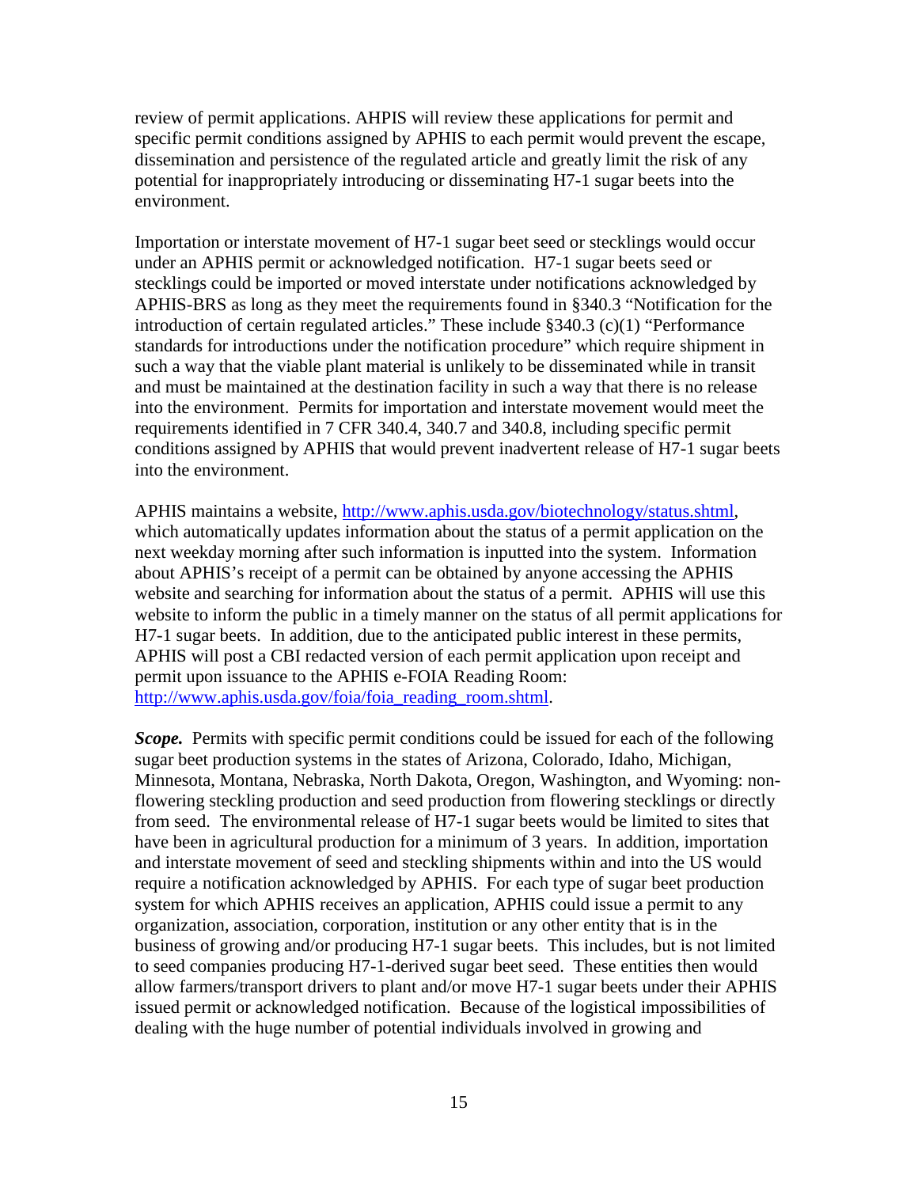review of permit applications. AHPIS will review these applications for permit and specific permit conditions assigned by APHIS to each permit would prevent the escape, dissemination and persistence of the regulated article and greatly limit the risk of any potential for inappropriately introducing or disseminating H7-1 sugar beets into the environment.

Importation or interstate movement of H7-1 sugar beet seed or stecklings would occur under an APHIS permit or acknowledged notification. H7-1 sugar beets seed or stecklings could be imported or moved interstate under notifications acknowledged by APHIS-BRS as long as they meet the requirements found in §340.3 "Notification for the introduction of certain regulated articles." These include §340.3 (c)(1) "Performance standards for introductions under the notification procedure" which require shipment in such a way that the viable plant material is unlikely to be disseminated while in transit and must be maintained at the destination facility in such a way that there is no release into the environment. Permits for importation and interstate movement would meet the requirements identified in 7 CFR 340.4, 340.7 and 340.8, including specific permit conditions assigned by APHIS that would prevent inadvertent release of H7-1 sugar beets into the environment.

APHIS maintains a website, [http://www.aphis.usda.gov/biotechnology/status.shtml](http://www.aphis.usda.gov/biotechnology/status.shtml), which automatically updates information about the status of a permit application on the next weekday morning after such information is inputted into the system. Information about APHIS's receipt of a permit can be obtained by anyone accessing the APHIS website and searching for information about the status of a permit. APHIS will use this website to inform the public in a timely manner on the status of all permit applications for H7-1 sugar beets. In addition, due to the anticipated public interest in these permits, APHIS will post a CBI redacted version of each permit application upon receipt and permit upon issuance to the APHIS e-FOIA Reading Room: [http://www.aphis.usda.gov/foia/foia_reading_room.shtml](http://www.aphis.usda.gov/foia/foia_reading_room.shtml).

***Scope.*** Permits with specific permit conditions could be issued for each of the following sugar beet production systems in the states of Arizona, Colorado, Idaho, Michigan, Minnesota, Montana, Nebraska, North Dakota, Oregon, Washington, and Wyoming: non-flowering steckling production and seed production from flowering stecklings or directly from seed. The environmental release of H7-1 sugar beets would be limited to sites that have been in agricultural production for a minimum of 3 years. In addition, importation and interstate movement of seed and steckling shipments within and into the US would require a notification acknowledged by APHIS. For each type of sugar beet production system for which APHIS receives an application, APHIS could issue a permit to any organization, association, corporation, institution or any other entity that is in the business of growing and/or producing H7-1 sugar beets. This includes, but is not limited to seed companies producing H7-1-derived sugar beet seed. These entities then would allow farmers/transport drivers to plant and/or move H7-1 sugar beets under their APHIS issued permit or acknowledged notification. Because of the logistical impossibilities of dealing with the huge number of potential individuals involved in growing and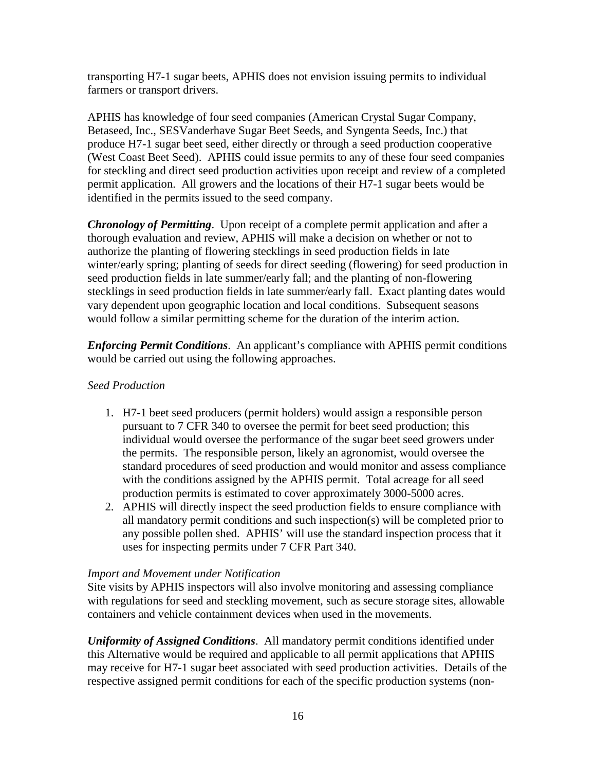transporting H7-1 sugar beets, APHIS does not envision issuing permits to individual farmers or transport drivers.

APHIS has knowledge of four seed companies (American Crystal Sugar Company, Betaseed, Inc., SESVanderhave Sugar Beet Seeds, and Syngenta Seeds, Inc.) that produce H7-1 sugar beet seed, either directly or through a seed production cooperative (West Coast Beet Seed). APHIS could issue permits to any of these four seed companies for steckling and direct seed production activities upon receipt and review of a completed permit application. All growers and the locations of their H7-1 sugar beets would be identified in the permits issued to the seed company.

***Chronology of Permitting***. Upon receipt of a complete permit application and after a thorough evaluation and review, APHIS will make a decision on whether or not to authorize the planting of flowering stecklings in seed production fields in late winter/early spring; planting of seeds for direct seeding (flowering) for seed production in seed production fields in late summer/early fall; and the planting of non-flowering stecklings in seed production fields in late summer/early fall. Exact planting dates would vary dependent upon geographic location and local conditions. Subsequent seasons would follow a similar permitting scheme for the duration of the interim action.

***Enforcing Permit Conditions***. An applicant's compliance with APHIS permit conditions would be carried out using the following approaches.

*Seed Production*

1. H7-1 beet seed producers (permit holders) would assign a responsible person pursuant to 7 CFR 340 to oversee the permit for beet seed production; this individual would oversee the performance of the sugar beet seed growers under the permits. The responsible person, likely an agronomist, would oversee the standard procedures of seed production and would monitor and assess compliance with the conditions assigned by the APHIS permit. Total acreage for all seed production permits is estimated to cover approximately 3000-5000 acres.
2. APHIS will directly inspect the seed production fields to ensure compliance with all mandatory permit conditions and such inspection(s) will be completed prior to any possible pollen shed. APHIS' will use the standard inspection process that it uses for inspecting permits under 7 CFR Part 340.

*Import and Movement under Notification*
Site visits by APHIS inspectors will also involve monitoring and assessing compliance with regulations for seed and steckling movement, such as secure storage sites, allowable containers and vehicle containment devices when used in the movements.

***Uniformity of Assigned Conditions***. All mandatory permit conditions identified under this Alternative would be required and applicable to all permit applications that APHIS may receive for H7-1 sugar beet associated with seed production activities. Details of the respective assigned permit conditions for each of the specific production systems (non-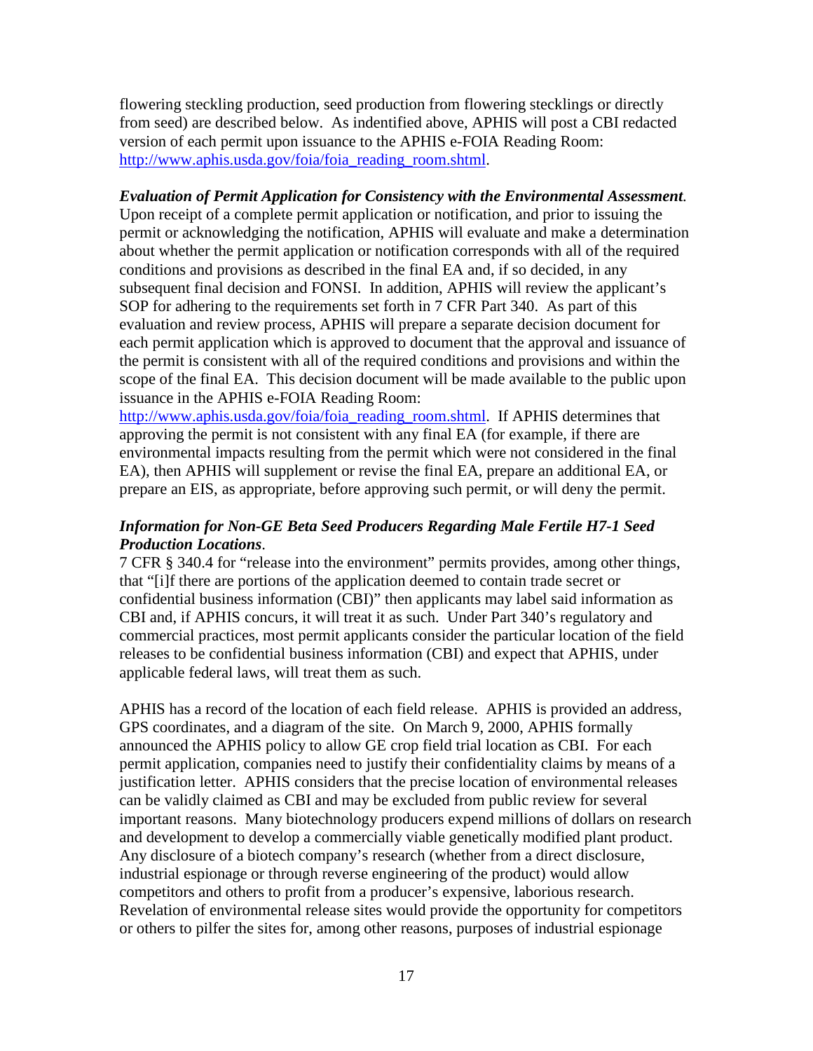flowering steckling production, seed production from flowering stecklings or directly from seed) are described below. As indentified above, APHIS will post a CBI redacted version of each permit upon issuance to the APHIS e-FOIA Reading Room: http://www.aphis.usda.gov/foia/foia_reading_room.shtml.

***Evaluation of Permit Application for Consistency with the Environmental Assessment.*** Upon receipt of a complete permit application or notification, and prior to issuing the permit or acknowledging the notification, APHIS will evaluate and make a determination about whether the permit application or notification corresponds with all of the required conditions and provisions as described in the final EA and, if so decided, in any subsequent final decision and FONSI. In addition, APHIS will review the applicant's SOP for adhering to the requirements set forth in 7 CFR Part 340. As part of this evaluation and review process, APHIS will prepare a separate decision document for each permit application which is approved to document that the approval and issuance of the permit is consistent with all of the required conditions and provisions and within the scope of the final EA. This decision document will be made available to the public upon issuance in the APHIS e-FOIA Reading Room: http://www.aphis.usda.gov/foia/foia_reading_room.shtml. If APHIS determines that approving the permit is not consistent with any final EA (for example, if there are environmental impacts resulting from the permit which were not considered in the final EA), then APHIS will supplement or revise the final EA, prepare an additional EA, or prepare an EIS, as appropriate, before approving such permit, or will deny the permit.

***Information for Non-GE Beta Seed Producers Regarding Male Fertile H7-1 Seed Production Locations.***

7 CFR § 340.4 for "release into the environment" permits provides, among other things, that "[i]f there are portions of the application deemed to contain trade secret or confidential business information (CBI)" then applicants may label said information as CBI and, if APHIS concurs, it will treat it as such. Under Part 340's regulatory and commercial practices, most permit applicants consider the particular location of the field releases to be confidential business information (CBI) and expect that APHIS, under applicable federal laws, will treat them as such.

APHIS has a record of the location of each field release. APHIS is provided an address, GPS coordinates, and a diagram of the site. On March 9, 2000, APHIS formally announced the APHIS policy to allow GE crop field trial location as CBI. For each permit application, companies need to justify their confidentiality claims by means of a justification letter. APHIS considers that the precise location of environmental releases can be validly claimed as CBI and may be excluded from public review for several important reasons. Many biotechnology producers expend millions of dollars on research and development to develop a commercially viable genetically modified plant product. Any disclosure of a biotech company's research (whether from a direct disclosure, industrial espionage or through reverse engineering of the product) would allow competitors and others to profit from a producer's expensive, laborious research. Revelation of environmental release sites would provide the opportunity for competitors or others to pilfer the sites for, among other reasons, purposes of industrial espionage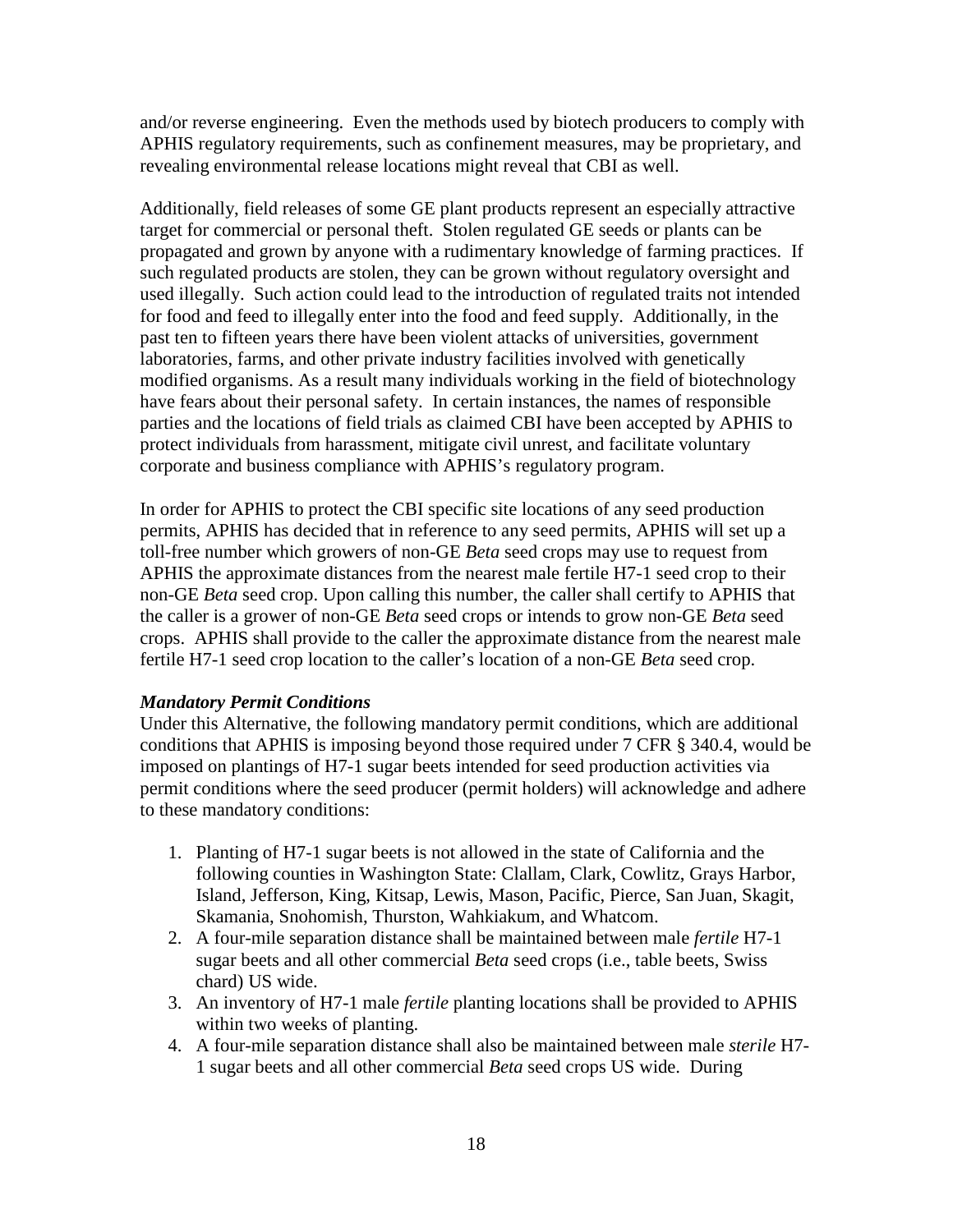and/or reverse engineering. Even the methods used by biotech producers to comply with APHIS regulatory requirements, such as confinement measures, may be proprietary, and revealing environmental release locations might reveal that CBI as well.

Additionally, field releases of some GE plant products represent an especially attractive target for commercial or personal theft. Stolen regulated GE seeds or plants can be propagated and grown by anyone with a rudimentary knowledge of farming practices. If such regulated products are stolen, they can be grown without regulatory oversight and used illegally. Such action could lead to the introduction of regulated traits not intended for food and feed to illegally enter into the food and feed supply. Additionally, in the past ten to fifteen years there have been violent attacks of universities, government laboratories, farms, and other private industry facilities involved with genetically modified organisms. As a result many individuals working in the field of biotechnology have fears about their personal safety. In certain instances, the names of responsible parties and the locations of field trials as claimed CBI have been accepted by APHIS to protect individuals from harassment, mitigate civil unrest, and facilitate voluntary corporate and business compliance with APHIS's regulatory program.

In order for APHIS to protect the CBI specific site locations of any seed production permits, APHIS has decided that in reference to any seed permits, APHIS will set up a toll-free number which growers of non-GE *Beta* seed crops may use to request from APHIS the approximate distances from the nearest male fertile H7-1 seed crop to their non-GE *Beta* seed crop. Upon calling this number, the caller shall certify to APHIS that the caller is a grower of non-GE *Beta* seed crops or intends to grow non-GE *Beta* seed crops. APHIS shall provide to the caller the approximate distance from the nearest male fertile H7-1 seed crop location to the caller's location of a non-GE *Beta* seed crop.

***Mandatory Permit Conditions***

Under this Alternative, the following mandatory permit conditions, which are additional conditions that APHIS is imposing beyond those required under 7 CFR § 340.4, would be imposed on plantings of H7-1 sugar beets intended for seed production activities via permit conditions where the seed producer (permit holders) will acknowledge and adhere to these mandatory conditions:

1. Planting of H7-1 sugar beets is not allowed in the state of California and the following counties in Washington State: Clallam, Clark, Cowlitz, Grays Harbor, Island, Jefferson, King, Kitsap, Lewis, Mason, Pacific, Pierce, San Juan, Skagit, Skamania, Snohomish, Thurston, Wahkiakum, and Whatcom.
2. A four-mile separation distance shall be maintained between male *fertile* H7-1 sugar beets and all other commercial *Beta* seed crops (i.e., table beets, Swiss chard) US wide.
3. An inventory of H7-1 male *fertile* planting locations shall be provided to APHIS within two weeks of planting.
4. A four-mile separation distance shall also be maintained between male *sterile* H7-1 sugar beets and all other commercial *Beta* seed crops US wide. During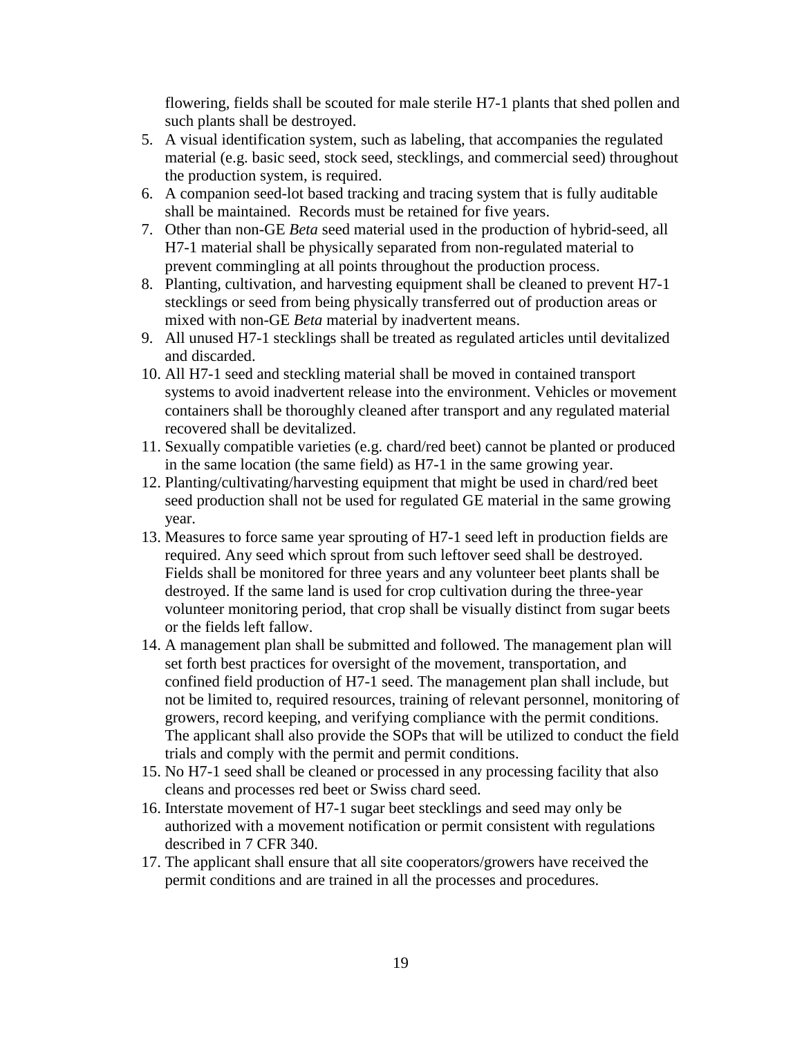flowering, fields shall be scouted for male sterile H7-1 plants that shed pollen and such plants shall be destroyed.

5. A visual identification system, such as labeling, that accompanies the regulated material (e.g. basic seed, stock seed, stecklings, and commercial seed) throughout the production system, is required.
6. A companion seed-lot based tracking and tracing system that is fully auditable shall be maintained. Records must be retained for five years.
7. Other than non-GE *Beta* seed material used in the production of hybrid-seed, all H7-1 material shall be physically separated from non-regulated material to prevent commingling at all points throughout the production process.
8. Planting, cultivation, and harvesting equipment shall be cleaned to prevent H7-1 stecklings or seed from being physically transferred out of production areas or mixed with non-GE *Beta* material by inadvertent means.
9. All unused H7-1 stecklings shall be treated as regulated articles until devitalized and discarded.
10. All H7-1 seed and steckling material shall be moved in contained transport systems to avoid inadvertent release into the environment. Vehicles or movement containers shall be thoroughly cleaned after transport and any regulated material recovered shall be devitalized.
11. Sexually compatible varieties (e.g. chard/red beet) cannot be planted or produced in the same location (the same field) as H7-1 in the same growing year.
12. Planting/cultivating/harvesting equipment that might be used in chard/red beet seed production shall not be used for regulated GE material in the same growing year.
13. Measures to force same year sprouting of H7-1 seed left in production fields are required. Any seed which sprout from such leftover seed shall be destroyed. Fields shall be monitored for three years and any volunteer beet plants shall be destroyed. If the same land is used for crop cultivation during the three-year volunteer monitoring period, that crop shall be visually distinct from sugar beets or the fields left fallow.
14. A management plan shall be submitted and followed. The management plan will set forth best practices for oversight of the movement, transportation, and confined field production of H7-1 seed. The management plan shall include, but not be limited to, required resources, training of relevant personnel, monitoring of growers, record keeping, and verifying compliance with the permit conditions. The applicant shall also provide the SOPs that will be utilized to conduct the field trials and comply with the permit and permit conditions.
15. No H7-1 seed shall be cleaned or processed in any processing facility that also cleans and processes red beet or Swiss chard seed.
16. Interstate movement of H7-1 sugar beet stecklings and seed may only be authorized with a movement notification or permit consistent with regulations described in 7 CFR 340.
17. The applicant shall ensure that all site cooperators/growers have received the permit conditions and are trained in all the processes and procedures.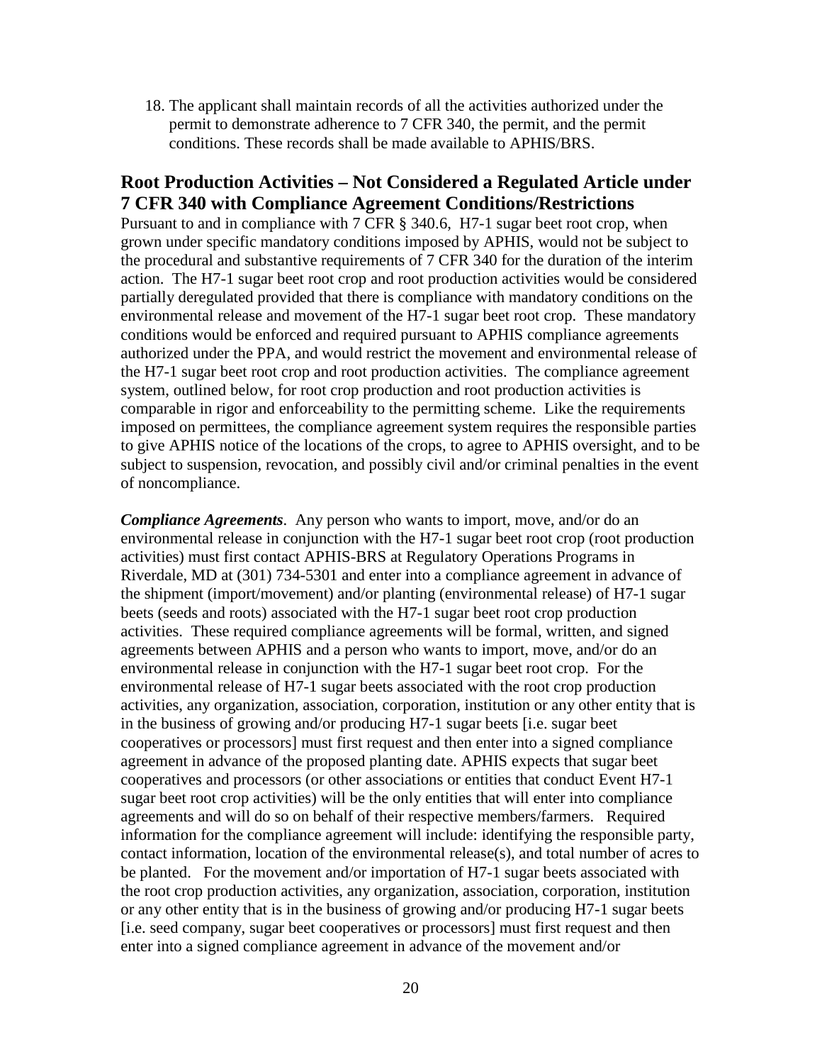18. The applicant shall maintain records of all the activities authorized under the permit to demonstrate adherence to 7 CFR 340, the permit, and the permit conditions. These records shall be made available to APHIS/BRS.

## Root Production Activities – Not Considered a Regulated Article under 7 CFR 340 with Compliance Agreement Conditions/Restrictions

Pursuant to and in compliance with 7 CFR § 340.6, H7-1 sugar beet root crop, when grown under specific mandatory conditions imposed by APHIS, would not be subject to the procedural and substantive requirements of 7 CFR 340 for the duration of the interim action. The H7-1 sugar beet root crop and root production activities would be considered partially deregulated provided that there is compliance with mandatory conditions on the environmental release and movement of the H7-1 sugar beet root crop. These mandatory conditions would be enforced and required pursuant to APHIS compliance agreements authorized under the PPA, and would restrict the movement and environmental release of the H7-1 sugar beet root crop and root production activities. The compliance agreement system, outlined below, for root crop production and root production activities is comparable in rigor and enforceability to the permitting scheme. Like the requirements imposed on permittees, the compliance agreement system requires the responsible parties to give APHIS notice of the locations of the crops, to agree to APHIS oversight, and to be subject to suspension, revocation, and possibly civil and/or criminal penalties in the event of noncompliance.

***Compliance Agreements***. Any person who wants to import, move, and/or do an environmental release in conjunction with the H7-1 sugar beet root crop (root production activities) must first contact APHIS-BRS at Regulatory Operations Programs in Riverdale, MD at (301) 734-5301 and enter into a compliance agreement in advance of the shipment (import/movement) and/or planting (environmental release) of H7-1 sugar beets (seeds and roots) associated with the H7-1 sugar beet root crop production activities. These required compliance agreements will be formal, written, and signed agreements between APHIS and a person who wants to import, move, and/or do an environmental release in conjunction with the H7-1 sugar beet root crop. For the environmental release of H7-1 sugar beets associated with the root crop production activities, any organization, association, corporation, institution or any other entity that is in the business of growing and/or producing H7-1 sugar beets [i.e. sugar beet cooperatives or processors] must first request and then enter into a signed compliance agreement in advance of the proposed planting date. APHIS expects that sugar beet cooperatives and processors (or other associations or entities that conduct Event H7-1 sugar beet root crop activities) will be the only entities that will enter into compliance agreements and will do so on behalf of their respective members/farmers. Required information for the compliance agreement will include: identifying the responsible party, contact information, location of the environmental release(s), and total number of acres to be planted. For the movement and/or importation of H7-1 sugar beets associated with the root crop production activities, any organization, association, corporation, institution or any other entity that is in the business of growing and/or producing H7-1 sugar beets [i.e. seed company, sugar beet cooperatives or processors] must first request and then enter into a signed compliance agreement in advance of the movement and/or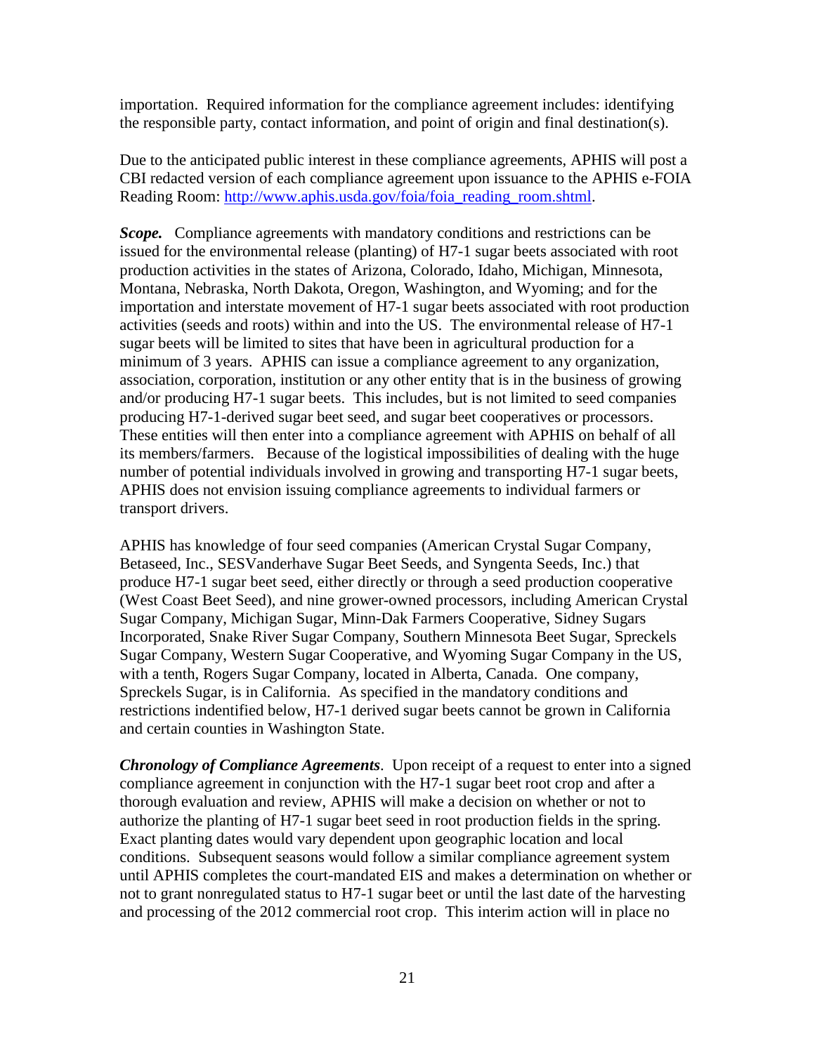importation. Required information for the compliance agreement includes: identifying the responsible party, contact information, and point of origin and final destination(s).

Due to the anticipated public interest in these compliance agreements, APHIS will post a CBI redacted version of each compliance agreement upon issuance to the APHIS e-FOIA Reading Room: http://www.aphis.usda.gov/foia/foia_reading_room.shtml.

***Scope.*** Compliance agreements with mandatory conditions and restrictions can be issued for the environmental release (planting) of H7-1 sugar beets associated with root production activities in the states of Arizona, Colorado, Idaho, Michigan, Minnesota, Montana, Nebraska, North Dakota, Oregon, Washington, and Wyoming; and for the importation and interstate movement of H7-1 sugar beets associated with root production activities (seeds and roots) within and into the US. The environmental release of H7-1 sugar beets will be limited to sites that have been in agricultural production for a minimum of 3 years. APHIS can issue a compliance agreement to any organization, association, corporation, institution or any other entity that is in the business of growing and/or producing H7-1 sugar beets. This includes, but is not limited to seed companies producing H7-1-derived sugar beet seed, and sugar beet cooperatives or processors. These entities will then enter into a compliance agreement with APHIS on behalf of all its members/farmers. Because of the logistical impossibilities of dealing with the huge number of potential individuals involved in growing and transporting H7-1 sugar beets, APHIS does not envision issuing compliance agreements to individual farmers or transport drivers.

APHIS has knowledge of four seed companies (American Crystal Sugar Company, Betaseed, Inc., SESVanderhave Sugar Beet Seeds, and Syngenta Seeds, Inc.) that produce H7-1 sugar beet seed, either directly or through a seed production cooperative (West Coast Beet Seed), and nine grower-owned processors, including American Crystal Sugar Company, Michigan Sugar, Minn-Dak Farmers Cooperative, Sidney Sugars Incorporated, Snake River Sugar Company, Southern Minnesota Beet Sugar, Spreckels Sugar Company, Western Sugar Cooperative, and Wyoming Sugar Company in the US, with a tenth, Rogers Sugar Company, located in Alberta, Canada. One company, Spreckels Sugar, is in California. As specified in the mandatory conditions and restrictions indentified below, H7-1 derived sugar beets cannot be grown in California and certain counties in Washington State.

***Chronology of Compliance Agreements***. Upon receipt of a request to enter into a signed compliance agreement in conjunction with the H7-1 sugar beet root crop and after a thorough evaluation and review, APHIS will make a decision on whether or not to authorize the planting of H7-1 sugar beet seed in root production fields in the spring. Exact planting dates would vary dependent upon geographic location and local conditions. Subsequent seasons would follow a similar compliance agreement system until APHIS completes the court-mandated EIS and makes a determination on whether or not to grant nonregulated status to H7-1 sugar beet or until the last date of the harvesting and processing of the 2012 commercial root crop. This interim action will in place no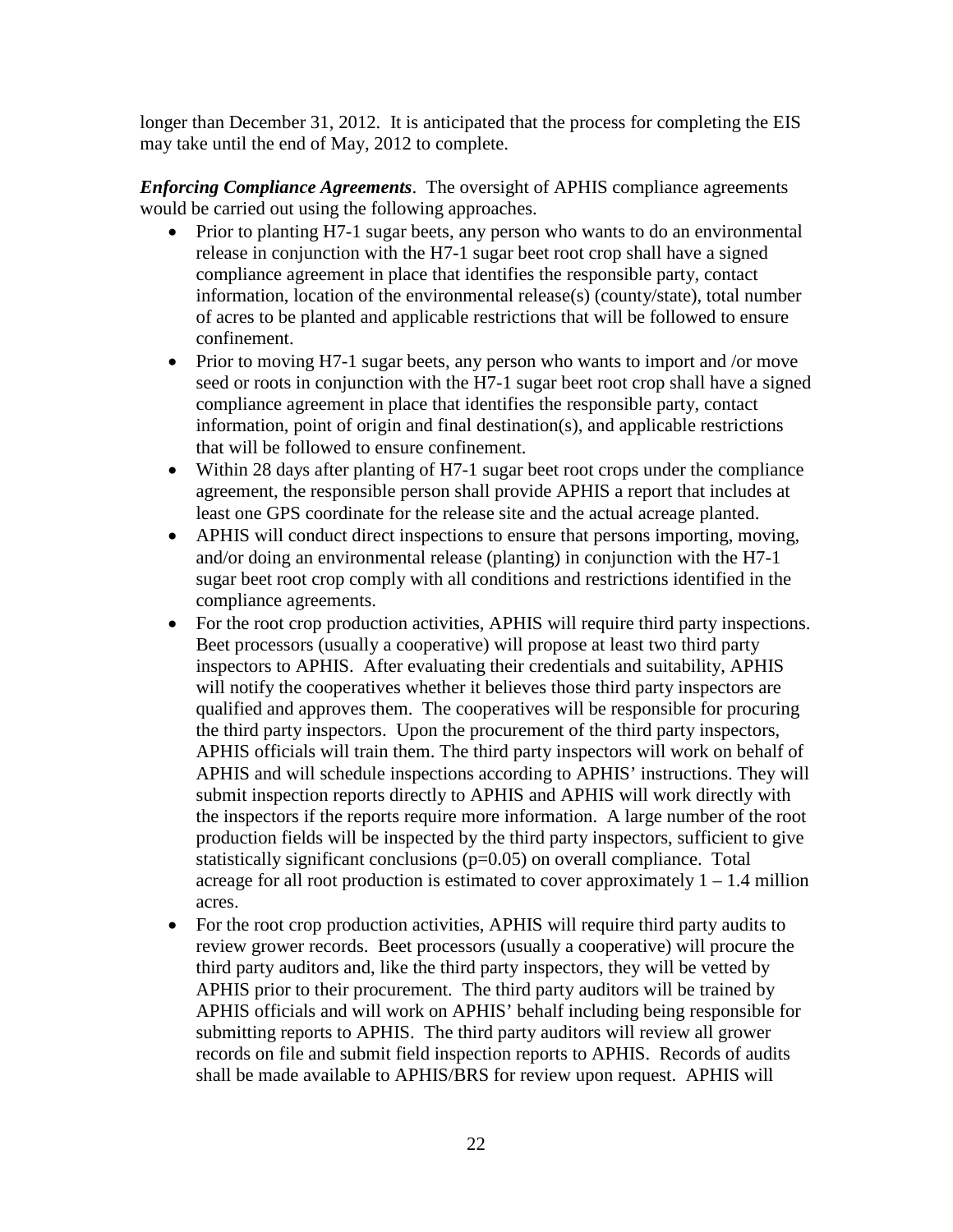longer than December 31, 2012. It is anticipated that the process for completing the EIS may take until the end of May, 2012 to complete.

***Enforcing Compliance Agreements***. The oversight of APHIS compliance agreements would be carried out using the following approaches.

- Prior to planting H7-1 sugar beets, any person who wants to do an environmental release in conjunction with the H7-1 sugar beet root crop shall have a signed compliance agreement in place that identifies the responsible party, contact information, location of the environmental release(s) (county/state), total number of acres to be planted and applicable restrictions that will be followed to ensure confinement.
- Prior to moving H7-1 sugar beets, any person who wants to import and /or move seed or roots in conjunction with the H7-1 sugar beet root crop shall have a signed compliance agreement in place that identifies the responsible party, contact information, point of origin and final destination(s), and applicable restrictions that will be followed to ensure confinement.
- Within 28 days after planting of H7-1 sugar beet root crops under the compliance agreement, the responsible person shall provide APHIS a report that includes at least one GPS coordinate for the release site and the actual acreage planted.
- APHIS will conduct direct inspections to ensure that persons importing, moving, and/or doing an environmental release (planting) in conjunction with the H7-1 sugar beet root crop comply with all conditions and restrictions identified in the compliance agreements.
- For the root crop production activities, APHIS will require third party inspections. Beet processors (usually a cooperative) will propose at least two third party inspectors to APHIS. After evaluating their credentials and suitability, APHIS will notify the cooperatives whether it believes those third party inspectors are qualified and approves them. The cooperatives will be responsible for procuring the third party inspectors. Upon the procurement of the third party inspectors, APHIS officials will train them. The third party inspectors will work on behalf of APHIS and will schedule inspections according to APHIS' instructions. They will submit inspection reports directly to APHIS and APHIS will work directly with the inspectors if the reports require more information. A large number of the root production fields will be inspected by the third party inspectors, sufficient to give statistically significant conclusions ($p=0.05$) on overall compliance. Total acreage for all root production is estimated to cover approximately 1 – 1.4 million acres.
- For the root crop production activities, APHIS will require third party audits to review grower records. Beet processors (usually a cooperative) will procure the third party auditors and, like the third party inspectors, they will be vetted by APHIS prior to their procurement. The third party auditors will be trained by APHIS officials and will work on APHIS' behalf including being responsible for submitting reports to APHIS. The third party auditors will review all grower records on file and submit field inspection reports to APHIS. Records of audits shall be made available to APHIS/BRS for review upon request. APHIS will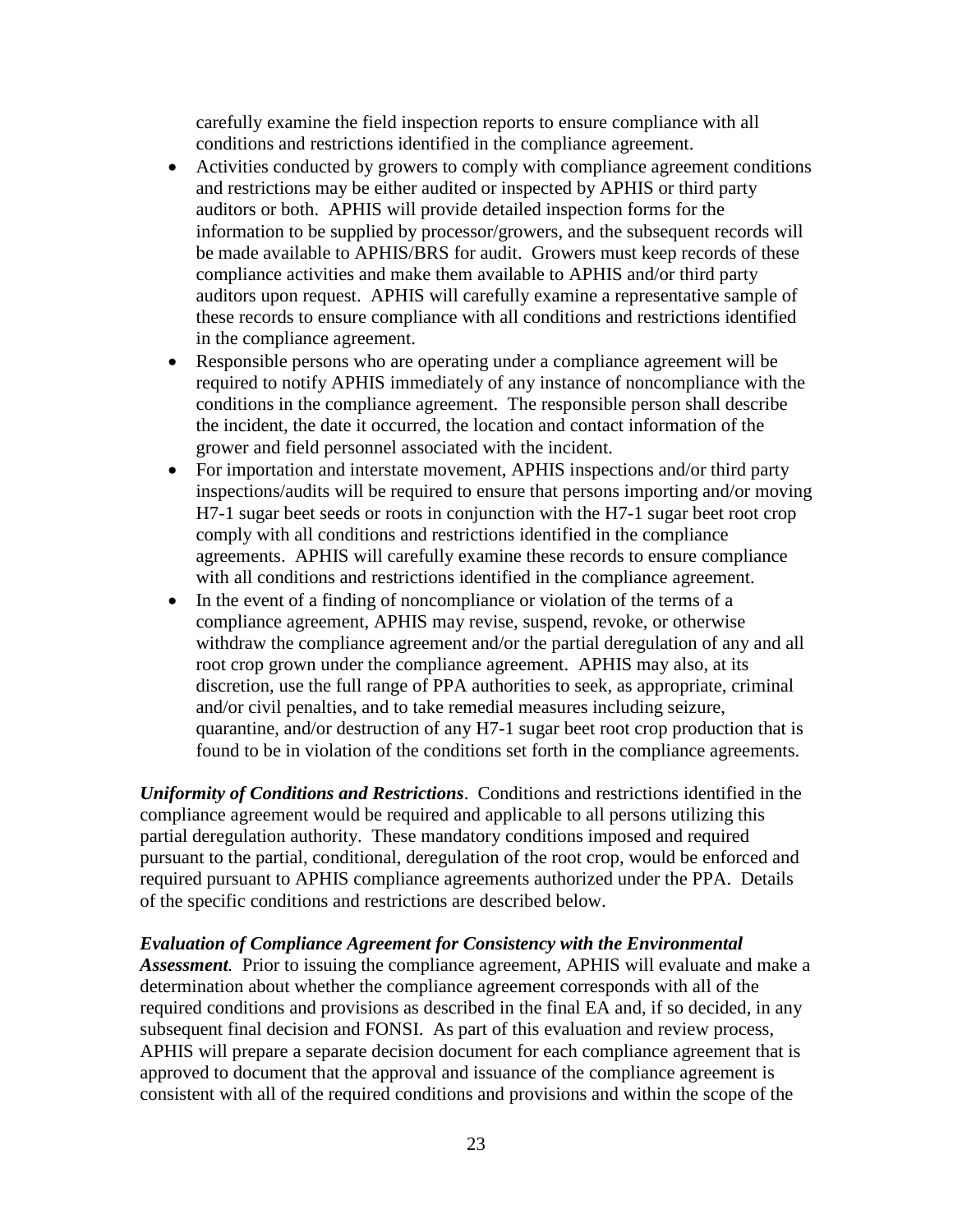carefully examine the field inspection reports to ensure compliance with all conditions and restrictions identified in the compliance agreement.

- Activities conducted by growers to comply with compliance agreement conditions and restrictions may be either audited or inspected by APHIS or third party auditors or both. APHIS will provide detailed inspection forms for the information to be supplied by processor/growers, and the subsequent records will be made available to APHIS/BRS for audit. Growers must keep records of these compliance activities and make them available to APHIS and/or third party auditors upon request. APHIS will carefully examine a representative sample of these records to ensure compliance with all conditions and restrictions identified in the compliance agreement.
- Responsible persons who are operating under a compliance agreement will be required to notify APHIS immediately of any instance of noncompliance with the conditions in the compliance agreement. The responsible person shall describe the incident, the date it occurred, the location and contact information of the grower and field personnel associated with the incident.
- For importation and interstate movement, APHIS inspections and/or third party inspections/audits will be required to ensure that persons importing and/or moving H7-1 sugar beet seeds or roots in conjunction with the H7-1 sugar beet root crop comply with all conditions and restrictions identified in the compliance agreements. APHIS will carefully examine these records to ensure compliance with all conditions and restrictions identified in the compliance agreement.
- In the event of a finding of noncompliance or violation of the terms of a compliance agreement, APHIS may revise, suspend, revoke, or otherwise withdraw the compliance agreement and/or the partial deregulation of any and all root crop grown under the compliance agreement. APHIS may also, at its discretion, use the full range of PPA authorities to seek, as appropriate, criminal and/or civil penalties, and to take remedial measures including seizure, quarantine, and/or destruction of any H7-1 sugar beet root crop production that is found to be in violation of the conditions set forth in the compliance agreements.

***Uniformity of Conditions and Restrictions***. Conditions and restrictions identified in the compliance agreement would be required and applicable to all persons utilizing this partial deregulation authority. These mandatory conditions imposed and required pursuant to the partial, conditional, deregulation of the root crop, would be enforced and required pursuant to APHIS compliance agreements authorized under the PPA. Details of the specific conditions and restrictions are described below.

***Evaluation of Compliance Agreement for Consistency with the Environmental Assessment****.* Prior to issuing the compliance agreement, APHIS will evaluate and make a determination about whether the compliance agreement corresponds with all of the required conditions and provisions as described in the final EA and, if so decided, in any subsequent final decision and FONSI. As part of this evaluation and review process, APHIS will prepare a separate decision document for each compliance agreement that is approved to document that the approval and issuance of the compliance agreement is consistent with all of the required conditions and provisions and within the scope of the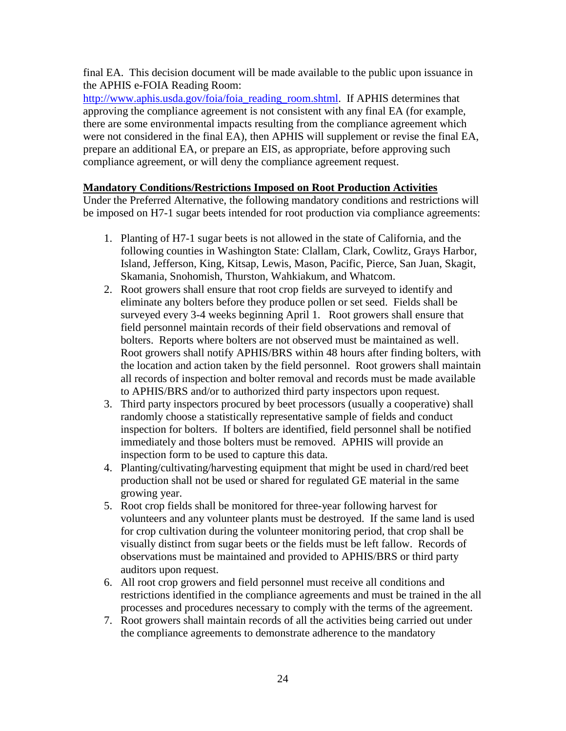final EA. This decision document will be made available to the public upon issuance in the APHIS e-FOIA Reading Room: [http://www.aphis.usda.gov/foia/foia_reading_room.shtml](http://www.aphis.usda.gov/foia/foia_reading_room.shtml). If APHIS determines that approving the compliance agreement is not consistent with any final EA (for example, there are some environmental impacts resulting from the compliance agreement which were not considered in the final EA), then APHIS will supplement or revise the final EA, prepare an additional EA, or prepare an EIS, as appropriate, before approving such compliance agreement, or will deny the compliance agreement request.

**Mandatory Conditions/Restrictions Imposed on Root Production Activities**

Under the Preferred Alternative, the following mandatory conditions and restrictions will be imposed on H7-1 sugar beets intended for root production via compliance agreements:

1. Planting of H7-1 sugar beets is not allowed in the state of California, and the following counties in Washington State: Clallam, Clark, Cowlitz, Grays Harbor, Island, Jefferson, King, Kitsap, Lewis, Mason, Pacific, Pierce, San Juan, Skagit, Skamania, Snohomish, Thurston, Wahkiakum, and Whatcom.
2. Root growers shall ensure that root crop fields are surveyed to identify and eliminate any bolters before they produce pollen or set seed. Fields shall be surveyed every 3-4 weeks beginning April 1. Root growers shall ensure that field personnel maintain records of their field observations and removal of bolters. Reports where bolters are not observed must be maintained as well. Root growers shall notify APHIS/BRS within 48 hours after finding bolters, with the location and action taken by the field personnel. Root growers shall maintain all records of inspection and bolter removal and records must be made available to APHIS/BRS and/or to authorized third party inspectors upon request.
3. Third party inspectors procured by beet processors (usually a cooperative) shall randomly choose a statistically representative sample of fields and conduct inspection for bolters. If bolters are identified, field personnel shall be notified immediately and those bolters must be removed. APHIS will provide an inspection form to be used to capture this data.
4. Planting/cultivating/harvesting equipment that might be used in chard/red beet production shall not be used or shared for regulated GE material in the same growing year.
5. Root crop fields shall be monitored for three-year following harvest for volunteers and any volunteer plants must be destroyed. If the same land is used for crop cultivation during the volunteer monitoring period, that crop shall be visually distinct from sugar beets or the fields must be left fallow. Records of observations must be maintained and provided to APHIS/BRS or third party auditors upon request.
6. All root crop growers and field personnel must receive all conditions and restrictions identified in the compliance agreements and must be trained in the all processes and procedures necessary to comply with the terms of the agreement.
7. Root growers shall maintain records of all the activities being carried out under the compliance agreements to demonstrate adherence to the mandatory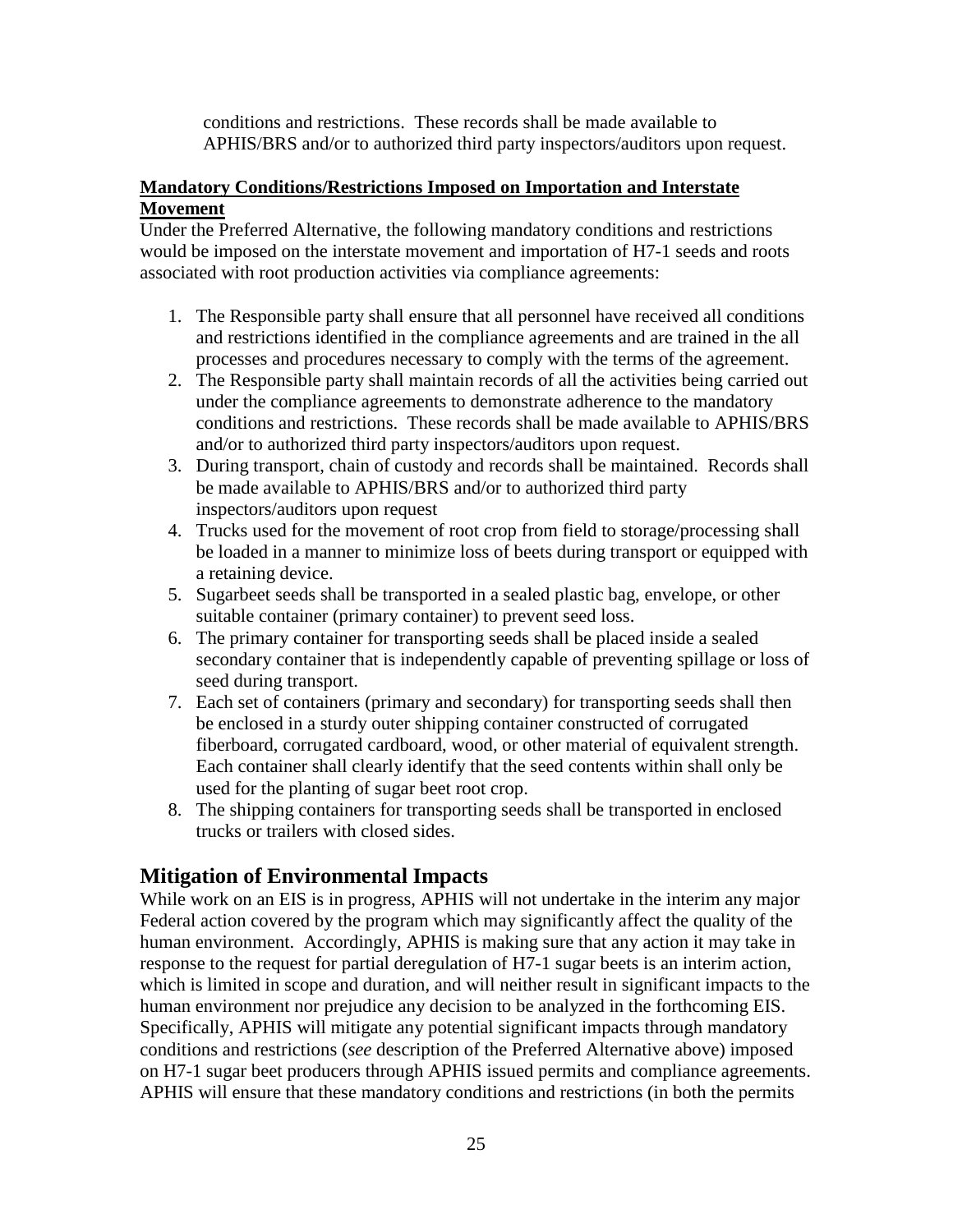conditions and restrictions. These records shall be made available to APHIS/BRS and/or to authorized third party inspectors/auditors upon request.

**Mandatory Conditions/Restrictions Imposed on Importation and Interstate Movement**

Under the Preferred Alternative, the following mandatory conditions and restrictions would be imposed on the interstate movement and importation of H7-1 seeds and roots associated with root production activities via compliance agreements:

1. The Responsible party shall ensure that all personnel have received all conditions and restrictions identified in the compliance agreements and are trained in the all processes and procedures necessary to comply with the terms of the agreement.
2. The Responsible party shall maintain records of all the activities being carried out under the compliance agreements to demonstrate adherence to the mandatory conditions and restrictions. These records shall be made available to APHIS/BRS and/or to authorized third party inspectors/auditors upon request.
3. During transport, chain of custody and records shall be maintained. Records shall be made available to APHIS/BRS and/or to authorized third party inspectors/auditors upon request
4. Trucks used for the movement of root crop from field to storage/processing shall be loaded in a manner to minimize loss of beets during transport or equipped with a retaining device.
5. Sugarbeet seeds shall be transported in a sealed plastic bag, envelope, or other suitable container (primary container) to prevent seed loss.
6. The primary container for transporting seeds shall be placed inside a sealed secondary container that is independently capable of preventing spillage or loss of seed during transport.
7. Each set of containers (primary and secondary) for transporting seeds shall then be enclosed in a sturdy outer shipping container constructed of corrugated fiberboard, corrugated cardboard, wood, or other material of equivalent strength. Each container shall clearly identify that the seed contents within shall only be used for the planting of sugar beet root crop.
8. The shipping containers for transporting seeds shall be transported in enclosed trucks or trailers with closed sides.

## Mitigation of Environmental Impacts

While work on an EIS is in progress, APHIS will not undertake in the interim any major Federal action covered by the program which may significantly affect the quality of the human environment. Accordingly, APHIS is making sure that any action it may take in response to the request for partial deregulation of H7-1 sugar beets is an interim action, which is limited in scope and duration, and will neither result in significant impacts to the human environment nor prejudice any decision to be analyzed in the forthcoming EIS. Specifically, APHIS will mitigate any potential significant impacts through mandatory conditions and restrictions (*see* description of the Preferred Alternative above) imposed on H7-1 sugar beet producers through APHIS issued permits and compliance agreements. APHIS will ensure that these mandatory conditions and restrictions (in both the permits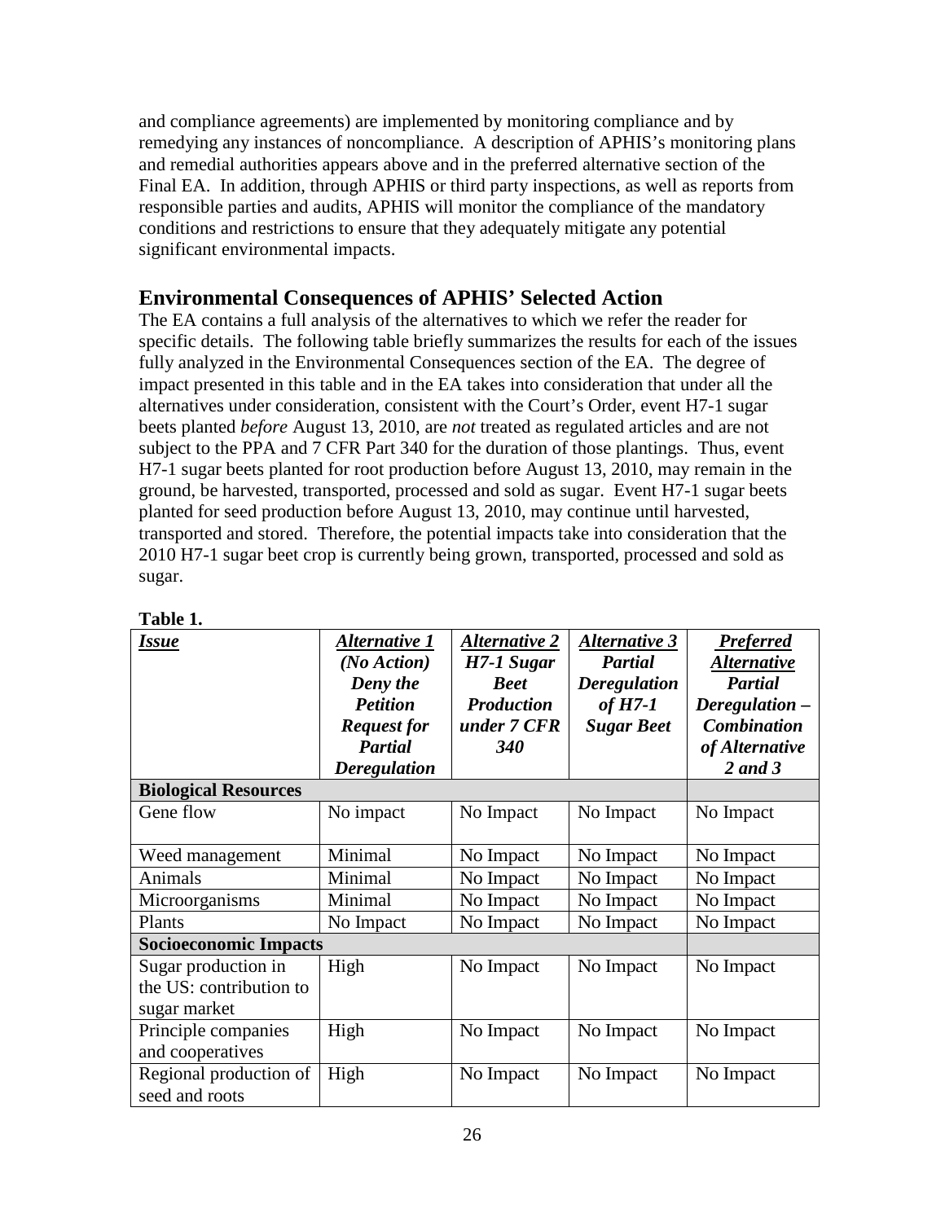and compliance agreements) are implemented by monitoring compliance and by remedying any instances of noncompliance. A description of APHIS's monitoring plans and remedial authorities appears above and in the preferred alternative section of the Final EA. In addition, through APHIS or third party inspections, as well as reports from responsible parties and audits, APHIS will monitor the compliance of the mandatory conditions and restrictions to ensure that they adequately mitigate any potential significant environmental impacts.

## Environmental Consequences of APHIS' Selected Action

The EA contains a full analysis of the alternatives to which we refer the reader for specific details. The following table briefly summarizes the results for each of the issues fully analyzed in the Environmental Consequences section of the EA. The degree of impact presented in this table and in the EA takes into consideration that under all the alternatives under consideration, consistent with the Court's Order, event H7-1 sugar beets planted *before* August 13, 2010, are *not* treated as regulated articles and are not subject to the PPA and 7 CFR Part 340 for the duration of those plantings. Thus, event H7-1 sugar beets planted for root production before August 13, 2010, may remain in the ground, be harvested, transported, processed and sold as sugar. Event H7-1 sugar beets planted for seed production before August 13, 2010, may continue until harvested, transported and stored. Therefore, the potential impacts take into consideration that the 2010 H7-1 sugar beet crop is currently being grown, transported, processed and sold as sugar.

**Table 1.**

| ***Issue*** | ***Alternative 1* (No Action) Deny the Petition Request for Partial Deregulation** | ***Alternative 2* H7-1 Sugar Beet Production under 7 CFR 340** | ***Alternative 3* Partial Deregulation of H7-1 Sugar Beet** | ***Preferred Alternative* Partial Deregulation – Combination of Alternative 2 and 3** |
|---|---|---|---|---|
| **Biological Resources** | | | | |
| Gene flow | No impact | No Impact | No Impact | No Impact |
| Weed management | Minimal | No Impact | No Impact | No Impact |
| Animals | Minimal | No Impact | No Impact | No Impact |
| Microorganisms | Minimal | No Impact | No Impact | No Impact |
| Plants | No Impact | No Impact | No Impact | No Impact |
| **Socioeconomic Impacts** | | | | |
| Sugar production in the US: contribution to sugar market | High | No Impact | No Impact | No Impact |
| Principle companies and cooperatives | High | No Impact | No Impact | No Impact |
| Regional production of seed and roots | High | No Impact | No Impact | No Impact |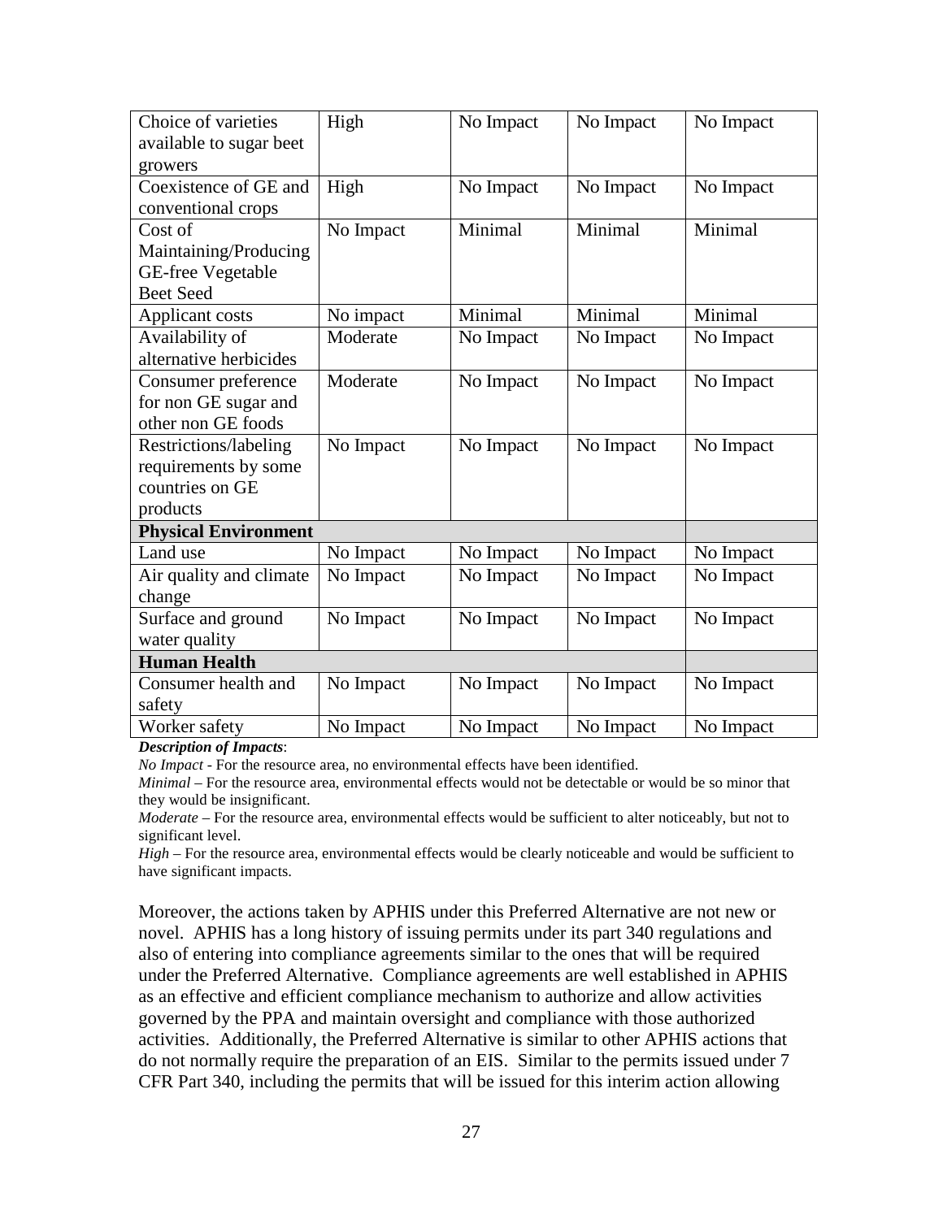| | | | | |
|---|---|---|---|---|
| Choice of varieties available to sugar beet growers | High | No Impact | No Impact | No Impact |
| Coexistence of GE and conventional crops | High | No Impact | No Impact | No Impact |
| Cost of Maintaining/Producing GE-free Vegetable Beet Seed | No Impact | Minimal | Minimal | Minimal |
| Applicant costs | No impact | Minimal | Minimal | Minimal |
| Availability of alternative herbicides | Moderate | No Impact | No Impact | No Impact |
| Consumer preference for non GE sugar and other non GE foods | Moderate | No Impact | No Impact | No Impact |
| Restrictions/labeling requirements by some countries on GE products | No Impact | No Impact | No Impact | No Impact |
| **Physical Environment** | | | | |
| Land use | No Impact | No Impact | No Impact | No Impact |
| Air quality and climate change | No Impact | No Impact | No Impact | No Impact |
| Surface and ground water quality | No Impact | No Impact | No Impact | No Impact |
| **Human Health** | | | | |
| Consumer health and safety | No Impact | No Impact | No Impact | No Impact |
| Worker safety | No Impact | No Impact | No Impact | No Impact |

***Description of Impacts***:

*No Impact* - For the resource area, no environmental effects have been identified.

*Minimal* – For the resource area, environmental effects would not be detectable or would be so minor that they would be insignificant.

*Moderate* – For the resource area, environmental effects would be sufficient to alter noticeably, but not to significant level.

*High* – For the resource area, environmental effects would be clearly noticeable and would be sufficient to have significant impacts.

Moreover, the actions taken by APHIS under this Preferred Alternative are not new or novel. APHIS has a long history of issuing permits under its part 340 regulations and also of entering into compliance agreements similar to the ones that will be required under the Preferred Alternative. Compliance agreements are well established in APHIS as an effective and efficient compliance mechanism to authorize and allow activities governed by the PPA and maintain oversight and compliance with those authorized activities. Additionally, the Preferred Alternative is similar to other APHIS actions that do not normally require the preparation of an EIS. Similar to the permits issued under 7 CFR Part 340, including the permits that will be issued for this interim action allowing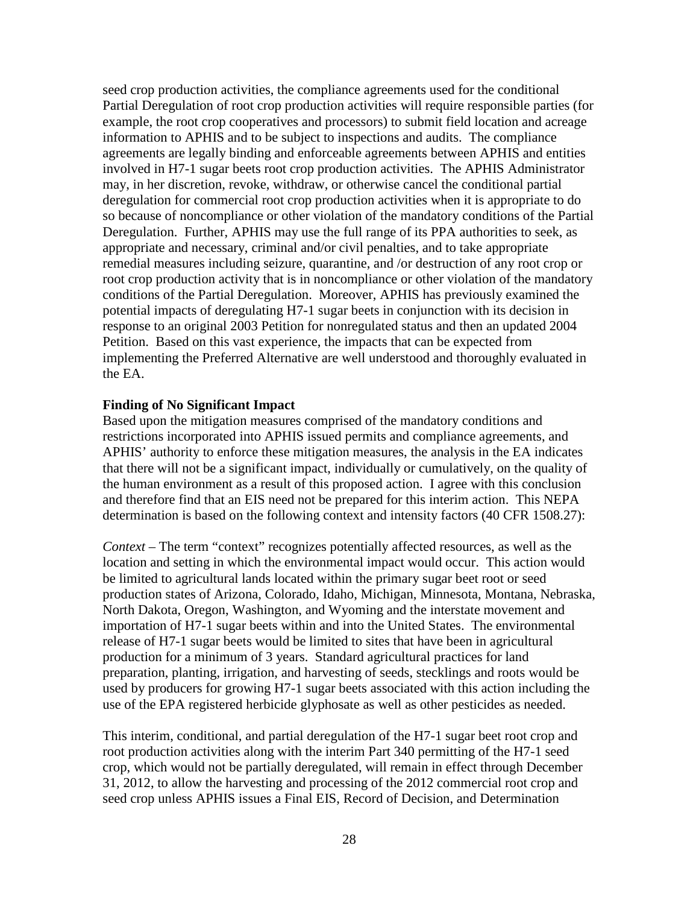seed crop production activities, the compliance agreements used for the conditional Partial Deregulation of root crop production activities will require responsible parties (for example, the root crop cooperatives and processors) to submit field location and acreage information to APHIS and to be subject to inspections and audits. The compliance agreements are legally binding and enforceable agreements between APHIS and entities involved in H7-1 sugar beets root crop production activities. The APHIS Administrator may, in her discretion, revoke, withdraw, or otherwise cancel the conditional partial deregulation for commercial root crop production activities when it is appropriate to do so because of noncompliance or other violation of the mandatory conditions of the Partial Deregulation. Further, APHIS may use the full range of its PPA authorities to seek, as appropriate and necessary, criminal and/or civil penalties, and to take appropriate remedial measures including seizure, quarantine, and /or destruction of any root crop or root crop production activity that is in noncompliance or other violation of the mandatory conditions of the Partial Deregulation. Moreover, APHIS has previously examined the potential impacts of deregulating H7-1 sugar beets in conjunction with its decision in response to an original 2003 Petition for nonregulated status and then an updated 2004 Petition. Based on this vast experience, the impacts that can be expected from implementing the Preferred Alternative are well understood and thoroughly evaluated in the EA.

**Finding of No Significant Impact**

Based upon the mitigation measures comprised of the mandatory conditions and restrictions incorporated into APHIS issued permits and compliance agreements, and APHIS' authority to enforce these mitigation measures, the analysis in the EA indicates that there will not be a significant impact, individually or cumulatively, on the quality of the human environment as a result of this proposed action. I agree with this conclusion and therefore find that an EIS need not be prepared for this interim action. This NEPA determination is based on the following context and intensity factors (40 CFR 1508.27):

*Context* – The term "context" recognizes potentially affected resources, as well as the location and setting in which the environmental impact would occur. This action would be limited to agricultural lands located within the primary sugar beet root or seed production states of Arizona, Colorado, Idaho, Michigan, Minnesota, Montana, Nebraska, North Dakota, Oregon, Washington, and Wyoming and the interstate movement and importation of H7-1 sugar beets within and into the United States. The environmental release of H7-1 sugar beets would be limited to sites that have been in agricultural production for a minimum of 3 years. Standard agricultural practices for land preparation, planting, irrigation, and harvesting of seeds, stecklings and roots would be used by producers for growing H7-1 sugar beets associated with this action including the use of the EPA registered herbicide glyphosate as well as other pesticides as needed.

This interim, conditional, and partial deregulation of the H7-1 sugar beet root crop and root production activities along with the interim Part 340 permitting of the H7-1 seed crop, which would not be partially deregulated, will remain in effect through December 31, 2012, to allow the harvesting and processing of the 2012 commercial root crop and seed crop unless APHIS issues a Final EIS, Record of Decision, and Determination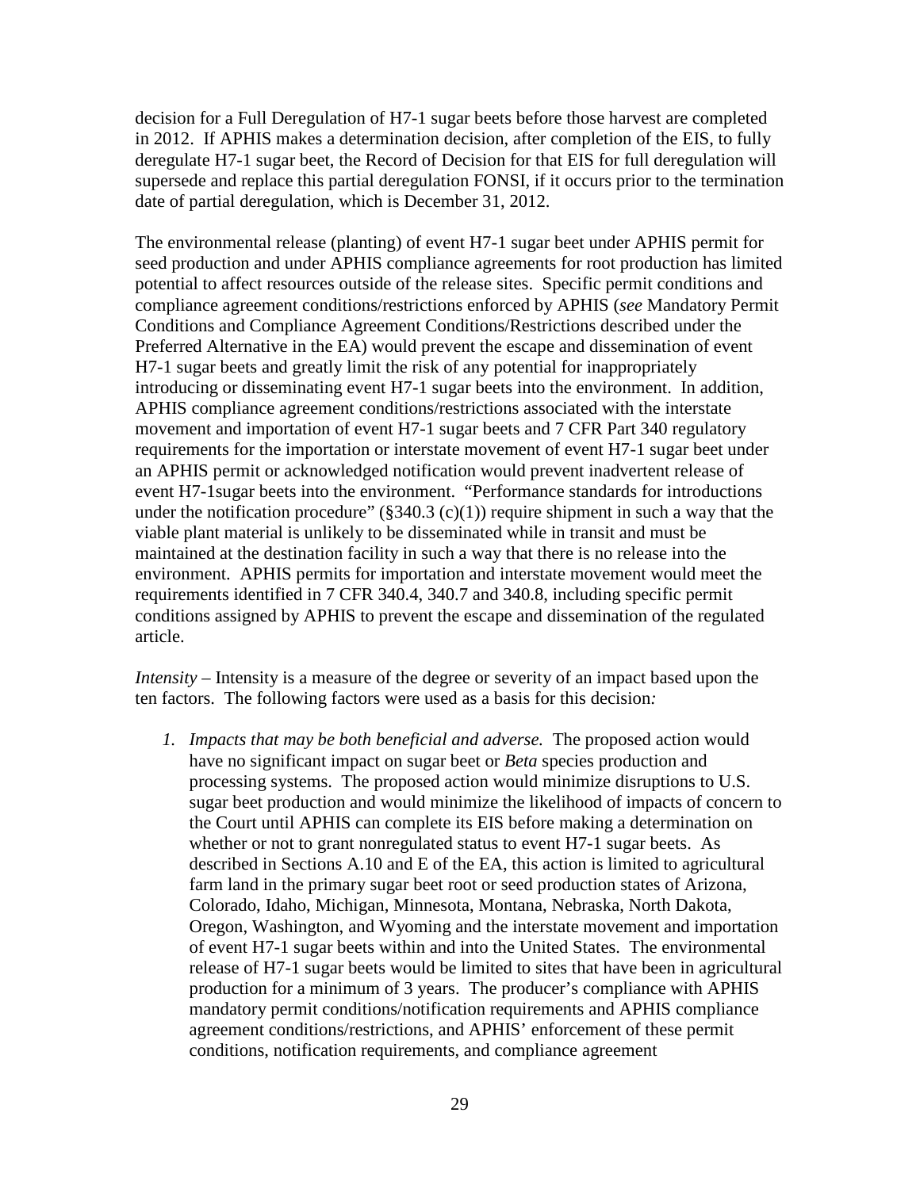decision for a Full Deregulation of H7-1 sugar beets before those harvest are completed in 2012. If APHIS makes a determination decision, after completion of the EIS, to fully deregulate H7-1 sugar beet, the Record of Decision for that EIS for full deregulation will supersede and replace this partial deregulation FONSI, if it occurs prior to the termination date of partial deregulation, which is December 31, 2012.

The environmental release (planting) of event H7-1 sugar beet under APHIS permit for seed production and under APHIS compliance agreements for root production has limited potential to affect resources outside of the release sites. Specific permit conditions and compliance agreement conditions/restrictions enforced by APHIS (*see* Mandatory Permit Conditions and Compliance Agreement Conditions/Restrictions described under the Preferred Alternative in the EA) would prevent the escape and dissemination of event H7-1 sugar beets and greatly limit the risk of any potential for inappropriately introducing or disseminating event H7-1 sugar beets into the environment. In addition, APHIS compliance agreement conditions/restrictions associated with the interstate movement and importation of event H7-1 sugar beets and 7 CFR Part 340 regulatory requirements for the importation or interstate movement of event H7-1 sugar beet under an APHIS permit or acknowledged notification would prevent inadvertent release of event H7-1sugar beets into the environment. "Performance standards for introductions under the notification procedure" (§340.3 (c)(1)) require shipment in such a way that the viable plant material is unlikely to be disseminated while in transit and must be maintained at the destination facility in such a way that there is no release into the environment. APHIS permits for importation and interstate movement would meet the requirements identified in 7 CFR 340.4, 340.7 and 340.8, including specific permit conditions assigned by APHIS to prevent the escape and dissemination of the regulated article.

*Intensity* – Intensity is a measure of the degree or severity of an impact based upon the ten factors. The following factors were used as a basis for this decision*:*

1. *Impacts that may be both beneficial and adverse.* The proposed action would have no significant impact on sugar beet or *Beta* species production and processing systems. The proposed action would minimize disruptions to U.S. sugar beet production and would minimize the likelihood of impacts of concern to the Court until APHIS can complete its EIS before making a determination on whether or not to grant nonregulated status to event H7-1 sugar beets. As described in Sections A.10 and E of the EA, this action is limited to agricultural farm land in the primary sugar beet root or seed production states of Arizona, Colorado, Idaho, Michigan, Minnesota, Montana, Nebraska, North Dakota, Oregon, Washington, and Wyoming and the interstate movement and importation of event H7-1 sugar beets within and into the United States. The environmental release of H7-1 sugar beets would be limited to sites that have been in agricultural production for a minimum of 3 years. The producer's compliance with APHIS mandatory permit conditions/notification requirements and APHIS compliance agreement conditions/restrictions, and APHIS' enforcement of these permit conditions, notification requirements, and compliance agreement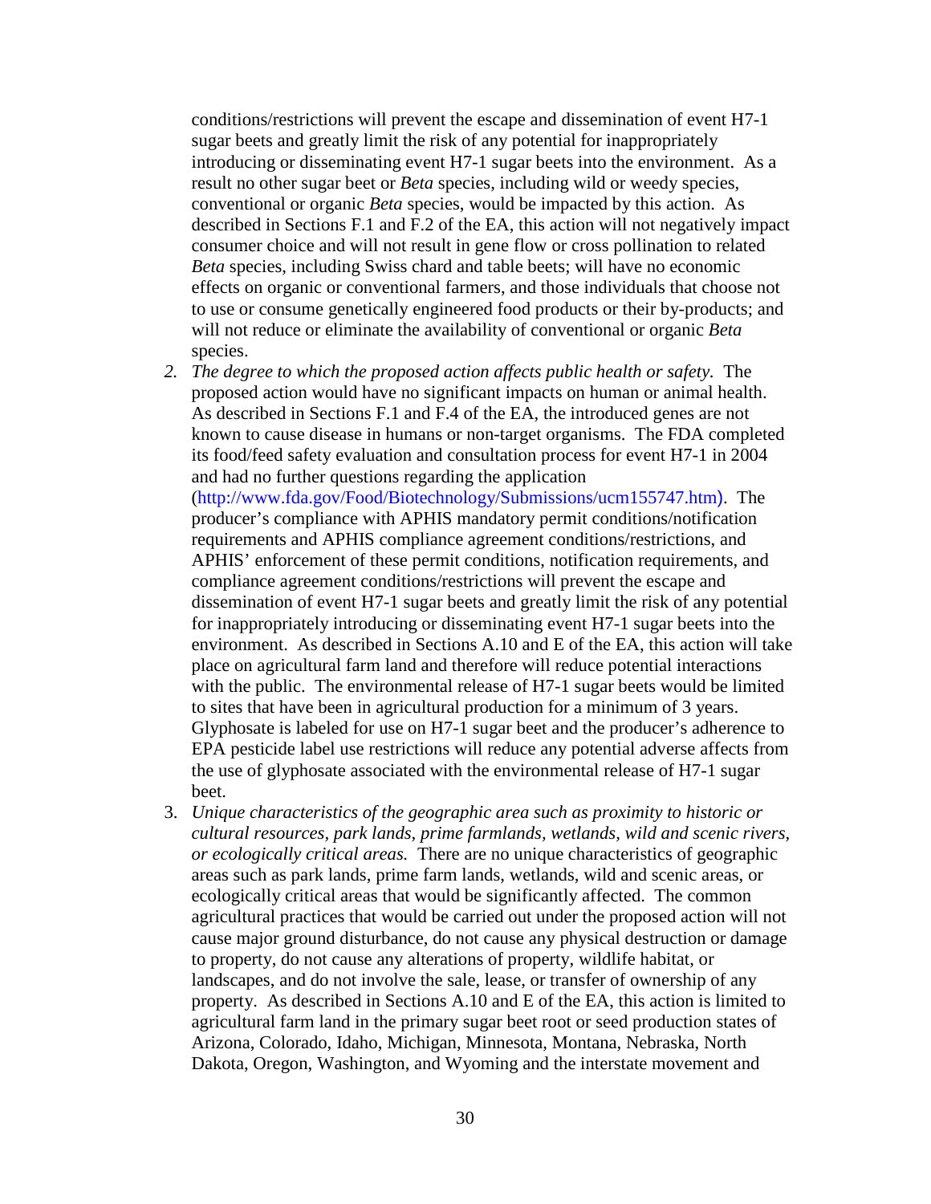conditions/restrictions will prevent the escape and dissemination of event H7-1 sugar beets and greatly limit the risk of any potential for inappropriately introducing or disseminating event H7-1 sugar beets into the environment. As a result no other sugar beet or *Beta* species, including wild or weedy species, conventional or organic *Beta* species, would be impacted by this action. As described in Sections F.1 and F.2 of the EA, this action will not negatively impact consumer choice and will not result in gene flow or cross pollination to related *Beta* species, including Swiss chard and table beets; will have no economic effects on organic or conventional farmers, and those individuals that choose not to use or consume genetically engineered food products or their by-products; and will not reduce or eliminate the availability of conventional or organic *Beta* species.

2. *The degree to which the proposed action affects public health or safety.* The proposed action would have no significant impacts on human or animal health. As described in Sections F.1 and F.4 of the EA, the introduced genes are not known to cause disease in humans or non-target organisms. The FDA completed its food/feed safety evaluation and consultation process for event H7-1 in 2004 and had no further questions regarding the application (http://www.fda.gov/Food/Biotechnology/Submissions/ucm155747.htm). The producer's compliance with APHIS mandatory permit conditions/notification requirements and APHIS compliance agreement conditions/restrictions, and APHIS' enforcement of these permit conditions, notification requirements, and compliance agreement conditions/restrictions will prevent the escape and dissemination of event H7-1 sugar beets and greatly limit the risk of any potential for inappropriately introducing or disseminating event H7-1 sugar beets into the environment. As described in Sections A.10 and E of the EA, this action will take place on agricultural farm land and therefore will reduce potential interactions with the public. The environmental release of H7-1 sugar beets would be limited to sites that have been in agricultural production for a minimum of 3 years. Glyphosate is labeled for use on H7-1 sugar beet and the producer's adherence to EPA pesticide label use restrictions will reduce any potential adverse affects from the use of glyphosate associated with the environmental release of H7-1 sugar beet.

3. *Unique characteristics of the geographic area such as proximity to historic or cultural resources, park lands, prime farmlands, wetlands, wild and scenic rivers, or ecologically critical areas.* There are no unique characteristics of geographic areas such as park lands, prime farm lands, wetlands, wild and scenic areas, or ecologically critical areas that would be significantly affected. The common agricultural practices that would be carried out under the proposed action will not cause major ground disturbance, do not cause any physical destruction or damage to property, do not cause any alterations of property, wildlife habitat, or landscapes, and do not involve the sale, lease, or transfer of ownership of any property. As described in Sections A.10 and E of the EA, this action is limited to agricultural farm land in the primary sugar beet root or seed production states of Arizona, Colorado, Idaho, Michigan, Minnesota, Montana, Nebraska, North Dakota, Oregon, Washington, and Wyoming and the interstate movement and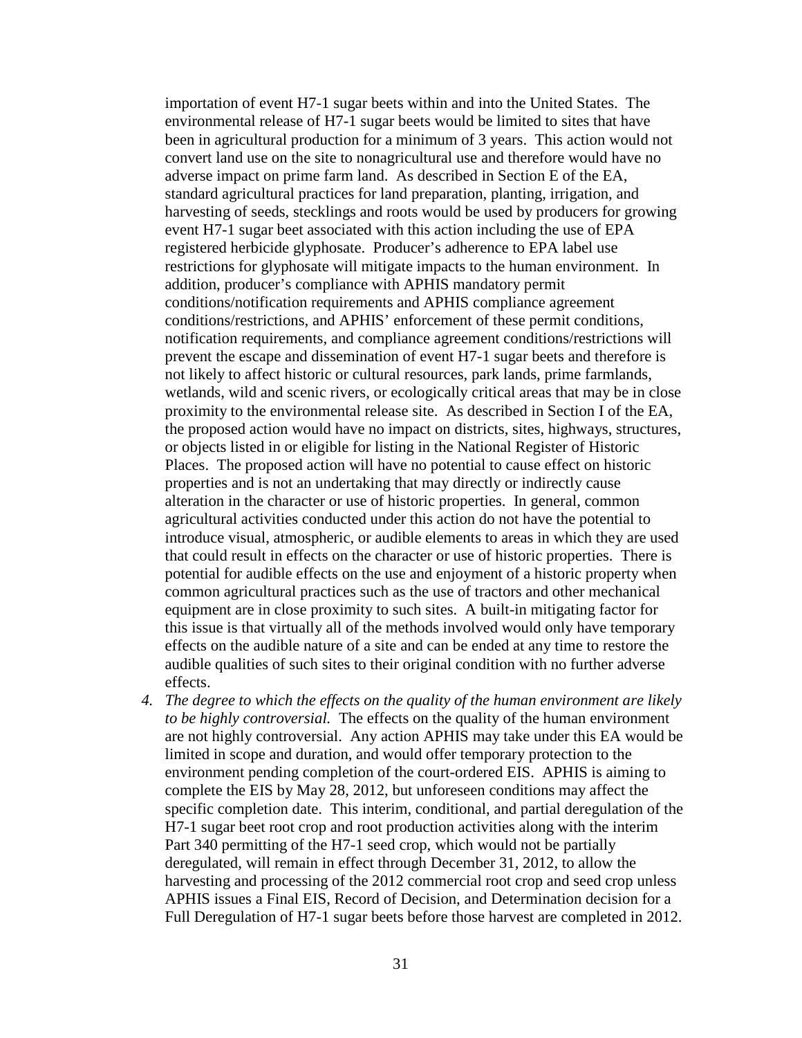importation of event H7-1 sugar beets within and into the United States. The environmental release of H7-1 sugar beets would be limited to sites that have been in agricultural production for a minimum of 3 years. This action would not convert land use on the site to nonagricultural use and therefore would have no adverse impact on prime farm land. As described in Section E of the EA, standard agricultural practices for land preparation, planting, irrigation, and harvesting of seeds, stecklings and roots would be used by producers for growing event H7-1 sugar beet associated with this action including the use of EPA registered herbicide glyphosate. Producer's adherence to EPA label use restrictions for glyphosate will mitigate impacts to the human environment. In addition, producer's compliance with APHIS mandatory permit conditions/notification requirements and APHIS compliance agreement conditions/restrictions, and APHIS' enforcement of these permit conditions, notification requirements, and compliance agreement conditions/restrictions will prevent the escape and dissemination of event H7-1 sugar beets and therefore is not likely to affect historic or cultural resources, park lands, prime farmlands, wetlands, wild and scenic rivers, or ecologically critical areas that may be in close proximity to the environmental release site. As described in Section I of the EA, the proposed action would have no impact on districts, sites, highways, structures, or objects listed in or eligible for listing in the National Register of Historic Places. The proposed action will have no potential to cause effect on historic properties and is not an undertaking that may directly or indirectly cause alteration in the character or use of historic properties. In general, common agricultural activities conducted under this action do not have the potential to introduce visual, atmospheric, or audible elements to areas in which they are used that could result in effects on the character or use of historic properties. There is potential for audible effects on the use and enjoyment of a historic property when common agricultural practices such as the use of tractors and other mechanical equipment are in close proximity to such sites. A built-in mitigating factor for this issue is that virtually all of the methods involved would only have temporary effects on the audible nature of a site and can be ended at any time to restore the audible qualities of such sites to their original condition with no further adverse effects.

4. *The degree to which the effects on the quality of the human environment are likely to be highly controversial.* The effects on the quality of the human environment are not highly controversial. Any action APHIS may take under this EA would be limited in scope and duration, and would offer temporary protection to the environment pending completion of the court-ordered EIS. APHIS is aiming to complete the EIS by May 28, 2012, but unforeseen conditions may affect the specific completion date. This interim, conditional, and partial deregulation of the H7-1 sugar beet root crop and root production activities along with the interim Part 340 permitting of the H7-1 seed crop, which would not be partially deregulated, will remain in effect through December 31, 2012, to allow the harvesting and processing of the 2012 commercial root crop and seed crop unless APHIS issues a Final EIS, Record of Decision, and Determination decision for a Full Deregulation of H7-1 sugar beets before those harvest are completed in 2012.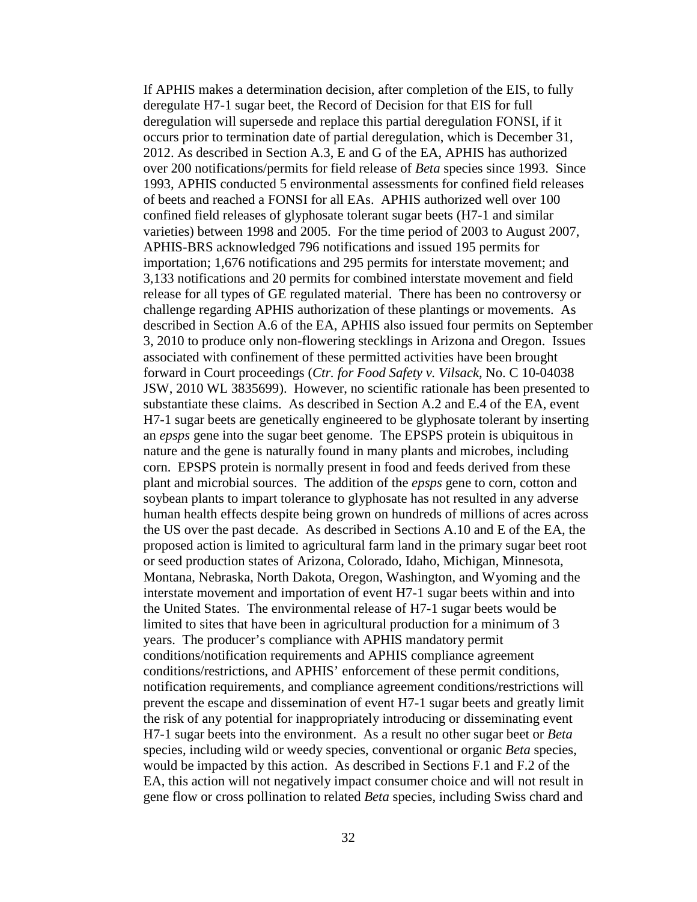If APHIS makes a determination decision, after completion of the EIS, to fully deregulate H7-1 sugar beet, the Record of Decision for that EIS for full deregulation will supersede and replace this partial deregulation FONSI, if it occurs prior to termination date of partial deregulation, which is December 31, 2012. As described in Section A.3, E and G of the EA, APHIS has authorized over 200 notifications/permits for field release of *Beta* species since 1993. Since 1993, APHIS conducted 5 environmental assessments for confined field releases of beets and reached a FONSI for all EAs. APHIS authorized well over 100 confined field releases of glyphosate tolerant sugar beets (H7-1 and similar varieties) between 1998 and 2005. For the time period of 2003 to August 2007, APHIS-BRS acknowledged 796 notifications and issued 195 permits for importation; 1,676 notifications and 295 permits for interstate movement; and 3,133 notifications and 20 permits for combined interstate movement and field release for all types of GE regulated material. There has been no controversy or challenge regarding APHIS authorization of these plantings or movements. As described in Section A.6 of the EA, APHIS also issued four permits on September 3, 2010 to produce only non-flowering stecklings in Arizona and Oregon. Issues associated with confinement of these permitted activities have been brought forward in Court proceedings (*Ctr. for Food Safety v. Vilsack*, No. C 10-04038 JSW, 2010 WL 3835699). However, no scientific rationale has been presented to substantiate these claims. As described in Section A.2 and E.4 of the EA, event H7-1 sugar beets are genetically engineered to be glyphosate tolerant by inserting an *epsps* gene into the sugar beet genome. The EPSPS protein is ubiquitous in nature and the gene is naturally found in many plants and microbes, including corn. EPSPS protein is normally present in food and feeds derived from these plant and microbial sources. The addition of the *epsps* gene to corn, cotton and soybean plants to impart tolerance to glyphosate has not resulted in any adverse human health effects despite being grown on hundreds of millions of acres across the US over the past decade. As described in Sections A.10 and E of the EA, the proposed action is limited to agricultural farm land in the primary sugar beet root or seed production states of Arizona, Colorado, Idaho, Michigan, Minnesota, Montana, Nebraska, North Dakota, Oregon, Washington, and Wyoming and the interstate movement and importation of event H7-1 sugar beets within and into the United States. The environmental release of H7-1 sugar beets would be limited to sites that have been in agricultural production for a minimum of 3 years. The producer's compliance with APHIS mandatory permit conditions/notification requirements and APHIS compliance agreement conditions/restrictions, and APHIS' enforcement of these permit conditions, notification requirements, and compliance agreement conditions/restrictions will prevent the escape and dissemination of event H7-1 sugar beets and greatly limit the risk of any potential for inappropriately introducing or disseminating event H7-1 sugar beets into the environment. As a result no other sugar beet or *Beta* species, including wild or weedy species, conventional or organic *Beta* species, would be impacted by this action. As described in Sections F.1 and F.2 of the EA, this action will not negatively impact consumer choice and will not result in gene flow or cross pollination to related *Beta* species, including Swiss chard and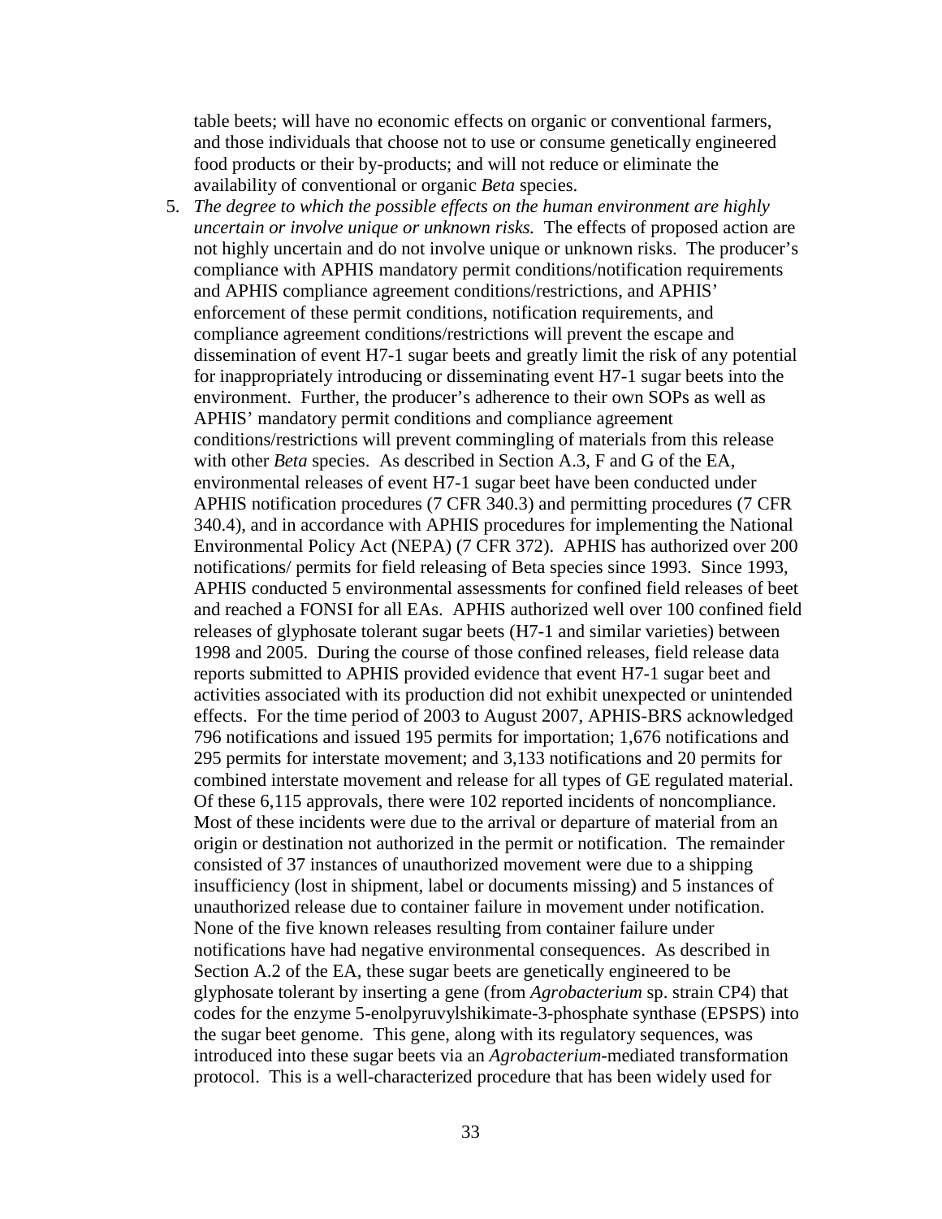table beets; will have no economic effects on organic or conventional farmers, and those individuals that choose not to use or consume genetically engineered food products or their by-products; and will not reduce or eliminate the availability of conventional or organic *Beta* species.

5. *The degree to which the possible effects on the human environment are highly uncertain or involve unique or unknown risks.* The effects of proposed action are not highly uncertain and do not involve unique or unknown risks. The producer's compliance with APHIS mandatory permit conditions/notification requirements and APHIS compliance agreement conditions/restrictions, and APHIS' enforcement of these permit conditions, notification requirements, and compliance agreement conditions/restrictions will prevent the escape and dissemination of event H7-1 sugar beets and greatly limit the risk of any potential for inappropriately introducing or disseminating event H7-1 sugar beets into the environment. Further, the producer's adherence to their own SOPs as well as APHIS' mandatory permit conditions and compliance agreement conditions/restrictions will prevent commingling of materials from this release with other *Beta* species. As described in Section A.3, F and G of the EA, environmental releases of event H7-1 sugar beet have been conducted under APHIS notification procedures (7 CFR 340.3) and permitting procedures (7 CFR 340.4), and in accordance with APHIS procedures for implementing the National Environmental Policy Act (NEPA) (7 CFR 372). APHIS has authorized over 200 notifications/ permits for field releasing of Beta species since 1993. Since 1993, APHIS conducted 5 environmental assessments for confined field releases of beet and reached a FONSI for all EAs. APHIS authorized well over 100 confined field releases of glyphosate tolerant sugar beets (H7-1 and similar varieties) between 1998 and 2005. During the course of those confined releases, field release data reports submitted to APHIS provided evidence that event H7-1 sugar beet and activities associated with its production did not exhibit unexpected or unintended effects. For the time period of 2003 to August 2007, APHIS-BRS acknowledged 796 notifications and issued 195 permits for importation; 1,676 notifications and 295 permits for interstate movement; and 3,133 notifications and 20 permits for combined interstate movement and release for all types of GE regulated material. Of these 6,115 approvals, there were 102 reported incidents of noncompliance. Most of these incidents were due to the arrival or departure of material from an origin or destination not authorized in the permit or notification. The remainder consisted of 37 instances of unauthorized movement were due to a shipping insufficiency (lost in shipment, label or documents missing) and 5 instances of unauthorized release due to container failure in movement under notification. None of the five known releases resulting from container failure under notifications have had negative environmental consequences. As described in Section A.2 of the EA, these sugar beets are genetically engineered to be glyphosate tolerant by inserting a gene (from *Agrobacterium* sp. strain CP4) that codes for the enzyme 5-enolpyruvylshikimate-3-phosphate synthase (EPSPS) into the sugar beet genome. This gene, along with its regulatory sequences, was introduced into these sugar beets via an *Agrobacterium*-mediated transformation protocol. This is a well-characterized procedure that has been widely used for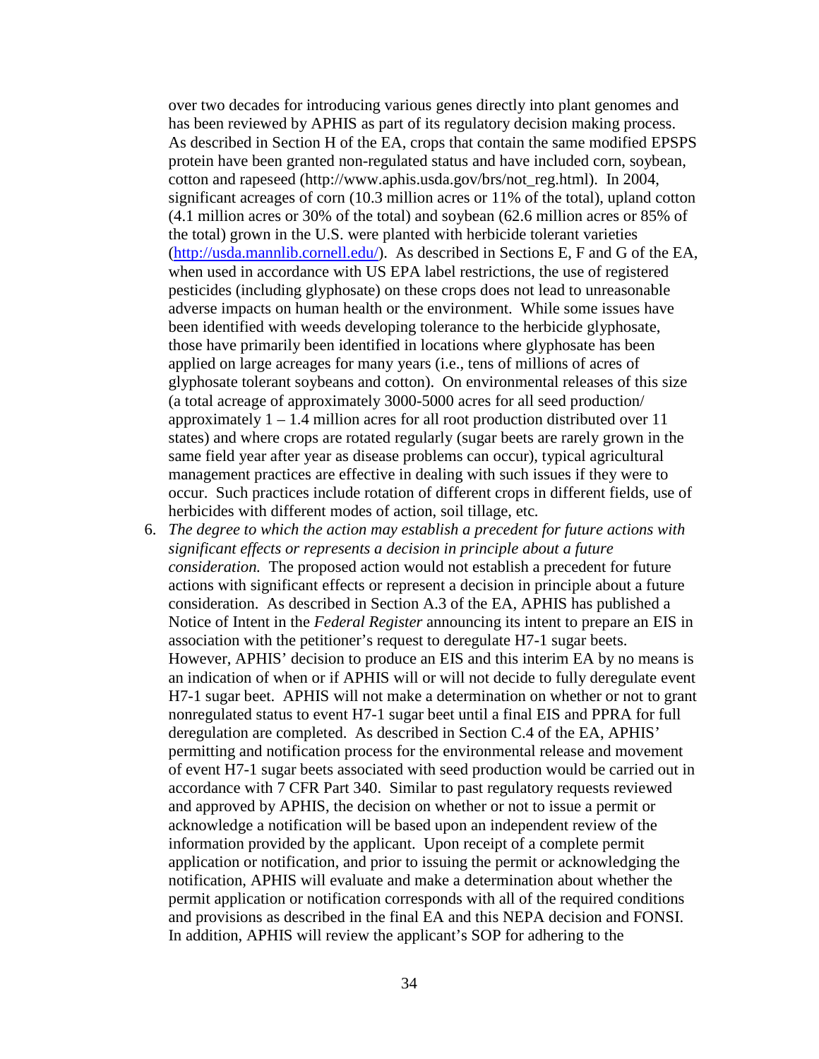over two decades for introducing various genes directly into plant genomes and has been reviewed by APHIS as part of its regulatory decision making process. As described in Section H of the EA, crops that contain the same modified EPSPS protein have been granted non-regulated status and have included corn, soybean, cotton and rapeseed (http://www.aphis.usda.gov/brs/not_reg.html). In 2004, significant acreages of corn (10.3 million acres or 11% of the total), upland cotton (4.1 million acres or 30% of the total) and soybean (62.6 million acres or 85% of the total) grown in the U.S. were planted with herbicide tolerant varieties (http://usda.mannlib.cornell.edu/). As described in Sections E, F and G of the EA, when used in accordance with US EPA label restrictions, the use of registered pesticides (including glyphosate) on these crops does not lead to unreasonable adverse impacts on human health or the environment. While some issues have been identified with weeds developing tolerance to the herbicide glyphosate, those have primarily been identified in locations where glyphosate has been applied on large acreages for many years (i.e., tens of millions of acres of glyphosate tolerant soybeans and cotton). On environmental releases of this size (a total acreage of approximately 3000-5000 acres for all seed production/ approximately 1 – 1.4 million acres for all root production distributed over 11 states) and where crops are rotated regularly (sugar beets are rarely grown in the same field year after year as disease problems can occur), typical agricultural management practices are effective in dealing with such issues if they were to occur. Such practices include rotation of different crops in different fields, use of herbicides with different modes of action, soil tillage, etc.

6. *The degree to which the action may establish a precedent for future actions with significant effects or represents a decision in principle about a future consideration.* The proposed action would not establish a precedent for future actions with significant effects or represent a decision in principle about a future consideration. As described in Section A.3 of the EA, APHIS has published a Notice of Intent in the *Federal Register* announcing its intent to prepare an EIS in association with the petitioner's request to deregulate H7-1 sugar beets. However, APHIS' decision to produce an EIS and this interim EA by no means is an indication of when or if APHIS will or will not decide to fully deregulate event H7-1 sugar beet. APHIS will not make a determination on whether or not to grant nonregulated status to event H7-1 sugar beet until a final EIS and PPRA for full deregulation are completed. As described in Section C.4 of the EA, APHIS' permitting and notification process for the environmental release and movement of event H7-1 sugar beets associated with seed production would be carried out in accordance with 7 CFR Part 340. Similar to past regulatory requests reviewed and approved by APHIS, the decision on whether or not to issue a permit or acknowledge a notification will be based upon an independent review of the information provided by the applicant. Upon receipt of a complete permit application or notification, and prior to issuing the permit or acknowledging the notification, APHIS will evaluate and make a determination about whether the permit application or notification corresponds with all of the required conditions and provisions as described in the final EA and this NEPA decision and FONSI. In addition, APHIS will review the applicant's SOP for adhering to the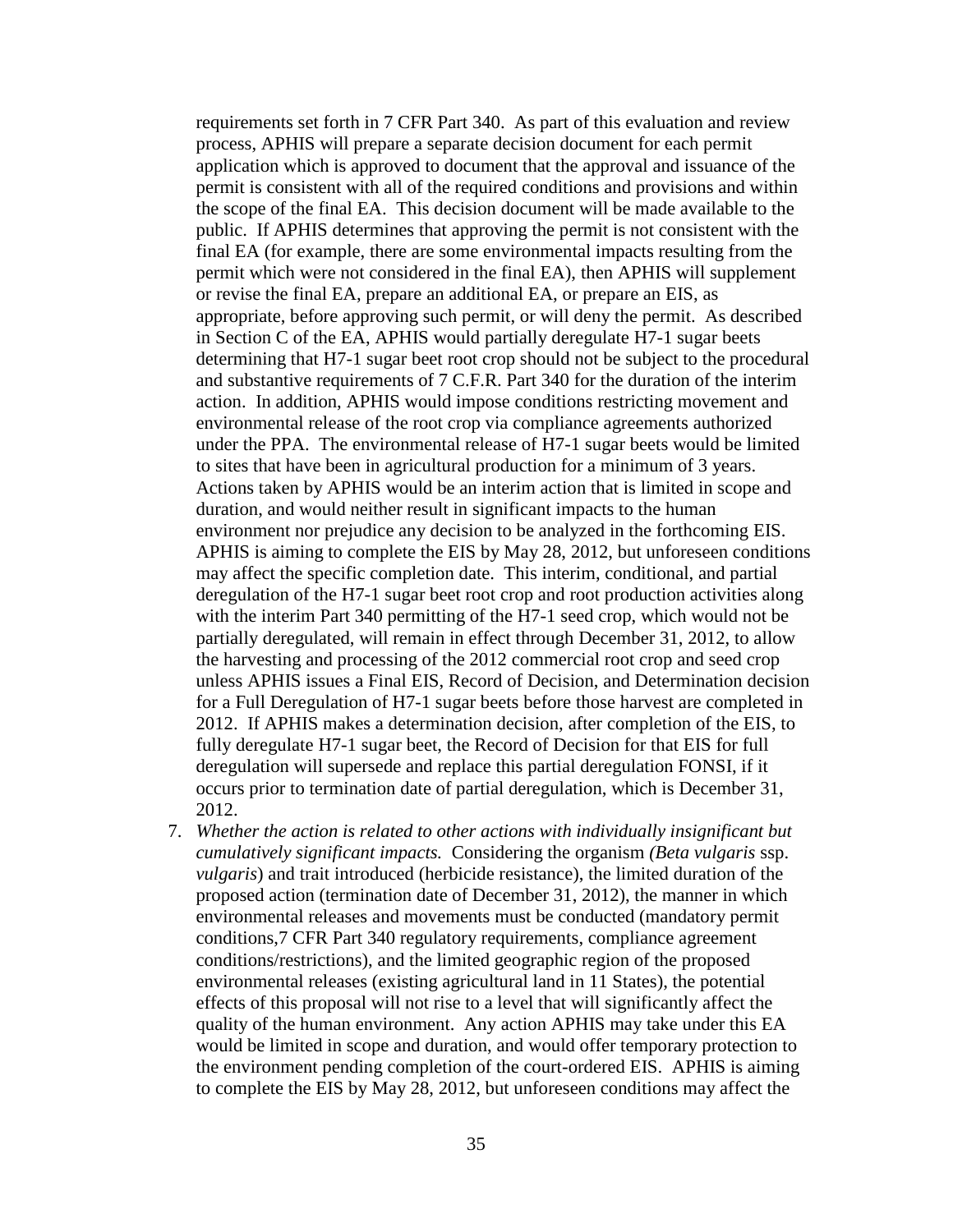requirements set forth in 7 CFR Part 340. As part of this evaluation and review process, APHIS will prepare a separate decision document for each permit application which is approved to document that the approval and issuance of the permit is consistent with all of the required conditions and provisions and within the scope of the final EA. This decision document will be made available to the public. If APHIS determines that approving the permit is not consistent with the final EA (for example, there are some environmental impacts resulting from the permit which were not considered in the final EA), then APHIS will supplement or revise the final EA, prepare an additional EA, or prepare an EIS, as appropriate, before approving such permit, or will deny the permit. As described in Section C of the EA, APHIS would partially deregulate H7-1 sugar beets determining that H7-1 sugar beet root crop should not be subject to the procedural and substantive requirements of 7 C.F.R. Part 340 for the duration of the interim action. In addition, APHIS would impose conditions restricting movement and environmental release of the root crop via compliance agreements authorized under the PPA. The environmental release of H7-1 sugar beets would be limited to sites that have been in agricultural production for a minimum of 3 years. Actions taken by APHIS would be an interim action that is limited in scope and duration, and would neither result in significant impacts to the human environment nor prejudice any decision to be analyzed in the forthcoming EIS. APHIS is aiming to complete the EIS by May 28, 2012, but unforeseen conditions may affect the specific completion date. This interim, conditional, and partial deregulation of the H7-1 sugar beet root crop and root production activities along with the interim Part 340 permitting of the H7-1 seed crop, which would not be partially deregulated, will remain in effect through December 31, 2012, to allow the harvesting and processing of the 2012 commercial root crop and seed crop unless APHIS issues a Final EIS, Record of Decision, and Determination decision for a Full Deregulation of H7-1 sugar beets before those harvest are completed in 2012. If APHIS makes a determination decision, after completion of the EIS, to fully deregulate H7-1 sugar beet, the Record of Decision for that EIS for full deregulation will supersede and replace this partial deregulation FONSI, if it occurs prior to termination date of partial deregulation, which is December 31, 2012.

7. *Whether the action is related to other actions with individually insignificant but cumulatively significant impacts.* Considering the organism *(Beta vulgaris* ssp. *vulgaris*) and trait introduced (herbicide resistance), the limited duration of the proposed action (termination date of December 31, 2012), the manner in which environmental releases and movements must be conducted (mandatory permit conditions,7 CFR Part 340 regulatory requirements, compliance agreement conditions/restrictions), and the limited geographic region of the proposed environmental releases (existing agricultural land in 11 States), the potential effects of this proposal will not rise to a level that will significantly affect the quality of the human environment. Any action APHIS may take under this EA would be limited in scope and duration, and would offer temporary protection to the environment pending completion of the court-ordered EIS. APHIS is aiming to complete the EIS by May 28, 2012, but unforeseen conditions may affect the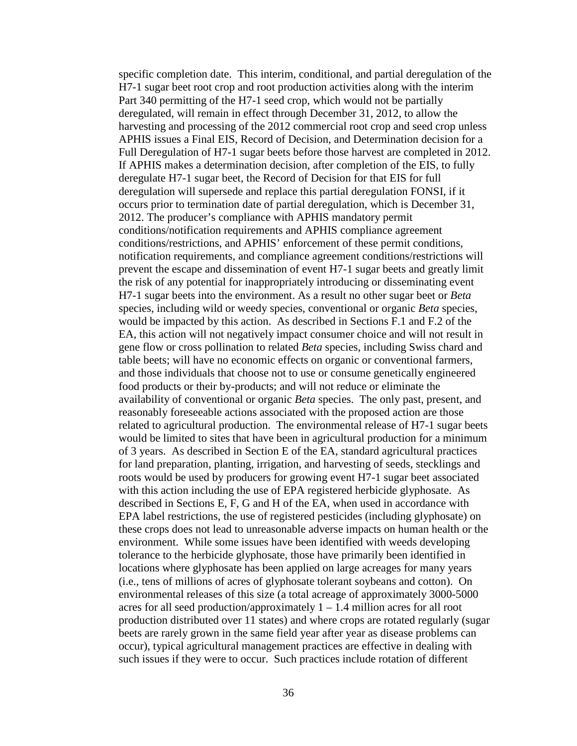specific completion date. This interim, conditional, and partial deregulation of the H7-1 sugar beet root crop and root production activities along with the interim Part 340 permitting of the H7-1 seed crop, which would not be partially deregulated, will remain in effect through December 31, 2012, to allow the harvesting and processing of the 2012 commercial root crop and seed crop unless APHIS issues a Final EIS, Record of Decision, and Determination decision for a Full Deregulation of H7-1 sugar beets before those harvest are completed in 2012. If APHIS makes a determination decision, after completion of the EIS, to fully deregulate H7-1 sugar beet, the Record of Decision for that EIS for full deregulation will supersede and replace this partial deregulation FONSI, if it occurs prior to termination date of partial deregulation, which is December 31, 2012. The producer's compliance with APHIS mandatory permit conditions/notification requirements and APHIS compliance agreement conditions/restrictions, and APHIS' enforcement of these permit conditions, notification requirements, and compliance agreement conditions/restrictions will prevent the escape and dissemination of event H7-1 sugar beets and greatly limit the risk of any potential for inappropriately introducing or disseminating event H7-1 sugar beets into the environment. As a result no other sugar beet or *Beta* species, including wild or weedy species, conventional or organic *Beta* species, would be impacted by this action. As described in Sections F.1 and F.2 of the EA, this action will not negatively impact consumer choice and will not result in gene flow or cross pollination to related *Beta* species, including Swiss chard and table beets; will have no economic effects on organic or conventional farmers, and those individuals that choose not to use or consume genetically engineered food products or their by-products; and will not reduce or eliminate the availability of conventional or organic *Beta* species. The only past, present, and reasonably foreseeable actions associated with the proposed action are those related to agricultural production. The environmental release of H7-1 sugar beets would be limited to sites that have been in agricultural production for a minimum of 3 years. As described in Section E of the EA, standard agricultural practices for land preparation, planting, irrigation, and harvesting of seeds, stecklings and roots would be used by producers for growing event H7-1 sugar beet associated with this action including the use of EPA registered herbicide glyphosate. As described in Sections E, F, G and H of the EA, when used in accordance with EPA label restrictions, the use of registered pesticides (including glyphosate) on these crops does not lead to unreasonable adverse impacts on human health or the environment. While some issues have been identified with weeds developing tolerance to the herbicide glyphosate, those have primarily been identified in locations where glyphosate has been applied on large acreages for many years (i.e., tens of millions of acres of glyphosate tolerant soybeans and cotton). On environmental releases of this size (a total acreage of approximately 3000-5000 acres for all seed production/approximately 1 – 1.4 million acres for all root production distributed over 11 states) and where crops are rotated regularly (sugar beets are rarely grown in the same field year after year as disease problems can occur), typical agricultural management practices are effective in dealing with such issues if they were to occur. Such practices include rotation of different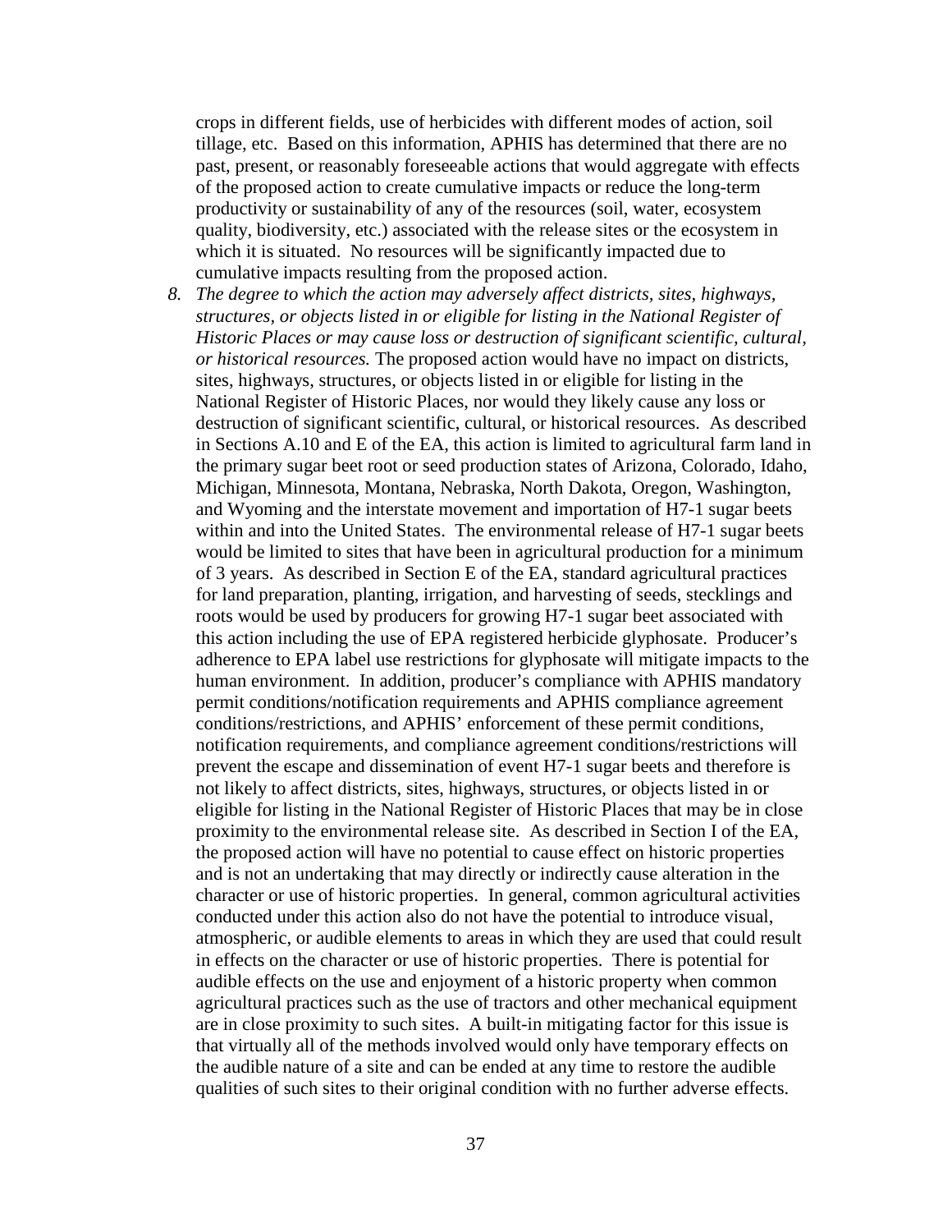crops in different fields, use of herbicides with different modes of action, soil tillage, etc. Based on this information, APHIS has determined that there are no past, present, or reasonably foreseeable actions that would aggregate with effects of the proposed action to create cumulative impacts or reduce the long-term productivity or sustainability of any of the resources (soil, water, ecosystem quality, biodiversity, etc.) associated with the release sites or the ecosystem in which it is situated. No resources will be significantly impacted due to cumulative impacts resulting from the proposed action.

8. *The degree to which the action may adversely affect districts, sites, highways, structures, or objects listed in or eligible for listing in the National Register of Historic Places or may cause loss or destruction of significant scientific, cultural, or historical resources.* The proposed action would have no impact on districts, sites, highways, structures, or objects listed in or eligible for listing in the National Register of Historic Places, nor would they likely cause any loss or destruction of significant scientific, cultural, or historical resources. As described in Sections A.10 and E of the EA, this action is limited to agricultural farm land in the primary sugar beet root or seed production states of Arizona, Colorado, Idaho, Michigan, Minnesota, Montana, Nebraska, North Dakota, Oregon, Washington, and Wyoming and the interstate movement and importation of H7-1 sugar beets within and into the United States. The environmental release of H7-1 sugar beets would be limited to sites that have been in agricultural production for a minimum of 3 years. As described in Section E of the EA, standard agricultural practices for land preparation, planting, irrigation, and harvesting of seeds, stecklings and roots would be used by producers for growing H7-1 sugar beet associated with this action including the use of EPA registered herbicide glyphosate. Producer's adherence to EPA label use restrictions for glyphosate will mitigate impacts to the human environment. In addition, producer's compliance with APHIS mandatory permit conditions/notification requirements and APHIS compliance agreement conditions/restrictions, and APHIS' enforcement of these permit conditions, notification requirements, and compliance agreement conditions/restrictions will prevent the escape and dissemination of event H7-1 sugar beets and therefore is not likely to affect districts, sites, highways, structures, or objects listed in or eligible for listing in the National Register of Historic Places that may be in close proximity to the environmental release site. As described in Section I of the EA, the proposed action will have no potential to cause effect on historic properties and is not an undertaking that may directly or indirectly cause alteration in the character or use of historic properties. In general, common agricultural activities conducted under this action also do not have the potential to introduce visual, atmospheric, or audible elements to areas in which they are used that could result in effects on the character or use of historic properties. There is potential for audible effects on the use and enjoyment of a historic property when common agricultural practices such as the use of tractors and other mechanical equipment are in close proximity to such sites. A built-in mitigating factor for this issue is that virtually all of the methods involved would only have temporary effects on the audible nature of a site and can be ended at any time to restore the audible qualities of such sites to their original condition with no further adverse effects.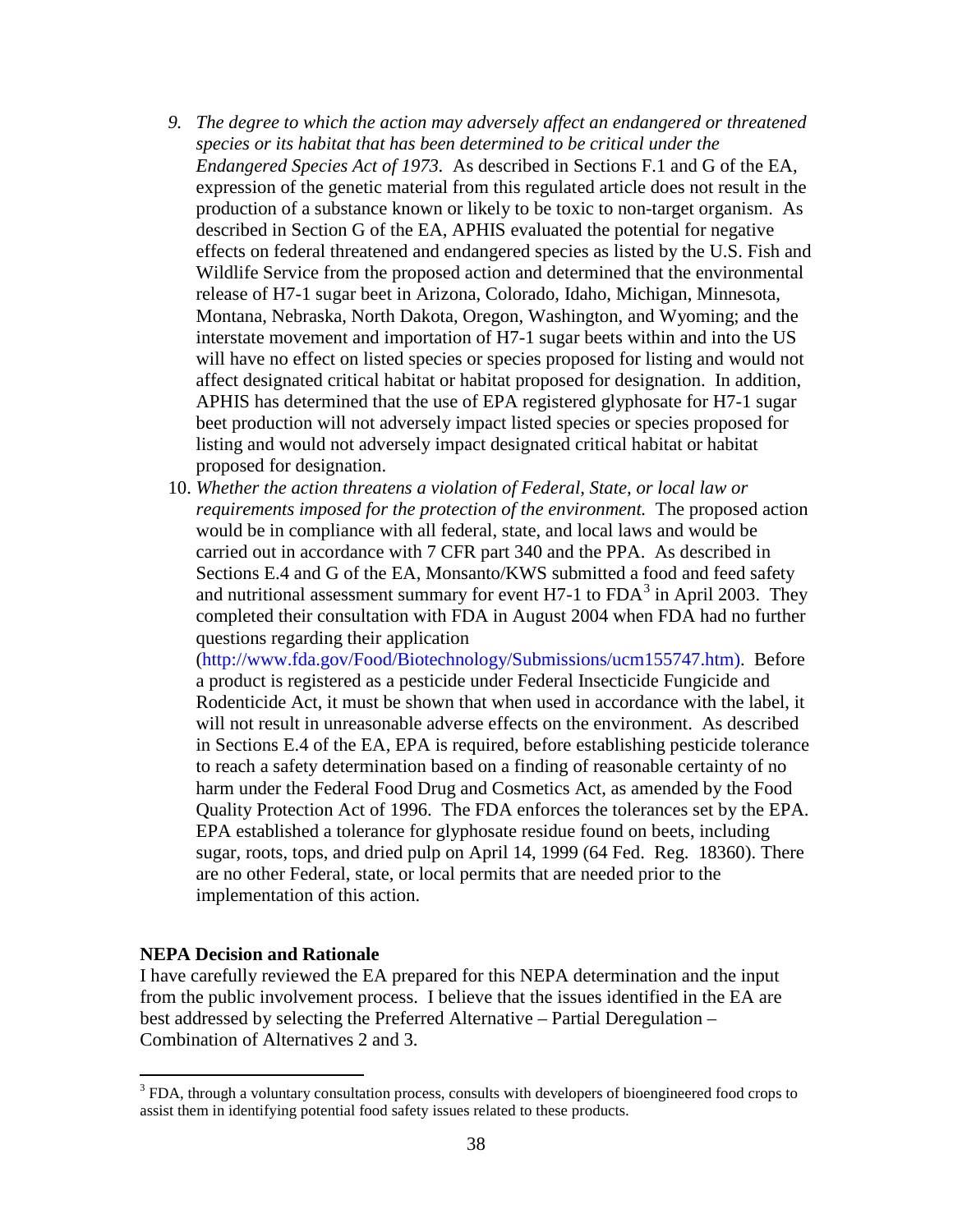9. *The degree to which the action may adversely affect an endangered or threatened species or its habitat that has been determined to be critical under the Endangered Species Act of 1973.* As described in Sections F.1 and G of the EA, expression of the genetic material from this regulated article does not result in the production of a substance known or likely to be toxic to non-target organism. As described in Section G of the EA, APHIS evaluated the potential for negative effects on federal threatened and endangered species as listed by the U.S. Fish and Wildlife Service from the proposed action and determined that the environmental release of H7-1 sugar beet in Arizona, Colorado, Idaho, Michigan, Minnesota, Montana, Nebraska, North Dakota, Oregon, Washington, and Wyoming; and the interstate movement and importation of H7-1 sugar beets within and into the US will have no effect on listed species or species proposed for listing and would not affect designated critical habitat or habitat proposed for designation. In addition, APHIS has determined that the use of EPA registered glyphosate for H7-1 sugar beet production will not adversely impact listed species or species proposed for listing and would not adversely impact designated critical habitat or habitat proposed for designation.
10. *Whether the action threatens a violation of Federal, State, or local law or requirements imposed for the protection of the environment.* The proposed action would be in compliance with all federal, state, and local laws and would be carried out in accordance with 7 CFR part 340 and the PPA. As described in Sections E.4 and G of the EA, Monsanto/KWS submitted a food and feed safety and nutritional assessment summary for event H7-1 to FDA[3] in April 2003. They completed their consultation with FDA in August 2004 when FDA had no further questions regarding their application (http://www.fda.gov/Food/Biotechnology/Submissions/ucm155747.htm). Before a product is registered as a pesticide under Federal Insecticide Fungicide and Rodenticide Act, it must be shown that when used in accordance with the label, it will not result in unreasonable adverse effects on the environment. As described in Sections E.4 of the EA, EPA is required, before establishing pesticide tolerance to reach a safety determination based on a finding of reasonable certainty of no harm under the Federal Food Drug and Cosmetics Act, as amended by the Food Quality Protection Act of 1996. The FDA enforces the tolerances set by the EPA. EPA established a tolerance for glyphosate residue found on beets, including sugar, roots, tops, and dried pulp on April 14, 1999 (64 Fed. Reg. 18360). There are no other Federal, state, or local permits that are needed prior to the implementation of this action.

**NEPA Decision and Rationale**

I have carefully reviewed the EA prepared for this NEPA determination and the input from the public involvement process. I believe that the issues identified in the EA are best addressed by selecting the Preferred Alternative – Partial Deregulation – Combination of Alternatives 2 and 3.

[3] FDA, through a voluntary consultation process, consults with developers of bioengineered food crops to assist them in identifying potential food safety issues related to these products.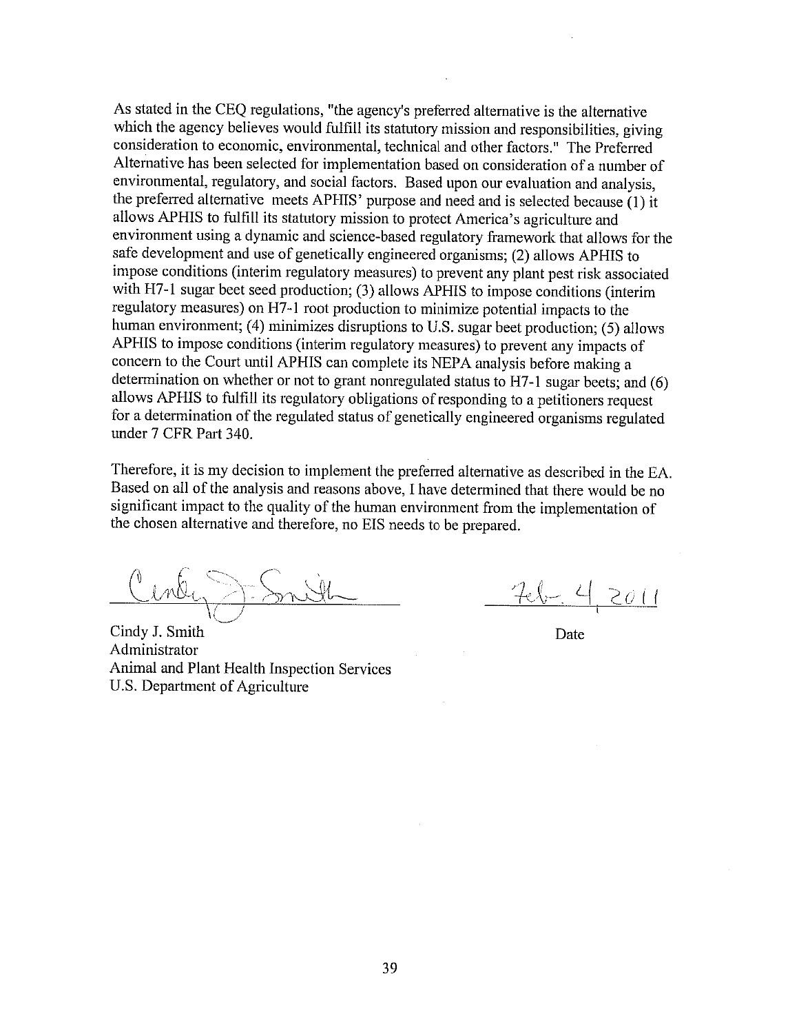As stated in the CEQ regulations, "the agency's preferred alternative is the alternative which the agency believes would fulfill its statutory mission and responsibilities, giving consideration to economic, environmental, technical and other factors." The Preferred Alternative has been selected for implementation based on consideration of a number of environmental, regulatory, and social factors. Based upon our evaluation and analysis, the preferred alternative meets APHIS' purpose and need and is selected because (1) it allows APHIS to fulfill its statutory mission to protect America's agriculture and environment using a dynamic and science-based regulatory framework that allows for the safe development and use of genetically engineered organisms; (2) allows APHIS to impose conditions (interim regulatory measures) to prevent any plant pest risk associated with H7-1 sugar beet seed production; (3) allows APHIS to impose conditions (interim regulatory measures) on H7-1 root production to minimize potential impacts to the human environment; (4) minimizes disruptions to U.S. sugar beet production; (5) allows APHIS to impose conditions (interim regulatory measures) to prevent any impacts of concern to the Court until APHIS can complete its NEPA analysis before making a determination on whether or not to grant nonregulated status to H7-1 sugar beets; and (6) allows APHIS to fulfill its regulatory obligations of responding to a petitioners request for a determination of the regulated status of genetically engineered organisms regulated under 7 CFR Part 340.

Therefore, it is my decision to implement the preferred alternative as described in the EA. Based on all of the analysis and reasons above, I have determined that there would be no significant impact to the quality of the human environment from the implementation of the chosen alternative and therefore, no EIS needs to be prepared.

Cindy J. Smith
Administrator
Animal and Plant Health Inspection Services
U.S. Department of Agriculture

Feb. 4, 2011
Date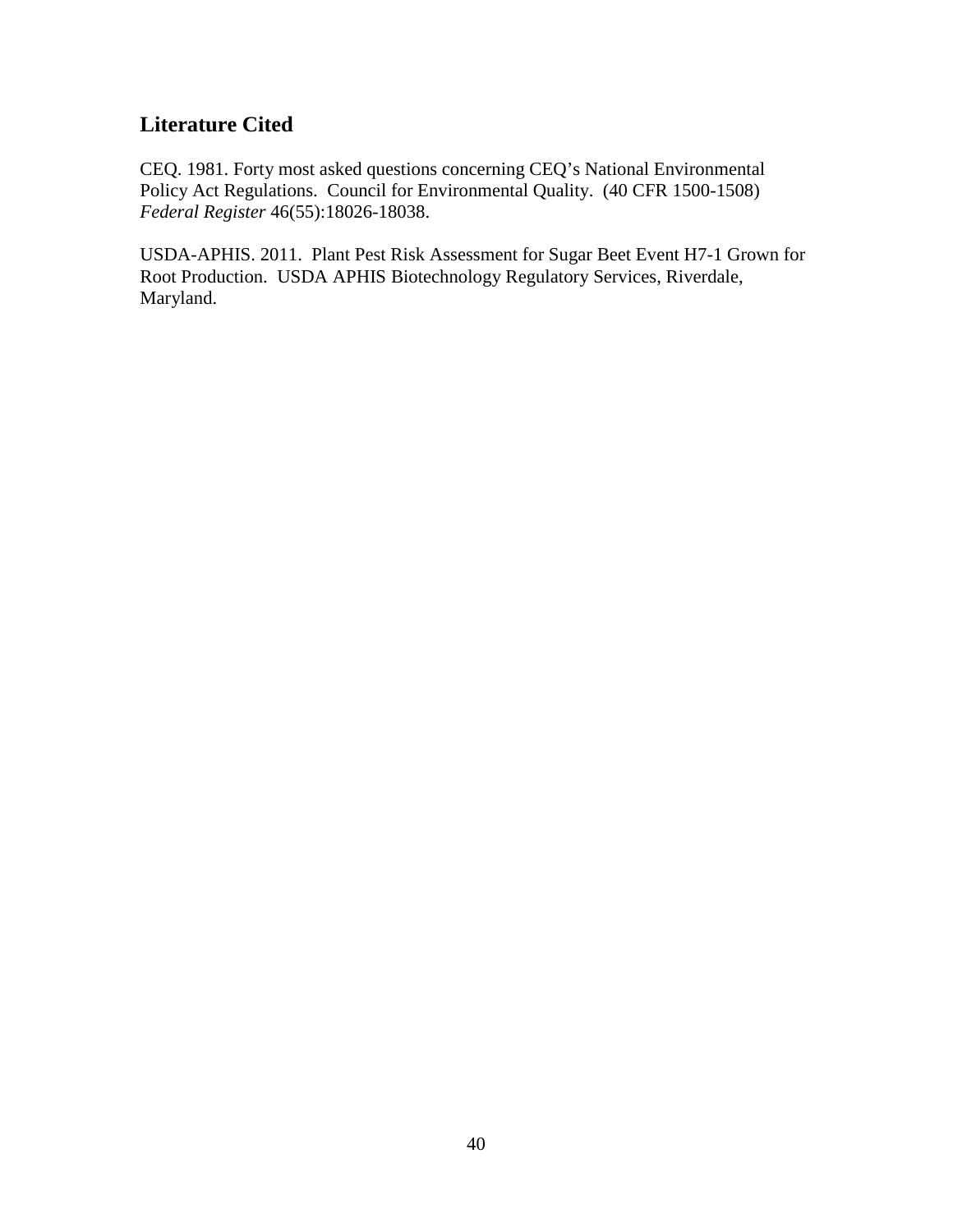## Literature Cited

CEQ. 1981. Forty most asked questions concerning CEQ's National Environmental Policy Act Regulations. Council for Environmental Quality. (40 CFR 1500-1508) *Federal Register* 46(55):18026-18038.

USDA-APHIS. 2011. Plant Pest Risk Assessment for Sugar Beet Event H7-1 Grown for Root Production. USDA APHIS Biotechnology Regulatory Services, Riverdale, Maryland.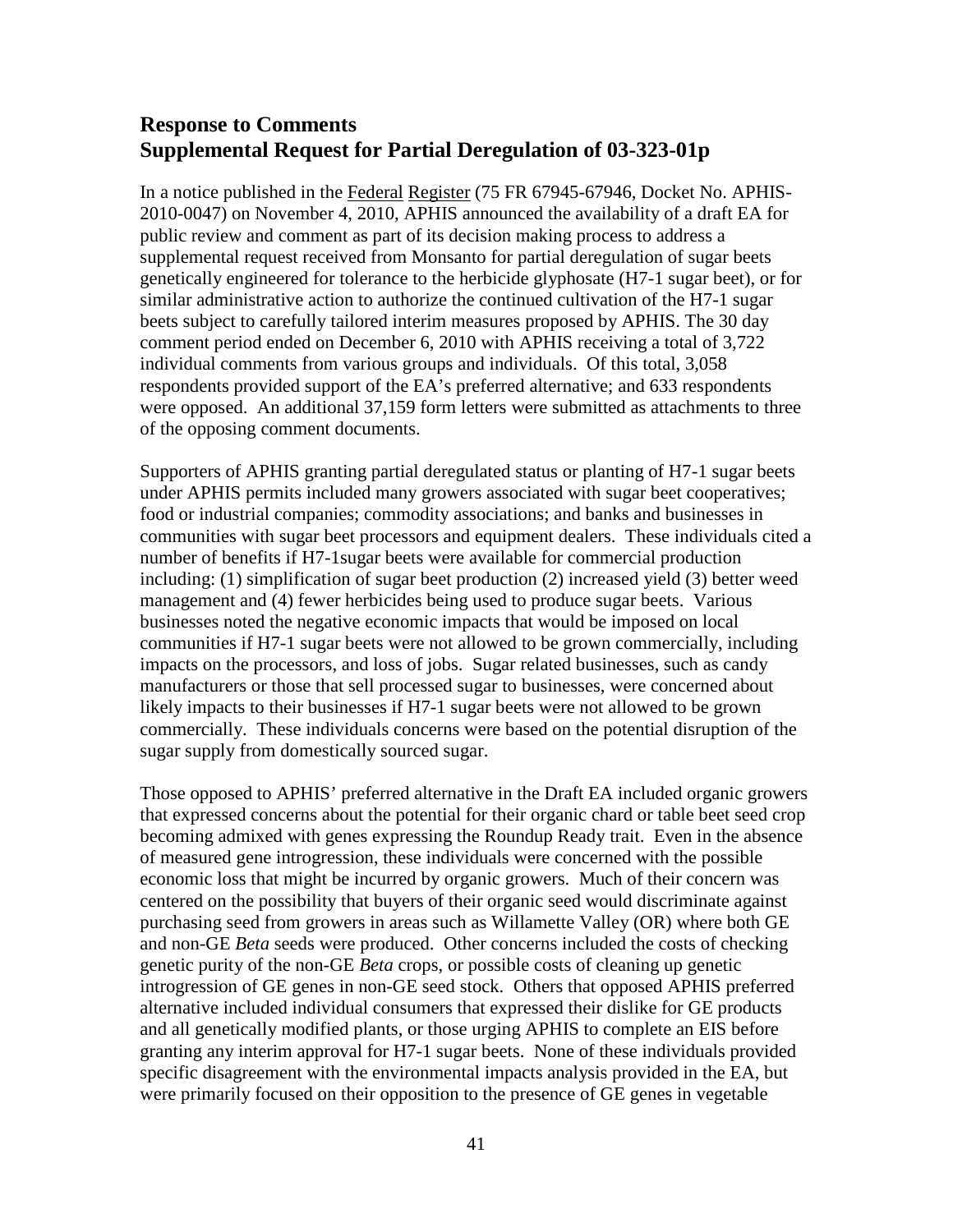## Response to Comments
## Supplemental Request for Partial Deregulation of 03-323-01p

In a notice published in the Federal Register (75 FR 67945-67946, Docket No. APHIS-2010-0047) on November 4, 2010, APHIS announced the availability of a draft EA for public review and comment as part of its decision making process to address a supplemental request received from Monsanto for partial deregulation of sugar beets genetically engineered for tolerance to the herbicide glyphosate (H7-1 sugar beet), or for similar administrative action to authorize the continued cultivation of the H7-1 sugar beets subject to carefully tailored interim measures proposed by APHIS. The 30 day comment period ended on December 6, 2010 with APHIS receiving a total of 3,722 individual comments from various groups and individuals. Of this total, 3,058 respondents provided support of the EA's preferred alternative; and 633 respondents were opposed. An additional 37,159 form letters were submitted as attachments to three of the opposing comment documents.

Supporters of APHIS granting partial deregulated status or planting of H7-1 sugar beets under APHIS permits included many growers associated with sugar beet cooperatives; food or industrial companies; commodity associations; and banks and businesses in communities with sugar beet processors and equipment dealers. These individuals cited a number of benefits if H7-1sugar beets were available for commercial production including: (1) simplification of sugar beet production (2) increased yield (3) better weed management and (4) fewer herbicides being used to produce sugar beets. Various businesses noted the negative economic impacts that would be imposed on local communities if H7-1 sugar beets were not allowed to be grown commercially, including impacts on the processors, and loss of jobs. Sugar related businesses, such as candy manufacturers or those that sell processed sugar to businesses, were concerned about likely impacts to their businesses if H7-1 sugar beets were not allowed to be grown commercially. These individuals concerns were based on the potential disruption of the sugar supply from domestically sourced sugar.

Those opposed to APHIS' preferred alternative in the Draft EA included organic growers that expressed concerns about the potential for their organic chard or table beet seed crop becoming admixed with genes expressing the Roundup Ready trait. Even in the absence of measured gene introgression, these individuals were concerned with the possible economic loss that might be incurred by organic growers. Much of their concern was centered on the possibility that buyers of their organic seed would discriminate against purchasing seed from growers in areas such as Willamette Valley (OR) where both GE and non-GE *Beta* seeds were produced. Other concerns included the costs of checking genetic purity of the non-GE *Beta* crops, or possible costs of cleaning up genetic introgression of GE genes in non-GE seed stock. Others that opposed APHIS preferred alternative included individual consumers that expressed their dislike for GE products and all genetically modified plants, or those urging APHIS to complete an EIS before granting any interim approval for H7-1 sugar beets. None of these individuals provided specific disagreement with the environmental impacts analysis provided in the EA, but were primarily focused on their opposition to the presence of GE genes in vegetable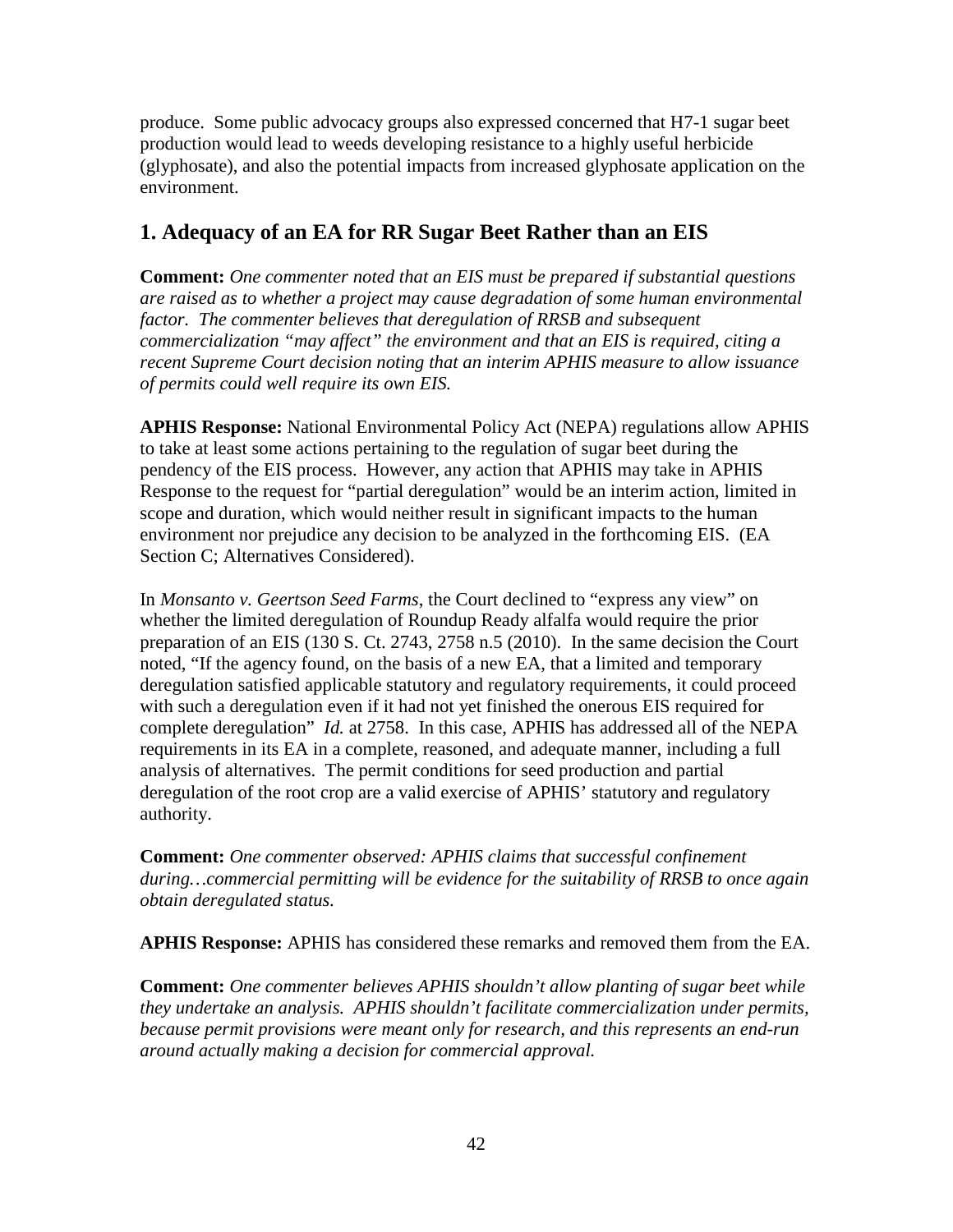produce. Some public advocacy groups also expressed concerned that H7-1 sugar beet production would lead to weeds developing resistance to a highly useful herbicide (glyphosate), and also the potential impacts from increased glyphosate application on the environment.

## 1. Adequacy of an EA for RR Sugar Beet Rather than an EIS

**Comment:** *One commenter noted that an EIS must be prepared if substantial questions are raised as to whether a project may cause degradation of some human environmental factor. The commenter believes that deregulation of RRSB and subsequent commercialization "may affect" the environment and that an EIS is required, citing a recent Supreme Court decision noting that an interim APHIS measure to allow issuance of permits could well require its own EIS.*

**APHIS Response:** National Environmental Policy Act (NEPA) regulations allow APHIS to take at least some actions pertaining to the regulation of sugar beet during the pendency of the EIS process. However, any action that APHIS may take in APHIS Response to the request for "partial deregulation" would be an interim action, limited in scope and duration, which would neither result in significant impacts to the human environment nor prejudice any decision to be analyzed in the forthcoming EIS. (EA Section C; Alternatives Considered).

In *Monsanto v. Geertson Seed Farms*, the Court declined to "express any view" on whether the limited deregulation of Roundup Ready alfalfa would require the prior preparation of an EIS (130 S. Ct. 2743, 2758 n.5 (2010). In the same decision the Court noted, "If the agency found, on the basis of a new EA, that a limited and temporary deregulation satisfied applicable statutory and regulatory requirements, it could proceed with such a deregulation even if it had not yet finished the onerous EIS required for complete deregulation" *Id.* at 2758. In this case, APHIS has addressed all of the NEPA requirements in its EA in a complete, reasoned, and adequate manner, including a full analysis of alternatives. The permit conditions for seed production and partial deregulation of the root crop are a valid exercise of APHIS' statutory and regulatory authority.

**Comment:** *One commenter observed: APHIS claims that successful confinement during…commercial permitting will be evidence for the suitability of RRSB to once again obtain deregulated status.*

**APHIS Response:** APHIS has considered these remarks and removed them from the EA.

**Comment:** *One commenter believes APHIS shouldn't allow planting of sugar beet while they undertake an analysis. APHIS shouldn't facilitate commercialization under permits, because permit provisions were meant only for research, and this represents an end-run around actually making a decision for commercial approval.*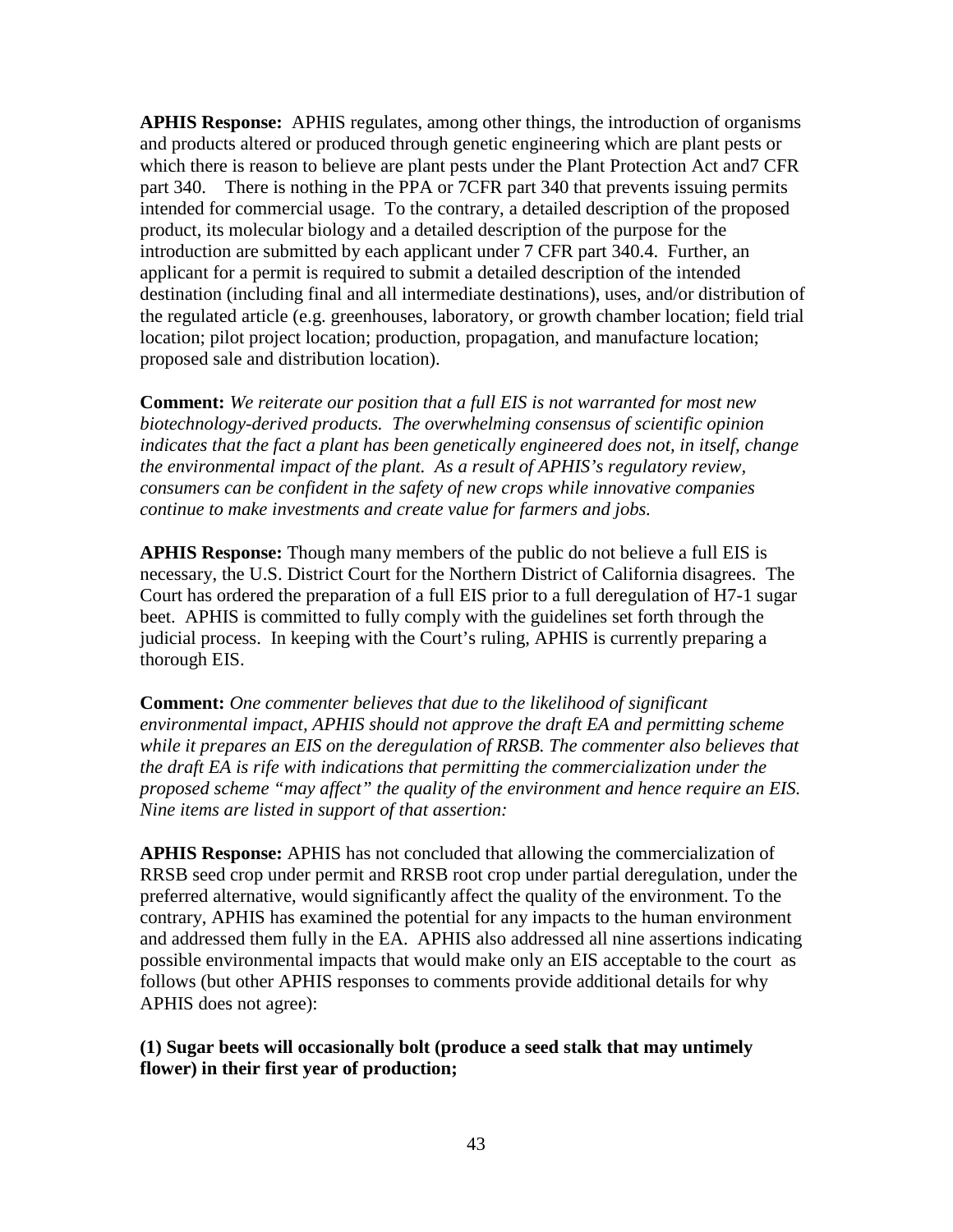**APHIS Response:** APHIS regulates, among other things, the introduction of organisms and products altered or produced through genetic engineering which are plant pests or which there is reason to believe are plant pests under the Plant Protection Act and7 CFR part 340. There is nothing in the PPA or 7CFR part 340 that prevents issuing permits intended for commercial usage. To the contrary, a detailed description of the proposed product, its molecular biology and a detailed description of the purpose for the introduction are submitted by each applicant under 7 CFR part 340.4. Further, an applicant for a permit is required to submit a detailed description of the intended destination (including final and all intermediate destinations), uses, and/or distribution of the regulated article (e.g. greenhouses, laboratory, or growth chamber location; field trial location; pilot project location; production, propagation, and manufacture location; proposed sale and distribution location).

**Comment:** *We reiterate our position that a full EIS is not warranted for most new biotechnology-derived products. The overwhelming consensus of scientific opinion indicates that the fact a plant has been genetically engineered does not, in itself, change the environmental impact of the plant. As a result of APHIS's regulatory review, consumers can be confident in the safety of new crops while innovative companies continue to make investments and create value for farmers and jobs.*

**APHIS Response:** Though many members of the public do not believe a full EIS is necessary, the U.S. District Court for the Northern District of California disagrees. The Court has ordered the preparation of a full EIS prior to a full deregulation of H7-1 sugar beet. APHIS is committed to fully comply with the guidelines set forth through the judicial process. In keeping with the Court's ruling, APHIS is currently preparing a thorough EIS.

**Comment:** *One commenter believes that due to the likelihood of significant environmental impact, APHIS should not approve the draft EA and permitting scheme while it prepares an EIS on the deregulation of RRSB. The commenter also believes that the draft EA is rife with indications that permitting the commercialization under the proposed scheme "may affect" the quality of the environment and hence require an EIS. Nine items are listed in support of that assertion:*

**APHIS Response:** APHIS has not concluded that allowing the commercialization of RRSB seed crop under permit and RRSB root crop under partial deregulation, under the preferred alternative, would significantly affect the quality of the environment. To the contrary, APHIS has examined the potential for any impacts to the human environment and addressed them fully in the EA. APHIS also addressed all nine assertions indicating possible environmental impacts that would make only an EIS acceptable to the court as follows (but other APHIS responses to comments provide additional details for why APHIS does not agree):

**(1) Sugar beets will occasionally bolt (produce a seed stalk that may untimely flower) in their first year of production;**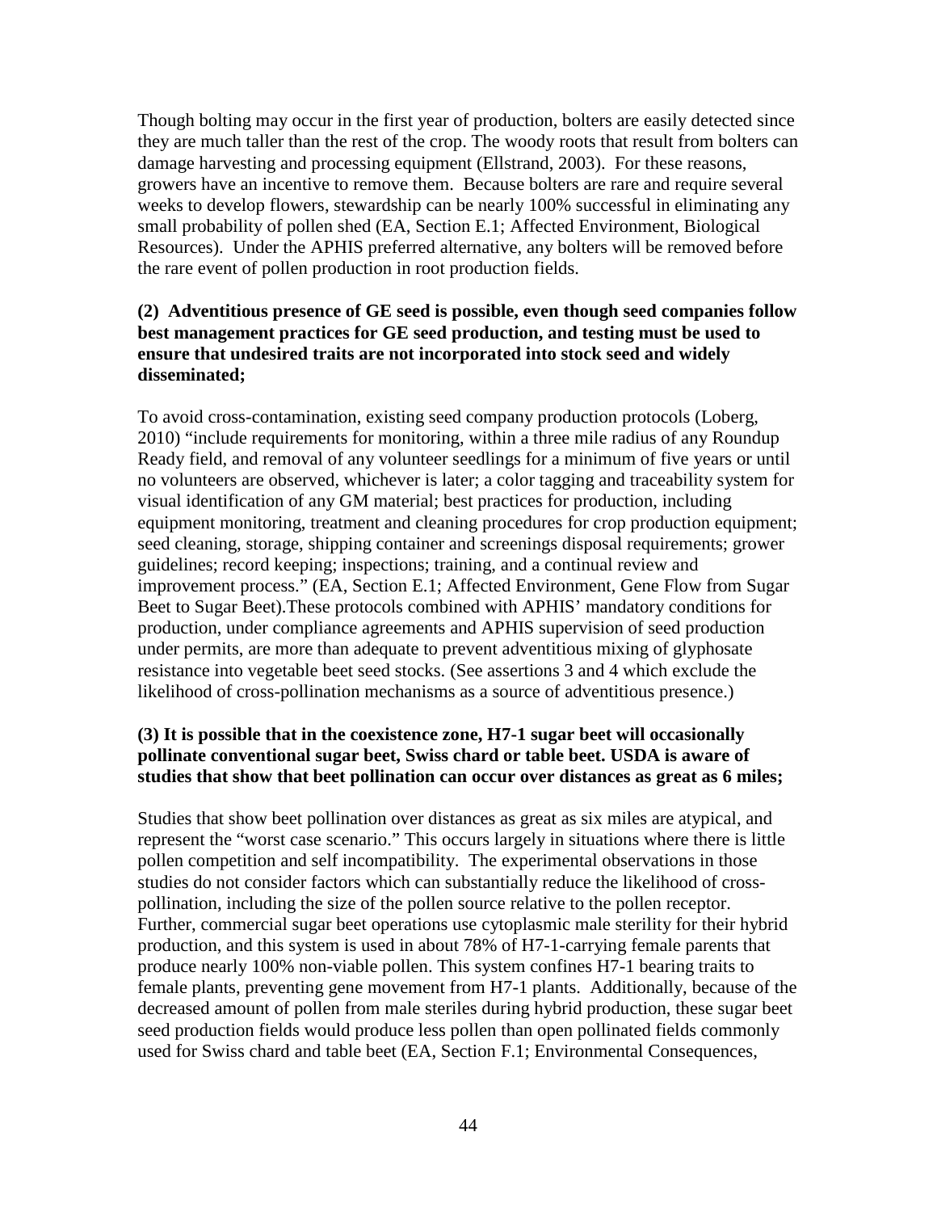Though bolting may occur in the first year of production, bolters are easily detected since they are much taller than the rest of the crop. The woody roots that result from bolters can damage harvesting and processing equipment (Ellstrand, 2003). For these reasons, growers have an incentive to remove them. Because bolters are rare and require several weeks to develop flowers, stewardship can be nearly 100% successful in eliminating any small probability of pollen shed (EA, Section E.1; Affected Environment, Biological Resources). Under the APHIS preferred alternative, any bolters will be removed before the rare event of pollen production in root production fields.

**(2) Adventitious presence of GE seed is possible, even though seed companies follow best management practices for GE seed production, and testing must be used to ensure that undesired traits are not incorporated into stock seed and widely disseminated;**

To avoid cross-contamination, existing seed company production protocols (Loberg, 2010) "include requirements for monitoring, within a three mile radius of any Roundup Ready field, and removal of any volunteer seedlings for a minimum of five years or until no volunteers are observed, whichever is later; a color tagging and traceability system for visual identification of any GM material; best practices for production, including equipment monitoring, treatment and cleaning procedures for crop production equipment; seed cleaning, storage, shipping container and screenings disposal requirements; grower guidelines; record keeping; inspections; training, and a continual review and improvement process." (EA, Section E.1; Affected Environment, Gene Flow from Sugar Beet to Sugar Beet).These protocols combined with APHIS' mandatory conditions for production, under compliance agreements and APHIS supervision of seed production under permits, are more than adequate to prevent adventitious mixing of glyphosate resistance into vegetable beet seed stocks. (See assertions 3 and 4 which exclude the likelihood of cross-pollination mechanisms as a source of adventitious presence.)

**(3) It is possible that in the coexistence zone, H7-1 sugar beet will occasionally pollinate conventional sugar beet, Swiss chard or table beet. USDA is aware of studies that show that beet pollination can occur over distances as great as 6 miles;**

Studies that show beet pollination over distances as great as six miles are atypical, and represent the "worst case scenario." This occurs largely in situations where there is little pollen competition and self incompatibility. The experimental observations in those studies do not consider factors which can substantially reduce the likelihood of cross-pollination, including the size of the pollen source relative to the pollen receptor. Further, commercial sugar beet operations use cytoplasmic male sterility for their hybrid production, and this system is used in about 78% of H7-1-carrying female parents that produce nearly 100% non-viable pollen. This system confines H7-1 bearing traits to female plants, preventing gene movement from H7-1 plants. Additionally, because of the decreased amount of pollen from male steriles during hybrid production, these sugar beet seed production fields would produce less pollen than open pollinated fields commonly used for Swiss chard and table beet (EA, Section F.1; Environmental Consequences,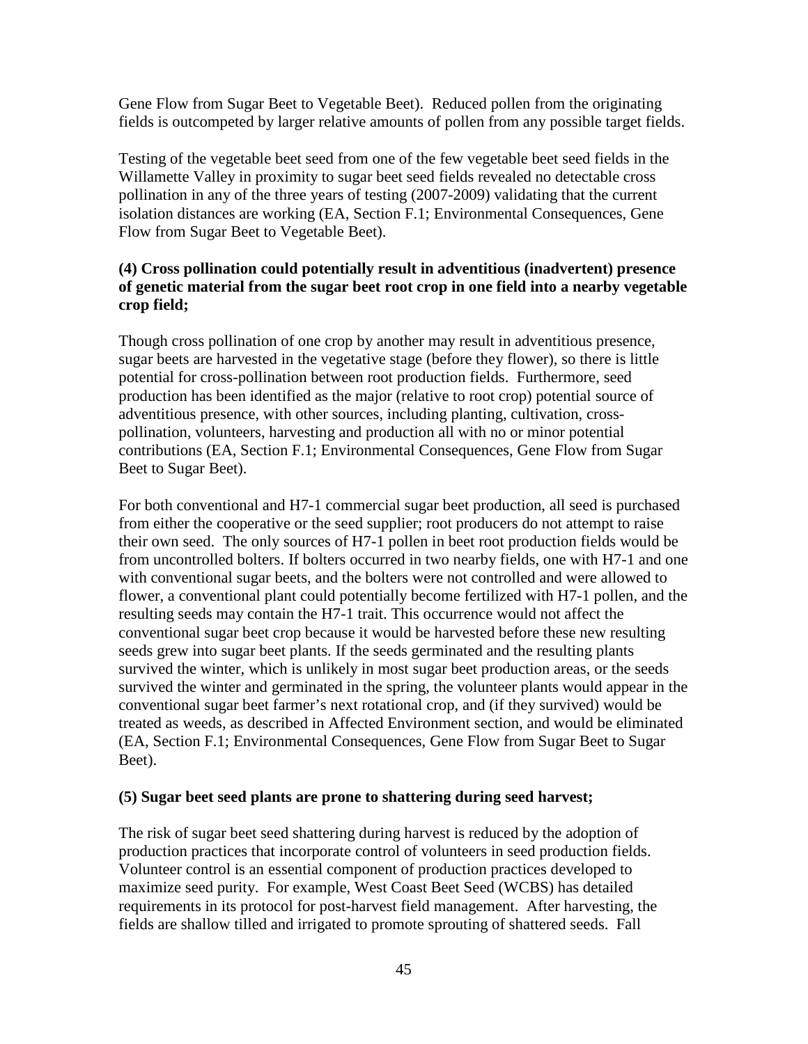Gene Flow from Sugar Beet to Vegetable Beet). Reduced pollen from the originating fields is outcompeted by larger relative amounts of pollen from any possible target fields.

Testing of the vegetable beet seed from one of the few vegetable beet seed fields in the Willamette Valley in proximity to sugar beet seed fields revealed no detectable cross pollination in any of the three years of testing (2007-2009) validating that the current isolation distances are working (EA, Section F.1; Environmental Consequences, Gene Flow from Sugar Beet to Vegetable Beet).

**(4) Cross pollination could potentially result in adventitious (inadvertent) presence of genetic material from the sugar beet root crop in one field into a nearby vegetable crop field;**

Though cross pollination of one crop by another may result in adventitious presence, sugar beets are harvested in the vegetative stage (before they flower), so there is little potential for cross-pollination between root production fields. Furthermore, seed production has been identified as the major (relative to root crop) potential source of adventitious presence, with other sources, including planting, cultivation, cross-pollination, volunteers, harvesting and production all with no or minor potential contributions (EA, Section F.1; Environmental Consequences, Gene Flow from Sugar Beet to Sugar Beet).

For both conventional and H7-1 commercial sugar beet production, all seed is purchased from either the cooperative or the seed supplier; root producers do not attempt to raise their own seed. The only sources of H7-1 pollen in beet root production fields would be from uncontrolled bolters. If bolters occurred in two nearby fields, one with H7-1 and one with conventional sugar beets, and the bolters were not controlled and were allowed to flower, a conventional plant could potentially become fertilized with H7-1 pollen, and the resulting seeds may contain the H7-1 trait. This occurrence would not affect the conventional sugar beet crop because it would be harvested before these new resulting seeds grew into sugar beet plants. If the seeds germinated and the resulting plants survived the winter, which is unlikely in most sugar beet production areas, or the seeds survived the winter and germinated in the spring, the volunteer plants would appear in the conventional sugar beet farmer's next rotational crop, and (if they survived) would be treated as weeds, as described in Affected Environment section, and would be eliminated (EA, Section F.1; Environmental Consequences, Gene Flow from Sugar Beet to Sugar Beet).

**(5) Sugar beet seed plants are prone to shattering during seed harvest;**

The risk of sugar beet seed shattering during harvest is reduced by the adoption of production practices that incorporate control of volunteers in seed production fields. Volunteer control is an essential component of production practices developed to maximize seed purity. For example, West Coast Beet Seed (WCBS) has detailed requirements in its protocol for post-harvest field management. After harvesting, the fields are shallow tilled and irrigated to promote sprouting of shattered seeds. Fall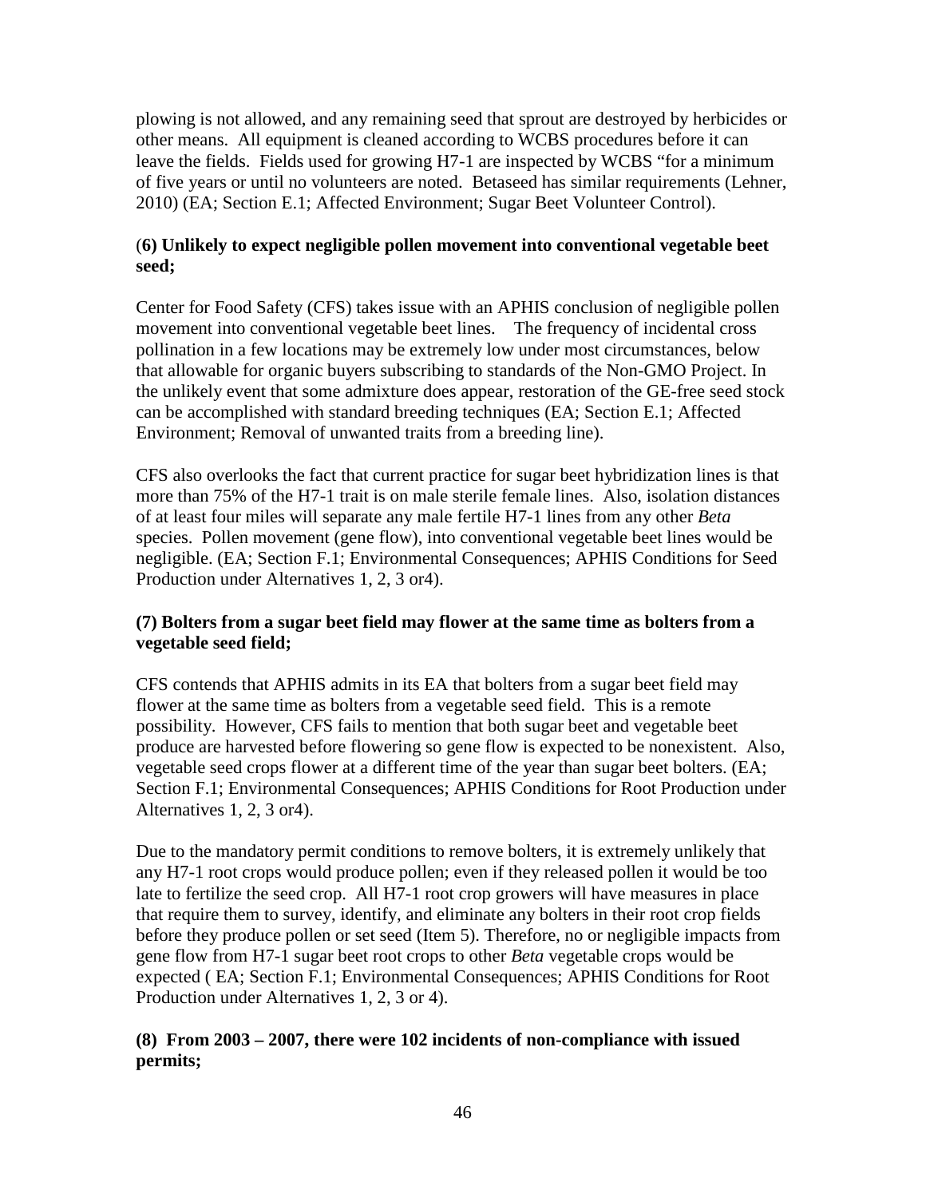plowing is not allowed, and any remaining seed that sprout are destroyed by herbicides or other means. All equipment is cleaned according to WCBS procedures before it can leave the fields. Fields used for growing H7-1 are inspected by WCBS "for a minimum of five years or until no volunteers are noted. Betaseed has similar requirements (Lehner, 2010) (EA; Section E.1; Affected Environment; Sugar Beet Volunteer Control).

**(6) Unlikely to expect negligible pollen movement into conventional vegetable beet seed;**

Center for Food Safety (CFS) takes issue with an APHIS conclusion of negligible pollen movement into conventional vegetable beet lines. The frequency of incidental cross pollination in a few locations may be extremely low under most circumstances, below that allowable for organic buyers subscribing to standards of the Non-GMO Project. In the unlikely event that some admixture does appear, restoration of the GE-free seed stock can be accomplished with standard breeding techniques (EA; Section E.1; Affected Environment; Removal of unwanted traits from a breeding line).

CFS also overlooks the fact that current practice for sugar beet hybridization lines is that more than 75% of the H7-1 trait is on male sterile female lines. Also, isolation distances of at least four miles will separate any male fertile H7-1 lines from any other *Beta* species. Pollen movement (gene flow), into conventional vegetable beet lines would be negligible. (EA; Section F.1; Environmental Consequences; APHIS Conditions for Seed Production under Alternatives 1, 2, 3 or4).

**(7) Bolters from a sugar beet field may flower at the same time as bolters from a vegetable seed field;**

CFS contends that APHIS admits in its EA that bolters from a sugar beet field may flower at the same time as bolters from a vegetable seed field. This is a remote possibility. However, CFS fails to mention that both sugar beet and vegetable beet produce are harvested before flowering so gene flow is expected to be nonexistent. Also, vegetable seed crops flower at a different time of the year than sugar beet bolters. (EA; Section F.1; Environmental Consequences; APHIS Conditions for Root Production under Alternatives 1, 2, 3 or4).

Due to the mandatory permit conditions to remove bolters, it is extremely unlikely that any H7-1 root crops would produce pollen; even if they released pollen it would be too late to fertilize the seed crop. All H7-1 root crop growers will have measures in place that require them to survey, identify, and eliminate any bolters in their root crop fields before they produce pollen or set seed (Item 5). Therefore, no or negligible impacts from gene flow from H7-1 sugar beet root crops to other *Beta* vegetable crops would be expected ( EA; Section F.1; Environmental Consequences; APHIS Conditions for Root Production under Alternatives 1, 2, 3 or 4).

**(8) From 2003 – 2007, there were 102 incidents of non-compliance with issued permits;**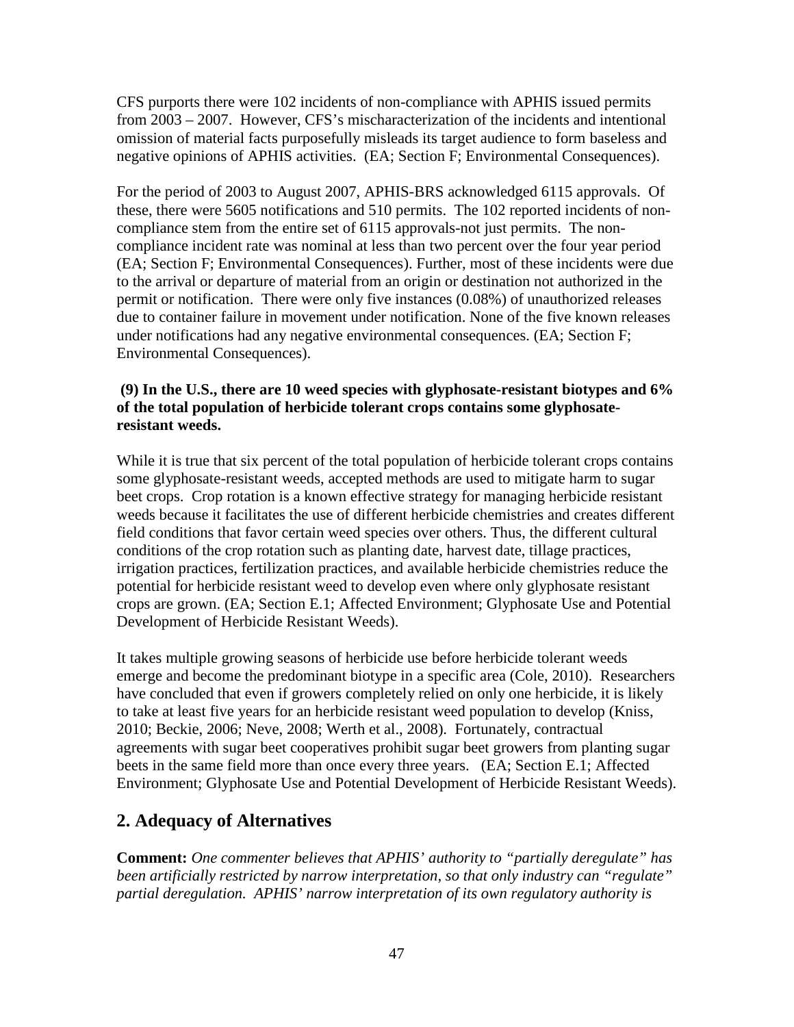CFS purports there were 102 incidents of non-compliance with APHIS issued permits from 2003 – 2007. However, CFS's mischaracterization of the incidents and intentional omission of material facts purposefully misleads its target audience to form baseless and negative opinions of APHIS activities. (EA; Section F; Environmental Consequences).

For the period of 2003 to August 2007, APHIS-BRS acknowledged 6115 approvals. Of these, there were 5605 notifications and 510 permits. The 102 reported incidents of non-compliance stem from the entire set of 6115 approvals-not just permits. The non-compliance incident rate was nominal at less than two percent over the four year period (EA; Section F; Environmental Consequences). Further, most of these incidents were due to the arrival or departure of material from an origin or destination not authorized in the permit or notification. There were only five instances (0.08%) of unauthorized releases due to container failure in movement under notification. None of the five known releases under notifications had any negative environmental consequences. (EA; Section F; Environmental Consequences).

**(9) In the U.S., there are 10 weed species with glyphosate-resistant biotypes and 6% of the total population of herbicide tolerant crops contains some glyphosate-resistant weeds.**

While it is true that six percent of the total population of herbicide tolerant crops contains some glyphosate-resistant weeds, accepted methods are used to mitigate harm to sugar beet crops. Crop rotation is a known effective strategy for managing herbicide resistant weeds because it facilitates the use of different herbicide chemistries and creates different field conditions that favor certain weed species over others. Thus, the different cultural conditions of the crop rotation such as planting date, harvest date, tillage practices, irrigation practices, fertilization practices, and available herbicide chemistries reduce the potential for herbicide resistant weed to develop even where only glyphosate resistant crops are grown. (EA; Section E.1; Affected Environment; Glyphosate Use and Potential Development of Herbicide Resistant Weeds).

It takes multiple growing seasons of herbicide use before herbicide tolerant weeds emerge and become the predominant biotype in a specific area (Cole, 2010). Researchers have concluded that even if growers completely relied on only one herbicide, it is likely to take at least five years for an herbicide resistant weed population to develop (Kniss, 2010; Beckie, 2006; Neve, 2008; Werth et al., 2008). Fortunately, contractual agreements with sugar beet cooperatives prohibit sugar beet growers from planting sugar beets in the same field more than once every three years. (EA; Section E.1; Affected Environment; Glyphosate Use and Potential Development of Herbicide Resistant Weeds).

## 2. Adequacy of Alternatives

**Comment:** *One commenter believes that APHIS' authority to "partially deregulate" has been artificially restricted by narrow interpretation, so that only industry can "regulate" partial deregulation. APHIS' narrow interpretation of its own regulatory authority is*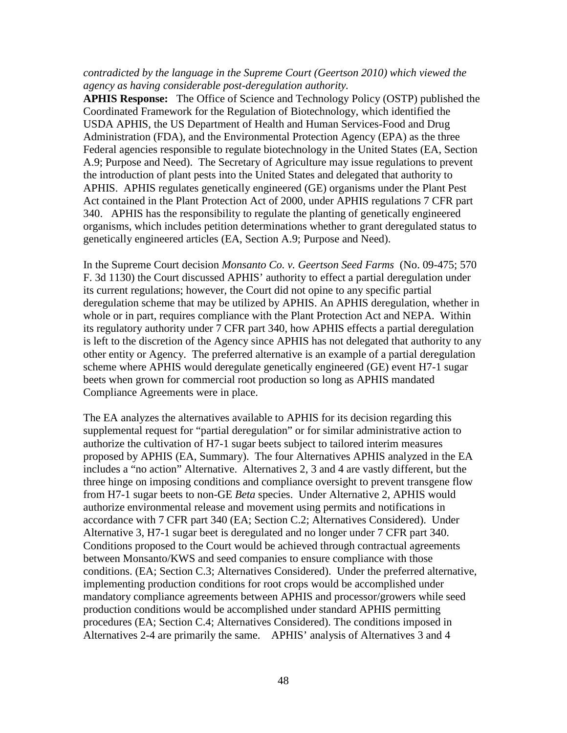*contradicted by the language in the Supreme Court (Geertson 2010) which viewed the agency as having considerable post-deregulation authority.*

**APHIS Response:** The Office of Science and Technology Policy (OSTP) published the Coordinated Framework for the Regulation of Biotechnology, which identified the USDA APHIS, the US Department of Health and Human Services-Food and Drug Administration (FDA), and the Environmental Protection Agency (EPA) as the three Federal agencies responsible to regulate biotechnology in the United States (EA, Section A.9; Purpose and Need). The Secretary of Agriculture may issue regulations to prevent the introduction of plant pests into the United States and delegated that authority to APHIS. APHIS regulates genetically engineered (GE) organisms under the Plant Pest Act contained in the Plant Protection Act of 2000, under APHIS regulations 7 CFR part 340. APHIS has the responsibility to regulate the planting of genetically engineered organisms, which includes petition determinations whether to grant deregulated status to genetically engineered articles (EA, Section A.9; Purpose and Need).

In the Supreme Court decision *Monsanto Co. v. Geertson Seed Farms* (No. 09-475; 570 F. 3d 1130) the Court discussed APHIS' authority to effect a partial deregulation under its current regulations; however, the Court did not opine to any specific partial deregulation scheme that may be utilized by APHIS. An APHIS deregulation, whether in whole or in part, requires compliance with the Plant Protection Act and NEPA. Within its regulatory authority under 7 CFR part 340, how APHIS effects a partial deregulation is left to the discretion of the Agency since APHIS has not delegated that authority to any other entity or Agency. The preferred alternative is an example of a partial deregulation scheme where APHIS would deregulate genetically engineered (GE) event H7-1 sugar beets when grown for commercial root production so long as APHIS mandated Compliance Agreements were in place.

The EA analyzes the alternatives available to APHIS for its decision regarding this supplemental request for "partial deregulation" or for similar administrative action to authorize the cultivation of H7-1 sugar beets subject to tailored interim measures proposed by APHIS (EA, Summary). The four Alternatives APHIS analyzed in the EA includes a "no action" Alternative. Alternatives 2, 3 and 4 are vastly different, but the three hinge on imposing conditions and compliance oversight to prevent transgene flow from H7-1 sugar beets to non-GE *Beta* species. Under Alternative 2, APHIS would authorize environmental release and movement using permits and notifications in accordance with 7 CFR part 340 (EA; Section C.2; Alternatives Considered). Under Alternative 3, H7-1 sugar beet is deregulated and no longer under 7 CFR part 340. Conditions proposed to the Court would be achieved through contractual agreements between Monsanto/KWS and seed companies to ensure compliance with those conditions. (EA; Section C.3; Alternatives Considered). Under the preferred alternative, implementing production conditions for root crops would be accomplished under mandatory compliance agreements between APHIS and processor/growers while seed production conditions would be accomplished under standard APHIS permitting procedures (EA; Section C.4; Alternatives Considered). The conditions imposed in Alternatives 2-4 are primarily the same. APHIS' analysis of Alternatives 3 and 4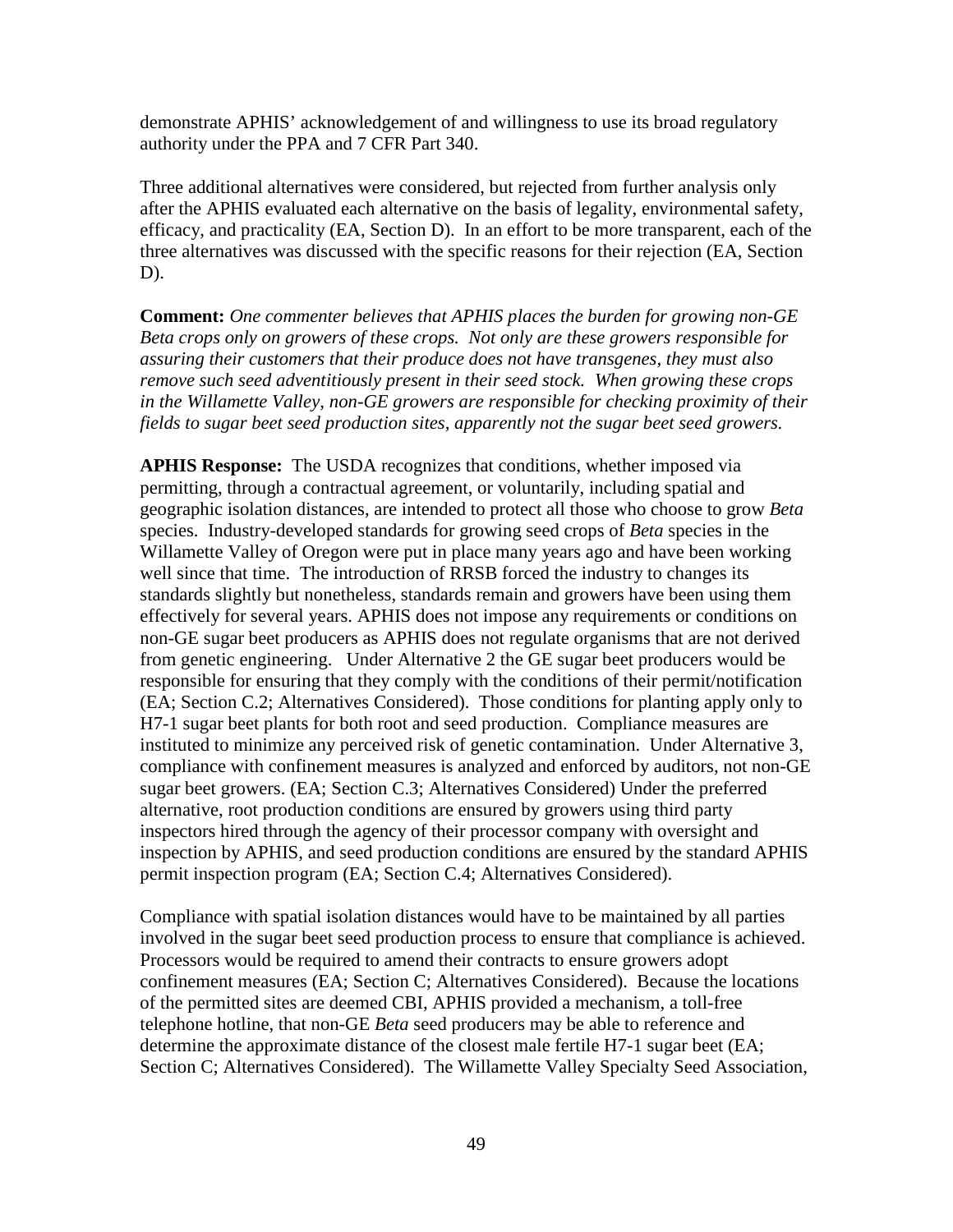demonstrate APHIS' acknowledgement of and willingness to use its broad regulatory authority under the PPA and 7 CFR Part 340.

Three additional alternatives were considered, but rejected from further analysis only after the APHIS evaluated each alternative on the basis of legality, environmental safety, efficacy, and practicality (EA, Section D). In an effort to be more transparent, each of the three alternatives was discussed with the specific reasons for their rejection (EA, Section D).

**Comment:** *One commenter believes that APHIS places the burden for growing non-GE Beta crops only on growers of these crops. Not only are these growers responsible for assuring their customers that their produce does not have transgenes, they must also remove such seed adventitiously present in their seed stock. When growing these crops in the Willamette Valley, non-GE growers are responsible for checking proximity of their fields to sugar beet seed production sites, apparently not the sugar beet seed growers.*

**APHIS Response:** The USDA recognizes that conditions, whether imposed via permitting, through a contractual agreement, or voluntarily, including spatial and geographic isolation distances, are intended to protect all those who choose to grow *Beta* species. Industry-developed standards for growing seed crops of *Beta* species in the Willamette Valley of Oregon were put in place many years ago and have been working well since that time. The introduction of RRSB forced the industry to changes its standards slightly but nonetheless, standards remain and growers have been using them effectively for several years. APHIS does not impose any requirements or conditions on non-GE sugar beet producers as APHIS does not regulate organisms that are not derived from genetic engineering. Under Alternative 2 the GE sugar beet producers would be responsible for ensuring that they comply with the conditions of their permit/notification (EA; Section C.2; Alternatives Considered). Those conditions for planting apply only to H7-1 sugar beet plants for both root and seed production. Compliance measures are instituted to minimize any perceived risk of genetic contamination. Under Alternative 3, compliance with confinement measures is analyzed and enforced by auditors, not non-GE sugar beet growers. (EA; Section C.3; Alternatives Considered) Under the preferred alternative, root production conditions are ensured by growers using third party inspectors hired through the agency of their processor company with oversight and inspection by APHIS, and seed production conditions are ensured by the standard APHIS permit inspection program (EA; Section C.4; Alternatives Considered).

Compliance with spatial isolation distances would have to be maintained by all parties involved in the sugar beet seed production process to ensure that compliance is achieved. Processors would be required to amend their contracts to ensure growers adopt confinement measures (EA; Section C; Alternatives Considered). Because the locations of the permitted sites are deemed CBI, APHIS provided a mechanism, a toll-free telephone hotline, that non-GE *Beta* seed producers may be able to reference and determine the approximate distance of the closest male fertile H7-1 sugar beet (EA; Section C; Alternatives Considered). The Willamette Valley Specialty Seed Association,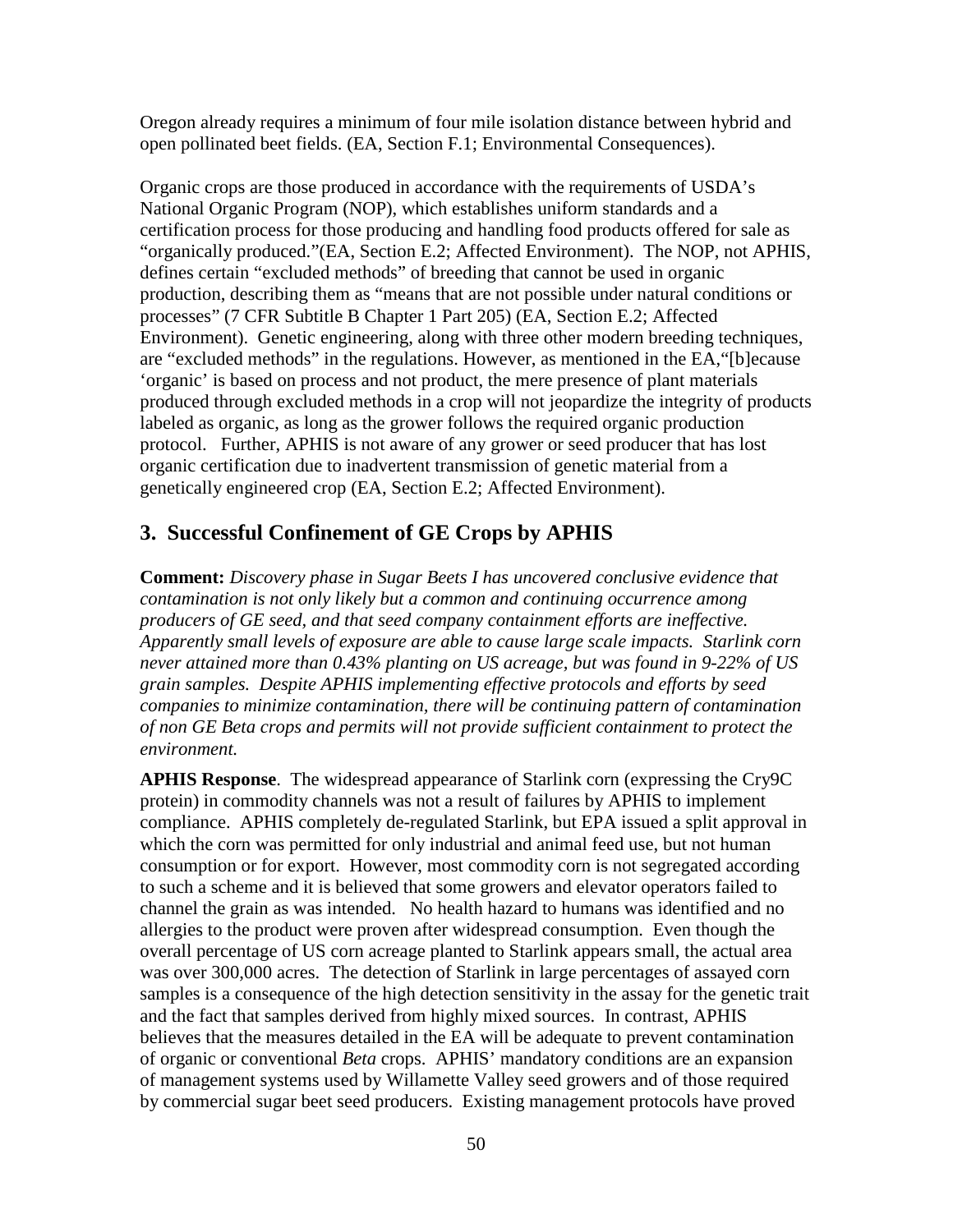Oregon already requires a minimum of four mile isolation distance between hybrid and open pollinated beet fields. (EA, Section F.1; Environmental Consequences).

Organic crops are those produced in accordance with the requirements of USDA's National Organic Program (NOP), which establishes uniform standards and a certification process for those producing and handling food products offered for sale as "organically produced."(EA, Section E.2; Affected Environment). The NOP, not APHIS, defines certain "excluded methods" of breeding that cannot be used in organic production, describing them as "means that are not possible under natural conditions or processes" (7 CFR Subtitle B Chapter 1 Part 205) (EA, Section E.2; Affected Environment). Genetic engineering, along with three other modern breeding techniques, are "excluded methods" in the regulations. However, as mentioned in the EA,"[b]ecause 'organic' is based on process and not product, the mere presence of plant materials produced through excluded methods in a crop will not jeopardize the integrity of products labeled as organic, as long as the grower follows the required organic production protocol. Further, APHIS is not aware of any grower or seed producer that has lost organic certification due to inadvertent transmission of genetic material from a genetically engineered crop (EA, Section E.2; Affected Environment).

## 3. Successful Confinement of GE Crops by APHIS

**Comment:** *Discovery phase in Sugar Beets I has uncovered conclusive evidence that contamination is not only likely but a common and continuing occurrence among producers of GE seed, and that seed company containment efforts are ineffective. Apparently small levels of exposure are able to cause large scale impacts. Starlink corn never attained more than 0.43% planting on US acreage, but was found in 9-22% of US grain samples. Despite APHIS implementing effective protocols and efforts by seed companies to minimize contamination, there will be continuing pattern of contamination of non GE Beta crops and permits will not provide sufficient containment to protect the environment.*

**APHIS Response**. The widespread appearance of Starlink corn (expressing the Cry9C protein) in commodity channels was not a result of failures by APHIS to implement compliance. APHIS completely de-regulated Starlink, but EPA issued a split approval in which the corn was permitted for only industrial and animal feed use, but not human consumption or for export. However, most commodity corn is not segregated according to such a scheme and it is believed that some growers and elevator operators failed to channel the grain as was intended. No health hazard to humans was identified and no allergies to the product were proven after widespread consumption. Even though the overall percentage of US corn acreage planted to Starlink appears small, the actual area was over 300,000 acres. The detection of Starlink in large percentages of assayed corn samples is a consequence of the high detection sensitivity in the assay for the genetic trait and the fact that samples derived from highly mixed sources. In contrast, APHIS believes that the measures detailed in the EA will be adequate to prevent contamination of organic or conventional *Beta* crops. APHIS' mandatory conditions are an expansion of management systems used by Willamette Valley seed growers and of those required by commercial sugar beet seed producers. Existing management protocols have proved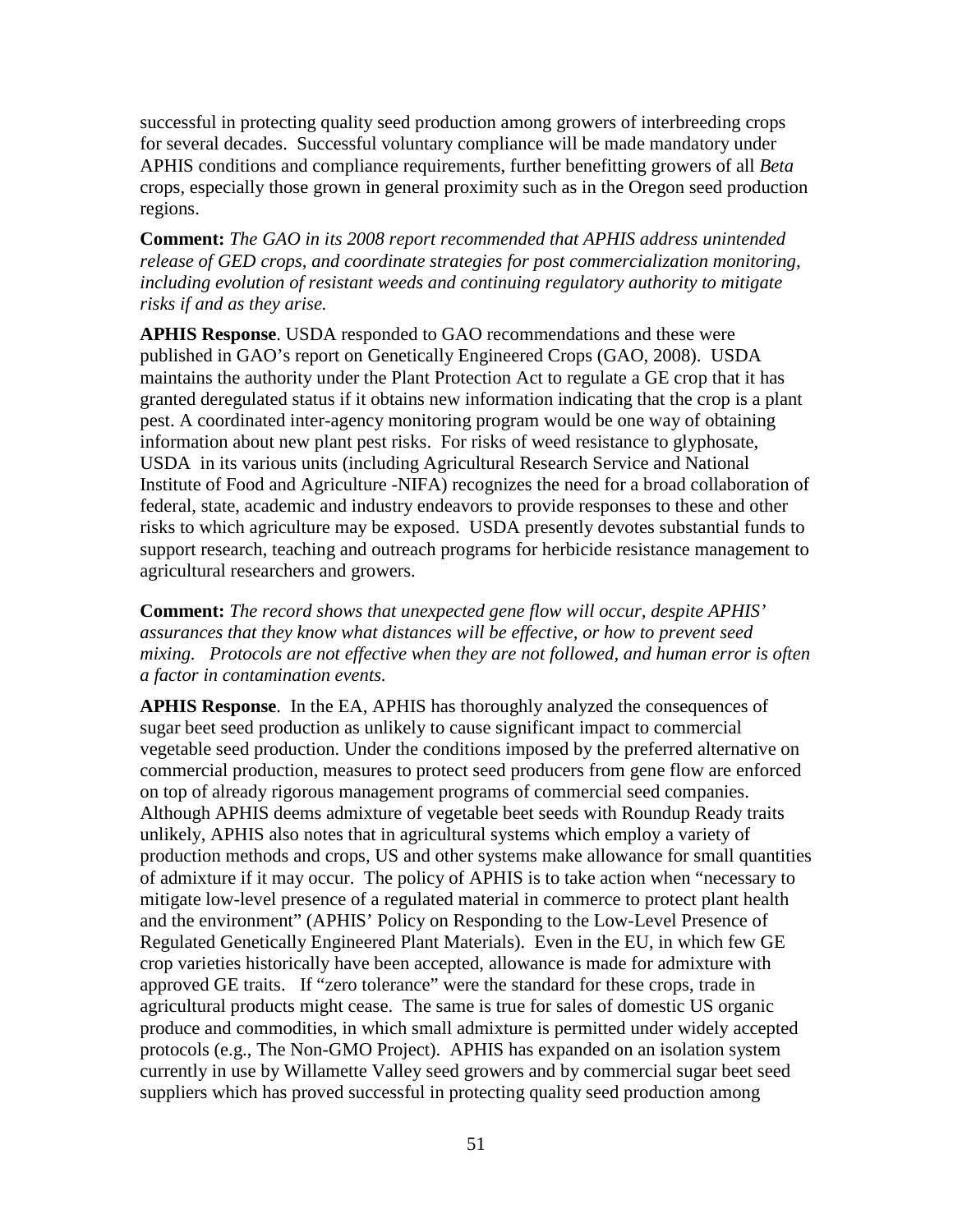successful in protecting quality seed production among growers of interbreeding crops for several decades. Successful voluntary compliance will be made mandatory under APHIS conditions and compliance requirements, further benefitting growers of all *Beta* crops, especially those grown in general proximity such as in the Oregon seed production regions.

**Comment:** *The GAO in its 2008 report recommended that APHIS address unintended release of GED crops, and coordinate strategies for post commercialization monitoring, including evolution of resistant weeds and continuing regulatory authority to mitigate risks if and as they arise.*

**APHIS Response**. USDA responded to GAO recommendations and these were published in GAO's report on Genetically Engineered Crops (GAO, 2008). USDA maintains the authority under the Plant Protection Act to regulate a GE crop that it has granted deregulated status if it obtains new information indicating that the crop is a plant pest. A coordinated inter-agency monitoring program would be one way of obtaining information about new plant pest risks. For risks of weed resistance to glyphosate, USDA in its various units (including Agricultural Research Service and National Institute of Food and Agriculture -NIFA) recognizes the need for a broad collaboration of federal, state, academic and industry endeavors to provide responses to these and other risks to which agriculture may be exposed. USDA presently devotes substantial funds to support research, teaching and outreach programs for herbicide resistance management to agricultural researchers and growers.

**Comment:** *The record shows that unexpected gene flow will occur, despite APHIS' assurances that they know what distances will be effective, or how to prevent seed mixing. Protocols are not effective when they are not followed, and human error is often a factor in contamination events.*

**APHIS Response**. In the EA, APHIS has thoroughly analyzed the consequences of sugar beet seed production as unlikely to cause significant impact to commercial vegetable seed production. Under the conditions imposed by the preferred alternative on commercial production, measures to protect seed producers from gene flow are enforced on top of already rigorous management programs of commercial seed companies. Although APHIS deems admixture of vegetable beet seeds with Roundup Ready traits unlikely, APHIS also notes that in agricultural systems which employ a variety of production methods and crops, US and other systems make allowance for small quantities of admixture if it may occur. The policy of APHIS is to take action when "necessary to mitigate low-level presence of a regulated material in commerce to protect plant health and the environment" (APHIS' Policy on Responding to the Low-Level Presence of Regulated Genetically Engineered Plant Materials). Even in the EU, in which few GE crop varieties historically have been accepted, allowance is made for admixture with approved GE traits. If "zero tolerance" were the standard for these crops, trade in agricultural products might cease. The same is true for sales of domestic US organic produce and commodities, in which small admixture is permitted under widely accepted protocols (e.g., The Non-GMO Project). APHIS has expanded on an isolation system currently in use by Willamette Valley seed growers and by commercial sugar beet seed suppliers which has proved successful in protecting quality seed production among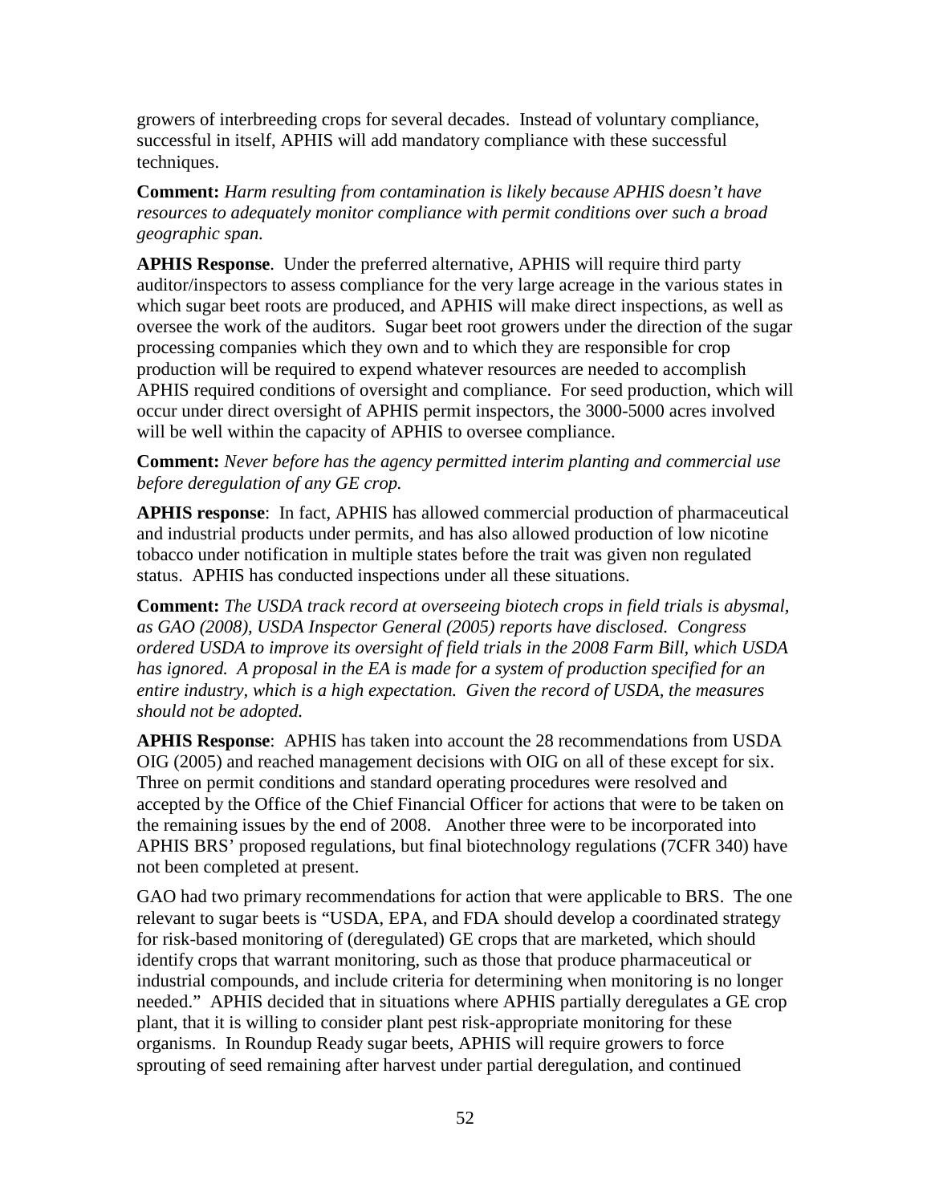growers of interbreeding crops for several decades. Instead of voluntary compliance, successful in itself, APHIS will add mandatory compliance with these successful techniques.

**Comment:** *Harm resulting from contamination is likely because APHIS doesn't have resources to adequately monitor compliance with permit conditions over such a broad geographic span.*

**APHIS Response**. Under the preferred alternative, APHIS will require third party auditor/inspectors to assess compliance for the very large acreage in the various states in which sugar beet roots are produced, and APHIS will make direct inspections, as well as oversee the work of the auditors. Sugar beet root growers under the direction of the sugar processing companies which they own and to which they are responsible for crop production will be required to expend whatever resources are needed to accomplish APHIS required conditions of oversight and compliance. For seed production, which will occur under direct oversight of APHIS permit inspectors, the 3000-5000 acres involved will be well within the capacity of APHIS to oversee compliance.

**Comment:** *Never before has the agency permitted interim planting and commercial use before deregulation of any GE crop.*

**APHIS response**: In fact, APHIS has allowed commercial production of pharmaceutical and industrial products under permits, and has also allowed production of low nicotine tobacco under notification in multiple states before the trait was given non regulated status. APHIS has conducted inspections under all these situations.

**Comment:** *The USDA track record at overseeing biotech crops in field trials is abysmal, as GAO (2008), USDA Inspector General (2005) reports have disclosed. Congress ordered USDA to improve its oversight of field trials in the 2008 Farm Bill, which USDA has ignored. A proposal in the EA is made for a system of production specified for an entire industry, which is a high expectation. Given the record of USDA, the measures should not be adopted.*

**APHIS Response**: APHIS has taken into account the 28 recommendations from USDA OIG (2005) and reached management decisions with OIG on all of these except for six. Three on permit conditions and standard operating procedures were resolved and accepted by the Office of the Chief Financial Officer for actions that were to be taken on the remaining issues by the end of 2008. Another three were to be incorporated into APHIS BRS' proposed regulations, but final biotechnology regulations (7CFR 340) have not been completed at present.

GAO had two primary recommendations for action that were applicable to BRS. The one relevant to sugar beets is "USDA, EPA, and FDA should develop a coordinated strategy for risk-based monitoring of (deregulated) GE crops that are marketed, which should identify crops that warrant monitoring, such as those that produce pharmaceutical or industrial compounds, and include criteria for determining when monitoring is no longer needed." APHIS decided that in situations where APHIS partially deregulates a GE crop plant, that it is willing to consider plant pest risk-appropriate monitoring for these organisms. In Roundup Ready sugar beets, APHIS will require growers to force sprouting of seed remaining after harvest under partial deregulation, and continued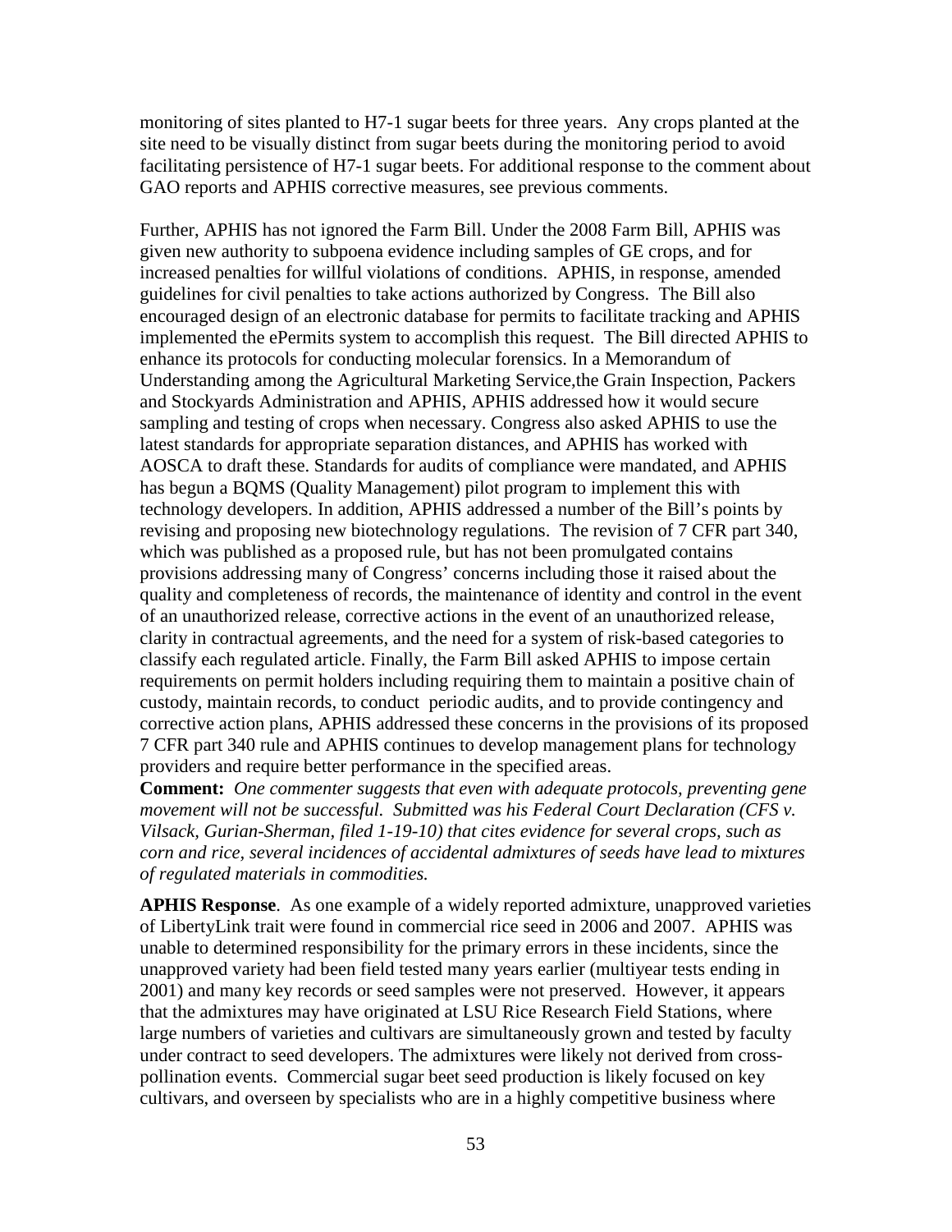monitoring of sites planted to H7-1 sugar beets for three years. Any crops planted at the site need to be visually distinct from sugar beets during the monitoring period to avoid facilitating persistence of H7-1 sugar beets. For additional response to the comment about GAO reports and APHIS corrective measures, see previous comments.

Further, APHIS has not ignored the Farm Bill. Under the 2008 Farm Bill, APHIS was given new authority to subpoena evidence including samples of GE crops, and for increased penalties for willful violations of conditions. APHIS, in response, amended guidelines for civil penalties to take actions authorized by Congress. The Bill also encouraged design of an electronic database for permits to facilitate tracking and APHIS implemented the ePermits system to accomplish this request. The Bill directed APHIS to enhance its protocols for conducting molecular forensics. In a Memorandum of Understanding among the Agricultural Marketing Service,the Grain Inspection, Packers and Stockyards Administration and APHIS, APHIS addressed how it would secure sampling and testing of crops when necessary. Congress also asked APHIS to use the latest standards for appropriate separation distances, and APHIS has worked with AOSCA to draft these. Standards for audits of compliance were mandated, and APHIS has begun a BQMS (Quality Management) pilot program to implement this with technology developers. In addition, APHIS addressed a number of the Bill's points by revising and proposing new biotechnology regulations. The revision of 7 CFR part 340, which was published as a proposed rule, but has not been promulgated contains provisions addressing many of Congress' concerns including those it raised about the quality and completeness of records, the maintenance of identity and control in the event of an unauthorized release, corrective actions in the event of an unauthorized release, clarity in contractual agreements, and the need for a system of risk-based categories to classify each regulated article. Finally, the Farm Bill asked APHIS to impose certain requirements on permit holders including requiring them to maintain a positive chain of custody, maintain records, to conduct periodic audits, and to provide contingency and corrective action plans, APHIS addressed these concerns in the provisions of its proposed 7 CFR part 340 rule and APHIS continues to develop management plans for technology providers and require better performance in the specified areas.

**Comment:** *One commenter suggests that even with adequate protocols, preventing gene movement will not be successful. Submitted was his Federal Court Declaration (CFS v. Vilsack, Gurian-Sherman, filed 1-19-10) that cites evidence for several crops, such as corn and rice, several incidences of accidental admixtures of seeds have lead to mixtures of regulated materials in commodities.*

**APHIS Response**. As one example of a widely reported admixture, unapproved varieties of LibertyLink trait were found in commercial rice seed in 2006 and 2007. APHIS was unable to determined responsibility for the primary errors in these incidents, since the unapproved variety had been field tested many years earlier (multiyear tests ending in 2001) and many key records or seed samples were not preserved. However, it appears that the admixtures may have originated at LSU Rice Research Field Stations, where large numbers of varieties and cultivars are simultaneously grown and tested by faculty under contract to seed developers. The admixtures were likely not derived from cross-pollination events. Commercial sugar beet seed production is likely focused on key cultivars, and overseen by specialists who are in a highly competitive business where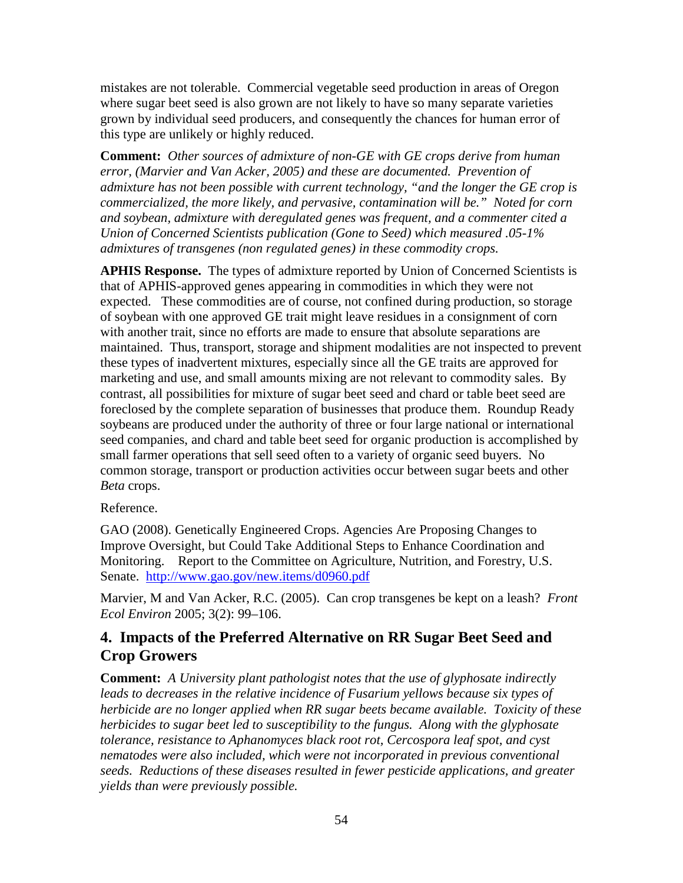mistakes are not tolerable. Commercial vegetable seed production in areas of Oregon where sugar beet seed is also grown are not likely to have so many separate varieties grown by individual seed producers, and consequently the chances for human error of this type are unlikely or highly reduced.

**Comment:** *Other sources of admixture of non-GE with GE crops derive from human error, (Marvier and Van Acker, 2005) and these are documented. Prevention of admixture has not been possible with current technology, "and the longer the GE crop is commercialized, the more likely, and pervasive, contamination will be." Noted for corn and soybean, admixture with deregulated genes was frequent, and a commenter cited a Union of Concerned Scientists publication (Gone to Seed) which measured .05-1% admixtures of transgenes (non regulated genes) in these commodity crops.*

**APHIS Response.** The types of admixture reported by Union of Concerned Scientists is that of APHIS-approved genes appearing in commodities in which they were not expected. These commodities are of course, not confined during production, so storage of soybean with one approved GE trait might leave residues in a consignment of corn with another trait, since no efforts are made to ensure that absolute separations are maintained. Thus, transport, storage and shipment modalities are not inspected to prevent these types of inadvertent mixtures, especially since all the GE traits are approved for marketing and use, and small amounts mixing are not relevant to commodity sales. By contrast, all possibilities for mixture of sugar beet seed and chard or table beet seed are foreclosed by the complete separation of businesses that produce them. Roundup Ready soybeans are produced under the authority of three or four large national or international seed companies, and chard and table beet seed for organic production is accomplished by small farmer operations that sell seed often to a variety of organic seed buyers. No common storage, transport or production activities occur between sugar beets and other *Beta* crops.

Reference.

GAO (2008). Genetically Engineered Crops. Agencies Are Proposing Changes to Improve Oversight, but Could Take Additional Steps to Enhance Coordination and Monitoring. Report to the Committee on Agriculture, Nutrition, and Forestry, U.S. Senate. http://www.gao.gov/new.items/d0960.pdf

Marvier, M and Van Acker, R.C. (2005). Can crop transgenes be kept on a leash? *Front Ecol Environ* 2005; 3(2): 99–106.

## 4. Impacts of the Preferred Alternative on RR Sugar Beet Seed and Crop Growers

**Comment:** *A University plant pathologist notes that the use of glyphosate indirectly leads to decreases in the relative incidence of Fusarium yellows because six types of herbicide are no longer applied when RR sugar beets became available. Toxicity of these herbicides to sugar beet led to susceptibility to the fungus. Along with the glyphosate tolerance, resistance to Aphanomyces black root rot, Cercospora leaf spot, and cyst nematodes were also included, which were not incorporated in previous conventional seeds. Reductions of these diseases resulted in fewer pesticide applications, and greater yields than were previously possible.*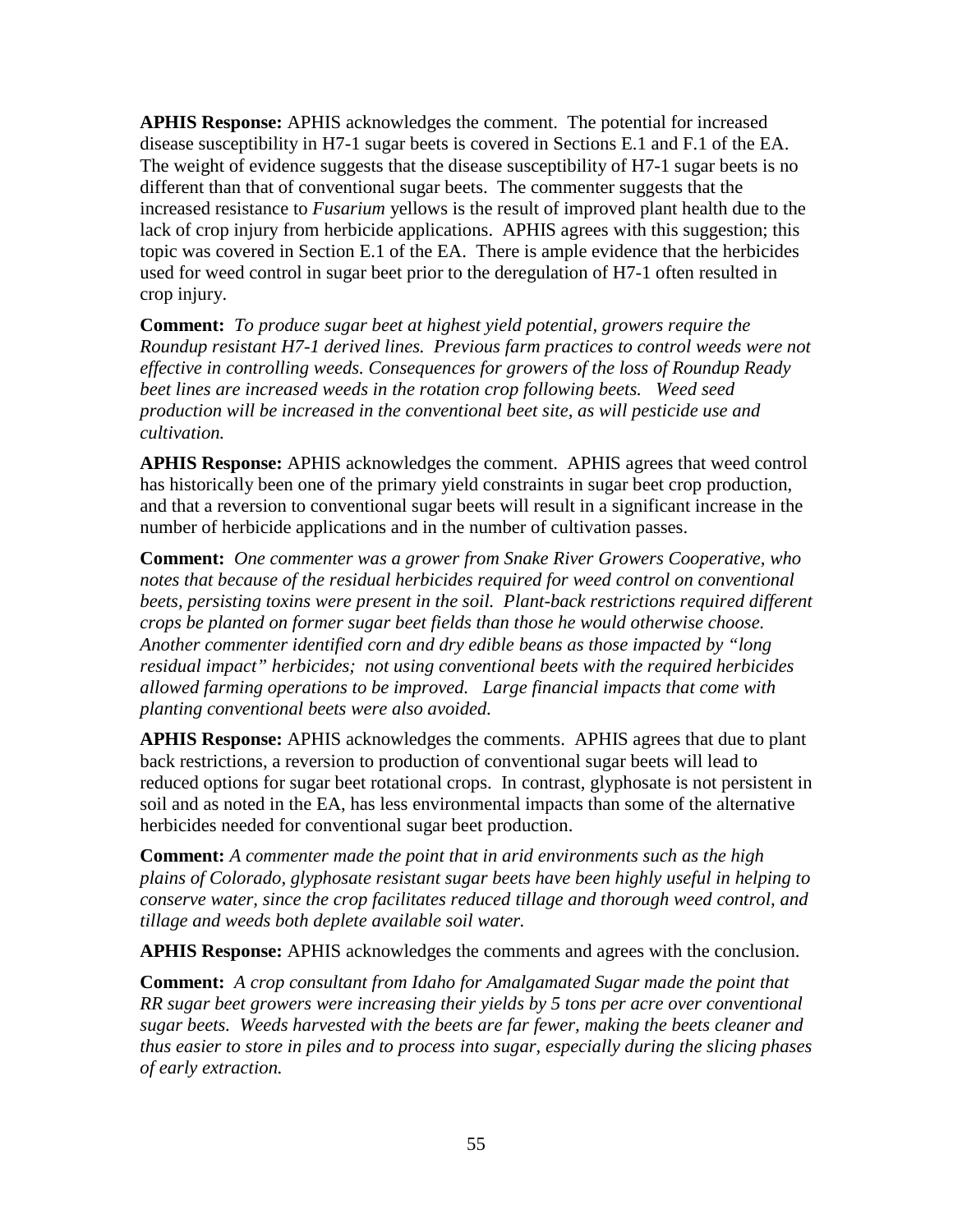**APHIS Response:** APHIS acknowledges the comment. The potential for increased disease susceptibility in H7-1 sugar beets is covered in Sections E.1 and F.1 of the EA. The weight of evidence suggests that the disease susceptibility of H7-1 sugar beets is no different than that of conventional sugar beets. The commenter suggests that the increased resistance to *Fusarium* yellows is the result of improved plant health due to the lack of crop injury from herbicide applications. APHIS agrees with this suggestion; this topic was covered in Section E.1 of the EA. There is ample evidence that the herbicides used for weed control in sugar beet prior to the deregulation of H7-1 often resulted in crop injury.

**Comment:** *To produce sugar beet at highest yield potential, growers require the Roundup resistant H7-1 derived lines. Previous farm practices to control weeds were not effective in controlling weeds. Consequences for growers of the loss of Roundup Ready beet lines are increased weeds in the rotation crop following beets. Weed seed production will be increased in the conventional beet site, as will pesticide use and cultivation.*

**APHIS Response:** APHIS acknowledges the comment. APHIS agrees that weed control has historically been one of the primary yield constraints in sugar beet crop production, and that a reversion to conventional sugar beets will result in a significant increase in the number of herbicide applications and in the number of cultivation passes.

**Comment:** *One commenter was a grower from Snake River Growers Cooperative, who notes that because of the residual herbicides required for weed control on conventional beets, persisting toxins were present in the soil. Plant-back restrictions required different crops be planted on former sugar beet fields than those he would otherwise choose. Another commenter identified corn and dry edible beans as those impacted by "long residual impact" herbicides; not using conventional beets with the required herbicides allowed farming operations to be improved. Large financial impacts that come with planting conventional beets were also avoided.*

**APHIS Response:** APHIS acknowledges the comments. APHIS agrees that due to plant back restrictions, a reversion to production of conventional sugar beets will lead to reduced options for sugar beet rotational crops. In contrast, glyphosate is not persistent in soil and as noted in the EA, has less environmental impacts than some of the alternative herbicides needed for conventional sugar beet production.

**Comment:** *A commenter made the point that in arid environments such as the high plains of Colorado, glyphosate resistant sugar beets have been highly useful in helping to conserve water, since the crop facilitates reduced tillage and thorough weed control, and tillage and weeds both deplete available soil water.*

**APHIS Response:** APHIS acknowledges the comments and agrees with the conclusion.

**Comment:** *A crop consultant from Idaho for Amalgamated Sugar made the point that RR sugar beet growers were increasing their yields by 5 tons per acre over conventional sugar beets. Weeds harvested with the beets are far fewer, making the beets cleaner and thus easier to store in piles and to process into sugar, especially during the slicing phases of early extraction.*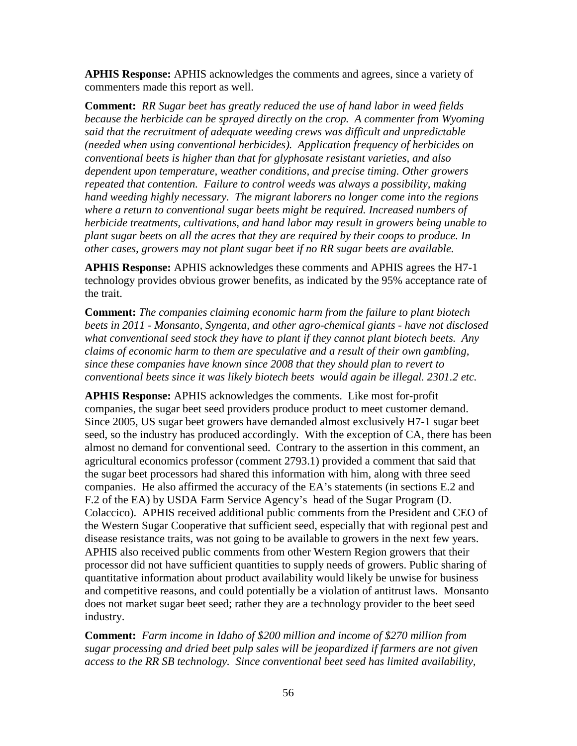**APHIS Response:** APHIS acknowledges the comments and agrees, since a variety of commenters made this report as well.

**Comment:** *RR Sugar beet has greatly reduced the use of hand labor in weed fields because the herbicide can be sprayed directly on the crop. A commenter from Wyoming said that the recruitment of adequate weeding crews was difficult and unpredictable (needed when using conventional herbicides). Application frequency of herbicides on conventional beets is higher than that for glyphosate resistant varieties, and also dependent upon temperature, weather conditions, and precise timing. Other growers repeated that contention. Failure to control weeds was always a possibility, making hand weeding highly necessary. The migrant laborers no longer come into the regions where a return to conventional sugar beets might be required. Increased numbers of herbicide treatments, cultivations, and hand labor may result in growers being unable to plant sugar beets on all the acres that they are required by their coops to produce. In other cases, growers may not plant sugar beet if no RR sugar beets are available.*

**APHIS Response:** APHIS acknowledges these comments and APHIS agrees the H7-1 technology provides obvious grower benefits, as indicated by the 95% acceptance rate of the trait.

**Comment:** *The companies claiming economic harm from the failure to plant biotech beets in 2011 - Monsanto, Syngenta, and other agro-chemical giants - have not disclosed what conventional seed stock they have to plant if they cannot plant biotech beets. Any claims of economic harm to them are speculative and a result of their own gambling, since these companies have known since 2008 that they should plan to revert to conventional beets since it was likely biotech beets would again be illegal. 2301.2 etc.*

**APHIS Response:** APHIS acknowledges the comments. Like most for-profit companies, the sugar beet seed providers produce product to meet customer demand. Since 2005, US sugar beet growers have demanded almost exclusively H7-1 sugar beet seed, so the industry has produced accordingly. With the exception of CA, there has been almost no demand for conventional seed. Contrary to the assertion in this comment, an agricultural economics professor (comment 2793.1) provided a comment that said that the sugar beet processors had shared this information with him, along with three seed companies. He also affirmed the accuracy of the EA's statements (in sections E.2 and F.2 of the EA) by USDA Farm Service Agency's head of the Sugar Program (D. Colaccico). APHIS received additional public comments from the President and CEO of the Western Sugar Cooperative that sufficient seed, especially that with regional pest and disease resistance traits, was not going to be available to growers in the next few years. APHIS also received public comments from other Western Region growers that their processor did not have sufficient quantities to supply needs of growers. Public sharing of quantitative information about product availability would likely be unwise for business and competitive reasons, and could potentially be a violation of antitrust laws. Monsanto does not market sugar beet seed; rather they are a technology provider to the beet seed industry.

**Comment:** *Farm income in Idaho of $200 million and income of $270 million from sugar processing and dried beet pulp sales will be jeopardized if farmers are not given access to the RR SB technology. Since conventional beet seed has limited availability,*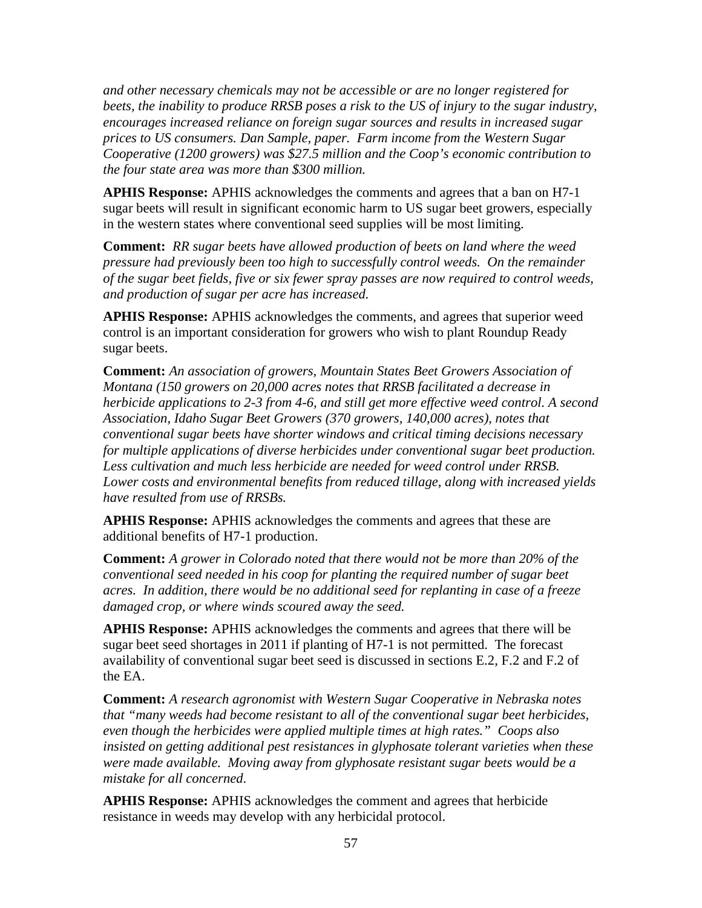*and other necessary chemicals may not be accessible or are no longer registered for beets, the inability to produce RRSB poses a risk to the US of injury to the sugar industry, encourages increased reliance on foreign sugar sources and results in increased sugar prices to US consumers. Dan Sample, paper. Farm income from the Western Sugar Cooperative (1200 growers) was $27.5 million and the Coop's economic contribution to the four state area was more than $300 million.*

**APHIS Response:** APHIS acknowledges the comments and agrees that a ban on H7-1 sugar beets will result in significant economic harm to US sugar beet growers, especially in the western states where conventional seed supplies will be most limiting.

**Comment:** *RR sugar beets have allowed production of beets on land where the weed pressure had previously been too high to successfully control weeds. On the remainder of the sugar beet fields, five or six fewer spray passes are now required to control weeds, and production of sugar per acre has increased.*

**APHIS Response:** APHIS acknowledges the comments, and agrees that superior weed control is an important consideration for growers who wish to plant Roundup Ready sugar beets.

**Comment:** *An association of growers, Mountain States Beet Growers Association of Montana (150 growers on 20,000 acres notes that RRSB facilitated a decrease in herbicide applications to 2-3 from 4-6, and still get more effective weed control. A second Association, Idaho Sugar Beet Growers (370 growers, 140,000 acres), notes that conventional sugar beets have shorter windows and critical timing decisions necessary for multiple applications of diverse herbicides under conventional sugar beet production. Less cultivation and much less herbicide are needed for weed control under RRSB. Lower costs and environmental benefits from reduced tillage, along with increased yields have resulted from use of RRSBs.*

**APHIS Response:** APHIS acknowledges the comments and agrees that these are additional benefits of H7-1 production.

**Comment:** *A grower in Colorado noted that there would not be more than 20% of the conventional seed needed in his coop for planting the required number of sugar beet acres. In addition, there would be no additional seed for replanting in case of a freeze damaged crop, or where winds scoured away the seed.*

**APHIS Response:** APHIS acknowledges the comments and agrees that there will be sugar beet seed shortages in 2011 if planting of H7-1 is not permitted. The forecast availability of conventional sugar beet seed is discussed in sections E.2, F.2 and F.2 of the EA.

**Comment:** *A research agronomist with Western Sugar Cooperative in Nebraska notes that "many weeds had become resistant to all of the conventional sugar beet herbicides, even though the herbicides were applied multiple times at high rates." Coops also insisted on getting additional pest resistances in glyphosate tolerant varieties when these were made available. Moving away from glyphosate resistant sugar beets would be a mistake for all concerned.*

**APHIS Response:** APHIS acknowledges the comment and agrees that herbicide resistance in weeds may develop with any herbicidal protocol.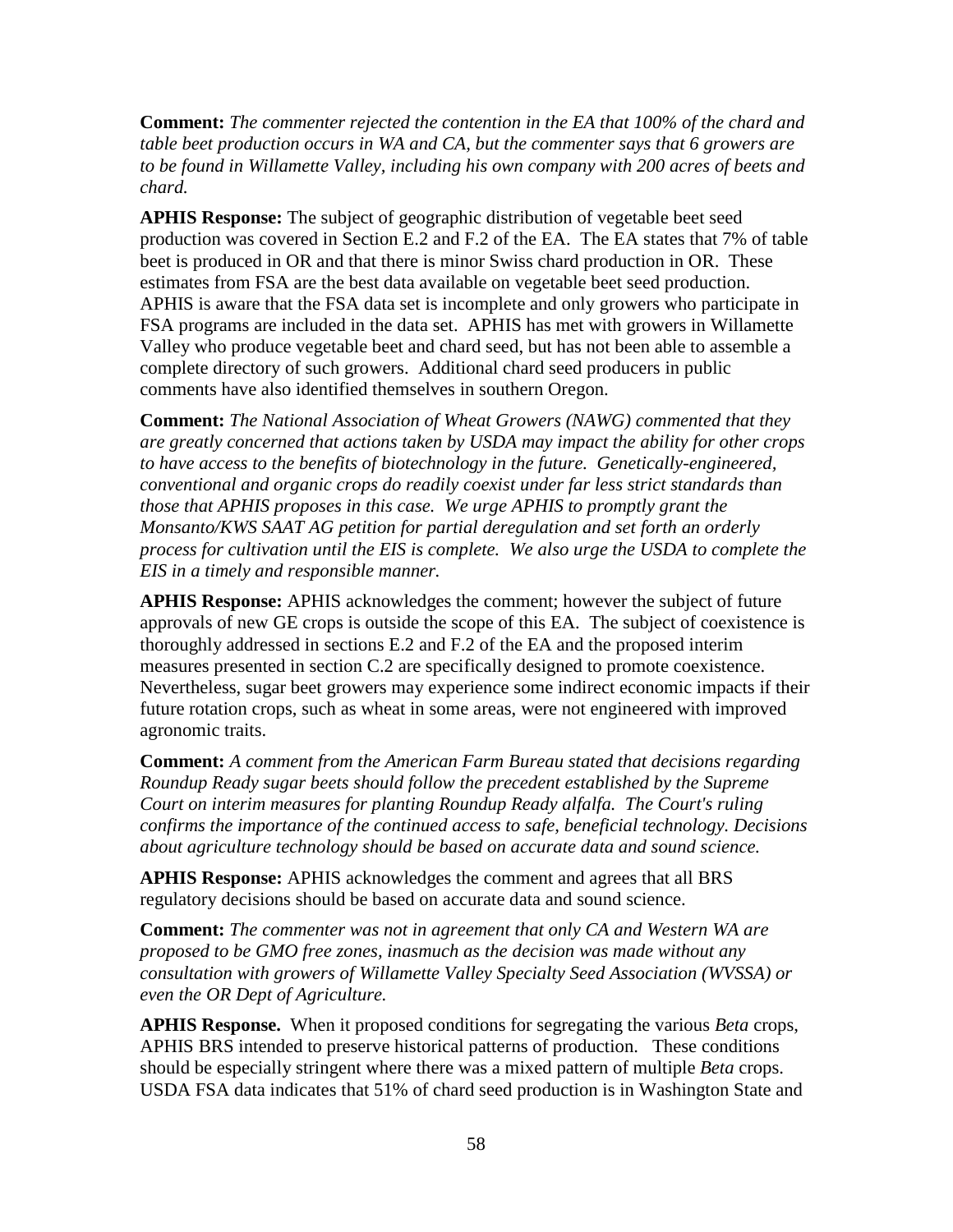**Comment:** *The commenter rejected the contention in the EA that 100% of the chard and table beet production occurs in WA and CA, but the commenter says that 6 growers are to be found in Willamette Valley, including his own company with 200 acres of beets and chard.*

**APHIS Response:** The subject of geographic distribution of vegetable beet seed production was covered in Section E.2 and F.2 of the EA. The EA states that 7% of table beet is produced in OR and that there is minor Swiss chard production in OR. These estimates from FSA are the best data available on vegetable beet seed production. APHIS is aware that the FSA data set is incomplete and only growers who participate in FSA programs are included in the data set. APHIS has met with growers in Willamette Valley who produce vegetable beet and chard seed, but has not been able to assemble a complete directory of such growers. Additional chard seed producers in public comments have also identified themselves in southern Oregon.

**Comment:** *The National Association of Wheat Growers (NAWG) commented that they are greatly concerned that actions taken by USDA may impact the ability for other crops to have access to the benefits of biotechnology in the future. Genetically-engineered, conventional and organic crops do readily coexist under far less strict standards than those that APHIS proposes in this case. We urge APHIS to promptly grant the Monsanto/KWS SAAT AG petition for partial deregulation and set forth an orderly process for cultivation until the EIS is complete. We also urge the USDA to complete the EIS in a timely and responsible manner.*

**APHIS Response:** APHIS acknowledges the comment; however the subject of future approvals of new GE crops is outside the scope of this EA. The subject of coexistence is thoroughly addressed in sections E.2 and F.2 of the EA and the proposed interim measures presented in section C.2 are specifically designed to promote coexistence. Nevertheless, sugar beet growers may experience some indirect economic impacts if their future rotation crops, such as wheat in some areas, were not engineered with improved agronomic traits.

**Comment:** *A comment from the American Farm Bureau stated that decisions regarding Roundup Ready sugar beets should follow the precedent established by the Supreme Court on interim measures for planting Roundup Ready alfalfa. The Court's ruling confirms the importance of the continued access to safe, beneficial technology. Decisions about agriculture technology should be based on accurate data and sound science.*

**APHIS Response:** APHIS acknowledges the comment and agrees that all BRS regulatory decisions should be based on accurate data and sound science.

**Comment:** *The commenter was not in agreement that only CA and Western WA are proposed to be GMO free zones, inasmuch as the decision was made without any consultation with growers of Willamette Valley Specialty Seed Association (WVSSA) or even the OR Dept of Agriculture.*

**APHIS Response.** When it proposed conditions for segregating the various *Beta* crops, APHIS BRS intended to preserve historical patterns of production. These conditions should be especially stringent where there was a mixed pattern of multiple *Beta* crops. USDA FSA data indicates that 51% of chard seed production is in Washington State and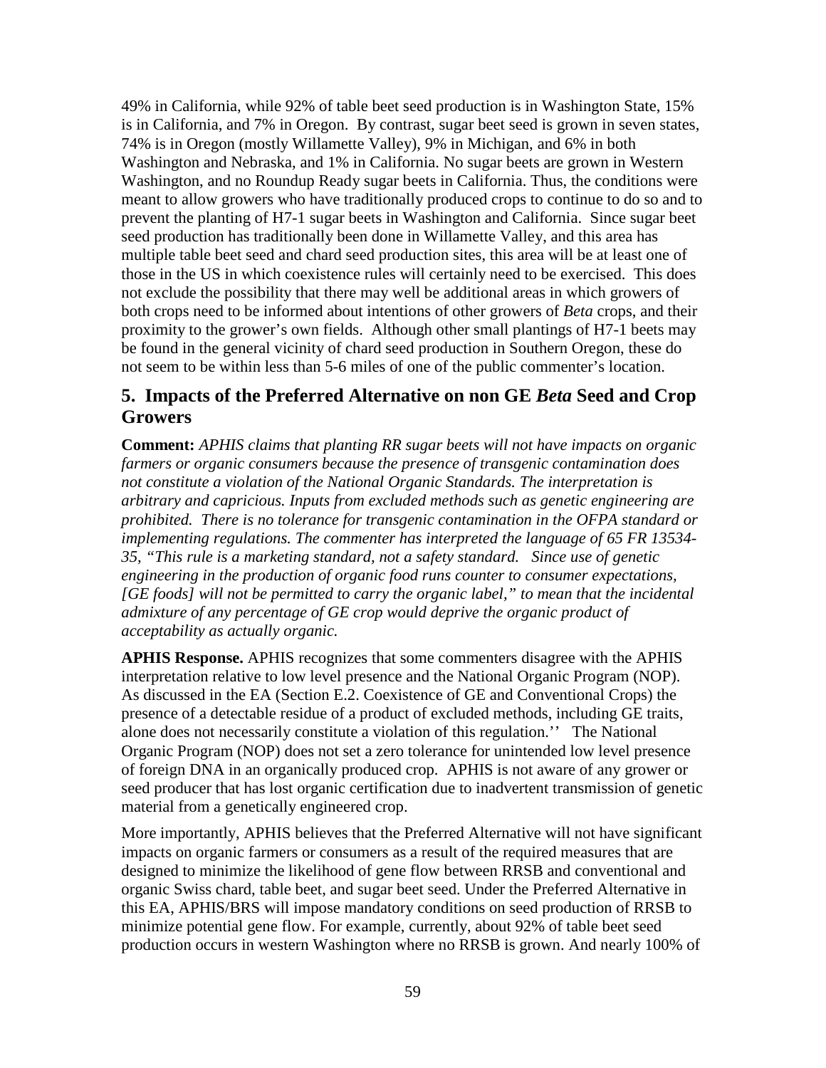49% in California, while 92% of table beet seed production is in Washington State, 15% is in California, and 7% in Oregon. By contrast, sugar beet seed is grown in seven states, 74% is in Oregon (mostly Willamette Valley), 9% in Michigan, and 6% in both Washington and Nebraska, and 1% in California. No sugar beets are grown in Western Washington, and no Roundup Ready sugar beets in California. Thus, the conditions were meant to allow growers who have traditionally produced crops to continue to do so and to prevent the planting of H7-1 sugar beets in Washington and California. Since sugar beet seed production has traditionally been done in Willamette Valley, and this area has multiple table beet seed and chard seed production sites, this area will be at least one of those in the US in which coexistence rules will certainly need to be exercised. This does not exclude the possibility that there may well be additional areas in which growers of both crops need to be informed about intentions of other growers of *Beta* crops, and their proximity to the grower's own fields. Although other small plantings of H7-1 beets may be found in the general vicinity of chard seed production in Southern Oregon, these do not seem to be within less than 5-6 miles of one of the public commenter's location.

## 5. Impacts of the Preferred Alternative on non GE *Beta* Seed and Crop Growers

**Comment:** *APHIS claims that planting RR sugar beets will not have impacts on organic farmers or organic consumers because the presence of transgenic contamination does not constitute a violation of the National Organic Standards. The interpretation is arbitrary and capricious. Inputs from excluded methods such as genetic engineering are prohibited. There is no tolerance for transgenic contamination in the OFPA standard or implementing regulations. The commenter has interpreted the language of 65 FR 13534-35, "This rule is a marketing standard, not a safety standard. Since use of genetic engineering in the production of organic food runs counter to consumer expectations, [GE foods] will not be permitted to carry the organic label," to mean that the incidental admixture of any percentage of GE crop would deprive the organic product of acceptability as actually organic.*

**APHIS Response.** APHIS recognizes that some commenters disagree with the APHIS interpretation relative to low level presence and the National Organic Program (NOP). As discussed in the EA (Section E.2. Coexistence of GE and Conventional Crops) the presence of a detectable residue of a product of excluded methods, including GE traits, alone does not necessarily constitute a violation of this regulation.'' The National Organic Program (NOP) does not set a zero tolerance for unintended low level presence of foreign DNA in an organically produced crop. APHIS is not aware of any grower or seed producer that has lost organic certification due to inadvertent transmission of genetic material from a genetically engineered crop.

More importantly, APHIS believes that the Preferred Alternative will not have significant impacts on organic farmers or consumers as a result of the required measures that are designed to minimize the likelihood of gene flow between RRSB and conventional and organic Swiss chard, table beet, and sugar beet seed. Under the Preferred Alternative in this EA, APHIS/BRS will impose mandatory conditions on seed production of RRSB to minimize potential gene flow. For example, currently, about 92% of table beet seed production occurs in western Washington where no RRSB is grown. And nearly 100% of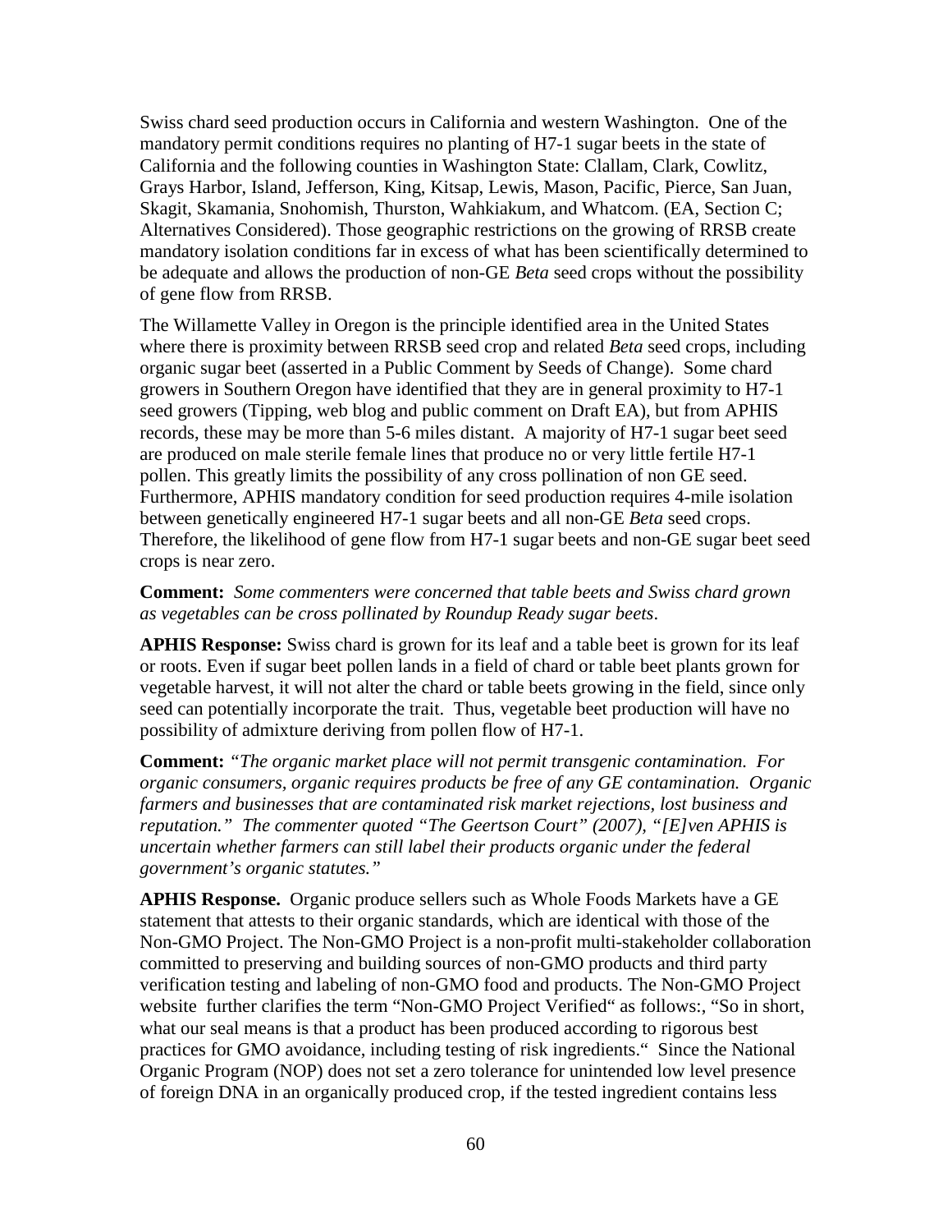Swiss chard seed production occurs in California and western Washington. One of the mandatory permit conditions requires no planting of H7-1 sugar beets in the state of California and the following counties in Washington State: Clallam, Clark, Cowlitz, Grays Harbor, Island, Jefferson, King, Kitsap, Lewis, Mason, Pacific, Pierce, San Juan, Skagit, Skamania, Snohomish, Thurston, Wahkiakum, and Whatcom. (EA, Section C; Alternatives Considered). Those geographic restrictions on the growing of RRSB create mandatory isolation conditions far in excess of what has been scientifically determined to be adequate and allows the production of non-GE *Beta* seed crops without the possibility of gene flow from RRSB.

The Willamette Valley in Oregon is the principle identified area in the United States where there is proximity between RRSB seed crop and related *Beta* seed crops, including organic sugar beet (asserted in a Public Comment by Seeds of Change). Some chard growers in Southern Oregon have identified that they are in general proximity to H7-1 seed growers (Tipping, web blog and public comment on Draft EA), but from APHIS records, these may be more than 5-6 miles distant. A majority of H7-1 sugar beet seed are produced on male sterile female lines that produce no or very little fertile H7-1 pollen. This greatly limits the possibility of any cross pollination of non GE seed. Furthermore, APHIS mandatory condition for seed production requires 4-mile isolation between genetically engineered H7-1 sugar beets and all non-GE *Beta* seed crops. Therefore, the likelihood of gene flow from H7-1 sugar beets and non-GE sugar beet seed crops is near zero.

**Comment:** *Some commenters were concerned that table beets and Swiss chard grown as vegetables can be cross pollinated by Roundup Ready sugar beets*.

**APHIS Response:** Swiss chard is grown for its leaf and a table beet is grown for its leaf or roots. Even if sugar beet pollen lands in a field of chard or table beet plants grown for vegetable harvest, it will not alter the chard or table beets growing in the field, since only seed can potentially incorporate the trait. Thus, vegetable beet production will have no possibility of admixture deriving from pollen flow of H7-1.

**Comment:** *"The organic market place will not permit transgenic contamination. For organic consumers, organic requires products be free of any GE contamination. Organic farmers and businesses that are contaminated risk market rejections, lost business and reputation." The commenter quoted "The Geertson Court" (2007), "[E]ven APHIS is uncertain whether farmers can still label their products organic under the federal government's organic statutes."*

**APHIS Response.** Organic produce sellers such as Whole Foods Markets have a GE statement that attests to their organic standards, which are identical with those of the Non-GMO Project. The Non-GMO Project is a non-profit multi-stakeholder collaboration committed to preserving and building sources of non-GMO products and third party verification testing and labeling of non-GMO food and products. The Non-GMO Project website further clarifies the term "Non-GMO Project Verified" as follows:, "So in short, what our seal means is that a product has been produced according to rigorous best practices for GMO avoidance, including testing of risk ingredients." Since the National Organic Program (NOP) does not set a zero tolerance for unintended low level presence of foreign DNA in an organically produced crop, if the tested ingredient contains less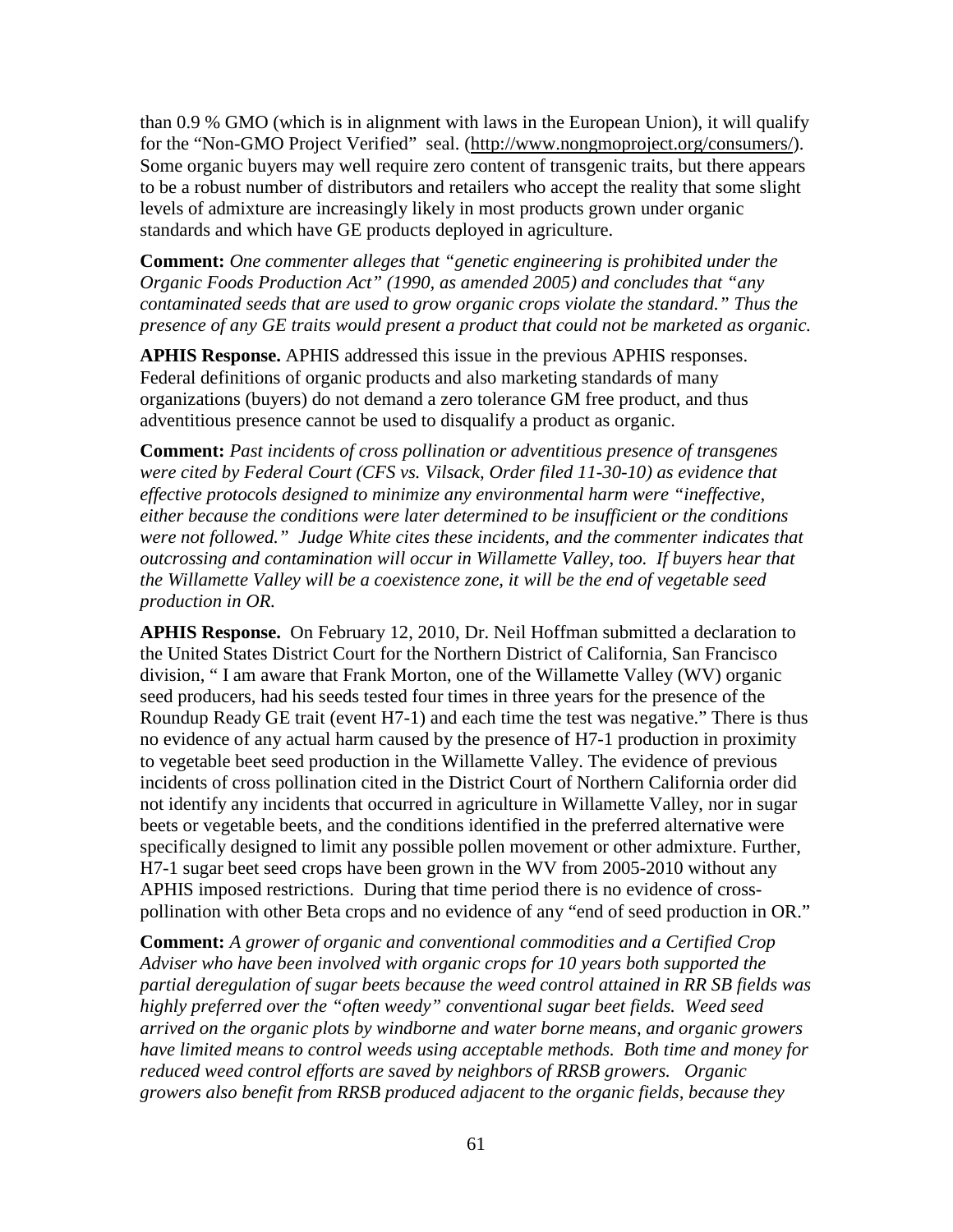than 0.9 % GMO (which is in alignment with laws in the European Union), it will qualify for the "Non-GMO Project Verified" seal. (http://www.nongmoproject.org/consumers/). Some organic buyers may well require zero content of transgenic traits, but there appears to be a robust number of distributors and retailers who accept the reality that some slight levels of admixture are increasingly likely in most products grown under organic standards and which have GE products deployed in agriculture.

**Comment:** *One commenter alleges that "genetic engineering is prohibited under the Organic Foods Production Act" (1990, as amended 2005) and concludes that "any contaminated seeds that are used to grow organic crops violate the standard." Thus the presence of any GE traits would present a product that could not be marketed as organic.*

**APHIS Response.** APHIS addressed this issue in the previous APHIS responses. Federal definitions of organic products and also marketing standards of many organizations (buyers) do not demand a zero tolerance GM free product, and thus adventitious presence cannot be used to disqualify a product as organic.

**Comment:** *Past incidents of cross pollination or adventitious presence of transgenes were cited by Federal Court (CFS vs. Vilsack, Order filed 11-30-10) as evidence that effective protocols designed to minimize any environmental harm were "ineffective, either because the conditions were later determined to be insufficient or the conditions were not followed." Judge White cites these incidents, and the commenter indicates that outcrossing and contamination will occur in Willamette Valley, too. If buyers hear that the Willamette Valley will be a coexistence zone, it will be the end of vegetable seed production in OR.*

**APHIS Response.** On February 12, 2010, Dr. Neil Hoffman submitted a declaration to the United States District Court for the Northern District of California, San Francisco division, " I am aware that Frank Morton, one of the Willamette Valley (WV) organic seed producers, had his seeds tested four times in three years for the presence of the Roundup Ready GE trait (event H7-1) and each time the test was negative." There is thus no evidence of any actual harm caused by the presence of H7-1 production in proximity to vegetable beet seed production in the Willamette Valley. The evidence of previous incidents of cross pollination cited in the District Court of Northern California order did not identify any incidents that occurred in agriculture in Willamette Valley, nor in sugar beets or vegetable beets, and the conditions identified in the preferred alternative were specifically designed to limit any possible pollen movement or other admixture. Further, H7-1 sugar beet seed crops have been grown in the WV from 2005-2010 without any APHIS imposed restrictions. During that time period there is no evidence of cross-pollination with other Beta crops and no evidence of any "end of seed production in OR."

**Comment:** *A grower of organic and conventional commodities and a Certified Crop Adviser who have been involved with organic crops for 10 years both supported the partial deregulation of sugar beets because the weed control attained in RR SB fields was highly preferred over the "often weedy" conventional sugar beet fields. Weed seed arrived on the organic plots by windborne and water borne means, and organic growers have limited means to control weeds using acceptable methods. Both time and money for reduced weed control efforts are saved by neighbors of RRSB growers. Organic growers also benefit from RRSB produced adjacent to the organic fields, because they*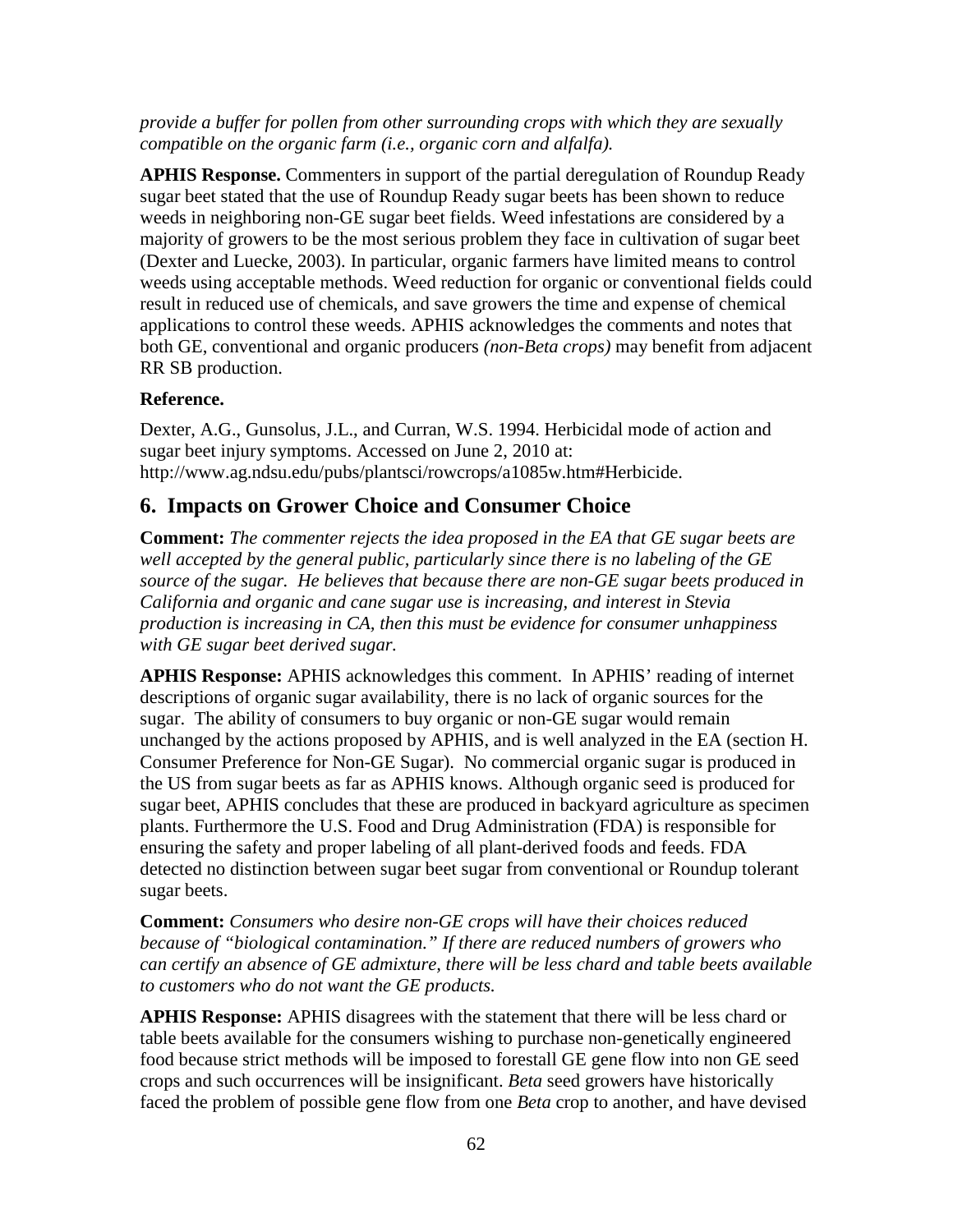*provide a buffer for pollen from other surrounding crops with which they are sexually compatible on the organic farm (i.e., organic corn and alfalfa).*

**APHIS Response.** Commenters in support of the partial deregulation of Roundup Ready sugar beet stated that the use of Roundup Ready sugar beets has been shown to reduce weeds in neighboring non-GE sugar beet fields. Weed infestations are considered by a majority of growers to be the most serious problem they face in cultivation of sugar beet (Dexter and Luecke, 2003). In particular, organic farmers have limited means to control weeds using acceptable methods. Weed reduction for organic or conventional fields could result in reduced use of chemicals, and save growers the time and expense of chemical applications to control these weeds. APHIS acknowledges the comments and notes that both GE, conventional and organic producers *(non-Beta crops)* may benefit from adjacent RR SB production.

**Reference.**

Dexter, A.G., Gunsolus, J.L., and Curran, W.S. 1994. Herbicidal mode of action and sugar beet injury symptoms. Accessed on June 2, 2010 at: http://www.ag.ndsu.edu/pubs/plantsci/rowcrops/a1085w.htm#Herbicide.

## 6. Impacts on Grower Choice and Consumer Choice

**Comment:** *The commenter rejects the idea proposed in the EA that GE sugar beets are well accepted by the general public, particularly since there is no labeling of the GE source of the sugar. He believes that because there are non-GE sugar beets produced in California and organic and cane sugar use is increasing, and interest in Stevia production is increasing in CA, then this must be evidence for consumer unhappiness with GE sugar beet derived sugar.*

**APHIS Response:** APHIS acknowledges this comment. In APHIS' reading of internet descriptions of organic sugar availability, there is no lack of organic sources for the sugar. The ability of consumers to buy organic or non-GE sugar would remain unchanged by the actions proposed by APHIS, and is well analyzed in the EA (section H. Consumer Preference for Non-GE Sugar). No commercial organic sugar is produced in the US from sugar beets as far as APHIS knows. Although organic seed is produced for sugar beet, APHIS concludes that these are produced in backyard agriculture as specimen plants. Furthermore the U.S. Food and Drug Administration (FDA) is responsible for ensuring the safety and proper labeling of all plant-derived foods and feeds. FDA detected no distinction between sugar beet sugar from conventional or Roundup tolerant sugar beets.

**Comment:** *Consumers who desire non-GE crops will have their choices reduced because of "biological contamination." If there are reduced numbers of growers who can certify an absence of GE admixture, there will be less chard and table beets available to customers who do not want the GE products.*

**APHIS Response:** APHIS disagrees with the statement that there will be less chard or table beets available for the consumers wishing to purchase non-genetically engineered food because strict methods will be imposed to forestall GE gene flow into non GE seed crops and such occurrences will be insignificant. *Beta* seed growers have historically faced the problem of possible gene flow from one *Beta* crop to another, and have devised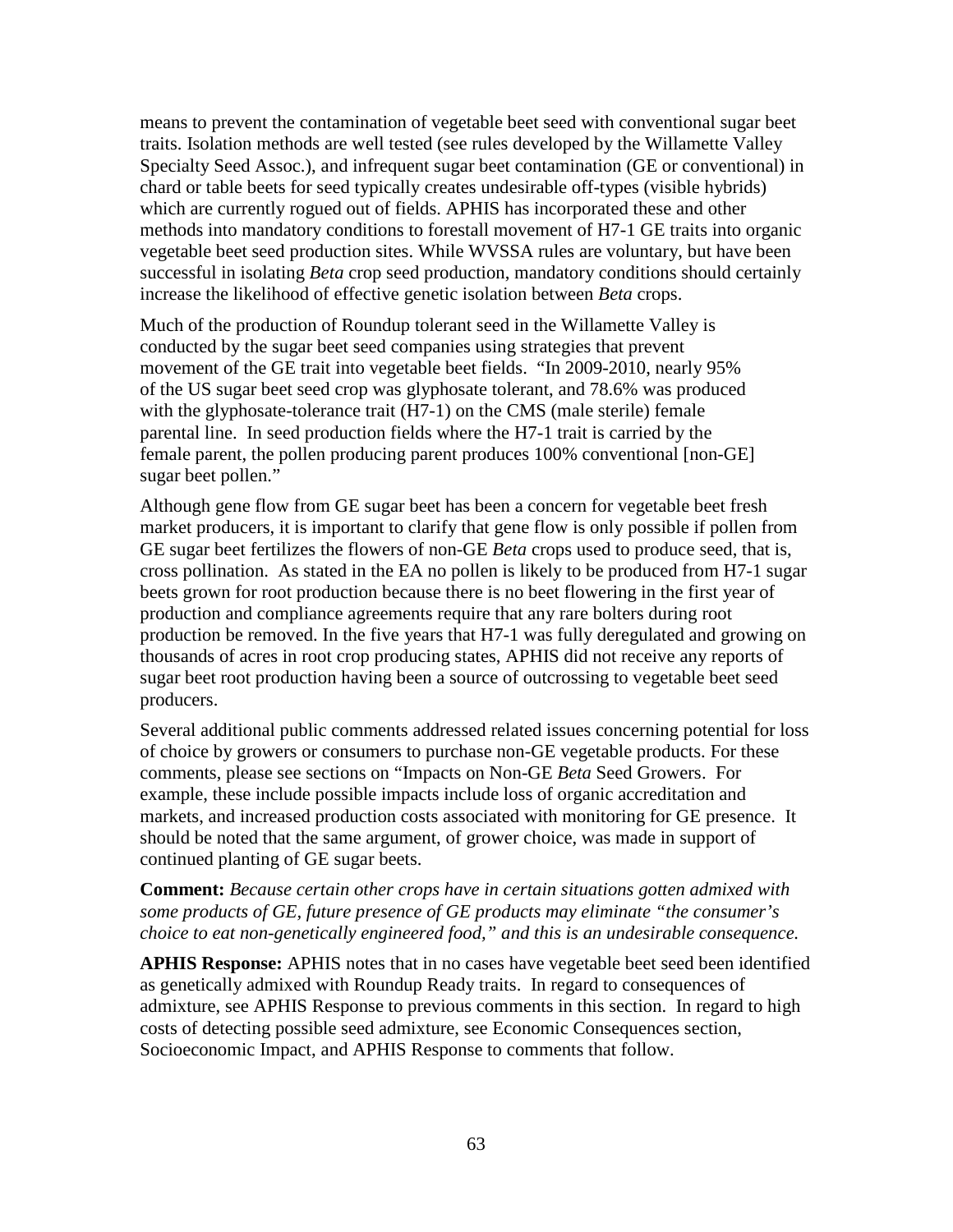means to prevent the contamination of vegetable beet seed with conventional sugar beet traits. Isolation methods are well tested (see rules developed by the Willamette Valley Specialty Seed Assoc.), and infrequent sugar beet contamination (GE or conventional) in chard or table beets for seed typically creates undesirable off-types (visible hybrids) which are currently rogued out of fields. APHIS has incorporated these and other methods into mandatory conditions to forestall movement of H7-1 GE traits into organic vegetable beet seed production sites. While WVSSA rules are voluntary, but have been successful in isolating *Beta* crop seed production, mandatory conditions should certainly increase the likelihood of effective genetic isolation between *Beta* crops.

Much of the production of Roundup tolerant seed in the Willamette Valley is conducted by the sugar beet seed companies using strategies that prevent movement of the GE trait into vegetable beet fields. "In 2009-2010, nearly 95% of the US sugar beet seed crop was glyphosate tolerant, and 78.6% was produced with the glyphosate-tolerance trait (H7-1) on the CMS (male sterile) female parental line. In seed production fields where the H7-1 trait is carried by the female parent, the pollen producing parent produces 100% conventional [non-GE] sugar beet pollen."

Although gene flow from GE sugar beet has been a concern for vegetable beet fresh market producers, it is important to clarify that gene flow is only possible if pollen from GE sugar beet fertilizes the flowers of non-GE *Beta* crops used to produce seed, that is, cross pollination. As stated in the EA no pollen is likely to be produced from H7-1 sugar beets grown for root production because there is no beet flowering in the first year of production and compliance agreements require that any rare bolters during root production be removed. In the five years that H7-1 was fully deregulated and growing on thousands of acres in root crop producing states, APHIS did not receive any reports of sugar beet root production having been a source of outcrossing to vegetable beet seed producers.

Several additional public comments addressed related issues concerning potential for loss of choice by growers or consumers to purchase non-GE vegetable products. For these comments, please see sections on "Impacts on Non-GE *Beta* Seed Growers. For example, these include possible impacts include loss of organic accreditation and markets, and increased production costs associated with monitoring for GE presence. It should be noted that the same argument, of grower choice, was made in support of continued planting of GE sugar beets.

**Comment:** *Because certain other crops have in certain situations gotten admixed with some products of GE, future presence of GE products may eliminate "the consumer's choice to eat non-genetically engineered food," and this is an undesirable consequence.*

**APHIS Response:** APHIS notes that in no cases have vegetable beet seed been identified as genetically admixed with Roundup Ready traits. In regard to consequences of admixture, see APHIS Response to previous comments in this section. In regard to high costs of detecting possible seed admixture, see Economic Consequences section, Socioeconomic Impact, and APHIS Response to comments that follow.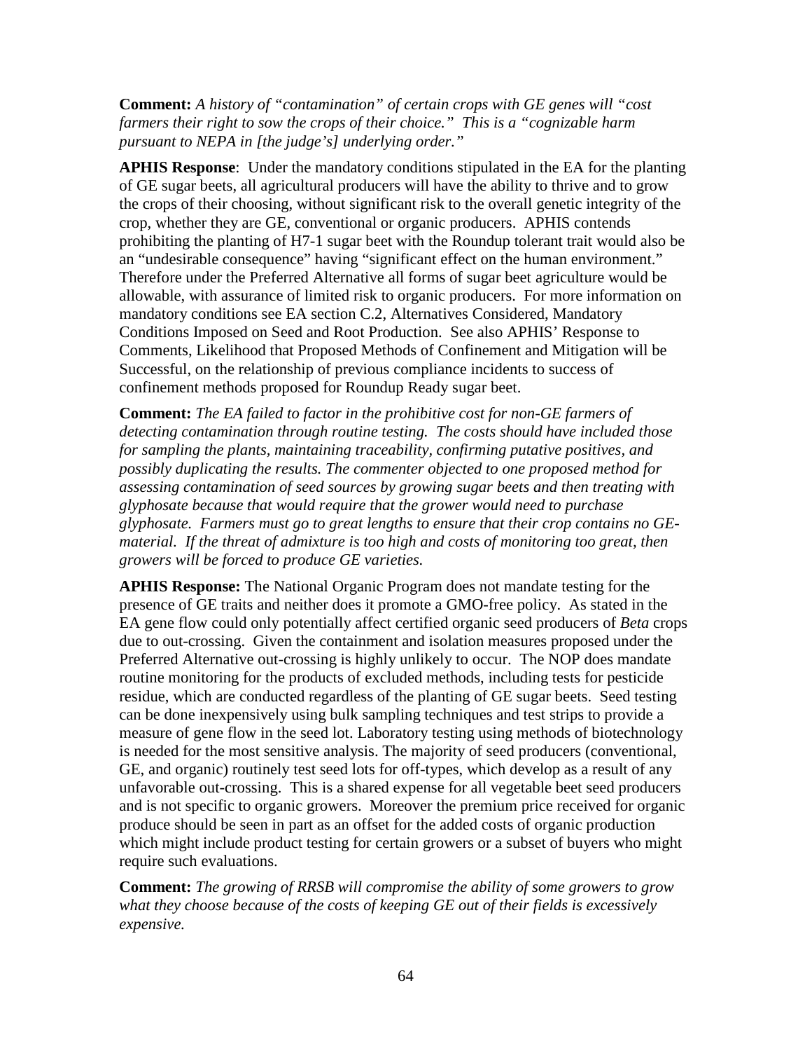**Comment:** *A history of "contamination" of certain crops with GE genes will "cost farmers their right to sow the crops of their choice." This is a "cognizable harm pursuant to NEPA in [the judge's] underlying order."*

**APHIS Response**: Under the mandatory conditions stipulated in the EA for the planting of GE sugar beets, all agricultural producers will have the ability to thrive and to grow the crops of their choosing, without significant risk to the overall genetic integrity of the crop, whether they are GE, conventional or organic producers. APHIS contends prohibiting the planting of H7-1 sugar beet with the Roundup tolerant trait would also be an "undesirable consequence" having "significant effect on the human environment." Therefore under the Preferred Alternative all forms of sugar beet agriculture would be allowable, with assurance of limited risk to organic producers. For more information on mandatory conditions see EA section C.2, Alternatives Considered, Mandatory Conditions Imposed on Seed and Root Production. See also APHIS' Response to Comments, Likelihood that Proposed Methods of Confinement and Mitigation will be Successful, on the relationship of previous compliance incidents to success of confinement methods proposed for Roundup Ready sugar beet.

**Comment:** *The EA failed to factor in the prohibitive cost for non-GE farmers of detecting contamination through routine testing. The costs should have included those for sampling the plants, maintaining traceability, confirming putative positives, and possibly duplicating the results. The commenter objected to one proposed method for assessing contamination of seed sources by growing sugar beets and then treating with glyphosate because that would require that the grower would need to purchase glyphosate. Farmers must go to great lengths to ensure that their crop contains no GE-material. If the threat of admixture is too high and costs of monitoring too great, then growers will be forced to produce GE varieties.*

**APHIS Response:** The National Organic Program does not mandate testing for the presence of GE traits and neither does it promote a GMO-free policy. As stated in the EA gene flow could only potentially affect certified organic seed producers of *Beta* crops due to out-crossing. Given the containment and isolation measures proposed under the Preferred Alternative out-crossing is highly unlikely to occur. The NOP does mandate routine monitoring for the products of excluded methods, including tests for pesticide residue, which are conducted regardless of the planting of GE sugar beets. Seed testing can be done inexpensively using bulk sampling techniques and test strips to provide a measure of gene flow in the seed lot. Laboratory testing using methods of biotechnology is needed for the most sensitive analysis. The majority of seed producers (conventional, GE, and organic) routinely test seed lots for off-types, which develop as a result of any unfavorable out-crossing. This is a shared expense for all vegetable beet seed producers and is not specific to organic growers. Moreover the premium price received for organic produce should be seen in part as an offset for the added costs of organic production which might include product testing for certain growers or a subset of buyers who might require such evaluations.

**Comment:** *The growing of RRSB will compromise the ability of some growers to grow what they choose because of the costs of keeping GE out of their fields is excessively expensive.*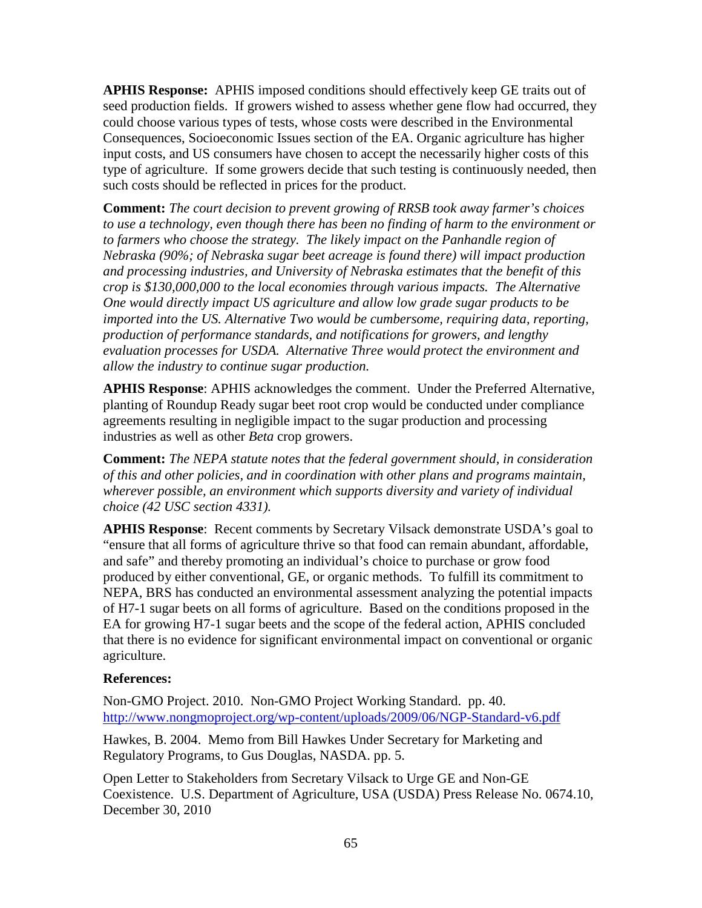**APHIS Response:** APHIS imposed conditions should effectively keep GE traits out of seed production fields. If growers wished to assess whether gene flow had occurred, they could choose various types of tests, whose costs were described in the Environmental Consequences, Socioeconomic Issues section of the EA. Organic agriculture has higher input costs, and US consumers have chosen to accept the necessarily higher costs of this type of agriculture. If some growers decide that such testing is continuously needed, then such costs should be reflected in prices for the product.

**Comment:** *The court decision to prevent growing of RRSB took away farmer's choices to use a technology, even though there has been no finding of harm to the environment or to farmers who choose the strategy. The likely impact on the Panhandle region of Nebraska (90%; of Nebraska sugar beet acreage is found there) will impact production and processing industries, and University of Nebraska estimates that the benefit of this crop is $130,000,000 to the local economies through various impacts. The Alternative One would directly impact US agriculture and allow low grade sugar products to be imported into the US. Alternative Two would be cumbersome, requiring data, reporting, production of performance standards, and notifications for growers, and lengthy evaluation processes for USDA. Alternative Three would protect the environment and allow the industry to continue sugar production.*

**APHIS Response**: APHIS acknowledges the comment. Under the Preferred Alternative, planting of Roundup Ready sugar beet root crop would be conducted under compliance agreements resulting in negligible impact to the sugar production and processing industries as well as other *Beta* crop growers.

**Comment:** *The NEPA statute notes that the federal government should, in consideration of this and other policies, and in coordination with other plans and programs maintain, wherever possible, an environment which supports diversity and variety of individual choice (42 USC section 4331).*

**APHIS Response**: Recent comments by Secretary Vilsack demonstrate USDA's goal to "ensure that all forms of agriculture thrive so that food can remain abundant, affordable, and safe" and thereby promoting an individual's choice to purchase or grow food produced by either conventional, GE, or organic methods. To fulfill its commitment to NEPA, BRS has conducted an environmental assessment analyzing the potential impacts of H7-1 sugar beets on all forms of agriculture. Based on the conditions proposed in the EA for growing H7-1 sugar beets and the scope of the federal action, APHIS concluded that there is no evidence for significant environmental impact on conventional or organic agriculture.

**References:**

Non-GMO Project. 2010. Non-GMO Project Working Standard. pp. 40. http://www.nongmoproject.org/wp-content/uploads/2009/06/NGP-Standard-v6.pdf

Hawkes, B. 2004. Memo from Bill Hawkes Under Secretary for Marketing and Regulatory Programs, to Gus Douglas, NASDA. pp. 5.

Open Letter to Stakeholders from Secretary Vilsack to Urge GE and Non-GE Coexistence. U.S. Department of Agriculture, USA (USDA) Press Release No. 0674.10, December 30, 2010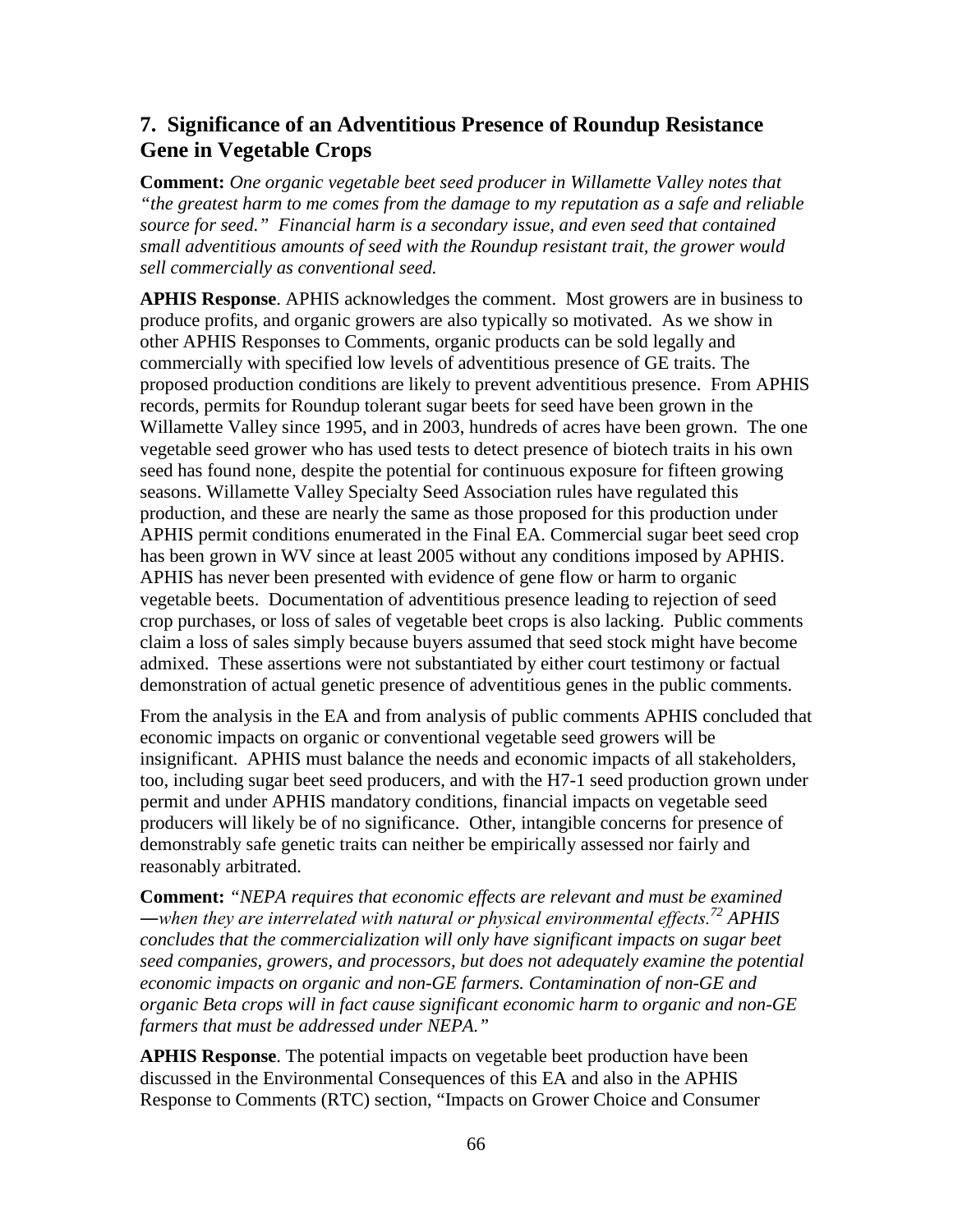## 7. Significance of an Adventitious Presence of Roundup Resistance Gene in Vegetable Crops

**Comment:** *One organic vegetable beet seed producer in Willamette Valley notes that "the greatest harm to me comes from the damage to my reputation as a safe and reliable source for seed." Financial harm is a secondary issue, and even seed that contained small adventitious amounts of seed with the Roundup resistant trait, the grower would sell commercially as conventional seed.*

**APHIS Response**. APHIS acknowledges the comment. Most growers are in business to produce profits, and organic growers are also typically so motivated. As we show in other APHIS Responses to Comments, organic products can be sold legally and commercially with specified low levels of adventitious presence of GE traits. The proposed production conditions are likely to prevent adventitious presence. From APHIS records, permits for Roundup tolerant sugar beets for seed have been grown in the Willamette Valley since 1995, and in 2003, hundreds of acres have been grown. The one vegetable seed grower who has used tests to detect presence of biotech traits in his own seed has found none, despite the potential for continuous exposure for fifteen growing seasons. Willamette Valley Specialty Seed Association rules have regulated this production, and these are nearly the same as those proposed for this production under APHIS permit conditions enumerated in the Final EA. Commercial sugar beet seed crop has been grown in WV since at least 2005 without any conditions imposed by APHIS. APHIS has never been presented with evidence of gene flow or harm to organic vegetable beets. Documentation of adventitious presence leading to rejection of seed crop purchases, or loss of sales of vegetable beet crops is also lacking. Public comments claim a loss of sales simply because buyers assumed that seed stock might have become admixed. These assertions were not substantiated by either court testimony or factual demonstration of actual genetic presence of adventitious genes in the public comments.

From the analysis in the EA and from analysis of public comments APHIS concluded that economic impacts on organic or conventional vegetable seed growers will be insignificant. APHIS must balance the needs and economic impacts of all stakeholders, too, including sugar beet seed producers, and with the H7-1 seed production grown under permit and under APHIS mandatory conditions, financial impacts on vegetable seed producers will likely be of no significance. Other, intangible concerns for presence of demonstrably safe genetic traits can neither be empirically assessed nor fairly and reasonably arbitrated.

**Comment:** *"NEPA requires that economic effects are relevant and must be examined —when they are interrelated with natural or physical environmental effects.[72] APHIS concludes that the commercialization will only have significant impacts on sugar beet seed companies, growers, and processors, but does not adequately examine the potential economic impacts on organic and non-GE farmers. Contamination of non-GE and organic Beta crops will in fact cause significant economic harm to organic and non-GE farmers that must be addressed under NEPA."*

**APHIS Response**. The potential impacts on vegetable beet production have been discussed in the Environmental Consequences of this EA and also in the APHIS Response to Comments (RTC) section, "Impacts on Grower Choice and Consumer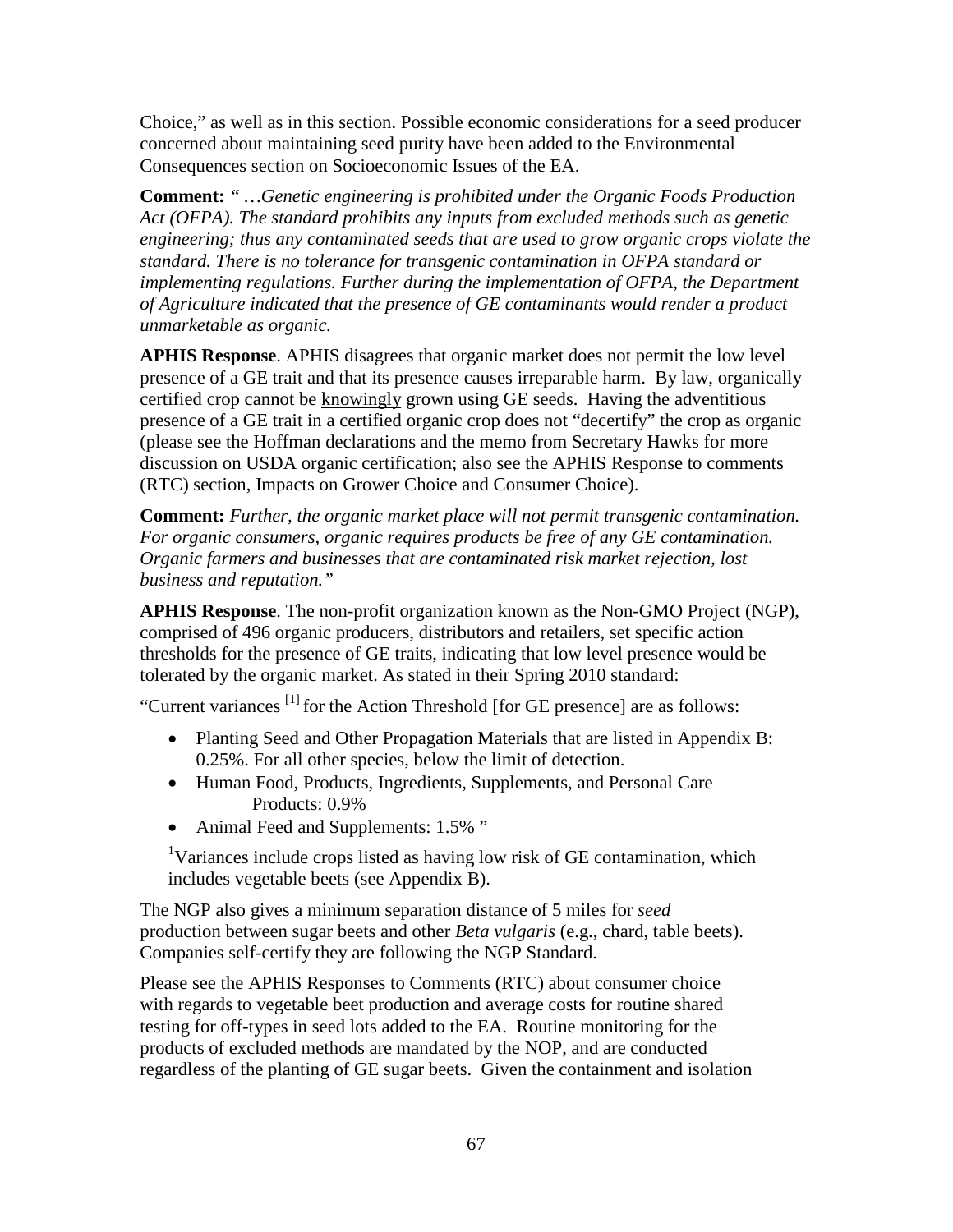Choice," as well as in this section. Possible economic considerations for a seed producer concerned about maintaining seed purity have been added to the Environmental Consequences section on Socioeconomic Issues of the EA.

**Comment:** *" …Genetic engineering is prohibited under the Organic Foods Production Act (OFPA). The standard prohibits any inputs from excluded methods such as genetic engineering; thus any contaminated seeds that are used to grow organic crops violate the standard. There is no tolerance for transgenic contamination in OFPA standard or implementing regulations. Further during the implementation of OFPA, the Department of Agriculture indicated that the presence of GE contaminants would render a product unmarketable as organic.*

**APHIS Response**. APHIS disagrees that organic market does not permit the low level presence of a GE trait and that its presence causes irreparable harm. By law, organically certified crop cannot be knowingly grown using GE seeds. Having the adventitious presence of a GE trait in a certified organic crop does not "decertify" the crop as organic (please see the Hoffman declarations and the memo from Secretary Hawks for more discussion on USDA organic certification; also see the APHIS Response to comments (RTC) section, Impacts on Grower Choice and Consumer Choice).

**Comment:** *Further, the organic market place will not permit transgenic contamination. For organic consumers, organic requires products be free of any GE contamination. Organic farmers and businesses that are contaminated risk market rejection, lost business and reputation."*

**APHIS Response**. The non-profit organization known as the Non-GMO Project (NGP), comprised of 496 organic producers, distributors and retailers, set specific action thresholds for the presence of GE traits, indicating that low level presence would be tolerated by the organic market. As stated in their Spring 2010 standard:

"Current variances [1] for the Action Threshold [for GE presence] are as follows:

- Planting Seed and Other Propagation Materials that are listed in Appendix B: 0.25%. For all other species, below the limit of detection.
- Human Food, Products, Ingredients, Supplements, and Personal Care Products: 0.9%
- Animal Feed and Supplements: 1.5% "

[1]Variances include crops listed as having low risk of GE contamination, which includes vegetable beets (see Appendix B).

The NGP also gives a minimum separation distance of 5 miles for *seed* production between sugar beets and other *Beta vulgaris* (e.g., chard, table beets). Companies self-certify they are following the NGP Standard.

Please see the APHIS Responses to Comments (RTC) about consumer choice with regards to vegetable beet production and average costs for routine shared testing for off-types in seed lots added to the EA. Routine monitoring for the products of excluded methods are mandated by the NOP, and are conducted regardless of the planting of GE sugar beets. Given the containment and isolation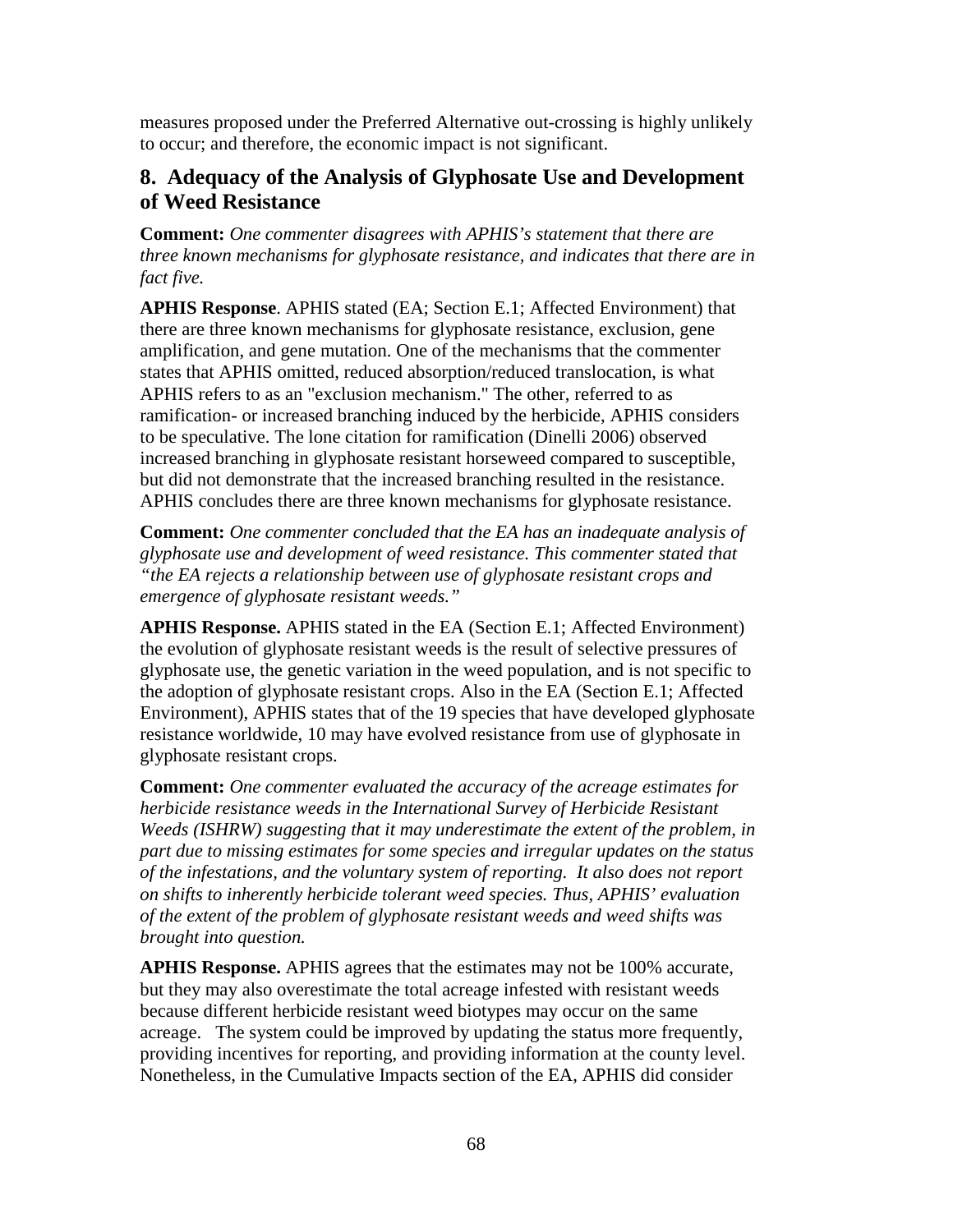measures proposed under the Preferred Alternative out-crossing is highly unlikely to occur; and therefore, the economic impact is not significant.

## 8. Adequacy of the Analysis of Glyphosate Use and Development of Weed Resistance

**Comment:** *One commenter disagrees with APHIS's statement that there are three known mechanisms for glyphosate resistance, and indicates that there are in fact five.*

**APHIS Response**. APHIS stated (EA; Section E.1; Affected Environment) that there are three known mechanisms for glyphosate resistance, exclusion, gene amplification, and gene mutation. One of the mechanisms that the commenter states that APHIS omitted, reduced absorption/reduced translocation, is what APHIS refers to as an "exclusion mechanism." The other, referred to as ramification- or increased branching induced by the herbicide, APHIS considers to be speculative. The lone citation for ramification (Dinelli 2006) observed increased branching in glyphosate resistant horseweed compared to susceptible, but did not demonstrate that the increased branching resulted in the resistance. APHIS concludes there are three known mechanisms for glyphosate resistance.

**Comment:** *One commenter concluded that the EA has an inadequate analysis of glyphosate use and development of weed resistance. This commenter stated that "the EA rejects a relationship between use of glyphosate resistant crops and emergence of glyphosate resistant weeds."*

**APHIS Response.** APHIS stated in the EA (Section E.1; Affected Environment) the evolution of glyphosate resistant weeds is the result of selective pressures of glyphosate use, the genetic variation in the weed population, and is not specific to the adoption of glyphosate resistant crops. Also in the EA (Section E.1; Affected Environment), APHIS states that of the 19 species that have developed glyphosate resistance worldwide, 10 may have evolved resistance from use of glyphosate in glyphosate resistant crops.

**Comment:** *One commenter evaluated the accuracy of the acreage estimates for herbicide resistance weeds in the International Survey of Herbicide Resistant Weeds (ISHRW) suggesting that it may underestimate the extent of the problem, in part due to missing estimates for some species and irregular updates on the status of the infestations, and the voluntary system of reporting. It also does not report on shifts to inherently herbicide tolerant weed species. Thus, APHIS' evaluation of the extent of the problem of glyphosate resistant weeds and weed shifts was brought into question.*

**APHIS Response.** APHIS agrees that the estimates may not be 100% accurate, but they may also overestimate the total acreage infested with resistant weeds because different herbicide resistant weed biotypes may occur on the same acreage. The system could be improved by updating the status more frequently, providing incentives for reporting, and providing information at the county level. Nonetheless, in the Cumulative Impacts section of the EA, APHIS did consider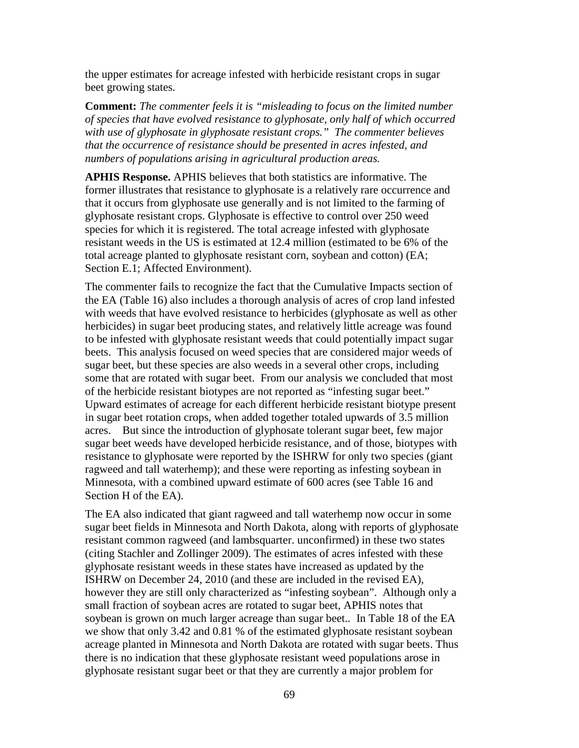the upper estimates for acreage infested with herbicide resistant crops in sugar beet growing states.

**Comment:** *The commenter feels it is "misleading to focus on the limited number of species that have evolved resistance to glyphosate, only half of which occurred with use of glyphosate in glyphosate resistant crops." The commenter believes that the occurrence of resistance should be presented in acres infested, and numbers of populations arising in agricultural production areas.*

**APHIS Response.** APHIS believes that both statistics are informative. The former illustrates that resistance to glyphosate is a relatively rare occurrence and that it occurs from glyphosate use generally and is not limited to the farming of glyphosate resistant crops. Glyphosate is effective to control over 250 weed species for which it is registered. The total acreage infested with glyphosate resistant weeds in the US is estimated at 12.4 million (estimated to be 6% of the total acreage planted to glyphosate resistant corn, soybean and cotton) (EA; Section E.1; Affected Environment).

The commenter fails to recognize the fact that the Cumulative Impacts section of the EA (Table 16) also includes a thorough analysis of acres of crop land infested with weeds that have evolved resistance to herbicides (glyphosate as well as other herbicides) in sugar beet producing states, and relatively little acreage was found to be infested with glyphosate resistant weeds that could potentially impact sugar beets. This analysis focused on weed species that are considered major weeds of sugar beet, but these species are also weeds in a several other crops, including some that are rotated with sugar beet. From our analysis we concluded that most of the herbicide resistant biotypes are not reported as "infesting sugar beet." Upward estimates of acreage for each different herbicide resistant biotype present in sugar beet rotation crops, when added together totaled upwards of 3.5 million acres. But since the introduction of glyphosate tolerant sugar beet, few major sugar beet weeds have developed herbicide resistance, and of those, biotypes with resistance to glyphosate were reported by the ISHRW for only two species (giant ragweed and tall waterhemp); and these were reporting as infesting soybean in Minnesota, with a combined upward estimate of 600 acres (see Table 16 and Section H of the EA).

The EA also indicated that giant ragweed and tall waterhemp now occur in some sugar beet fields in Minnesota and North Dakota, along with reports of glyphosate resistant common ragweed (and lambsquarter. unconfirmed) in these two states (citing Stachler and Zollinger 2009). The estimates of acres infested with these glyphosate resistant weeds in these states have increased as updated by the ISHRW on December 24, 2010 (and these are included in the revised EA), however they are still only characterized as "infesting soybean". Although only a small fraction of soybean acres are rotated to sugar beet, APHIS notes that soybean is grown on much larger acreage than sugar beet.. In Table 18 of the EA we show that only 3.42 and 0.81 % of the estimated glyphosate resistant soybean acreage planted in Minnesota and North Dakota are rotated with sugar beets. Thus there is no indication that these glyphosate resistant weed populations arose in glyphosate resistant sugar beet or that they are currently a major problem for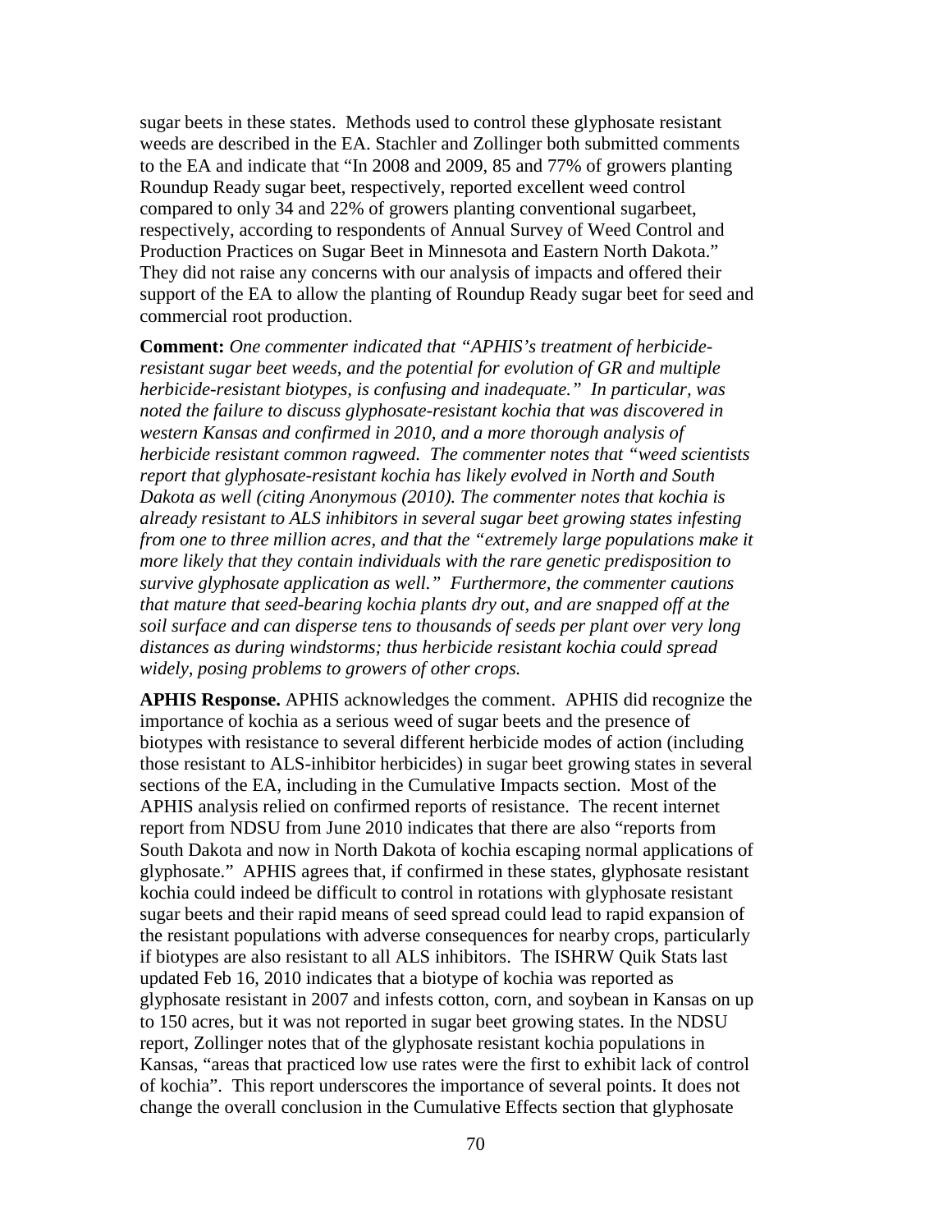sugar beets in these states. Methods used to control these glyphosate resistant weeds are described in the EA. Stachler and Zollinger both submitted comments to the EA and indicate that "In 2008 and 2009, 85 and 77% of growers planting Roundup Ready sugar beet, respectively, reported excellent weed control compared to only 34 and 22% of growers planting conventional sugarbeet, respectively, according to respondents of Annual Survey of Weed Control and Production Practices on Sugar Beet in Minnesota and Eastern North Dakota." They did not raise any concerns with our analysis of impacts and offered their support of the EA to allow the planting of Roundup Ready sugar beet for seed and commercial root production.

**Comment:** *One commenter indicated that "APHIS's treatment of herbicide-resistant sugar beet weeds, and the potential for evolution of GR and multiple herbicide-resistant biotypes, is confusing and inadequate." In particular, was noted the failure to discuss glyphosate-resistant kochia that was discovered in western Kansas and confirmed in 2010, and a more thorough analysis of herbicide resistant common ragweed. The commenter notes that "weed scientists report that glyphosate-resistant kochia has likely evolved in North and South Dakota as well (citing Anonymous (2010). The commenter notes that kochia is already resistant to ALS inhibitors in several sugar beet growing states infesting from one to three million acres, and that the "extremely large populations make it more likely that they contain individuals with the rare genetic predisposition to survive glyphosate application as well." Furthermore, the commenter cautions that mature that seed-bearing kochia plants dry out, and are snapped off at the soil surface and can disperse tens to thousands of seeds per plant over very long distances as during windstorms; thus herbicide resistant kochia could spread widely, posing problems to growers of other crops.*

**APHIS Response.** APHIS acknowledges the comment. APHIS did recognize the importance of kochia as a serious weed of sugar beets and the presence of biotypes with resistance to several different herbicide modes of action (including those resistant to ALS-inhibitor herbicides) in sugar beet growing states in several sections of the EA, including in the Cumulative Impacts section. Most of the APHIS analysis relied on confirmed reports of resistance. The recent internet report from NDSU from June 2010 indicates that there are also "reports from South Dakota and now in North Dakota of kochia escaping normal applications of glyphosate." APHIS agrees that, if confirmed in these states, glyphosate resistant kochia could indeed be difficult to control in rotations with glyphosate resistant sugar beets and their rapid means of seed spread could lead to rapid expansion of the resistant populations with adverse consequences for nearby crops, particularly if biotypes are also resistant to all ALS inhibitors. The ISHRW Quik Stats last updated Feb 16, 2010 indicates that a biotype of kochia was reported as glyphosate resistant in 2007 and infests cotton, corn, and soybean in Kansas on up to 150 acres, but it was not reported in sugar beet growing states. In the NDSU report, Zollinger notes that of the glyphosate resistant kochia populations in Kansas, "areas that practiced low use rates were the first to exhibit lack of control of kochia". This report underscores the importance of several points. It does not change the overall conclusion in the Cumulative Effects section that glyphosate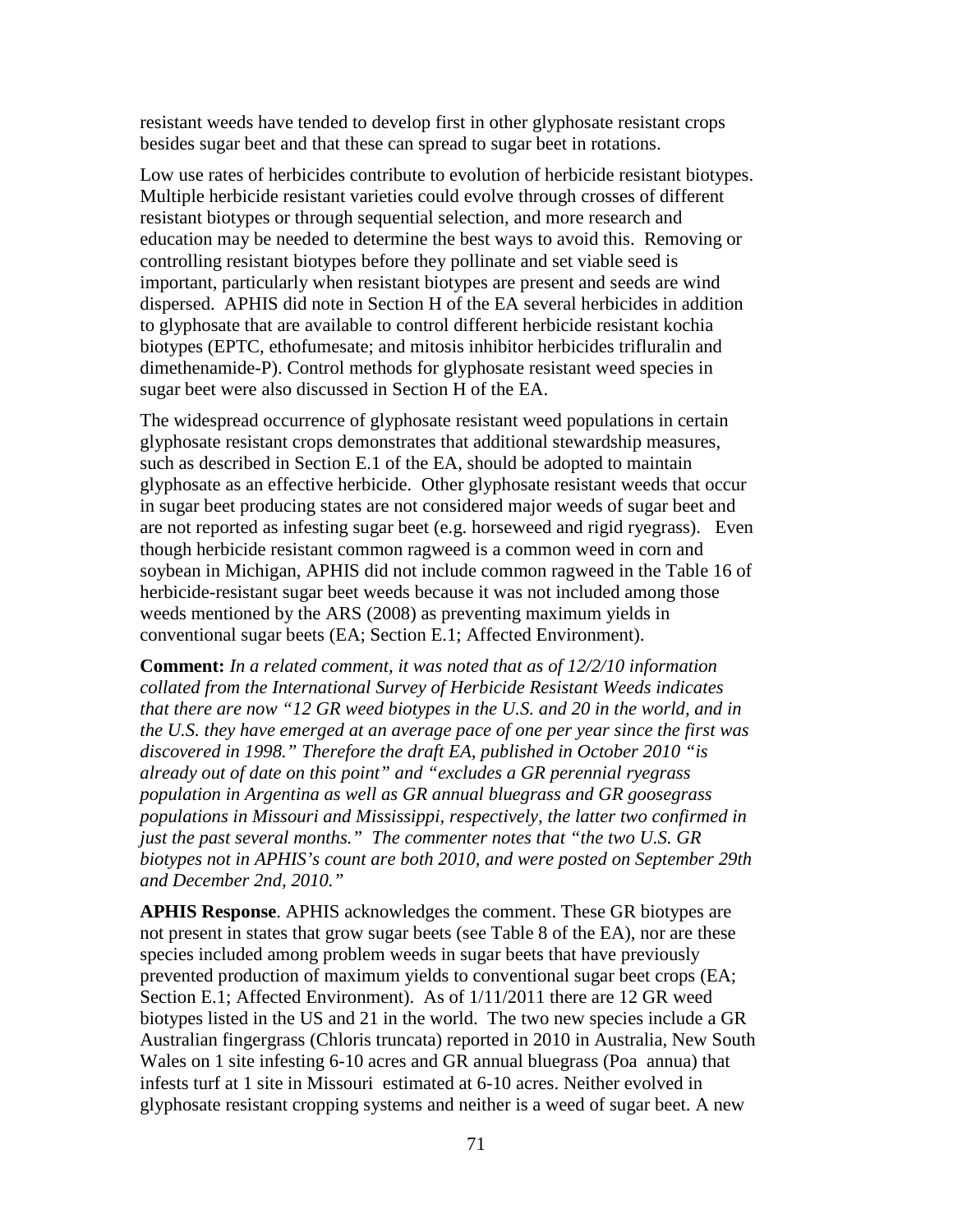resistant weeds have tended to develop first in other glyphosate resistant crops besides sugar beet and that these can spread to sugar beet in rotations.

Low use rates of herbicides contribute to evolution of herbicide resistant biotypes. Multiple herbicide resistant varieties could evolve through crosses of different resistant biotypes or through sequential selection, and more research and education may be needed to determine the best ways to avoid this. Removing or controlling resistant biotypes before they pollinate and set viable seed is important, particularly when resistant biotypes are present and seeds are wind dispersed. APHIS did note in Section H of the EA several herbicides in addition to glyphosate that are available to control different herbicide resistant kochia biotypes (EPTC, ethofumesate; and mitosis inhibitor herbicides trifluralin and dimethenamide-P). Control methods for glyphosate resistant weed species in sugar beet were also discussed in Section H of the EA.

The widespread occurrence of glyphosate resistant weed populations in certain glyphosate resistant crops demonstrates that additional stewardship measures, such as described in Section E.1 of the EA, should be adopted to maintain glyphosate as an effective herbicide. Other glyphosate resistant weeds that occur in sugar beet producing states are not considered major weeds of sugar beet and are not reported as infesting sugar beet (e.g. horseweed and rigid ryegrass). Even though herbicide resistant common ragweed is a common weed in corn and soybean in Michigan, APHIS did not include common ragweed in the Table 16 of herbicide-resistant sugar beet weeds because it was not included among those weeds mentioned by the ARS (2008) as preventing maximum yields in conventional sugar beets (EA; Section E.1; Affected Environment).

**Comment:** *In a related comment, it was noted that as of 12/2/10 information collated from the International Survey of Herbicide Resistant Weeds indicates that there are now "12 GR weed biotypes in the U.S. and 20 in the world, and in the U.S. they have emerged at an average pace of one per year since the first was discovered in 1998." Therefore the draft EA, published in October 2010 "is already out of date on this point" and "excludes a GR perennial ryegrass population in Argentina as well as GR annual bluegrass and GR goosegrass populations in Missouri and Mississippi, respectively, the latter two confirmed in just the past several months." The commenter notes that "the two U.S. GR biotypes not in APHIS's count are both 2010, and were posted on September 29th and December 2nd, 2010."*

**APHIS Response**. APHIS acknowledges the comment. These GR biotypes are not present in states that grow sugar beets (see Table 8 of the EA), nor are these species included among problem weeds in sugar beets that have previously prevented production of maximum yields to conventional sugar beet crops (EA; Section E.1; Affected Environment). As of 1/11/2011 there are 12 GR weed biotypes listed in the US and 21 in the world. The two new species include a GR Australian fingergrass (Chloris truncata) reported in 2010 in Australia, New South Wales on 1 site infesting 6-10 acres and GR annual bluegrass (Poa annua) that infests turf at 1 site in Missouri estimated at 6-10 acres. Neither evolved in glyphosate resistant cropping systems and neither is a weed of sugar beet. A new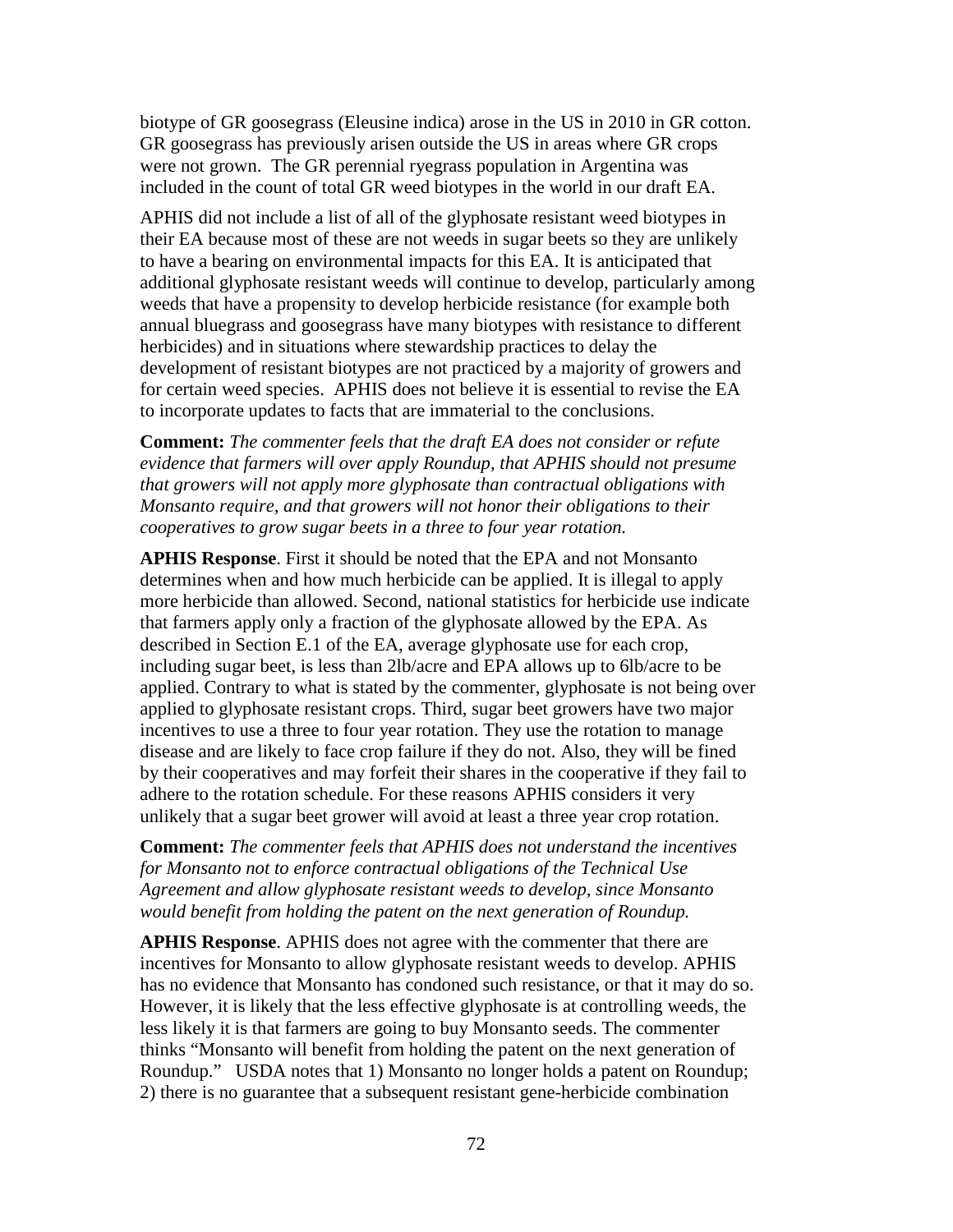biotype of GR goosegrass (Eleusine indica) arose in the US in 2010 in GR cotton. GR goosegrass has previously arisen outside the US in areas where GR crops were not grown. The GR perennial ryegrass population in Argentina was included in the count of total GR weed biotypes in the world in our draft EA.

APHIS did not include a list of all of the glyphosate resistant weed biotypes in their EA because most of these are not weeds in sugar beets so they are unlikely to have a bearing on environmental impacts for this EA. It is anticipated that additional glyphosate resistant weeds will continue to develop, particularly among weeds that have a propensity to develop herbicide resistance (for example both annual bluegrass and goosegrass have many biotypes with resistance to different herbicides) and in situations where stewardship practices to delay the development of resistant biotypes are not practiced by a majority of growers and for certain weed species. APHIS does not believe it is essential to revise the EA to incorporate updates to facts that are immaterial to the conclusions.

**Comment:** *The commenter feels that the draft EA does not consider or refute evidence that farmers will over apply Roundup, that APHIS should not presume that growers will not apply more glyphosate than contractual obligations with Monsanto require, and that growers will not honor their obligations to their cooperatives to grow sugar beets in a three to four year rotation.*

**APHIS Response**. First it should be noted that the EPA and not Monsanto determines when and how much herbicide can be applied. It is illegal to apply more herbicide than allowed. Second, national statistics for herbicide use indicate that farmers apply only a fraction of the glyphosate allowed by the EPA. As described in Section E.1 of the EA, average glyphosate use for each crop, including sugar beet, is less than 2lb/acre and EPA allows up to 6lb/acre to be applied. Contrary to what is stated by the commenter, glyphosate is not being over applied to glyphosate resistant crops. Third, sugar beet growers have two major incentives to use a three to four year rotation. They use the rotation to manage disease and are likely to face crop failure if they do not. Also, they will be fined by their cooperatives and may forfeit their shares in the cooperative if they fail to adhere to the rotation schedule. For these reasons APHIS considers it very unlikely that a sugar beet grower will avoid at least a three year crop rotation.

**Comment:** *The commenter feels that APHIS does not understand the incentives for Monsanto not to enforce contractual obligations of the Technical Use Agreement and allow glyphosate resistant weeds to develop, since Monsanto would benefit from holding the patent on the next generation of Roundup.*

**APHIS Response**. APHIS does not agree with the commenter that there are incentives for Monsanto to allow glyphosate resistant weeds to develop. APHIS has no evidence that Monsanto has condoned such resistance, or that it may do so. However, it is likely that the less effective glyphosate is at controlling weeds, the less likely it is that farmers are going to buy Monsanto seeds. The commenter thinks "Monsanto will benefit from holding the patent on the next generation of Roundup." USDA notes that 1) Monsanto no longer holds a patent on Roundup; 2) there is no guarantee that a subsequent resistant gene-herbicide combination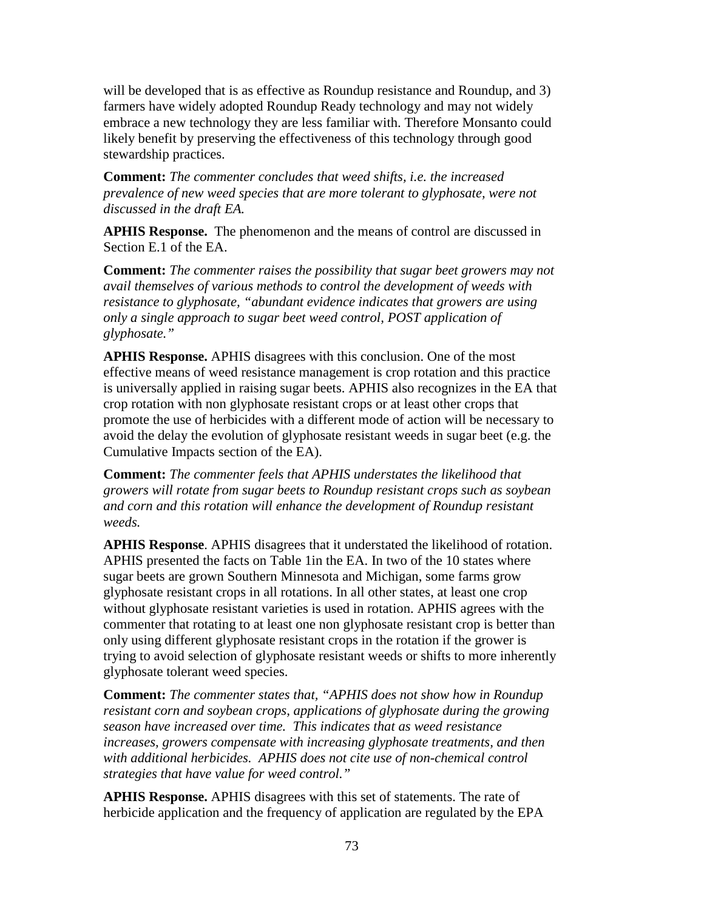will be developed that is as effective as Roundup resistance and Roundup, and 3) farmers have widely adopted Roundup Ready technology and may not widely embrace a new technology they are less familiar with. Therefore Monsanto could likely benefit by preserving the effectiveness of this technology through good stewardship practices.

**Comment:** *The commenter concludes that weed shifts, i.e. the increased prevalence of new weed species that are more tolerant to glyphosate, were not discussed in the draft EA.*

**APHIS Response.** The phenomenon and the means of control are discussed in Section E.1 of the EA.

**Comment:** *The commenter raises the possibility that sugar beet growers may not avail themselves of various methods to control the development of weeds with resistance to glyphosate, "abundant evidence indicates that growers are using only a single approach to sugar beet weed control, POST application of glyphosate."*

**APHIS Response.** APHIS disagrees with this conclusion. One of the most effective means of weed resistance management is crop rotation and this practice is universally applied in raising sugar beets. APHIS also recognizes in the EA that crop rotation with non glyphosate resistant crops or at least other crops that promote the use of herbicides with a different mode of action will be necessary to avoid the delay the evolution of glyphosate resistant weeds in sugar beet (e.g. the Cumulative Impacts section of the EA).

**Comment:** *The commenter feels that APHIS understates the likelihood that growers will rotate from sugar beets to Roundup resistant crops such as soybean and corn and this rotation will enhance the development of Roundup resistant weeds.*

**APHIS Response**. APHIS disagrees that it understated the likelihood of rotation. APHIS presented the facts on Table 1in the EA. In two of the 10 states where sugar beets are grown Southern Minnesota and Michigan, some farms grow glyphosate resistant crops in all rotations. In all other states, at least one crop without glyphosate resistant varieties is used in rotation. APHIS agrees with the commenter that rotating to at least one non glyphosate resistant crop is better than only using different glyphosate resistant crops in the rotation if the grower is trying to avoid selection of glyphosate resistant weeds or shifts to more inherently glyphosate tolerant weed species.

**Comment:** *The commenter states that, "APHIS does not show how in Roundup resistant corn and soybean crops, applications of glyphosate during the growing season have increased over time. This indicates that as weed resistance increases, growers compensate with increasing glyphosate treatments, and then with additional herbicides. APHIS does not cite use of non-chemical control strategies that have value for weed control."*

**APHIS Response.** APHIS disagrees with this set of statements. The rate of herbicide application and the frequency of application are regulated by the EPA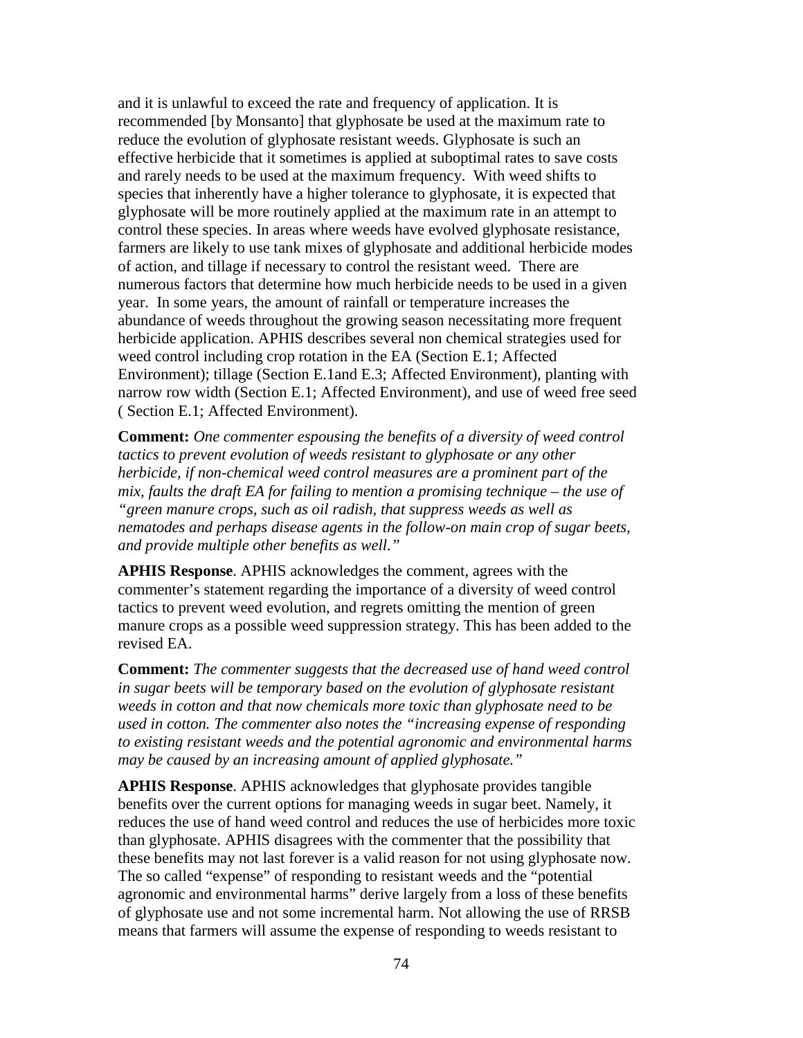and it is unlawful to exceed the rate and frequency of application. It is recommended [by Monsanto] that glyphosate be used at the maximum rate to reduce the evolution of glyphosate resistant weeds. Glyphosate is such an effective herbicide that it sometimes is applied at suboptimal rates to save costs and rarely needs to be used at the maximum frequency. With weed shifts to species that inherently have a higher tolerance to glyphosate, it is expected that glyphosate will be more routinely applied at the maximum rate in an attempt to control these species. In areas where weeds have evolved glyphosate resistance, farmers are likely to use tank mixes of glyphosate and additional herbicide modes of action, and tillage if necessary to control the resistant weed. There are numerous factors that determine how much herbicide needs to be used in a given year. In some years, the amount of rainfall or temperature increases the abundance of weeds throughout the growing season necessitating more frequent herbicide application. APHIS describes several non chemical strategies used for weed control including crop rotation in the EA (Section E.1; Affected Environment); tillage (Section E.1and E.3; Affected Environment), planting with narrow row width (Section E.1; Affected Environment), and use of weed free seed ( Section E.1; Affected Environment).

**Comment:** *One commenter espousing the benefits of a diversity of weed control tactics to prevent evolution of weeds resistant to glyphosate or any other herbicide, if non-chemical weed control measures are a prominent part of the mix, faults the draft EA for failing to mention a promising technique – the use of "green manure crops, such as oil radish, that suppress weeds as well as nematodes and perhaps disease agents in the follow-on main crop of sugar beets, and provide multiple other benefits as well."*

**APHIS Response**. APHIS acknowledges the comment, agrees with the commenter's statement regarding the importance of a diversity of weed control tactics to prevent weed evolution, and regrets omitting the mention of green manure crops as a possible weed suppression strategy. This has been added to the revised EA.

**Comment:** *The commenter suggests that the decreased use of hand weed control in sugar beets will be temporary based on the evolution of glyphosate resistant weeds in cotton and that now chemicals more toxic than glyphosate need to be used in cotton. The commenter also notes the "increasing expense of responding to existing resistant weeds and the potential agronomic and environmental harms may be caused by an increasing amount of applied glyphosate."*

**APHIS Response**. APHIS acknowledges that glyphosate provides tangible benefits over the current options for managing weeds in sugar beet. Namely, it reduces the use of hand weed control and reduces the use of herbicides more toxic than glyphosate. APHIS disagrees with the commenter that the possibility that these benefits may not last forever is a valid reason for not using glyphosate now. The so called "expense" of responding to resistant weeds and the "potential agronomic and environmental harms" derive largely from a loss of these benefits of glyphosate use and not some incremental harm. Not allowing the use of RRSB means that farmers will assume the expense of responding to weeds resistant to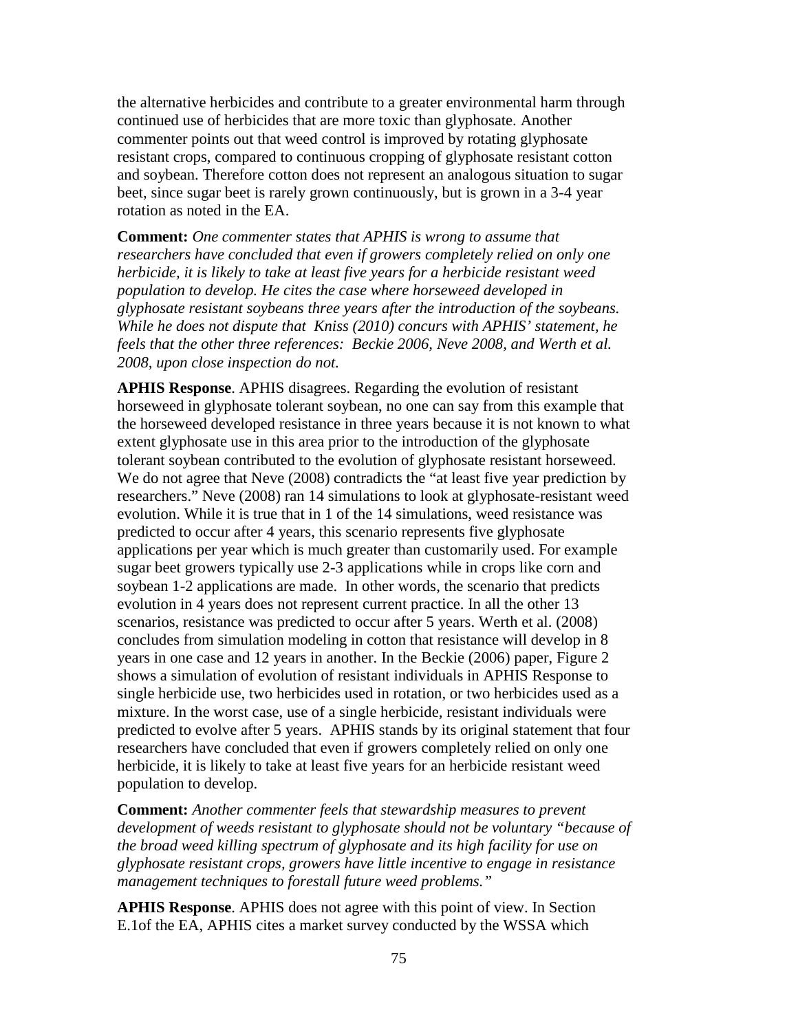the alternative herbicides and contribute to a greater environmental harm through continued use of herbicides that are more toxic than glyphosate. Another commenter points out that weed control is improved by rotating glyphosate resistant crops, compared to continuous cropping of glyphosate resistant cotton and soybean. Therefore cotton does not represent an analogous situation to sugar beet, since sugar beet is rarely grown continuously, but is grown in a 3-4 year rotation as noted in the EA.

**Comment:** *One commenter states that APHIS is wrong to assume that researchers have concluded that even if growers completely relied on only one herbicide, it is likely to take at least five years for a herbicide resistant weed population to develop. He cites the case where horseweed developed in glyphosate resistant soybeans three years after the introduction of the soybeans. While he does not dispute that Kniss (2010) concurs with APHIS' statement, he feels that the other three references: Beckie 2006, Neve 2008, and Werth et al. 2008, upon close inspection do not.*

**APHIS Response**. APHIS disagrees. Regarding the evolution of resistant horseweed in glyphosate tolerant soybean, no one can say from this example that the horseweed developed resistance in three years because it is not known to what extent glyphosate use in this area prior to the introduction of the glyphosate tolerant soybean contributed to the evolution of glyphosate resistant horseweed. We do not agree that Neve (2008) contradicts the "at least five year prediction by researchers." Neve (2008) ran 14 simulations to look at glyphosate-resistant weed evolution. While it is true that in 1 of the 14 simulations, weed resistance was predicted to occur after 4 years, this scenario represents five glyphosate applications per year which is much greater than customarily used. For example sugar beet growers typically use 2-3 applications while in crops like corn and soybean 1-2 applications are made. In other words, the scenario that predicts evolution in 4 years does not represent current practice. In all the other 13 scenarios, resistance was predicted to occur after 5 years. Werth et al. (2008) concludes from simulation modeling in cotton that resistance will develop in 8 years in one case and 12 years in another. In the Beckie (2006) paper, Figure 2 shows a simulation of evolution of resistant individuals in APHIS Response to single herbicide use, two herbicides used in rotation, or two herbicides used as a mixture. In the worst case, use of a single herbicide, resistant individuals were predicted to evolve after 5 years. APHIS stands by its original statement that four researchers have concluded that even if growers completely relied on only one herbicide, it is likely to take at least five years for an herbicide resistant weed population to develop.

**Comment:** *Another commenter feels that stewardship measures to prevent development of weeds resistant to glyphosate should not be voluntary "because of the broad weed killing spectrum of glyphosate and its high facility for use on glyphosate resistant crops, growers have little incentive to engage in resistance management techniques to forestall future weed problems."*

**APHIS Response**. APHIS does not agree with this point of view. In Section E.1of the EA, APHIS cites a market survey conducted by the WSSA which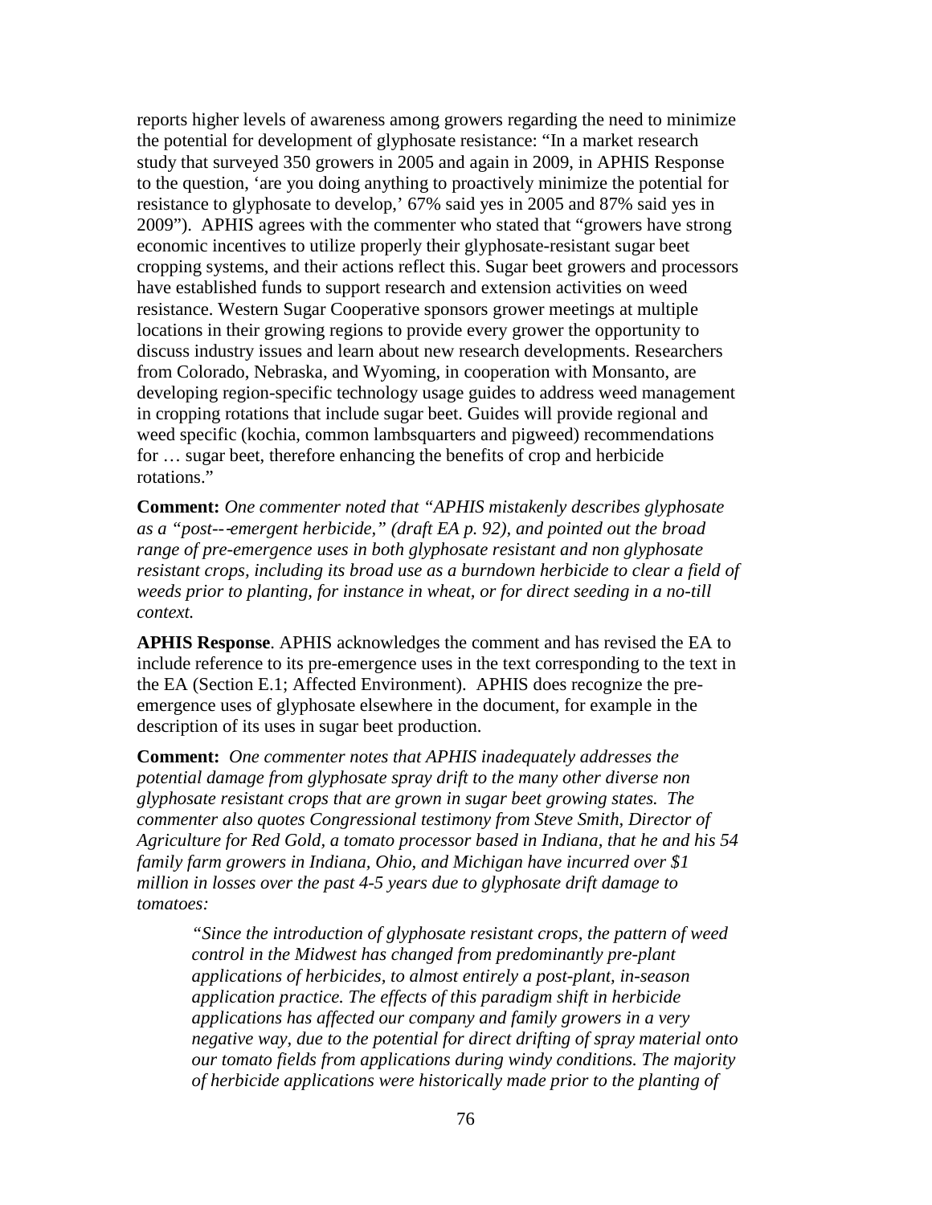reports higher levels of awareness among growers regarding the need to minimize the potential for development of glyphosate resistance: "In a market research study that surveyed 350 growers in 2005 and again in 2009, in APHIS Response to the question, 'are you doing anything to proactively minimize the potential for resistance to glyphosate to develop,' 67% said yes in 2005 and 87% said yes in 2009"). APHIS agrees with the commenter who stated that "growers have strong economic incentives to utilize properly their glyphosate-resistant sugar beet cropping systems, and their actions reflect this. Sugar beet growers and processors have established funds to support research and extension activities on weed resistance. Western Sugar Cooperative sponsors grower meetings at multiple locations in their growing regions to provide every grower the opportunity to discuss industry issues and learn about new research developments. Researchers from Colorado, Nebraska, and Wyoming, in cooperation with Monsanto, are developing region-specific technology usage guides to address weed management in cropping rotations that include sugar beet. Guides will provide regional and weed specific (kochia, common lambsquarters and pigweed) recommendations for … sugar beet, therefore enhancing the benefits of crop and herbicide rotations."

**Comment:** *One commenter noted that "APHIS mistakenly describes glyphosate as a "post--‐emergent herbicide," (draft EA p. 92), and pointed out the broad range of pre-emergence uses in both glyphosate resistant and non glyphosate resistant crops, including its broad use as a burndown herbicide to clear a field of weeds prior to planting, for instance in wheat, or for direct seeding in a no-till context.*

**APHIS Response**. APHIS acknowledges the comment and has revised the EA to include reference to its pre-emergence uses in the text corresponding to the text in the EA (Section E.1; Affected Environment). APHIS does recognize the pre-emergence uses of glyphosate elsewhere in the document, for example in the description of its uses in sugar beet production.

**Comment:** *One commenter notes that APHIS inadequately addresses the potential damage from glyphosate spray drift to the many other diverse non glyphosate resistant crops that are grown in sugar beet growing states. The commenter also quotes Congressional testimony from Steve Smith, Director of Agriculture for Red Gold, a tomato processor based in Indiana, that he and his 54 family farm growers in Indiana, Ohio, and Michigan have incurred over $1 million in losses over the past 4-5 years due to glyphosate drift damage to tomatoes:*

> *"Since the introduction of glyphosate resistant crops, the pattern of weed control in the Midwest has changed from predominantly pre-plant applications of herbicides, to almost entirely a post-plant, in-season application practice. The effects of this paradigm shift in herbicide applications has affected our company and family growers in a very negative way, due to the potential for direct drifting of spray material onto our tomato fields from applications during windy conditions. The majority of herbicide applications were historically made prior to the planting of*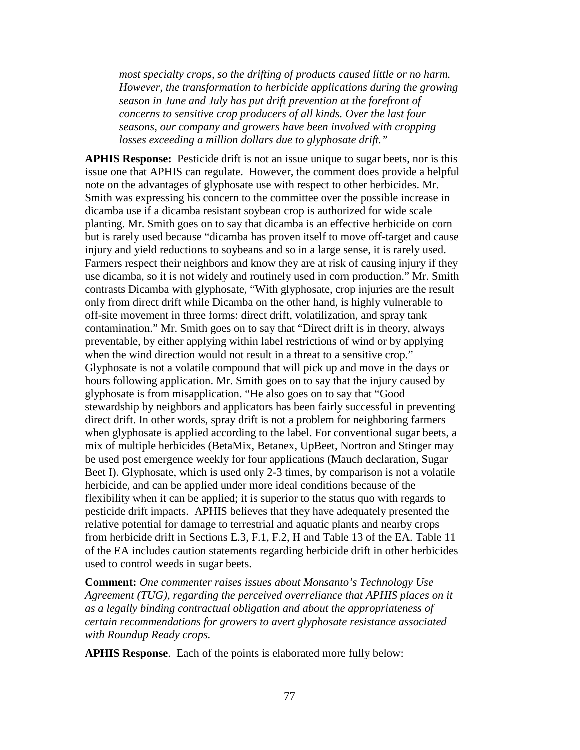*most specialty crops, so the drifting of products caused little or no harm. However, the transformation to herbicide applications during the growing season in June and July has put drift prevention at the forefront of concerns to sensitive crop producers of all kinds. Over the last four seasons, our company and growers have been involved with cropping losses exceeding a million dollars due to glyphosate drift."*

**APHIS Response:** Pesticide drift is not an issue unique to sugar beets, nor is this issue one that APHIS can regulate. However, the comment does provide a helpful note on the advantages of glyphosate use with respect to other herbicides. Mr. Smith was expressing his concern to the committee over the possible increase in dicamba use if a dicamba resistant soybean crop is authorized for wide scale planting. Mr. Smith goes on to say that dicamba is an effective herbicide on corn but is rarely used because "dicamba has proven itself to move off-target and cause injury and yield reductions to soybeans and so in a large sense, it is rarely used. Farmers respect their neighbors and know they are at risk of causing injury if they use dicamba, so it is not widely and routinely used in corn production." Mr. Smith contrasts Dicamba with glyphosate, "With glyphosate, crop injuries are the result only from direct drift while Dicamba on the other hand, is highly vulnerable to off-site movement in three forms: direct drift, volatilization, and spray tank contamination." Mr. Smith goes on to say that "Direct drift is in theory, always preventable, by either applying within label restrictions of wind or by applying when the wind direction would not result in a threat to a sensitive crop." Glyphosate is not a volatile compound that will pick up and move in the days or hours following application. Mr. Smith goes on to say that the injury caused by glyphosate is from misapplication. "He also goes on to say that "Good stewardship by neighbors and applicators has been fairly successful in preventing direct drift. In other words, spray drift is not a problem for neighboring farmers when glyphosate is applied according to the label. For conventional sugar beets, a mix of multiple herbicides (BetaMix, Betanex, UpBeet, Nortron and Stinger may be used post emergence weekly for four applications (Mauch declaration, Sugar Beet I). Glyphosate, which is used only 2-3 times, by comparison is not a volatile herbicide, and can be applied under more ideal conditions because of the flexibility when it can be applied; it is superior to the status quo with regards to pesticide drift impacts. APHIS believes that they have adequately presented the relative potential for damage to terrestrial and aquatic plants and nearby crops from herbicide drift in Sections E.3, F.1, F.2, H and Table 13 of the EA. Table 11 of the EA includes caution statements regarding herbicide drift in other herbicides used to control weeds in sugar beets.

**Comment:** *One commenter raises issues about Monsanto's Technology Use Agreement (TUG), regarding the perceived overreliance that APHIS places on it as a legally binding contractual obligation and about the appropriateness of certain recommendations for growers to avert glyphosate resistance associated with Roundup Ready crops.*

**APHIS Response**. Each of the points is elaborated more fully below: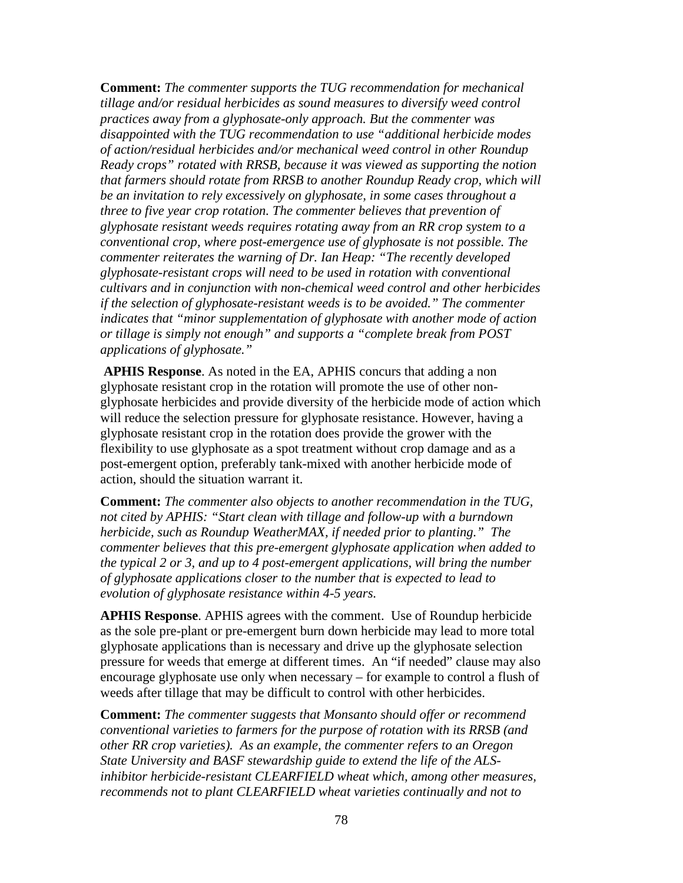**Comment:** *The commenter supports the TUG recommendation for mechanical tillage and/or residual herbicides as sound measures to diversify weed control practices away from a glyphosate-only approach. But the commenter was disappointed with the TUG recommendation to use "additional herbicide modes of action/residual herbicides and/or mechanical weed control in other Roundup Ready crops" rotated with RRSB, because it was viewed as supporting the notion that farmers should rotate from RRSB to another Roundup Ready crop, which will be an invitation to rely excessively on glyphosate, in some cases throughout a three to five year crop rotation. The commenter believes that prevention of glyphosate resistant weeds requires rotating away from an RR crop system to a conventional crop, where post-emergence use of glyphosate is not possible. The commenter reiterates the warning of Dr. Ian Heap: "The recently developed glyphosate-resistant crops will need to be used in rotation with conventional cultivars and in conjunction with non-chemical weed control and other herbicides if the selection of glyphosate-resistant weeds is to be avoided." The commenter indicates that "minor supplementation of glyphosate with another mode of action or tillage is simply not enough" and supports a "complete break from POST applications of glyphosate."*

**APHIS Response**. As noted in the EA, APHIS concurs that adding a non glyphosate resistant crop in the rotation will promote the use of other non-glyphosate herbicides and provide diversity of the herbicide mode of action which will reduce the selection pressure for glyphosate resistance. However, having a glyphosate resistant crop in the rotation does provide the grower with the flexibility to use glyphosate as a spot treatment without crop damage and as a post-emergent option, preferably tank-mixed with another herbicide mode of action, should the situation warrant it.

**Comment:** *The commenter also objects to another recommendation in the TUG, not cited by APHIS: "Start clean with tillage and follow-up with a burndown herbicide, such as Roundup WeatherMAX, if needed prior to planting." The commenter believes that this pre-emergent glyphosate application when added to the typical 2 or 3, and up to 4 post-emergent applications, will bring the number of glyphosate applications closer to the number that is expected to lead to evolution of glyphosate resistance within 4-5 years.*

**APHIS Response**. APHIS agrees with the comment. Use of Roundup herbicide as the sole pre-plant or pre-emergent burn down herbicide may lead to more total glyphosate applications than is necessary and drive up the glyphosate selection pressure for weeds that emerge at different times. An "if needed" clause may also encourage glyphosate use only when necessary – for example to control a flush of weeds after tillage that may be difficult to control with other herbicides.

**Comment:** *The commenter suggests that Monsanto should offer or recommend conventional varieties to farmers for the purpose of rotation with its RRSB (and other RR crop varieties). As an example, the commenter refers to an Oregon State University and BASF stewardship guide to extend the life of the ALS-inhibitor herbicide-resistant CLEARFIELD wheat which, among other measures, recommends not to plant CLEARFIELD wheat varieties continually and not to*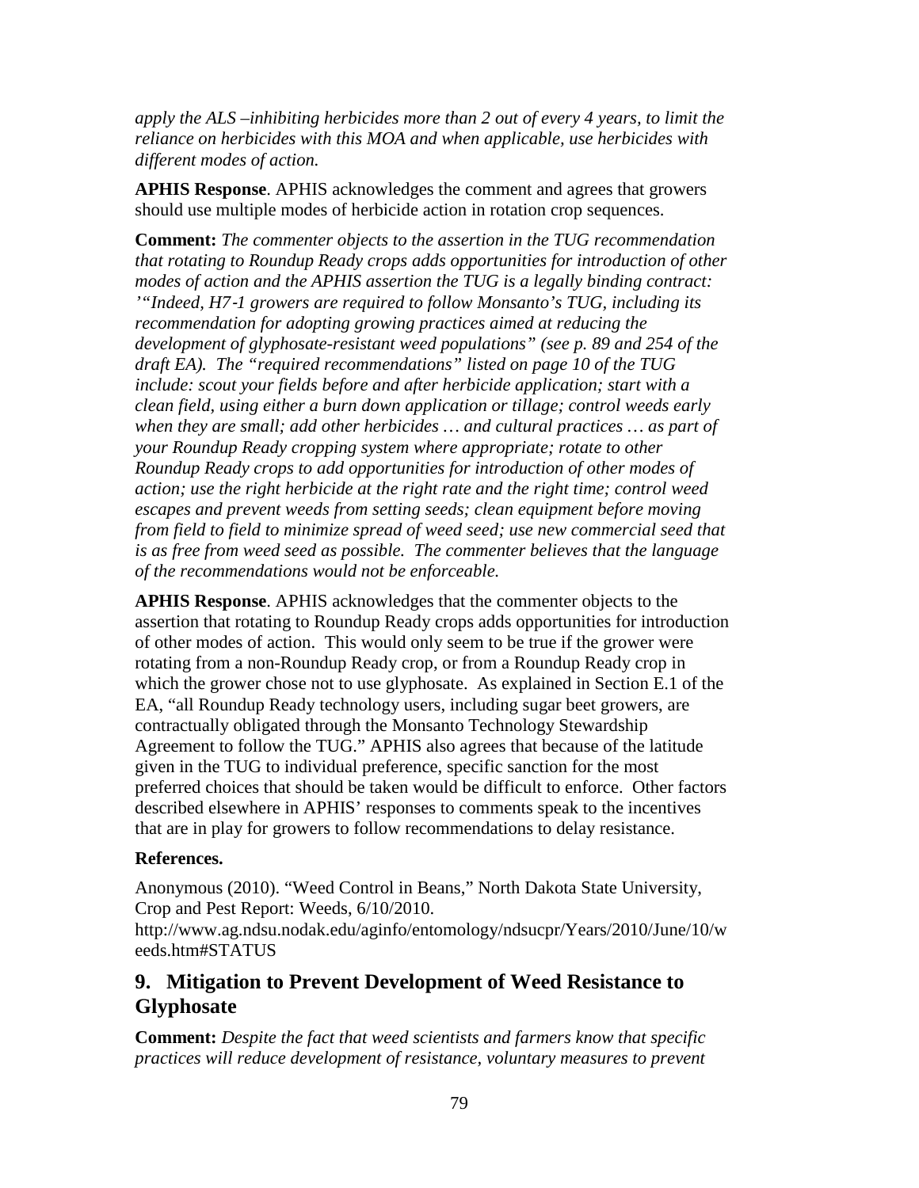*apply the ALS –inhibiting herbicides more than 2 out of every 4 years, to limit the reliance on herbicides with this MOA and when applicable, use herbicides with different modes of action.*

**APHIS Response**. APHIS acknowledges the comment and agrees that growers should use multiple modes of herbicide action in rotation crop sequences.

**Comment:** *The commenter objects to the assertion in the TUG recommendation that rotating to Roundup Ready crops adds opportunities for introduction of other modes of action and the APHIS assertion the TUG is a legally binding contract: '"Indeed, H7-1 growers are required to follow Monsanto's TUG, including its recommendation for adopting growing practices aimed at reducing the development of glyphosate-resistant weed populations" (see p. 89 and 254 of the draft EA). The "required recommendations" listed on page 10 of the TUG include: scout your fields before and after herbicide application; start with a clean field, using either a burn down application or tillage; control weeds early when they are small; add other herbicides … and cultural practices … as part of your Roundup Ready cropping system where appropriate; rotate to other Roundup Ready crops to add opportunities for introduction of other modes of action; use the right herbicide at the right rate and the right time; control weed escapes and prevent weeds from setting seeds; clean equipment before moving from field to field to minimize spread of weed seed; use new commercial seed that is as free from weed seed as possible. The commenter believes that the language of the recommendations would not be enforceable.*

**APHIS Response**. APHIS acknowledges that the commenter objects to the assertion that rotating to Roundup Ready crops adds opportunities for introduction of other modes of action. This would only seem to be true if the grower were rotating from a non-Roundup Ready crop, or from a Roundup Ready crop in which the grower chose not to use glyphosate. As explained in Section E.1 of the EA, "all Roundup Ready technology users, including sugar beet growers, are contractually obligated through the Monsanto Technology Stewardship Agreement to follow the TUG." APHIS also agrees that because of the latitude given in the TUG to individual preference, specific sanction for the most preferred choices that should be taken would be difficult to enforce. Other factors described elsewhere in APHIS' responses to comments speak to the incentives that are in play for growers to follow recommendations to delay resistance.

**References.**

Anonymous (2010). "Weed Control in Beans," North Dakota State University, Crop and Pest Report: Weeds, 6/10/2010.
http://www.ag.ndsu.nodak.edu/aginfo/entomology/ndsucpr/Years/2010/June/10/weeds.htm#STATUS

## 9. Mitigation to Prevent Development of Weed Resistance to Glyphosate

**Comment:** *Despite the fact that weed scientists and farmers know that specific practices will reduce development of resistance, voluntary measures to prevent*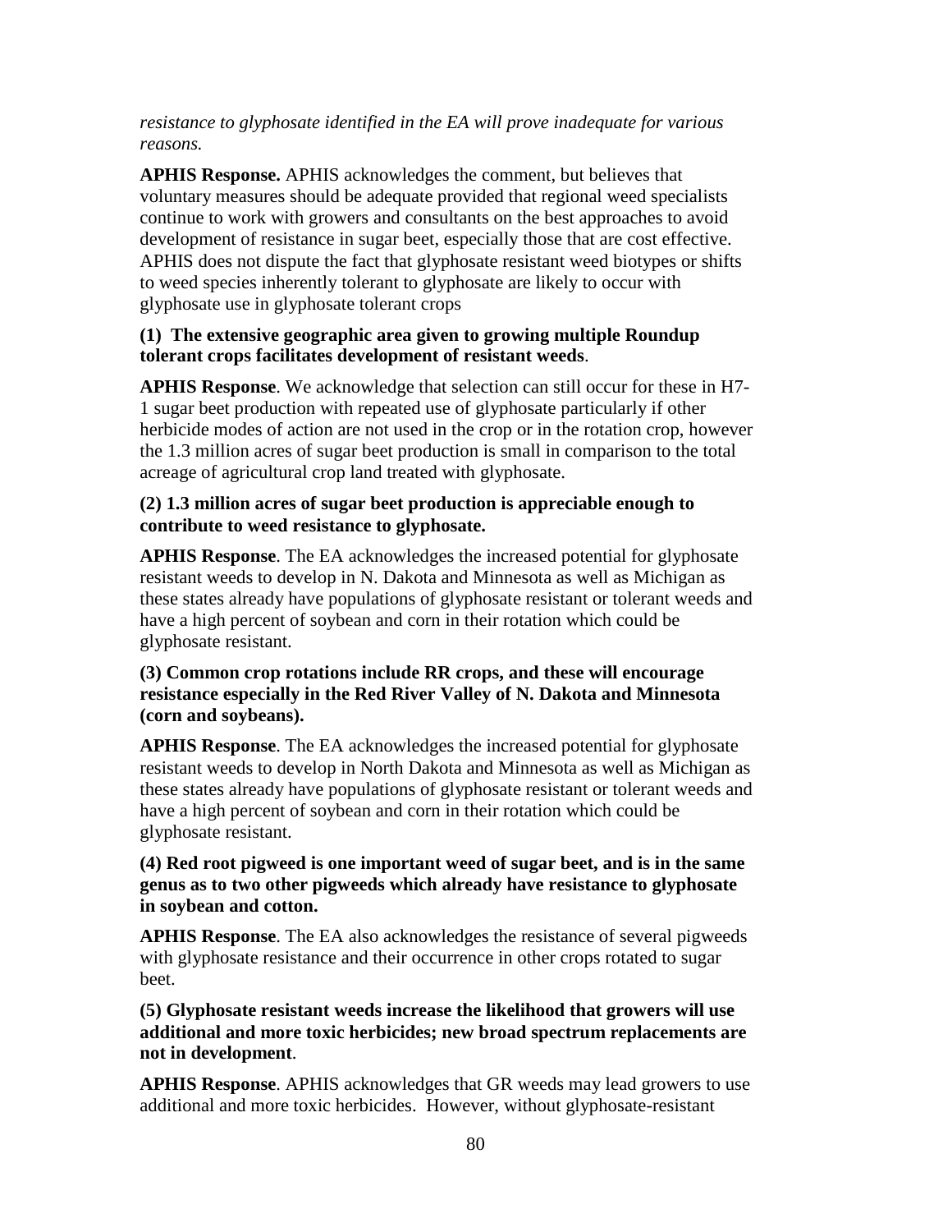*resistance to glyphosate identified in the EA will prove inadequate for various reasons.*

**APHIS Response.** APHIS acknowledges the comment, but believes that voluntary measures should be adequate provided that regional weed specialists continue to work with growers and consultants on the best approaches to avoid development of resistance in sugar beet, especially those that are cost effective. APHIS does not dispute the fact that glyphosate resistant weed biotypes or shifts to weed species inherently tolerant to glyphosate are likely to occur with glyphosate use in glyphosate tolerant crops

**(1) The extensive geographic area given to growing multiple Roundup tolerant crops facilitates development of resistant weeds**.

**APHIS Response**. We acknowledge that selection can still occur for these in H7-1 sugar beet production with repeated use of glyphosate particularly if other herbicide modes of action are not used in the crop or in the rotation crop, however the 1.3 million acres of sugar beet production is small in comparison to the total acreage of agricultural crop land treated with glyphosate.

**(2) 1.3 million acres of sugar beet production is appreciable enough to contribute to weed resistance to glyphosate.**

**APHIS Response**. The EA acknowledges the increased potential for glyphosate resistant weeds to develop in N. Dakota and Minnesota as well as Michigan as these states already have populations of glyphosate resistant or tolerant weeds and have a high percent of soybean and corn in their rotation which could be glyphosate resistant.

**(3) Common crop rotations include RR crops, and these will encourage resistance especially in the Red River Valley of N. Dakota and Minnesota (corn and soybeans).**

**APHIS Response**. The EA acknowledges the increased potential for glyphosate resistant weeds to develop in North Dakota and Minnesota as well as Michigan as these states already have populations of glyphosate resistant or tolerant weeds and have a high percent of soybean and corn in their rotation which could be glyphosate resistant.

**(4) Red root pigweed is one important weed of sugar beet, and is in the same genus as to two other pigweeds which already have resistance to glyphosate in soybean and cotton.**

**APHIS Response**. The EA also acknowledges the resistance of several pigweeds with glyphosate resistance and their occurrence in other crops rotated to sugar beet.

**(5) Glyphosate resistant weeds increase the likelihood that growers will use additional and more toxic herbicides; new broad spectrum replacements are not in development**.

**APHIS Response**. APHIS acknowledges that GR weeds may lead growers to use additional and more toxic herbicides. However, without glyphosate-resistant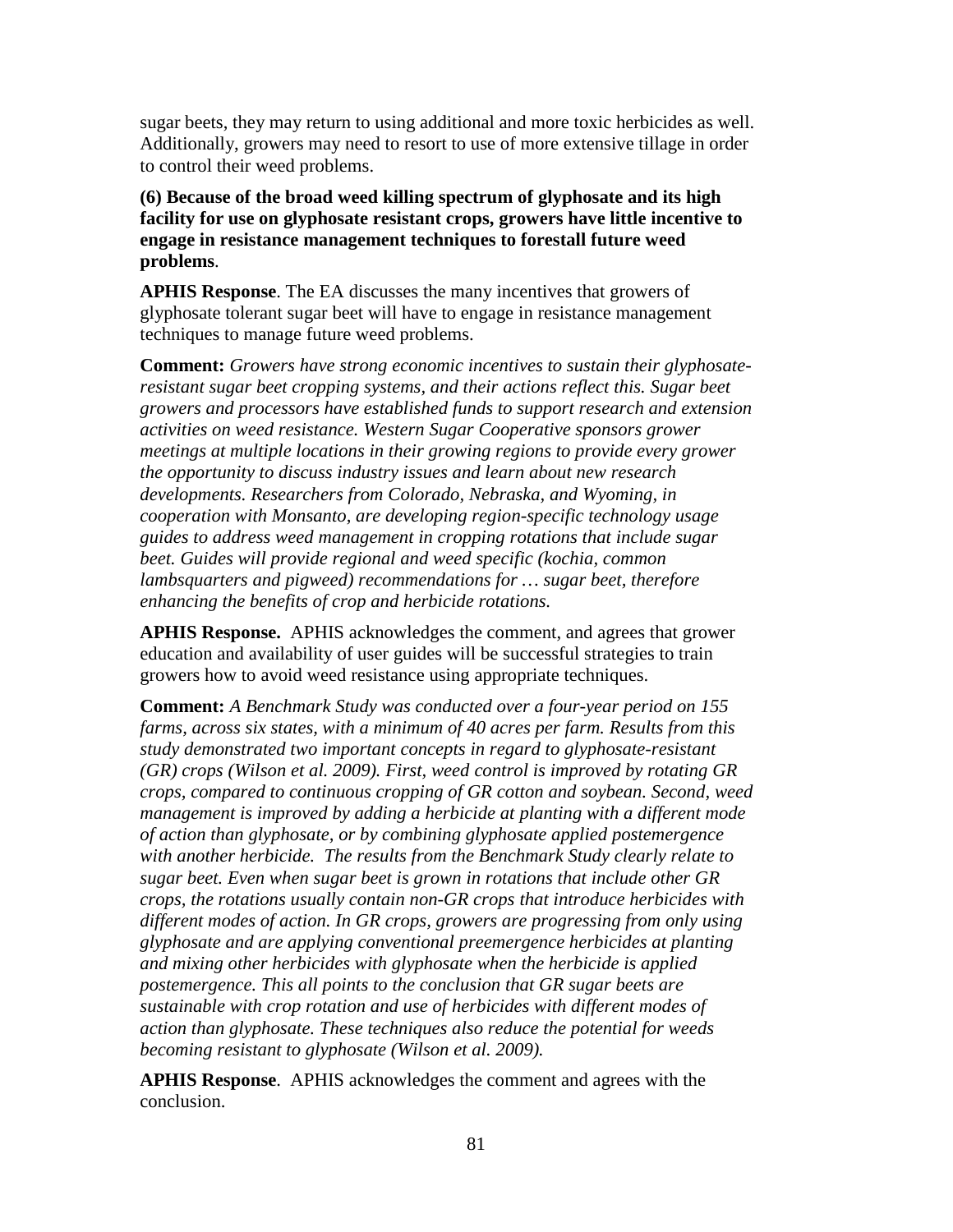sugar beets, they may return to using additional and more toxic herbicides as well. Additionally, growers may need to resort to use of more extensive tillage in order to control their weed problems.

**(6) Because of the broad weed killing spectrum of glyphosate and its high facility for use on glyphosate resistant crops, growers have little incentive to engage in resistance management techniques to forestall future weed problems**.

**APHIS Response**. The EA discusses the many incentives that growers of glyphosate tolerant sugar beet will have to engage in resistance management techniques to manage future weed problems.

**Comment:** *Growers have strong economic incentives to sustain their glyphosate-resistant sugar beet cropping systems, and their actions reflect this. Sugar beet growers and processors have established funds to support research and extension activities on weed resistance. Western Sugar Cooperative sponsors grower meetings at multiple locations in their growing regions to provide every grower the opportunity to discuss industry issues and learn about new research developments. Researchers from Colorado, Nebraska, and Wyoming, in cooperation with Monsanto, are developing region-specific technology usage guides to address weed management in cropping rotations that include sugar beet. Guides will provide regional and weed specific (kochia, common lambsquarters and pigweed) recommendations for … sugar beet, therefore enhancing the benefits of crop and herbicide rotations.*

**APHIS Response.** APHIS acknowledges the comment, and agrees that grower education and availability of user guides will be successful strategies to train growers how to avoid weed resistance using appropriate techniques.

**Comment:** *A Benchmark Study was conducted over a four-year period on 155 farms, across six states, with a minimum of 40 acres per farm. Results from this study demonstrated two important concepts in regard to glyphosate-resistant (GR) crops (Wilson et al. 2009). First, weed control is improved by rotating GR crops, compared to continuous cropping of GR cotton and soybean. Second, weed management is improved by adding a herbicide at planting with a different mode of action than glyphosate, or by combining glyphosate applied postemergence with another herbicide. The results from the Benchmark Study clearly relate to sugar beet. Even when sugar beet is grown in rotations that include other GR crops, the rotations usually contain non-GR crops that introduce herbicides with different modes of action. In GR crops, growers are progressing from only using glyphosate and are applying conventional preemergence herbicides at planting and mixing other herbicides with glyphosate when the herbicide is applied postemergence. This all points to the conclusion that GR sugar beets are sustainable with crop rotation and use of herbicides with different modes of action than glyphosate. These techniques also reduce the potential for weeds becoming resistant to glyphosate (Wilson et al. 2009).*

**APHIS Response**. APHIS acknowledges the comment and agrees with the conclusion.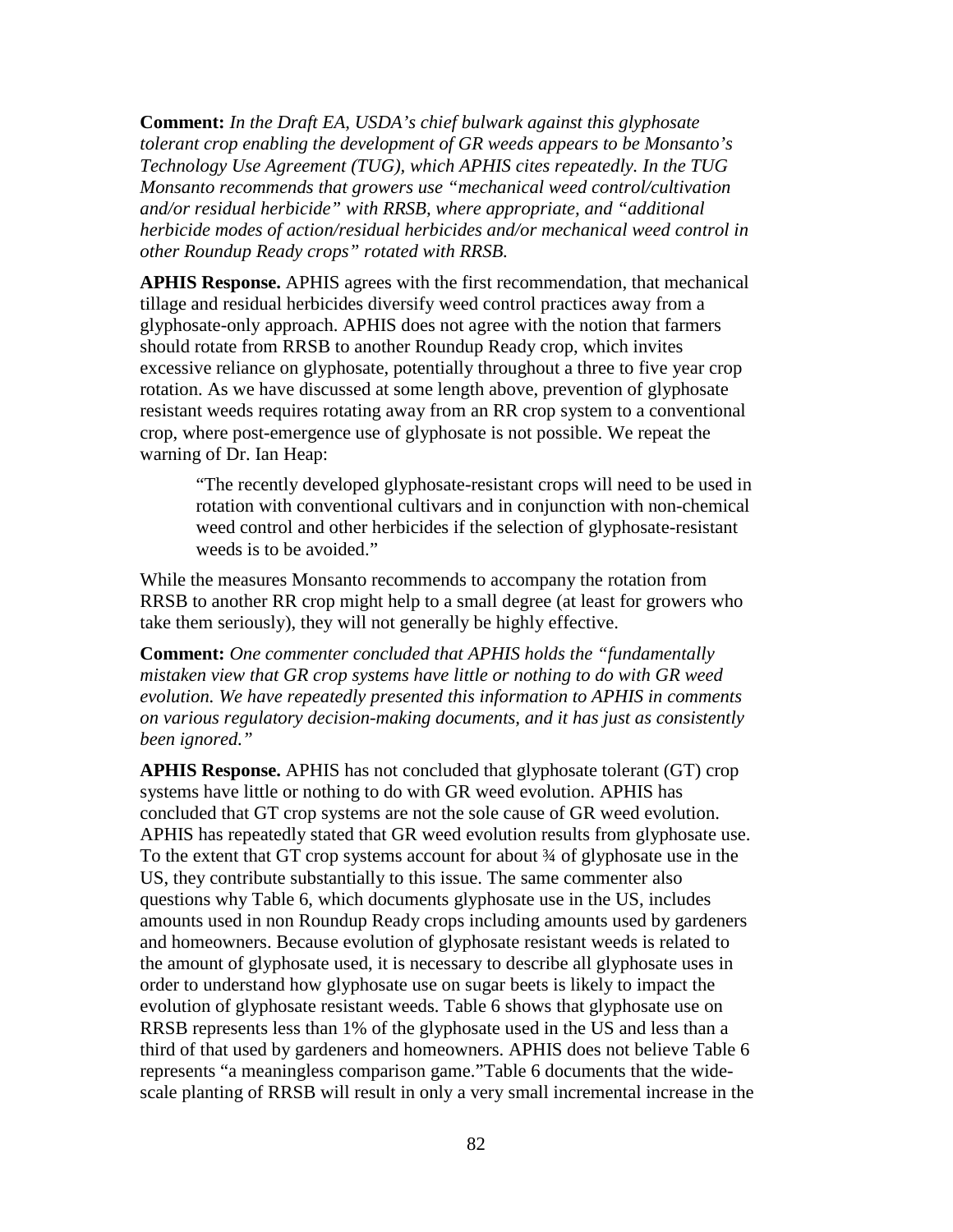**Comment:** *In the Draft EA, USDA's chief bulwark against this glyphosate tolerant crop enabling the development of GR weeds appears to be Monsanto's Technology Use Agreement (TUG), which APHIS cites repeatedly. In the TUG Monsanto recommends that growers use "mechanical weed control/cultivation and/or residual herbicide" with RRSB, where appropriate, and "additional herbicide modes of action/residual herbicides and/or mechanical weed control in other Roundup Ready crops" rotated with RRSB.*

**APHIS Response.** APHIS agrees with the first recommendation, that mechanical tillage and residual herbicides diversify weed control practices away from a glyphosate-only approach. APHIS does not agree with the notion that farmers should rotate from RRSB to another Roundup Ready crop, which invites excessive reliance on glyphosate, potentially throughout a three to five year crop rotation. As we have discussed at some length above, prevention of glyphosate resistant weeds requires rotating away from an RR crop system to a conventional crop, where post-emergence use of glyphosate is not possible. We repeat the warning of Dr. Ian Heap:

> "The recently developed glyphosate-resistant crops will need to be used in rotation with conventional cultivars and in conjunction with non-chemical weed control and other herbicides if the selection of glyphosate-resistant weeds is to be avoided."

While the measures Monsanto recommends to accompany the rotation from RRSB to another RR crop might help to a small degree (at least for growers who take them seriously), they will not generally be highly effective.

**Comment:** *One commenter concluded that APHIS holds the "fundamentally mistaken view that GR crop systems have little or nothing to do with GR weed evolution. We have repeatedly presented this information to APHIS in comments on various regulatory decision-making documents, and it has just as consistently been ignored."*

**APHIS Response.** APHIS has not concluded that glyphosate tolerant (GT) crop systems have little or nothing to do with GR weed evolution. APHIS has concluded that GT crop systems are not the sole cause of GR weed evolution. APHIS has repeatedly stated that GR weed evolution results from glyphosate use. To the extent that GT crop systems account for about ¾ of glyphosate use in the US, they contribute substantially to this issue. The same commenter also questions why Table 6, which documents glyphosate use in the US, includes amounts used in non Roundup Ready crops including amounts used by gardeners and homeowners. Because evolution of glyphosate resistant weeds is related to the amount of glyphosate used, it is necessary to describe all glyphosate uses in order to understand how glyphosate use on sugar beets is likely to impact the evolution of glyphosate resistant weeds. Table 6 shows that glyphosate use on RRSB represents less than 1% of the glyphosate used in the US and less than a third of that used by gardeners and homeowners. APHIS does not believe Table 6 represents "a meaningless comparison game."Table 6 documents that the wide-scale planting of RRSB will result in only a very small incremental increase in the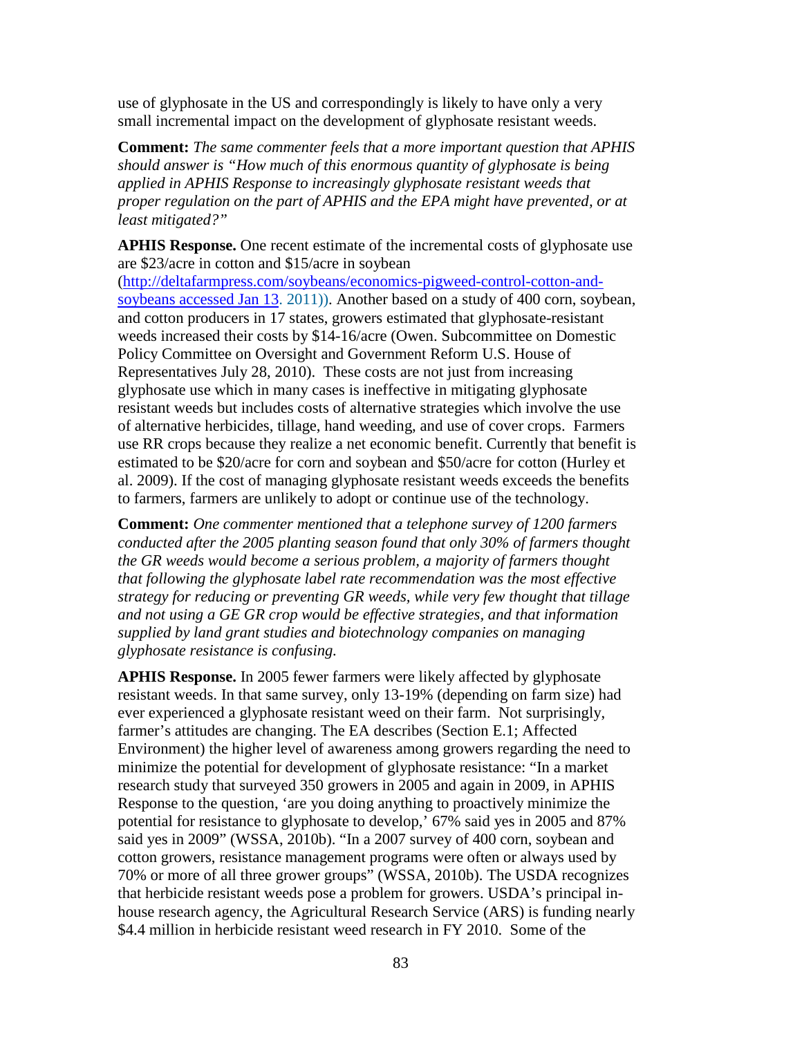use of glyphosate in the US and correspondingly is likely to have only a very small incremental impact on the development of glyphosate resistant weeds.

**Comment:** *The same commenter feels that a more important question that APHIS should answer is "How much of this enormous quantity of glyphosate is being applied in APHIS Response to increasingly glyphosate resistant weeds that proper regulation on the part of APHIS and the EPA might have prevented, or at least mitigated?"*

**APHIS Response.** One recent estimate of the incremental costs of glyphosate use are $23/acre in cotton and $15/acre in soybean (http://deltafarmpress.com/soybeans/economics-pigweed-control-cotton-and-soybeans accessed Jan 13. 2011)). Another based on a study of 400 corn, soybean, and cotton producers in 17 states, growers estimated that glyphosate-resistant weeds increased their costs by $14-16/acre (Owen. Subcommittee on Domestic Policy Committee on Oversight and Government Reform U.S. House of Representatives July 28, 2010). These costs are not just from increasing glyphosate use which in many cases is ineffective in mitigating glyphosate resistant weeds but includes costs of alternative strategies which involve the use of alternative herbicides, tillage, hand weeding, and use of cover crops. Farmers use RR crops because they realize a net economic benefit. Currently that benefit is estimated to be $20/acre for corn and soybean and $50/acre for cotton (Hurley et al. 2009). If the cost of managing glyphosate resistant weeds exceeds the benefits to farmers, farmers are unlikely to adopt or continue use of the technology.

**Comment:** *One commenter mentioned that a telephone survey of 1200 farmers conducted after the 2005 planting season found that only 30% of farmers thought the GR weeds would become a serious problem, a majority of farmers thought that following the glyphosate label rate recommendation was the most effective strategy for reducing or preventing GR weeds, while very few thought that tillage and not using a GE GR crop would be effective strategies, and that information supplied by land grant studies and biotechnology companies on managing glyphosate resistance is confusing.*

**APHIS Response.** In 2005 fewer farmers were likely affected by glyphosate resistant weeds. In that same survey, only 13-19% (depending on farm size) had ever experienced a glyphosate resistant weed on their farm. Not surprisingly, farmer's attitudes are changing. The EA describes (Section E.1; Affected Environment) the higher level of awareness among growers regarding the need to minimize the potential for development of glyphosate resistance: "In a market research study that surveyed 350 growers in 2005 and again in 2009, in APHIS Response to the question, 'are you doing anything to proactively minimize the potential for resistance to glyphosate to develop,' 67% said yes in 2005 and 87% said yes in 2009" (WSSA, 2010b). "In a 2007 survey of 400 corn, soybean and cotton growers, resistance management programs were often or always used by 70% or more of all three grower groups" (WSSA, 2010b). The USDA recognizes that herbicide resistant weeds pose a problem for growers. USDA's principal in-house research agency, the Agricultural Research Service (ARS) is funding nearly $4.4 million in herbicide resistant weed research in FY 2010. Some of the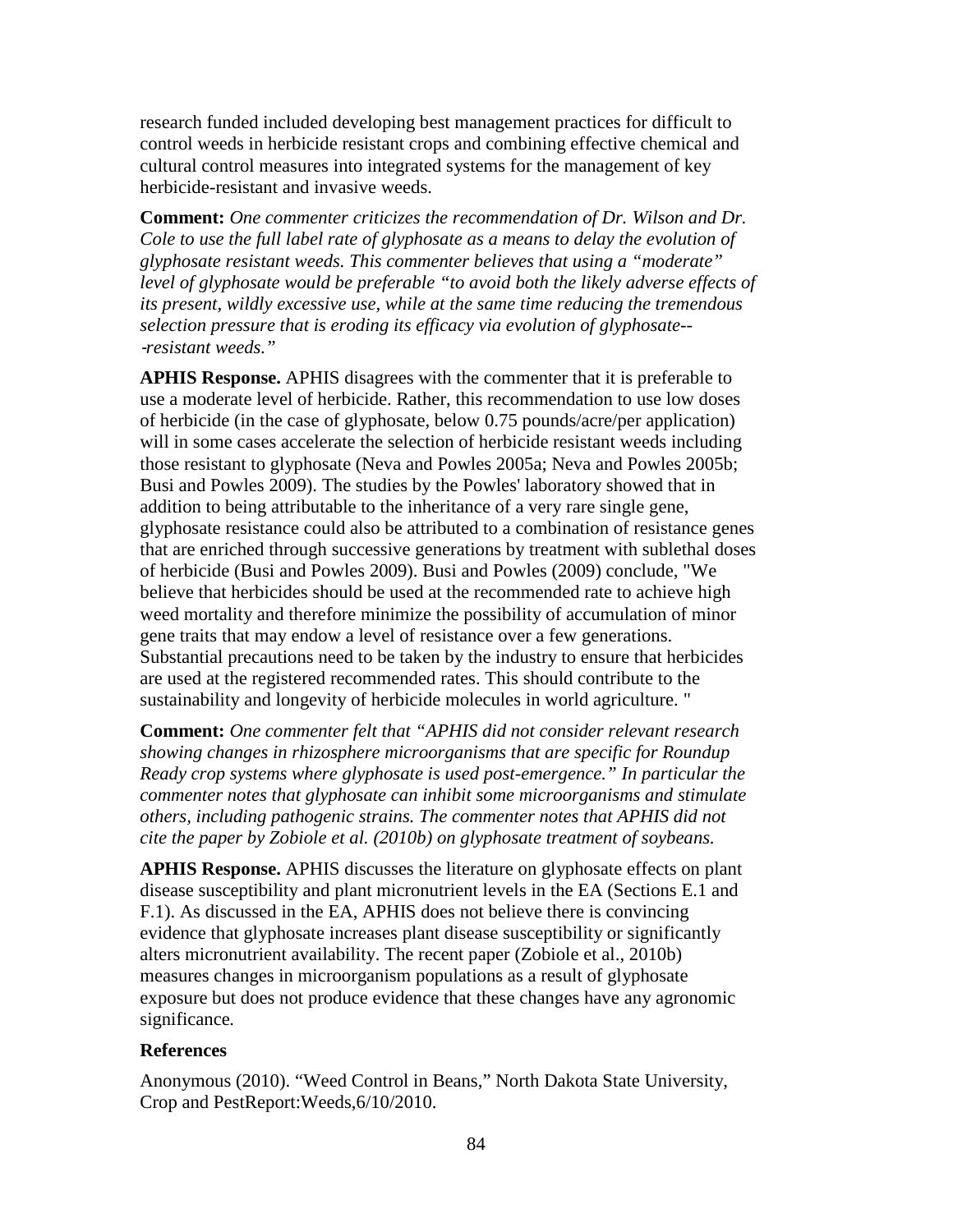research funded included developing best management practices for difficult to control weeds in herbicide resistant crops and combining effective chemical and cultural control measures into integrated systems for the management of key herbicide-resistant and invasive weeds.

**Comment:** *One commenter criticizes the recommendation of Dr. Wilson and Dr. Cole to use the full label rate of glyphosate as a means to delay the evolution of glyphosate resistant weeds. This commenter believes that using a "moderate" level of glyphosate would be preferable "to avoid both the likely adverse effects of its present, wildly excessive use, while at the same time reducing the tremendous selection pressure that is eroding its efficacy via evolution of glyphosate---resistant weeds."*

**APHIS Response.** APHIS disagrees with the commenter that it is preferable to use a moderate level of herbicide. Rather, this recommendation to use low doses of herbicide (in the case of glyphosate, below 0.75 pounds/acre/per application) will in some cases accelerate the selection of herbicide resistant weeds including those resistant to glyphosate (Neva and Powles 2005a; Neva and Powles 2005b; Busi and Powles 2009). The studies by the Powles' laboratory showed that in addition to being attributable to the inheritance of a very rare single gene, glyphosate resistance could also be attributed to a combination of resistance genes that are enriched through successive generations by treatment with sublethal doses of herbicide (Busi and Powles 2009). Busi and Powles (2009) conclude, "We believe that herbicides should be used at the recommended rate to achieve high weed mortality and therefore minimize the possibility of accumulation of minor gene traits that may endow a level of resistance over a few generations. Substantial precautions need to be taken by the industry to ensure that herbicides are used at the registered recommended rates. This should contribute to the sustainability and longevity of herbicide molecules in world agriculture. "

**Comment:** *One commenter felt that "APHIS did not consider relevant research showing changes in rhizosphere microorganisms that are specific for Roundup Ready crop systems where glyphosate is used post-emergence." In particular the commenter notes that glyphosate can inhibit some microorganisms and stimulate others, including pathogenic strains. The commenter notes that APHIS did not cite the paper by Zobiole et al. (2010b) on glyphosate treatment of soybeans.*

**APHIS Response.** APHIS discusses the literature on glyphosate effects on plant disease susceptibility and plant micronutrient levels in the EA (Sections E.1 and F.1). As discussed in the EA, APHIS does not believe there is convincing evidence that glyphosate increases plant disease susceptibility or significantly alters micronutrient availability. The recent paper (Zobiole et al., 2010b) measures changes in microorganism populations as a result of glyphosate exposure but does not produce evidence that these changes have any agronomic significance.

### References

Anonymous (2010). "Weed Control in Beans," North Dakota State University, Crop and PestReport:Weeds,6/10/2010.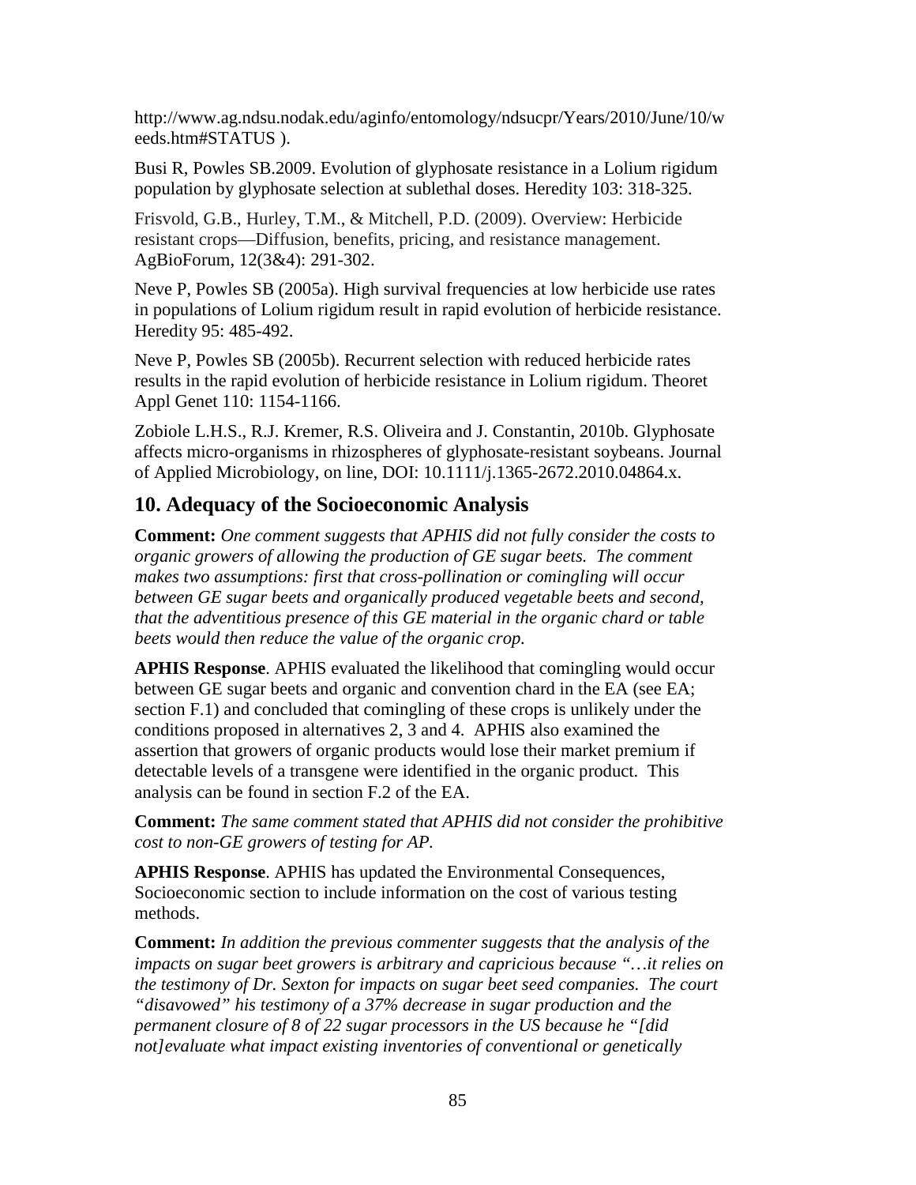http://www.ag.ndsu.nodak.edu/aginfo/entomology/ndsucpr/Years/2010/June/10/weeds.htm#STATUS ).

Busi R, Powles SB.2009. Evolution of glyphosate resistance in a Lolium rigidum population by glyphosate selection at sublethal doses. Heredity 103: 318-325.

Frisvold, G.B., Hurley, T.M., & Mitchell, P.D. (2009). Overview: Herbicide resistant crops—Diffusion, benefits, pricing, and resistance management. AgBioForum, 12(3&4): 291-302.

Neve P, Powles SB (2005a). High survival frequencies at low herbicide use rates in populations of Lolium rigidum result in rapid evolution of herbicide resistance. Heredity 95: 485-492.

Neve P, Powles SB (2005b). Recurrent selection with reduced herbicide rates results in the rapid evolution of herbicide resistance in Lolium rigidum. Theoret Appl Genet 110: 1154-1166.

Zobiole L.H.S., R.J. Kremer, R.S. Oliveira and J. Constantin, 2010b. Glyphosate affects micro-organisms in rhizospheres of glyphosate-resistant soybeans. Journal of Applied Microbiology, on line, DOI: 10.1111/j.1365-2672.2010.04864.x.

## 10. Adequacy of the Socioeconomic Analysis

**Comment:** *One comment suggests that APHIS did not fully consider the costs to organic growers of allowing the production of GE sugar beets. The comment makes two assumptions: first that cross-pollination or comingling will occur between GE sugar beets and organically produced vegetable beets and second, that the adventitious presence of this GE material in the organic chard or table beets would then reduce the value of the organic crop.*

**APHIS Response**. APHIS evaluated the likelihood that comingling would occur between GE sugar beets and organic and convention chard in the EA (see EA; section F.1) and concluded that comingling of these crops is unlikely under the conditions proposed in alternatives 2, 3 and 4. APHIS also examined the assertion that growers of organic products would lose their market premium if detectable levels of a transgene were identified in the organic product. This analysis can be found in section F.2 of the EA.

**Comment:** *The same comment stated that APHIS did not consider the prohibitive cost to non-GE growers of testing for AP.*

**APHIS Response**. APHIS has updated the Environmental Consequences, Socioeconomic section to include information on the cost of various testing methods.

**Comment:** *In addition the previous commenter suggests that the analysis of the impacts on sugar beet growers is arbitrary and capricious because "…it relies on the testimony of Dr. Sexton for impacts on sugar beet seed companies. The court "disavowed" his testimony of a 37% decrease in sugar production and the permanent closure of 8 of 22 sugar processors in the US because he "[did not]evaluate what impact existing inventories of conventional or genetically*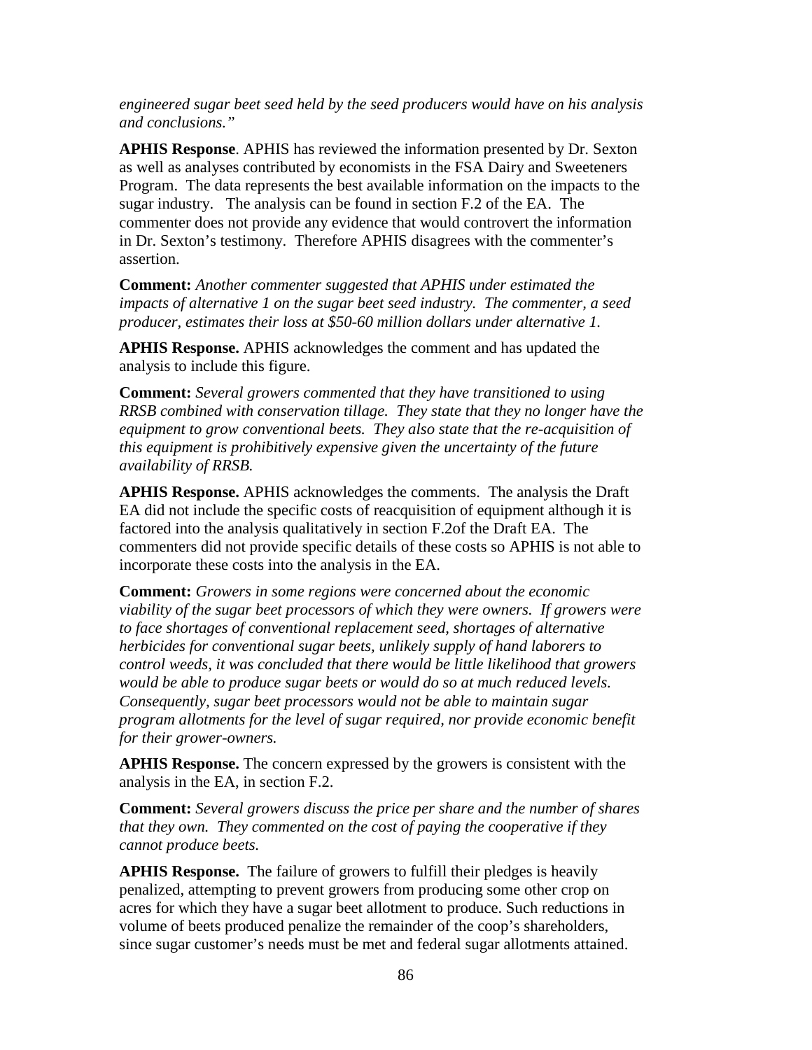*engineered sugar beet seed held by the seed producers would have on his analysis and conclusions."*

**APHIS Response**. APHIS has reviewed the information presented by Dr. Sexton as well as analyses contributed by economists in the FSA Dairy and Sweeteners Program. The data represents the best available information on the impacts to the sugar industry. The analysis can be found in section F.2 of the EA. The commenter does not provide any evidence that would controvert the information in Dr. Sexton's testimony. Therefore APHIS disagrees with the commenter's assertion.

**Comment:** *Another commenter suggested that APHIS under estimated the impacts of alternative 1 on the sugar beet seed industry. The commenter, a seed producer, estimates their loss at $50-60 million dollars under alternative 1.*

**APHIS Response.** APHIS acknowledges the comment and has updated the analysis to include this figure.

**Comment:** *Several growers commented that they have transitioned to using RRSB combined with conservation tillage. They state that they no longer have the equipment to grow conventional beets. They also state that the re-acquisition of this equipment is prohibitively expensive given the uncertainty of the future availability of RRSB.*

**APHIS Response.** APHIS acknowledges the comments. The analysis the Draft EA did not include the specific costs of reacquisition of equipment although it is factored into the analysis qualitatively in section F.2of the Draft EA. The commenters did not provide specific details of these costs so APHIS is not able to incorporate these costs into the analysis in the EA.

**Comment:** *Growers in some regions were concerned about the economic viability of the sugar beet processors of which they were owners. If growers were to face shortages of conventional replacement seed, shortages of alternative herbicides for conventional sugar beets, unlikely supply of hand laborers to control weeds, it was concluded that there would be little likelihood that growers would be able to produce sugar beets or would do so at much reduced levels. Consequently, sugar beet processors would not be able to maintain sugar program allotments for the level of sugar required, nor provide economic benefit for their grower-owners.*

**APHIS Response.** The concern expressed by the growers is consistent with the analysis in the EA, in section F.2.

**Comment:** *Several growers discuss the price per share and the number of shares that they own. They commented on the cost of paying the cooperative if they cannot produce beets.*

**APHIS Response.** The failure of growers to fulfill their pledges is heavily penalized, attempting to prevent growers from producing some other crop on acres for which they have a sugar beet allotment to produce. Such reductions in volume of beets produced penalize the remainder of the coop's shareholders, since sugar customer's needs must be met and federal sugar allotments attained.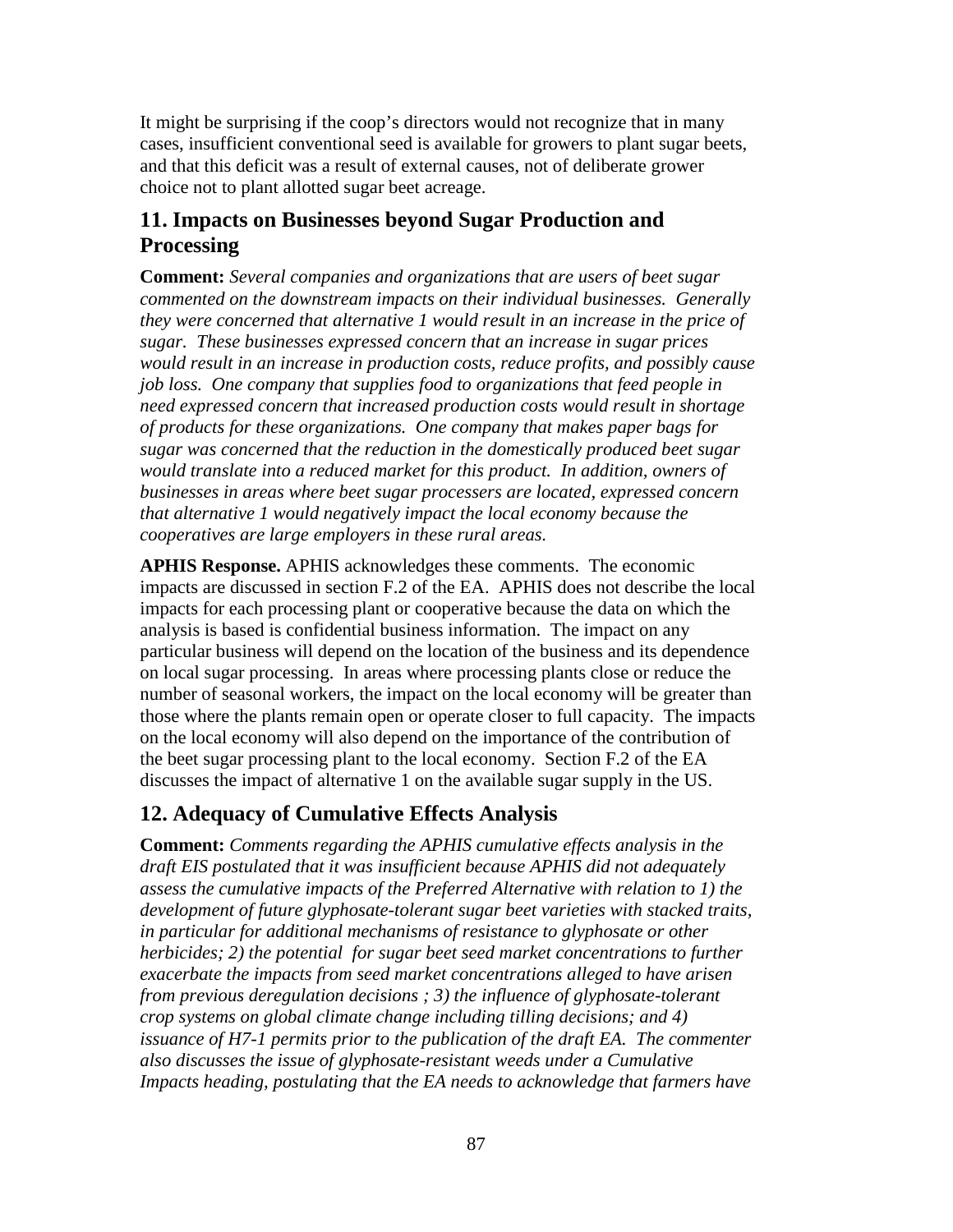It might be surprising if the coop's directors would not recognize that in many cases, insufficient conventional seed is available for growers to plant sugar beets, and that this deficit was a result of external causes, not of deliberate grower choice not to plant allotted sugar beet acreage.

## 11. Impacts on Businesses beyond Sugar Production and Processing

**Comment:** *Several companies and organizations that are users of beet sugar commented on the downstream impacts on their individual businesses. Generally they were concerned that alternative 1 would result in an increase in the price of sugar. These businesses expressed concern that an increase in sugar prices would result in an increase in production costs, reduce profits, and possibly cause job loss. One company that supplies food to organizations that feed people in need expressed concern that increased production costs would result in shortage of products for these organizations. One company that makes paper bags for sugar was concerned that the reduction in the domestically produced beet sugar would translate into a reduced market for this product. In addition, owners of businesses in areas where beet sugar processers are located, expressed concern that alternative 1 would negatively impact the local economy because the cooperatives are large employers in these rural areas.*

**APHIS Response.** APHIS acknowledges these comments. The economic impacts are discussed in section F.2 of the EA. APHIS does not describe the local impacts for each processing plant or cooperative because the data on which the analysis is based is confidential business information. The impact on any particular business will depend on the location of the business and its dependence on local sugar processing. In areas where processing plants close or reduce the number of seasonal workers, the impact on the local economy will be greater than those where the plants remain open or operate closer to full capacity. The impacts on the local economy will also depend on the importance of the contribution of the beet sugar processing plant to the local economy. Section F.2 of the EA discusses the impact of alternative 1 on the available sugar supply in the US.

## 12. Adequacy of Cumulative Effects Analysis

**Comment:** *Comments regarding the APHIS cumulative effects analysis in the draft EIS postulated that it was insufficient because APHIS did not adequately assess the cumulative impacts of the Preferred Alternative with relation to 1) the development of future glyphosate-tolerant sugar beet varieties with stacked traits, in particular for additional mechanisms of resistance to glyphosate or other herbicides; 2) the potential for sugar beet seed market concentrations to further exacerbate the impacts from seed market concentrations alleged to have arisen from previous deregulation decisions ; 3) the influence of glyphosate-tolerant crop systems on global climate change including tilling decisions; and 4) issuance of H7-1 permits prior to the publication of the draft EA. The commenter also discusses the issue of glyphosate-resistant weeds under a Cumulative Impacts heading, postulating that the EA needs to acknowledge that farmers have*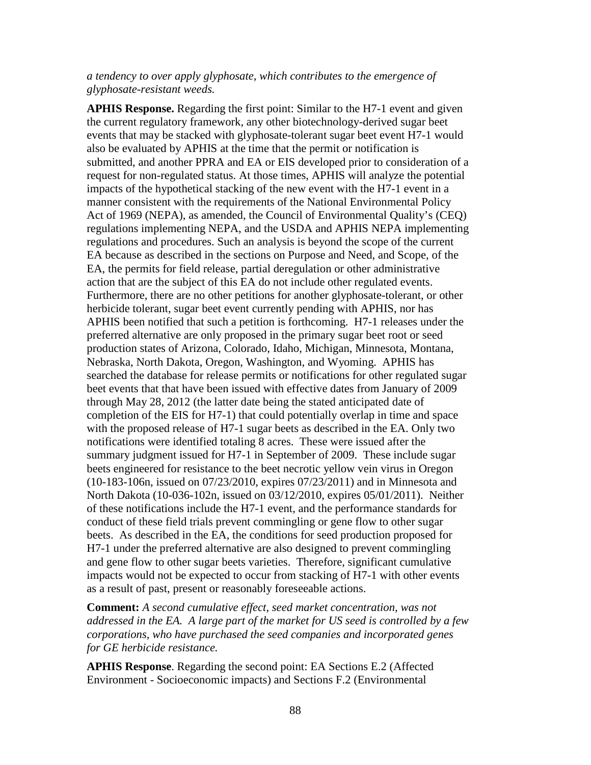*a tendency to over apply glyphosate, which contributes to the emergence of glyphosate-resistant weeds.*

**APHIS Response.** Regarding the first point: Similar to the H7-1 event and given the current regulatory framework, any other biotechnology-derived sugar beet events that may be stacked with glyphosate-tolerant sugar beet event H7-1 would also be evaluated by APHIS at the time that the permit or notification is submitted, and another PPRA and EA or EIS developed prior to consideration of a request for non-regulated status. At those times, APHIS will analyze the potential impacts of the hypothetical stacking of the new event with the H7-1 event in a manner consistent with the requirements of the National Environmental Policy Act of 1969 (NEPA), as amended, the Council of Environmental Quality's (CEQ) regulations implementing NEPA, and the USDA and APHIS NEPA implementing regulations and procedures. Such an analysis is beyond the scope of the current EA because as described in the sections on Purpose and Need, and Scope, of the EA, the permits for field release, partial deregulation or other administrative action that are the subject of this EA do not include other regulated events. Furthermore, there are no other petitions for another glyphosate-tolerant, or other herbicide tolerant, sugar beet event currently pending with APHIS, nor has APHIS been notified that such a petition is forthcoming. H7-1 releases under the preferred alternative are only proposed in the primary sugar beet root or seed production states of Arizona, Colorado, Idaho, Michigan, Minnesota, Montana, Nebraska, North Dakota, Oregon, Washington, and Wyoming. APHIS has searched the database for release permits or notifications for other regulated sugar beet events that that have been issued with effective dates from January of 2009 through May 28, 2012 (the latter date being the stated anticipated date of completion of the EIS for H7-1) that could potentially overlap in time and space with the proposed release of H7-1 sugar beets as described in the EA. Only two notifications were identified totaling 8 acres. These were issued after the summary judgment issued for H7-1 in September of 2009. These include sugar beets engineered for resistance to the beet necrotic yellow vein virus in Oregon (10-183-106n, issued on 07/23/2010, expires 07/23/2011) and in Minnesota and North Dakota (10-036-102n, issued on 03/12/2010, expires 05/01/2011). Neither of these notifications include the H7-1 event, and the performance standards for conduct of these field trials prevent commingling or gene flow to other sugar beets. As described in the EA, the conditions for seed production proposed for H7-1 under the preferred alternative are also designed to prevent commingling and gene flow to other sugar beets varieties. Therefore, significant cumulative impacts would not be expected to occur from stacking of H7-1 with other events as a result of past, present or reasonably foreseeable actions.

**Comment:** *A second cumulative effect, seed market concentration, was not addressed in the EA. A large part of the market for US seed is controlled by a few corporations, who have purchased the seed companies and incorporated genes for GE herbicide resistance.*

**APHIS Response**. Regarding the second point: EA Sections E.2 (Affected Environment - Socioeconomic impacts) and Sections F.2 (Environmental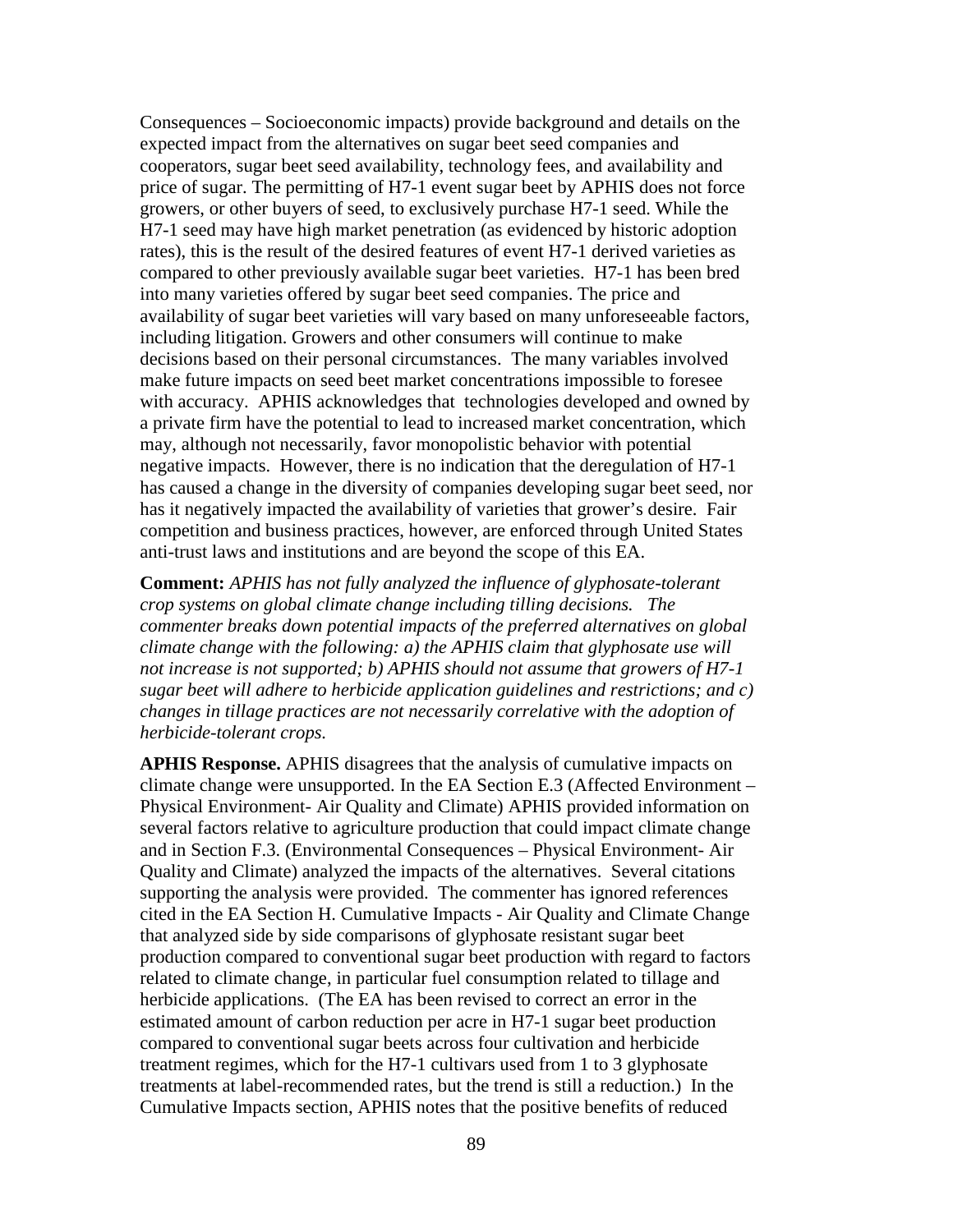Consequences – Socioeconomic impacts) provide background and details on the expected impact from the alternatives on sugar beet seed companies and cooperators, sugar beet seed availability, technology fees, and availability and price of sugar. The permitting of H7-1 event sugar beet by APHIS does not force growers, or other buyers of seed, to exclusively purchase H7-1 seed. While the H7-1 seed may have high market penetration (as evidenced by historic adoption rates), this is the result of the desired features of event H7-1 derived varieties as compared to other previously available sugar beet varieties. H7-1 has been bred into many varieties offered by sugar beet seed companies. The price and availability of sugar beet varieties will vary based on many unforeseeable factors, including litigation. Growers and other consumers will continue to make decisions based on their personal circumstances. The many variables involved make future impacts on seed beet market concentrations impossible to foresee with accuracy. APHIS acknowledges that technologies developed and owned by a private firm have the potential to lead to increased market concentration, which may, although not necessarily, favor monopolistic behavior with potential negative impacts. However, there is no indication that the deregulation of H7-1 has caused a change in the diversity of companies developing sugar beet seed, nor has it negatively impacted the availability of varieties that grower's desire. Fair competition and business practices, however, are enforced through United States anti-trust laws and institutions and are beyond the scope of this EA.

**Comment:** *APHIS has not fully analyzed the influence of glyphosate-tolerant crop systems on global climate change including tilling decisions. The commenter breaks down potential impacts of the preferred alternatives on global climate change with the following: a) the APHIS claim that glyphosate use will not increase is not supported; b) APHIS should not assume that growers of H7-1 sugar beet will adhere to herbicide application guidelines and restrictions; and c) changes in tillage practices are not necessarily correlative with the adoption of herbicide-tolerant crops.*

**APHIS Response.** APHIS disagrees that the analysis of cumulative impacts on climate change were unsupported. In the EA Section E.3 (Affected Environment – Physical Environment- Air Quality and Climate) APHIS provided information on several factors relative to agriculture production that could impact climate change and in Section F.3. (Environmental Consequences – Physical Environment- Air Quality and Climate) analyzed the impacts of the alternatives. Several citations supporting the analysis were provided. The commenter has ignored references cited in the EA Section H. Cumulative Impacts - Air Quality and Climate Change that analyzed side by side comparisons of glyphosate resistant sugar beet production compared to conventional sugar beet production with regard to factors related to climate change, in particular fuel consumption related to tillage and herbicide applications. (The EA has been revised to correct an error in the estimated amount of carbon reduction per acre in H7-1 sugar beet production compared to conventional sugar beets across four cultivation and herbicide treatment regimes, which for the H7-1 cultivars used from 1 to 3 glyphosate treatments at label-recommended rates, but the trend is still a reduction.) In the Cumulative Impacts section, APHIS notes that the positive benefits of reduced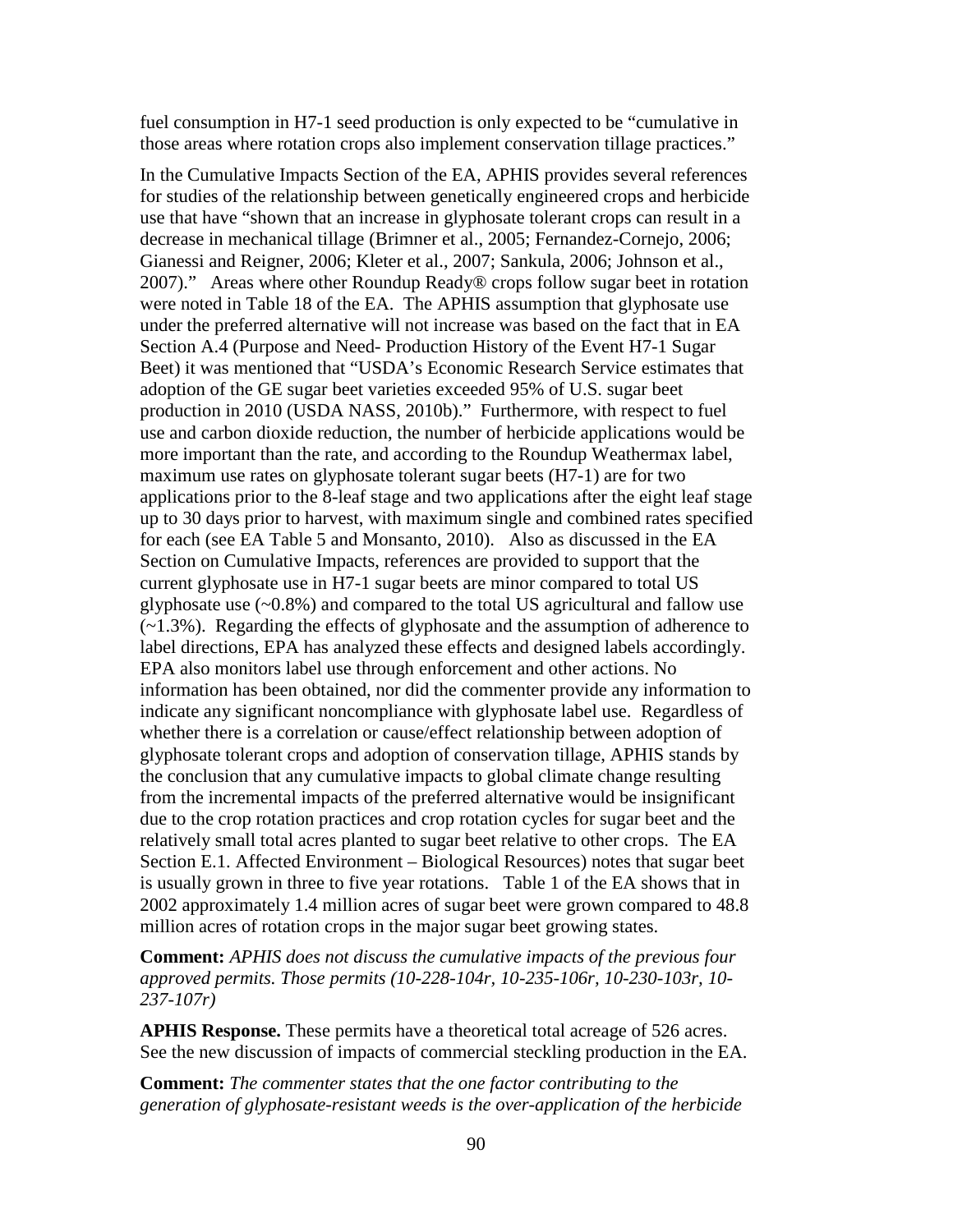fuel consumption in H7-1 seed production is only expected to be "cumulative in those areas where rotation crops also implement conservation tillage practices."

In the Cumulative Impacts Section of the EA, APHIS provides several references for studies of the relationship between genetically engineered crops and herbicide use that have "shown that an increase in glyphosate tolerant crops can result in a decrease in mechanical tillage (Brimner et al., 2005; Fernandez-Cornejo, 2006; Gianessi and Reigner, 2006; Kleter et al., 2007; Sankula, 2006; Johnson et al., 2007)." Areas where other Roundup Ready® crops follow sugar beet in rotation were noted in Table 18 of the EA. The APHIS assumption that glyphosate use under the preferred alternative will not increase was based on the fact that in EA Section A.4 (Purpose and Need- Production History of the Event H7-1 Sugar Beet) it was mentioned that "USDA's Economic Research Service estimates that adoption of the GE sugar beet varieties exceeded 95% of U.S. sugar beet production in 2010 (USDA NASS, 2010b)." Furthermore, with respect to fuel use and carbon dioxide reduction, the number of herbicide applications would be more important than the rate, and according to the Roundup Weathermax label, maximum use rates on glyphosate tolerant sugar beets (H7-1) are for two applications prior to the 8-leaf stage and two applications after the eight leaf stage up to 30 days prior to harvest, with maximum single and combined rates specified for each (see EA Table 5 and Monsanto, 2010). Also as discussed in the EA Section on Cumulative Impacts, references are provided to support that the current glyphosate use in H7-1 sugar beets are minor compared to total US glyphosate use (~0.8%) and compared to the total US agricultural and fallow use (~1.3%). Regarding the effects of glyphosate and the assumption of adherence to label directions, EPA has analyzed these effects and designed labels accordingly. EPA also monitors label use through enforcement and other actions. No information has been obtained, nor did the commenter provide any information to indicate any significant noncompliance with glyphosate label use. Regardless of whether there is a correlation or cause/effect relationship between adoption of glyphosate tolerant crops and adoption of conservation tillage, APHIS stands by the conclusion that any cumulative impacts to global climate change resulting from the incremental impacts of the preferred alternative would be insignificant due to the crop rotation practices and crop rotation cycles for sugar beet and the relatively small total acres planted to sugar beet relative to other crops. The EA Section E.1. Affected Environment – Biological Resources) notes that sugar beet is usually grown in three to five year rotations. Table 1 of the EA shows that in 2002 approximately 1.4 million acres of sugar beet were grown compared to 48.8 million acres of rotation crops in the major sugar beet growing states.

**Comment:** *APHIS does not discuss the cumulative impacts of the previous four approved permits. Those permits (10-228-104r, 10-235-106r, 10-230-103r, 10-237-107r)*

**APHIS Response.** These permits have a theoretical total acreage of 526 acres. See the new discussion of impacts of commercial steckling production in the EA.

**Comment:** *The commenter states that the one factor contributing to the generation of glyphosate-resistant weeds is the over-application of the herbicide*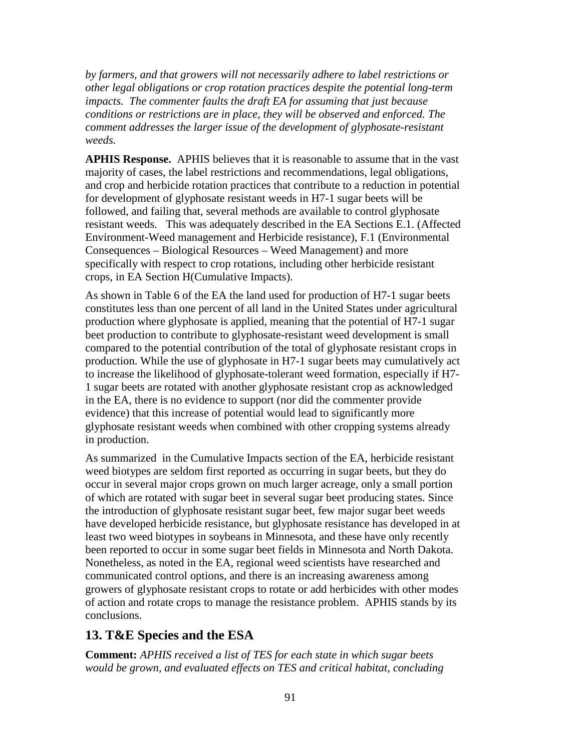*by farmers, and that growers will not necessarily adhere to label restrictions or other legal obligations or crop rotation practices despite the potential long-term impacts. The commenter faults the draft EA for assuming that just because conditions or restrictions are in place, they will be observed and enforced. The comment addresses the larger issue of the development of glyphosate-resistant weeds.*

**APHIS Response.** APHIS believes that it is reasonable to assume that in the vast majority of cases, the label restrictions and recommendations, legal obligations, and crop and herbicide rotation practices that contribute to a reduction in potential for development of glyphosate resistant weeds in H7-1 sugar beets will be followed, and failing that, several methods are available to control glyphosate resistant weeds. This was adequately described in the EA Sections E.1. (Affected Environment-Weed management and Herbicide resistance), F.1 (Environmental Consequences – Biological Resources – Weed Management) and more specifically with respect to crop rotations, including other herbicide resistant crops, in EA Section H(Cumulative Impacts).

As shown in Table 6 of the EA the land used for production of H7-1 sugar beets constitutes less than one percent of all land in the United States under agricultural production where glyphosate is applied, meaning that the potential of H7-1 sugar beet production to contribute to glyphosate-resistant weed development is small compared to the potential contribution of the total of glyphosate resistant crops in production. While the use of glyphosate in H7-1 sugar beets may cumulatively act to increase the likelihood of glyphosate-tolerant weed formation, especially if H7-1 sugar beets are rotated with another glyphosate resistant crop as acknowledged in the EA, there is no evidence to support (nor did the commenter provide evidence) that this increase of potential would lead to significantly more glyphosate resistant weeds when combined with other cropping systems already in production.

As summarized in the Cumulative Impacts section of the EA, herbicide resistant weed biotypes are seldom first reported as occurring in sugar beets, but they do occur in several major crops grown on much larger acreage, only a small portion of which are rotated with sugar beet in several sugar beet producing states. Since the introduction of glyphosate resistant sugar beet, few major sugar beet weeds have developed herbicide resistance, but glyphosate resistance has developed in at least two weed biotypes in soybeans in Minnesota, and these have only recently been reported to occur in some sugar beet fields in Minnesota and North Dakota. Nonetheless, as noted in the EA, regional weed scientists have researched and communicated control options, and there is an increasing awareness among growers of glyphosate resistant crops to rotate or add herbicides with other modes of action and rotate crops to manage the resistance problem. APHIS stands by its conclusions.

## 13. T&E Species and the ESA

**Comment:** *APHIS received a list of TES for each state in which sugar beets would be grown, and evaluated effects on TES and critical habitat, concluding*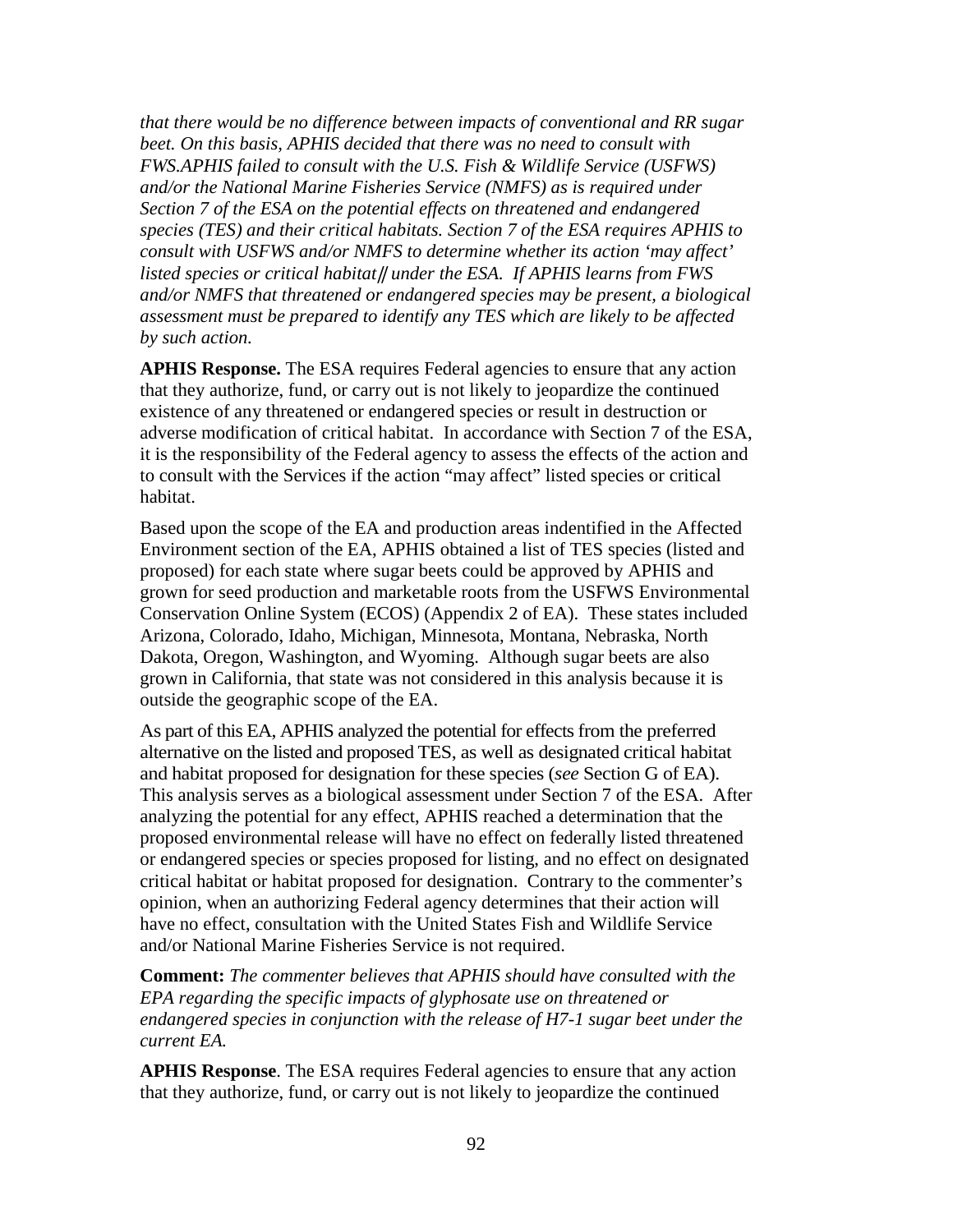*that there would be no difference between impacts of conventional and RR sugar beet. On this basis, APHIS decided that there was no need to consult with FWS.APHIS failed to consult with the U.S. Fish & Wildlife Service (USFWS) and/or the National Marine Fisheries Service (NMFS) as is required under Section 7 of the ESA on the potential effects on threatened and endangered species (TES) and their critical habitats. Section 7 of the ESA requires APHIS to consult with USFWS and/or NMFS to determine whether its action 'may affect' listed species or critical habitat‖ under the ESA. If APHIS learns from FWS and/or NMFS that threatened or endangered species may be present, a biological assessment must be prepared to identify any TES which are likely to be affected by such action.*

**APHIS Response.** The ESA requires Federal agencies to ensure that any action that they authorize, fund, or carry out is not likely to jeopardize the continued existence of any threatened or endangered species or result in destruction or adverse modification of critical habitat. In accordance with Section 7 of the ESA, it is the responsibility of the Federal agency to assess the effects of the action and to consult with the Services if the action "may affect" listed species or critical habitat.

Based upon the scope of the EA and production areas indentified in the Affected Environment section of the EA, APHIS obtained a list of TES species (listed and proposed) for each state where sugar beets could be approved by APHIS and grown for seed production and marketable roots from the USFWS Environmental Conservation Online System (ECOS) (Appendix 2 of EA). These states included Arizona, Colorado, Idaho, Michigan, Minnesota, Montana, Nebraska, North Dakota, Oregon, Washington, and Wyoming. Although sugar beets are also grown in California, that state was not considered in this analysis because it is outside the geographic scope of the EA.

As part of this EA, APHIS analyzed the potential for effects from the preferred alternative on the listed and proposed TES, as well as designated critical habitat and habitat proposed for designation for these species (*see* Section G of EA). This analysis serves as a biological assessment under Section 7 of the ESA. After analyzing the potential for any effect, APHIS reached a determination that the proposed environmental release will have no effect on federally listed threatened or endangered species or species proposed for listing, and no effect on designated critical habitat or habitat proposed for designation. Contrary to the commenter's opinion, when an authorizing Federal agency determines that their action will have no effect, consultation with the United States Fish and Wildlife Service and/or National Marine Fisheries Service is not required.

**Comment:** *The commenter believes that APHIS should have consulted with the EPA regarding the specific impacts of glyphosate use on threatened or endangered species in conjunction with the release of H7-1 sugar beet under the current EA.*

**APHIS Response**. The ESA requires Federal agencies to ensure that any action that they authorize, fund, or carry out is not likely to jeopardize the continued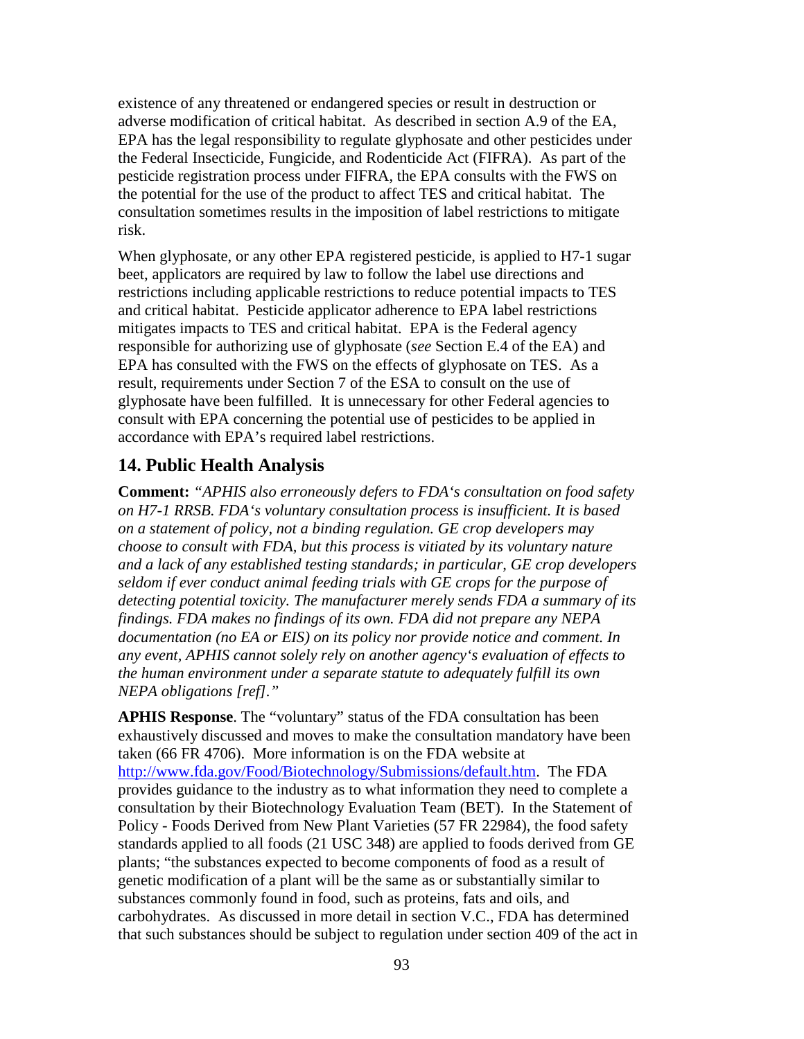existence of any threatened or endangered species or result in destruction or adverse modification of critical habitat. As described in section A.9 of the EA, EPA has the legal responsibility to regulate glyphosate and other pesticides under the Federal Insecticide, Fungicide, and Rodenticide Act (FIFRA). As part of the pesticide registration process under FIFRA, the EPA consults with the FWS on the potential for the use of the product to affect TES and critical habitat. The consultation sometimes results in the imposition of label restrictions to mitigate risk.

When glyphosate, or any other EPA registered pesticide, is applied to H7-1 sugar beet, applicators are required by law to follow the label use directions and restrictions including applicable restrictions to reduce potential impacts to TES and critical habitat. Pesticide applicator adherence to EPA label restrictions mitigates impacts to TES and critical habitat. EPA is the Federal agency responsible for authorizing use of glyphosate (*see* Section E.4 of the EA) and EPA has consulted with the FWS on the effects of glyphosate on TES. As a result, requirements under Section 7 of the ESA to consult on the use of glyphosate have been fulfilled. It is unnecessary for other Federal agencies to consult with EPA concerning the potential use of pesticides to be applied in accordance with EPA's required label restrictions.

## 14. Public Health Analysis

**Comment:** *"APHIS also erroneously defers to FDA's consultation on food safety on H7-1 RRSB. FDA's voluntary consultation process is insufficient. It is based on a statement of policy, not a binding regulation. GE crop developers may choose to consult with FDA, but this process is vitiated by its voluntary nature and a lack of any established testing standards; in particular, GE crop developers seldom if ever conduct animal feeding trials with GE crops for the purpose of detecting potential toxicity. The manufacturer merely sends FDA a summary of its findings. FDA makes no findings of its own. FDA did not prepare any NEPA documentation (no EA or EIS) on its policy nor provide notice and comment. In any event, APHIS cannot solely rely on another agency's evaluation of effects to the human environment under a separate statute to adequately fulfill its own NEPA obligations [ref]."*

**APHIS Response**. The "voluntary" status of the FDA consultation has been exhaustively discussed and moves to make the consultation mandatory have been taken (66 FR 4706). More information is on the FDA website at http://www.fda.gov/Food/Biotechnology/Submissions/default.htm. The FDA provides guidance to the industry as to what information they need to complete a consultation by their Biotechnology Evaluation Team (BET). In the Statement of Policy - Foods Derived from New Plant Varieties (57 FR 22984), the food safety standards applied to all foods (21 USC 348) are applied to foods derived from GE plants; "the substances expected to become components of food as a result of genetic modification of a plant will be the same as or substantially similar to substances commonly found in food, such as proteins, fats and oils, and carbohydrates. As discussed in more detail in section V.C., FDA has determined that such substances should be subject to regulation under section 409 of the act in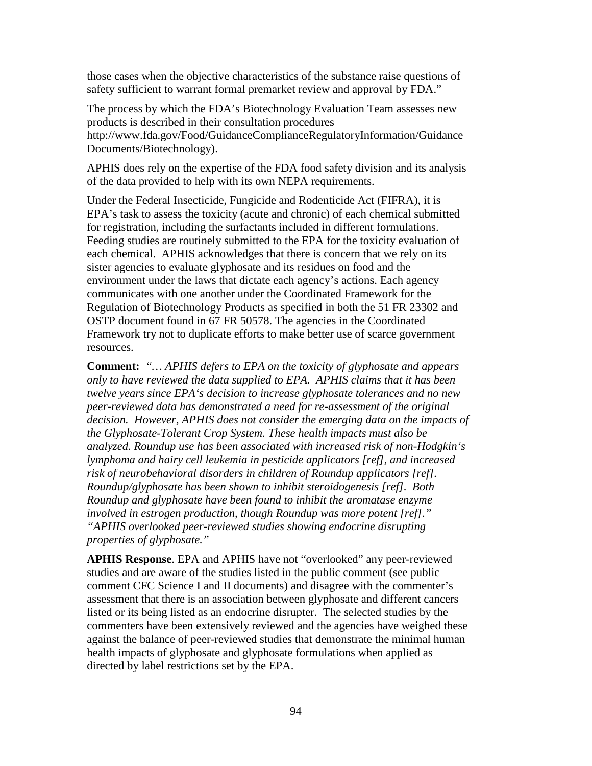those cases when the objective characteristics of the substance raise questions of safety sufficient to warrant formal premarket review and approval by FDA."

The process by which the FDA's Biotechnology Evaluation Team assesses new products is described in their consultation procedures http://www.fda.gov/Food/GuidanceComplianceRegulatoryInformation/GuidanceDocuments/Biotechnology).

APHIS does rely on the expertise of the FDA food safety division and its analysis of the data provided to help with its own NEPA requirements.

Under the Federal Insecticide, Fungicide and Rodenticide Act (FIFRA), it is EPA's task to assess the toxicity (acute and chronic) of each chemical submitted for registration, including the surfactants included in different formulations. Feeding studies are routinely submitted to the EPA for the toxicity evaluation of each chemical. APHIS acknowledges that there is concern that we rely on its sister agencies to evaluate glyphosate and its residues on food and the environment under the laws that dictate each agency's actions. Each agency communicates with one another under the Coordinated Framework for the Regulation of Biotechnology Products as specified in both the 51 FR 23302 and OSTP document found in 67 FR 50578. The agencies in the Coordinated Framework try not to duplicate efforts to make better use of scarce government resources.

**Comment:** *"… APHIS defers to EPA on the toxicity of glyphosate and appears only to have reviewed the data supplied to EPA. APHIS claims that it has been twelve years since EPA's decision to increase glyphosate tolerances and no new peer-reviewed data has demonstrated a need for re-assessment of the original decision. However, APHIS does not consider the emerging data on the impacts of the Glyphosate-Tolerant Crop System. These health impacts must also be analyzed. Roundup use has been associated with increased risk of non-Hodgkin's lymphoma and hairy cell leukemia in pesticide applicators [ref], and increased risk of neurobehavioral disorders in children of Roundup applicators [ref]. Roundup/glyphosate has been shown to inhibit steroidogenesis [ref]. Both Roundup and glyphosate have been found to inhibit the aromatase enzyme involved in estrogen production, though Roundup was more potent [ref]." "APHIS overlooked peer-reviewed studies showing endocrine disrupting properties of glyphosate."*

**APHIS Response**. EPA and APHIS have not "overlooked" any peer-reviewed studies and are aware of the studies listed in the public comment (see public comment CFC Science I and II documents) and disagree with the commenter's assessment that there is an association between glyphosate and different cancers listed or its being listed as an endocrine disrupter. The selected studies by the commenters have been extensively reviewed and the agencies have weighed these against the balance of peer-reviewed studies that demonstrate the minimal human health impacts of glyphosate and glyphosate formulations when applied as directed by label restrictions set by the EPA.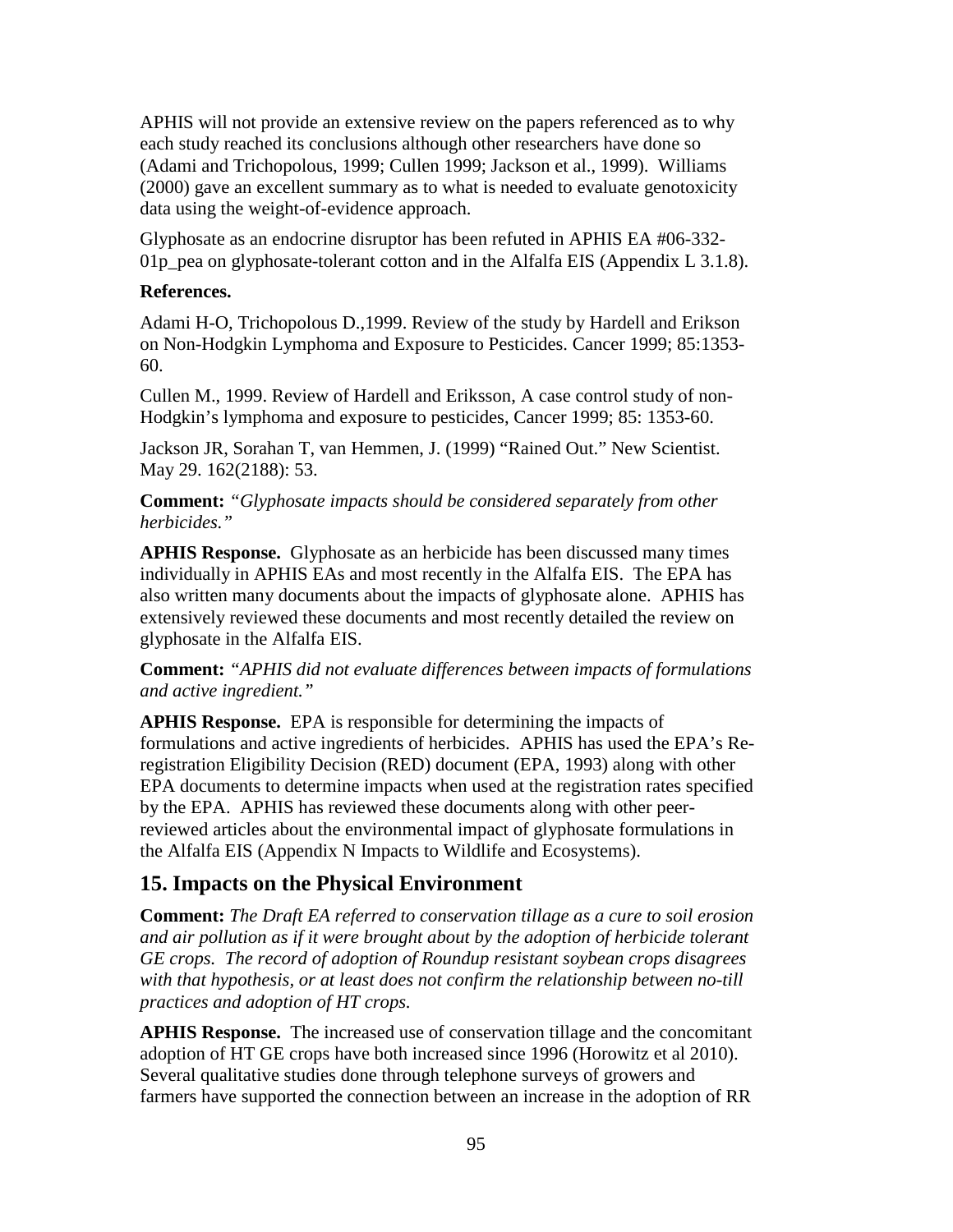APHIS will not provide an extensive review on the papers referenced as to why each study reached its conclusions although other researchers have done so (Adami and Trichopolous, 1999; Cullen 1999; Jackson et al., 1999). Williams (2000) gave an excellent summary as to what is needed to evaluate genotoxicity data using the weight-of-evidence approach.

Glyphosate as an endocrine disruptor has been refuted in APHIS EA #06-332-01p_pea on glyphosate-tolerant cotton and in the Alfalfa EIS (Appendix L 3.1.8).

**References.**

Adami H-O, Trichopolous D.,1999. Review of the study by Hardell and Erikson on Non-Hodgkin Lymphoma and Exposure to Pesticides. Cancer 1999; 85:1353-60.

Cullen M., 1999. Review of Hardell and Eriksson, A case control study of non-Hodgkin's lymphoma and exposure to pesticides, Cancer 1999; 85: 1353-60.

Jackson JR, Sorahan T, van Hemmen, J. (1999) "Rained Out." New Scientist. May 29. 162(2188): 53.

**Comment:** *"Glyphosate impacts should be considered separately from other herbicides."*

**APHIS Response.** Glyphosate as an herbicide has been discussed many times individually in APHIS EAs and most recently in the Alfalfa EIS. The EPA has also written many documents about the impacts of glyphosate alone. APHIS has extensively reviewed these documents and most recently detailed the review on glyphosate in the Alfalfa EIS.

**Comment:** *"APHIS did not evaluate differences between impacts of formulations and active ingredient."*

**APHIS Response.** EPA is responsible for determining the impacts of formulations and active ingredients of herbicides. APHIS has used the EPA's Re-registration Eligibility Decision (RED) document (EPA, 1993) along with other EPA documents to determine impacts when used at the registration rates specified by the EPA. APHIS has reviewed these documents along with other peer-reviewed articles about the environmental impact of glyphosate formulations in the Alfalfa EIS (Appendix N Impacts to Wildlife and Ecosystems).

## 15. Impacts on the Physical Environment

**Comment:** *The Draft EA referred to conservation tillage as a cure to soil erosion and air pollution as if it were brought about by the adoption of herbicide tolerant GE crops. The record of adoption of Roundup resistant soybean crops disagrees with that hypothesis, or at least does not confirm the relationship between no-till practices and adoption of HT crops.*

**APHIS Response.** The increased use of conservation tillage and the concomitant adoption of HT GE crops have both increased since 1996 (Horowitz et al 2010). Several qualitative studies done through telephone surveys of growers and farmers have supported the connection between an increase in the adoption of RR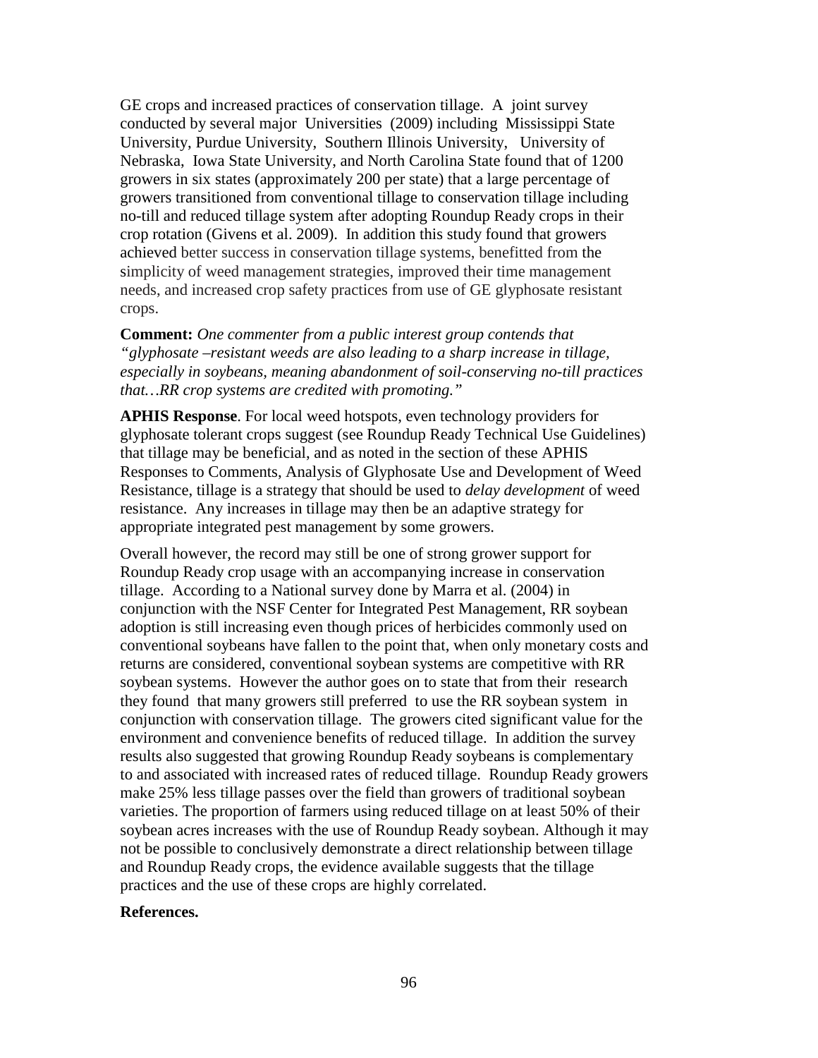GE crops and increased practices of conservation tillage. A joint survey conducted by several major Universities (2009) including Mississippi State University, Purdue University, Southern Illinois University, University of Nebraska, Iowa State University, and North Carolina State found that of 1200 growers in six states (approximately 200 per state) that a large percentage of growers transitioned from conventional tillage to conservation tillage including no-till and reduced tillage system after adopting Roundup Ready crops in their crop rotation (Givens et al. 2009). In addition this study found that growers achieved better success in conservation tillage systems, benefitted from the simplicity of weed management strategies, improved their time management needs, and increased crop safety practices from use of GE glyphosate resistant crops.

**Comment:** *One commenter from a public interest group contends that "glyphosate –resistant weeds are also leading to a sharp increase in tillage, especially in soybeans, meaning abandonment of soil-conserving no-till practices that…RR crop systems are credited with promoting."*

**APHIS Response**. For local weed hotspots, even technology providers for glyphosate tolerant crops suggest (see Roundup Ready Technical Use Guidelines) that tillage may be beneficial, and as noted in the section of these APHIS Responses to Comments, Analysis of Glyphosate Use and Development of Weed Resistance, tillage is a strategy that should be used to *delay development* of weed resistance. Any increases in tillage may then be an adaptive strategy for appropriate integrated pest management by some growers.

Overall however, the record may still be one of strong grower support for Roundup Ready crop usage with an accompanying increase in conservation tillage. According to a National survey done by Marra et al. (2004) in conjunction with the NSF Center for Integrated Pest Management, RR soybean adoption is still increasing even though prices of herbicides commonly used on conventional soybeans have fallen to the point that, when only monetary costs and returns are considered, conventional soybean systems are competitive with RR soybean systems. However the author goes on to state that from their research they found that many growers still preferred to use the RR soybean system in conjunction with conservation tillage. The growers cited significant value for the environment and convenience benefits of reduced tillage. In addition the survey results also suggested that growing Roundup Ready soybeans is complementary to and associated with increased rates of reduced tillage. Roundup Ready growers make 25% less tillage passes over the field than growers of traditional soybean varieties. The proportion of farmers using reduced tillage on at least 50% of their soybean acres increases with the use of Roundup Ready soybean. Although it may not be possible to conclusively demonstrate a direct relationship between tillage and Roundup Ready crops, the evidence available suggests that the tillage practices and the use of these crops are highly correlated.

**References.**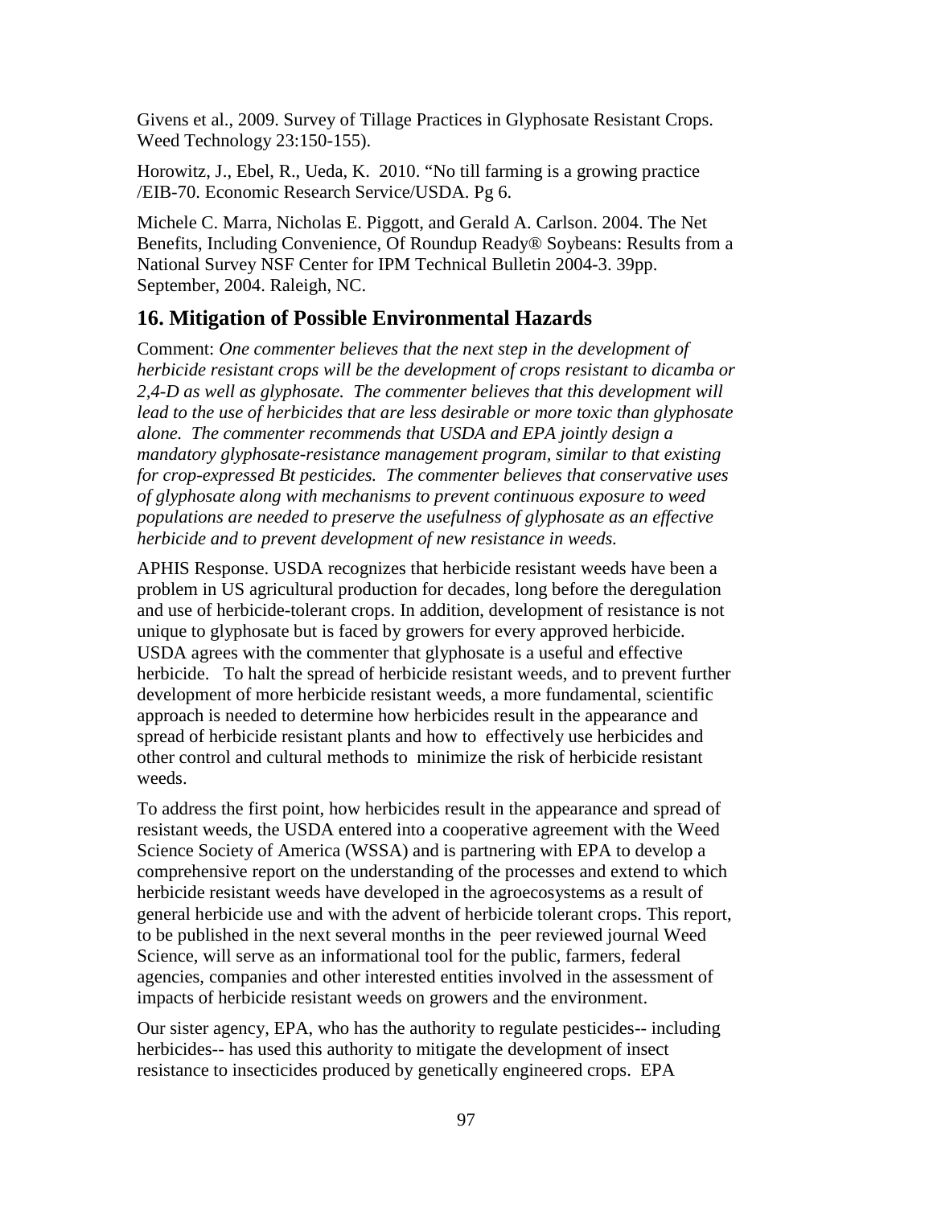Givens et al., 2009. Survey of Tillage Practices in Glyphosate Resistant Crops. Weed Technology 23:150-155).

Horowitz, J., Ebel, R., Ueda, K. 2010. "No till farming is a growing practice /EIB-70. Economic Research Service/USDA. Pg 6.

Michele C. Marra, Nicholas E. Piggott, and Gerald A. Carlson. 2004. The Net Benefits, Including Convenience, Of Roundup Ready® Soybeans: Results from a National Survey NSF Center for IPM Technical Bulletin 2004-3. 39pp. September, 2004. Raleigh, NC.

## 16. Mitigation of Possible Environmental Hazards

Comment: *One commenter believes that the next step in the development of herbicide resistant crops will be the development of crops resistant to dicamba or 2,4-D as well as glyphosate. The commenter believes that this development will lead to the use of herbicides that are less desirable or more toxic than glyphosate alone. The commenter recommends that USDA and EPA jointly design a mandatory glyphosate-resistance management program, similar to that existing for crop-expressed Bt pesticides. The commenter believes that conservative uses of glyphosate along with mechanisms to prevent continuous exposure to weed populations are needed to preserve the usefulness of glyphosate as an effective herbicide and to prevent development of new resistance in weeds.*

APHIS Response. USDA recognizes that herbicide resistant weeds have been a problem in US agricultural production for decades, long before the deregulation and use of herbicide-tolerant crops. In addition, development of resistance is not unique to glyphosate but is faced by growers for every approved herbicide. USDA agrees with the commenter that glyphosate is a useful and effective herbicide. To halt the spread of herbicide resistant weeds, and to prevent further development of more herbicide resistant weeds, a more fundamental, scientific approach is needed to determine how herbicides result in the appearance and spread of herbicide resistant plants and how to effectively use herbicides and other control and cultural methods to minimize the risk of herbicide resistant weeds.

To address the first point, how herbicides result in the appearance and spread of resistant weeds, the USDA entered into a cooperative agreement with the Weed Science Society of America (WSSA) and is partnering with EPA to develop a comprehensive report on the understanding of the processes and extend to which herbicide resistant weeds have developed in the agroecosystems as a result of general herbicide use and with the advent of herbicide tolerant crops. This report, to be published in the next several months in the peer reviewed journal Weed Science, will serve as an informational tool for the public, farmers, federal agencies, companies and other interested entities involved in the assessment of impacts of herbicide resistant weeds on growers and the environment.

Our sister agency, EPA, who has the authority to regulate pesticides-- including herbicides-- has used this authority to mitigate the development of insect resistance to insecticides produced by genetically engineered crops. EPA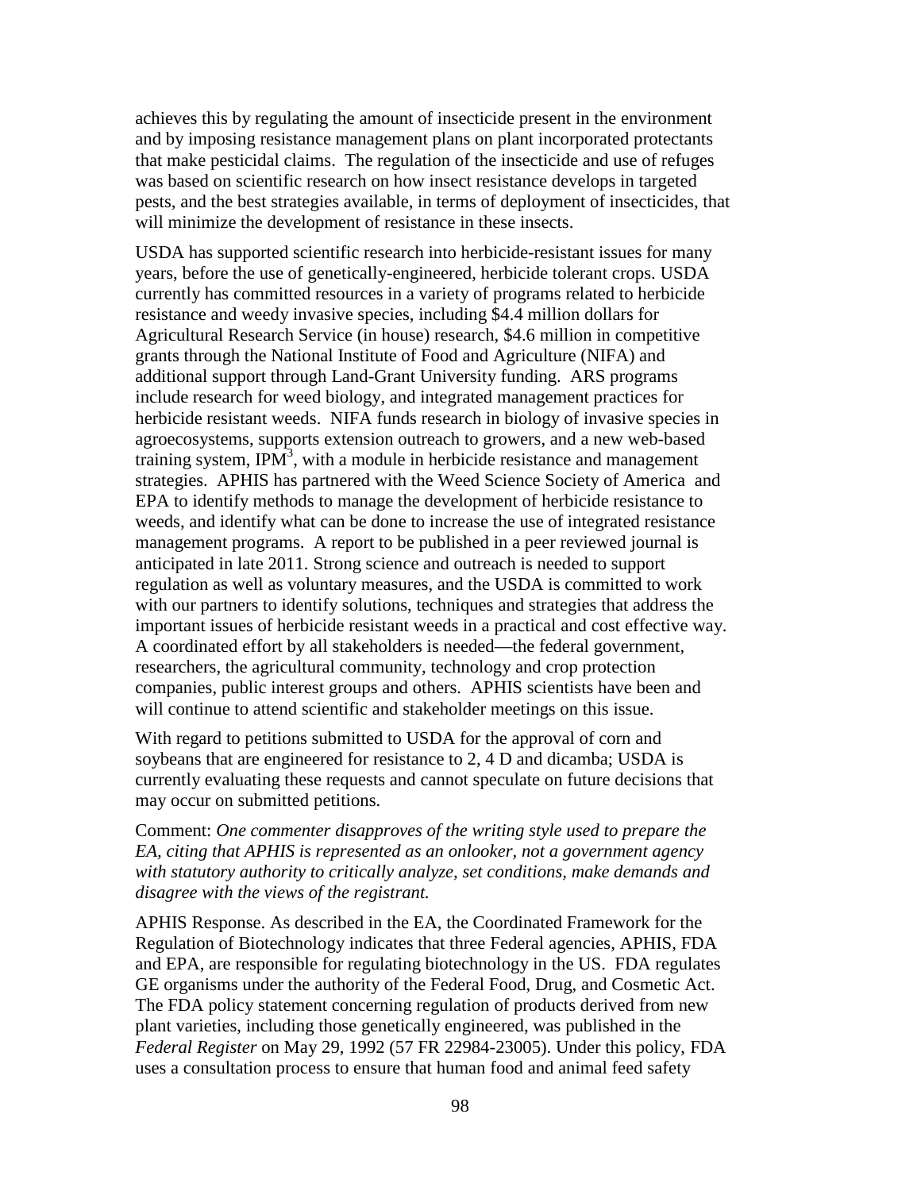achieves this by regulating the amount of insecticide present in the environment and by imposing resistance management plans on plant incorporated protectants that make pesticidal claims. The regulation of the insecticide and use of refuges was based on scientific research on how insect resistance develops in targeted pests, and the best strategies available, in terms of deployment of insecticides, that will minimize the development of resistance in these insects.

USDA has supported scientific research into herbicide-resistant issues for many years, before the use of genetically-engineered, herbicide tolerant crops. USDA currently has committed resources in a variety of programs related to herbicide resistance and weedy invasive species, including $4.4 million dollars for Agricultural Research Service (in house) research, $4.6 million in competitive grants through the National Institute of Food and Agriculture (NIFA) and additional support through Land-Grant University funding. ARS programs include research for weed biology, and integrated management practices for herbicide resistant weeds. NIFA funds research in biology of invasive species in agroecosystems, supports extension outreach to growers, and a new web-based training system, $IPM^3$, with a module in herbicide resistance and management strategies. APHIS has partnered with the Weed Science Society of America and EPA to identify methods to manage the development of herbicide resistance to weeds, and identify what can be done to increase the use of integrated resistance management programs. A report to be published in a peer reviewed journal is anticipated in late 2011. Strong science and outreach is needed to support regulation as well as voluntary measures, and the USDA is committed to work with our partners to identify solutions, techniques and strategies that address the important issues of herbicide resistant weeds in a practical and cost effective way. A coordinated effort by all stakeholders is needed—the federal government, researchers, the agricultural community, technology and crop protection companies, public interest groups and others. APHIS scientists have been and will continue to attend scientific and stakeholder meetings on this issue.

With regard to petitions submitted to USDA for the approval of corn and soybeans that are engineered for resistance to 2, 4 D and dicamba; USDA is currently evaluating these requests and cannot speculate on future decisions that may occur on submitted petitions.

Comment: *One commenter disapproves of the writing style used to prepare the EA, citing that APHIS is represented as an onlooker, not a government agency with statutory authority to critically analyze, set conditions, make demands and disagree with the views of the registrant.*

APHIS Response. As described in the EA, the Coordinated Framework for the Regulation of Biotechnology indicates that three Federal agencies, APHIS, FDA and EPA, are responsible for regulating biotechnology in the US. FDA regulates GE organisms under the authority of the Federal Food, Drug, and Cosmetic Act. The FDA policy statement concerning regulation of products derived from new plant varieties, including those genetically engineered, was published in the *Federal Register* on May 29, 1992 (57 FR 22984-23005). Under this policy, FDA uses a consultation process to ensure that human food and animal feed safety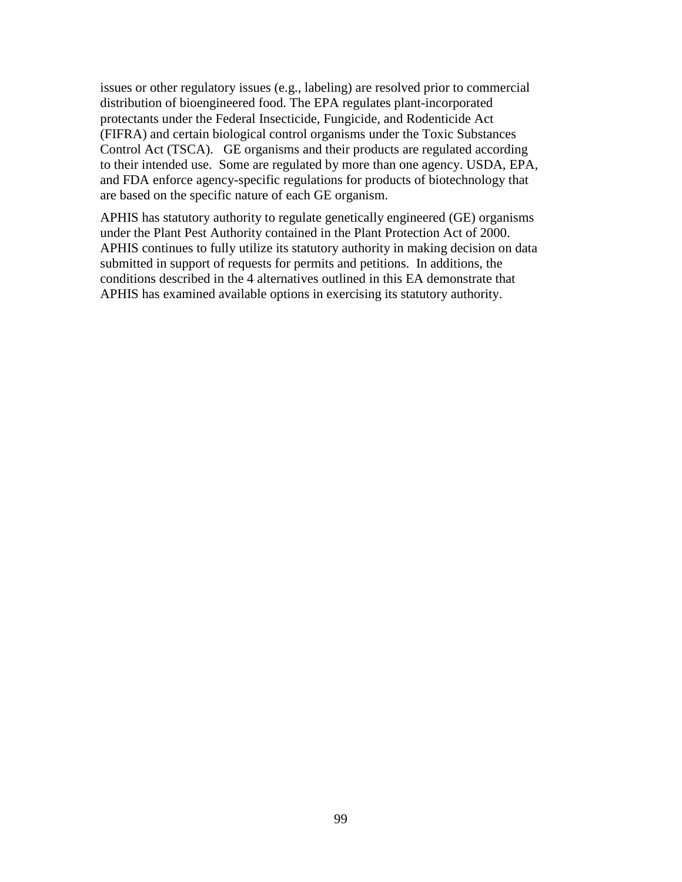issues or other regulatory issues (e.g., labeling) are resolved prior to commercial distribution of bioengineered food. The EPA regulates plant-incorporated protectants under the Federal Insecticide, Fungicide, and Rodenticide Act (FIFRA) and certain biological control organisms under the Toxic Substances Control Act (TSCA). GE organisms and their products are regulated according to their intended use. Some are regulated by more than one agency. USDA, EPA, and FDA enforce agency-specific regulations for products of biotechnology that are based on the specific nature of each GE organism.

APHIS has statutory authority to regulate genetically engineered (GE) organisms under the Plant Pest Authority contained in the Plant Protection Act of 2000. APHIS continues to fully utilize its statutory authority in making decision on data submitted in support of requests for permits and petitions. In additions, the conditions described in the 4 alternatives outlined in this EA demonstrate that APHIS has examined available options in exercising its statutory authority.